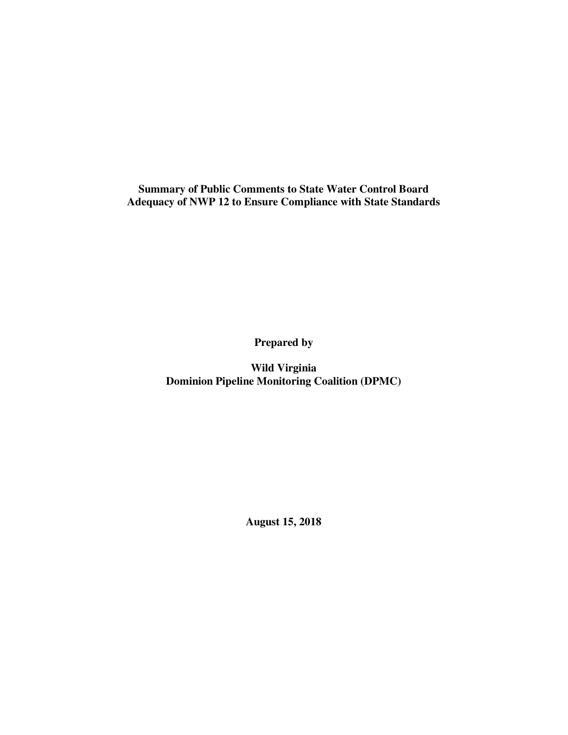# Summary of Public Comments to State Water Control Board
# Adequacy of NWP 12 to Ensure Compliance with State Standards

**Prepared by**

**Wild Virginia**
**Dominion Pipeline Monitoring Coalition (DPMC)**

**August 15, 2018**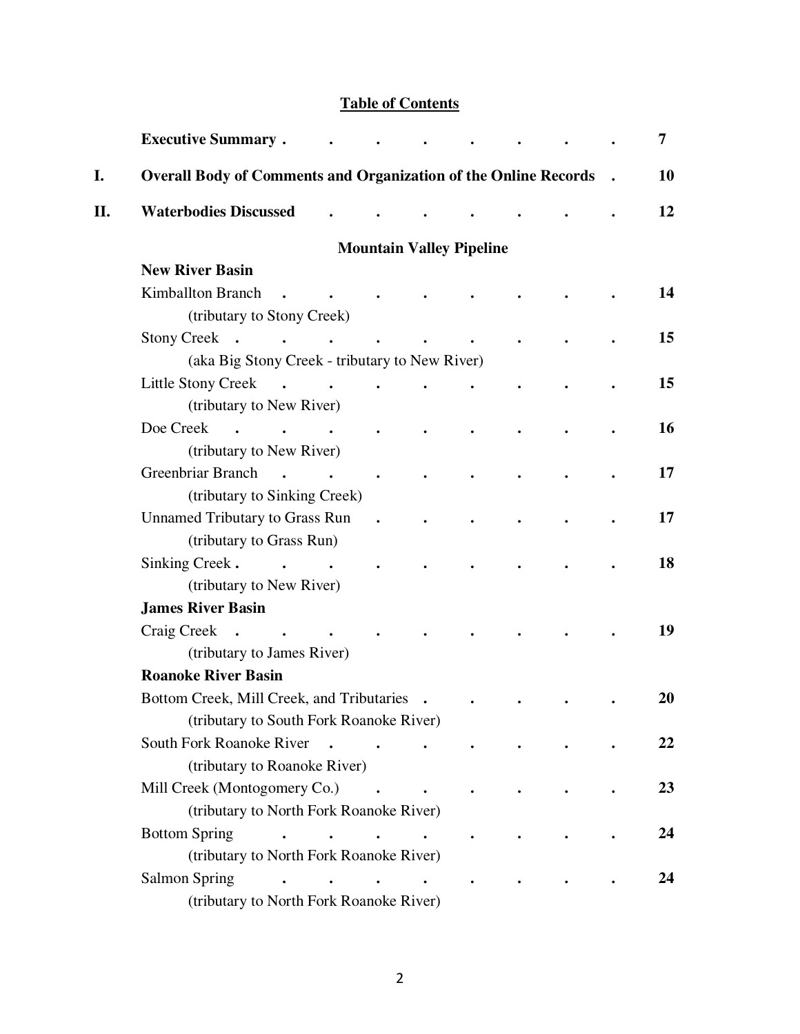## Table of Contents

| | | |
|---|---|---|
| | **Executive Summary** | **7** |
| **I.** | **Overall Body of Comments and Organization of the Online Records** | **10** |
| **II.** | **Waterbodies Discussed** | **12** |
| | **Mountain Valley Pipeline** | |
| | **New River Basin** | |
| | Kimballton Branch (tributary to Stony Creek) | **14** |
| | Stony Creek (aka Big Stony Creek - tributary to New River) | **15** |
| | Little Stony Creek (tributary to New River) | **15** |
| | Doe Creek (tributary to New River) | **16** |
| | Greenbriar Branch (tributary to Sinking Creek) | **17** |
| | Unnamed Tributary to Grass Run (tributary to Grass Run) | **17** |
| | Sinking Creek (tributary to New River) | **18** |
| | **James River Basin** | |
| | Craig Creek (tributary to James River) | **19** |
| | **Roanoke River Basin** | |
| | Bottom Creek, Mill Creek, and Tributaries (tributary to South Fork Roanoke River) | **20** |
| | South Fork Roanoke River (tributary to Roanoke River) | **22** |
| | Mill Creek (Montogomery Co.) (tributary to North Fork Roanoke River) | **23** |
| | Bottom Spring (tributary to North Fork Roanoke River) | **24** |
| | Salmon Spring (tributary to North Fork Roanoke River) | **24** |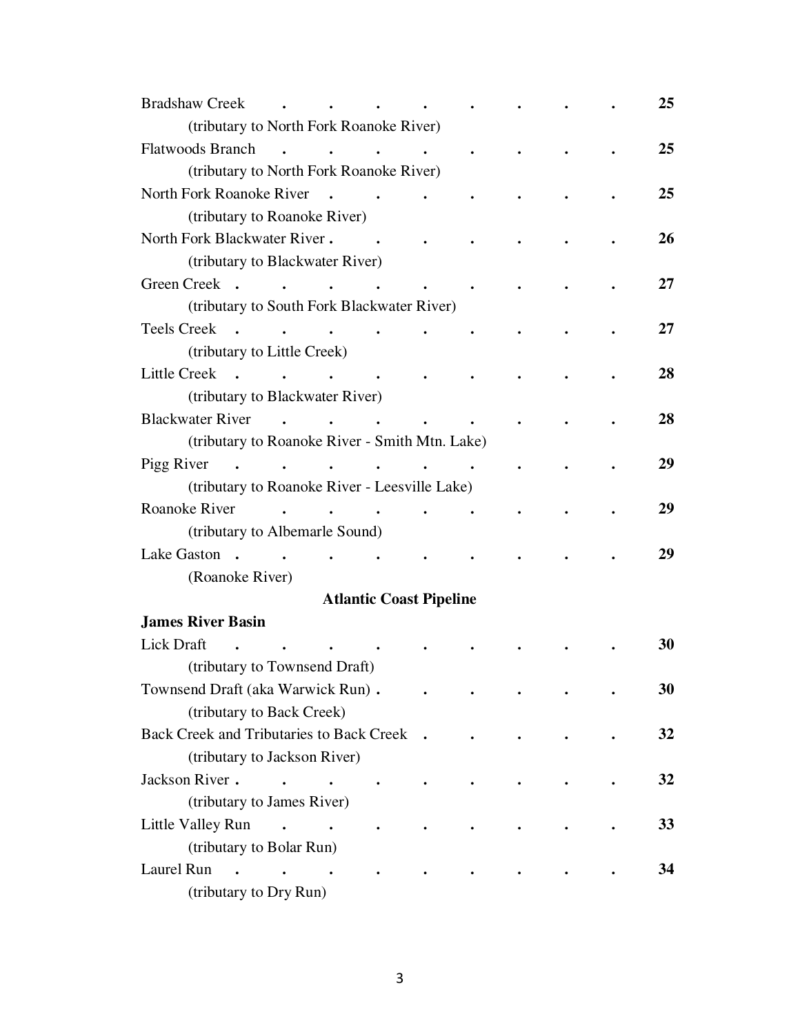Bradshaw Creek . . . . . . . . 25
(tributary to North Fork Roanoke River)

Flatwoods Branch . . . . . . . . 25
(tributary to North Fork Roanoke River)

North Fork Roanoke River . . . . . . . 25
(tributary to Roanoke River)

North Fork Blackwater River . . . . . . . 26
(tributary to Blackwater River)

Green Creek . . . . . . . . . 27
(tributary to South Fork Blackwater River)

Teels Creek . . . . . . . . . 27
(tributary to Little Creek)

Little Creek . . . . . . . . . 28
(tributary to Blackwater River)

Blackwater River . . . . . . . . 28
(tributary to Roanoke River - Smith Mtn. Lake)

Pigg River . . . . . . . . . 29
(tributary to Roanoke River - Leesville Lake)

Roanoke River . . . . . . . . 29
(tributary to Albemarle Sound)

Lake Gaston . . . . . . . . . 29
(Roanoke River)

**Atlantic Coast Pipeline**

**James River Basin**

Lick Draft . . . . . . . . . 30
(tributary to Townsend Draft)

Townsend Draft (aka Warwick Run) . . . . . . 30
(tributary to Back Creek)

Back Creek and Tributaries to Back Creek . . . . . 32
(tributary to Jackson River)

Jackson River . . . . . . . . . 32
(tributary to James River)

Little Valley Run . . . . . . . . 33
(tributary to Bolar Run)

Laurel Run . . . . . . . . . 34
(tributary to Dry Run)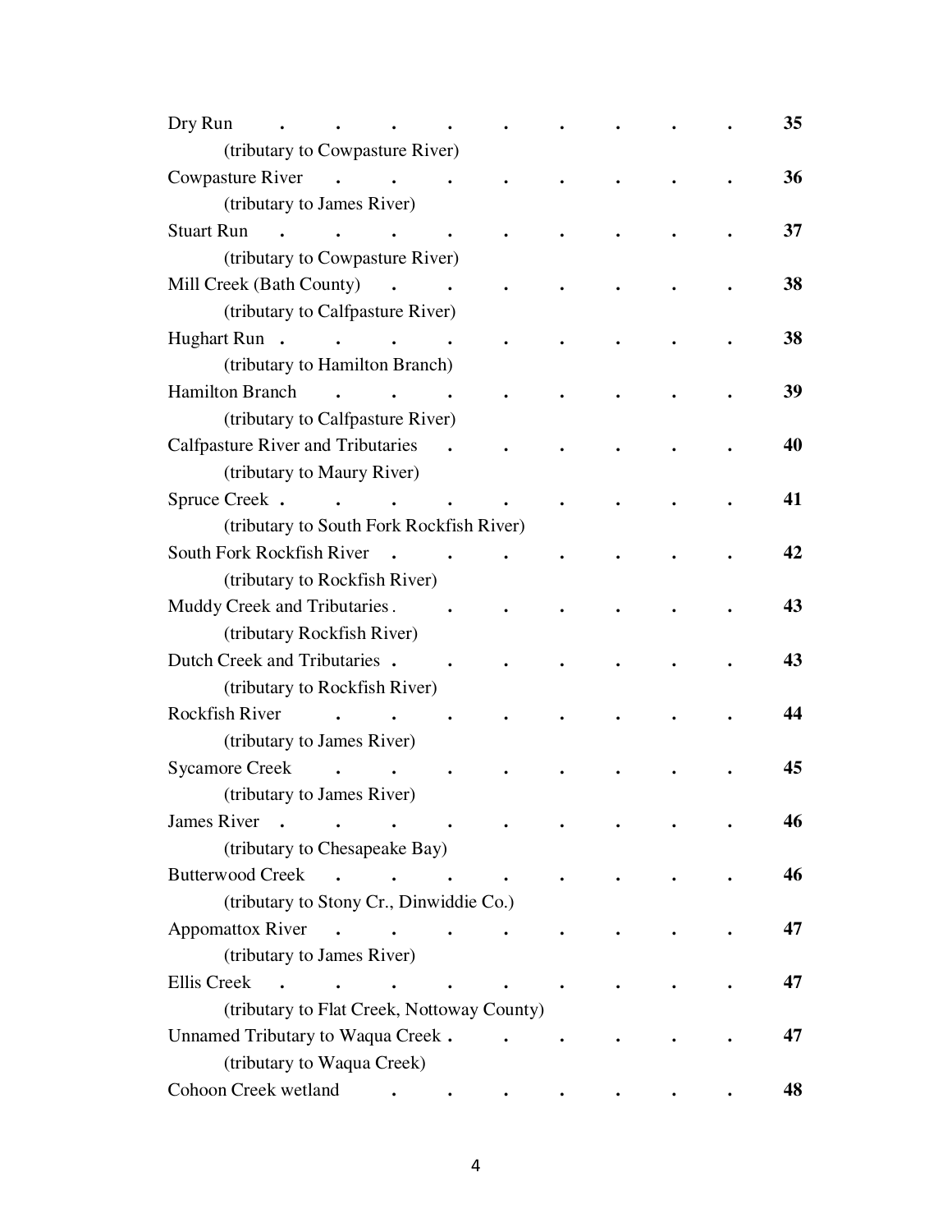| Entry | Page |
|---|---|
| Dry Run<br>(tributary to Cowpasture River) | **35** |
| Cowpasture River<br>(tributary to James River) | **36** |
| Stuart Run<br>(tributary to Cowpasture River) | **37** |
| Mill Creek (Bath County)<br>(tributary to Calfpasture River) | **38** |
| Hughart Run<br>(tributary to Hamilton Branch) | **38** |
| Hamilton Branch<br>(tributary to Calfpasture River) | **39** |
| Calfpasture River and Tributaries<br>(tributary to Maury River) | **40** |
| Spruce Creek<br>(tributary to South Fork Rockfish River) | **41** |
| South Fork Rockfish River<br>(tributary to Rockfish River) | **42** |
| Muddy Creek and Tributaries<br>(tributary Rockfish River) | **43** |
| Dutch Creek and Tributaries<br>(tributary to Rockfish River) | **43** |
| Rockfish River<br>(tributary to James River) | **44** |
| Sycamore Creek<br>(tributary to James River) | **45** |
| James River<br>(tributary to Chesapeake Bay) | **46** |
| Butterwood Creek<br>(tributary to Stony Cr., Dinwiddie Co.) | **46** |
| Appomattox River<br>(tributary to James River) | **47** |
| Ellis Creek<br>(tributary to Flat Creek, Nottoway County) | **47** |
| Unnamed Tributary to Waqua Creek<br>(tributary to Waqua Creek) | **47** |
| Cohoon Creek wetland | **48** |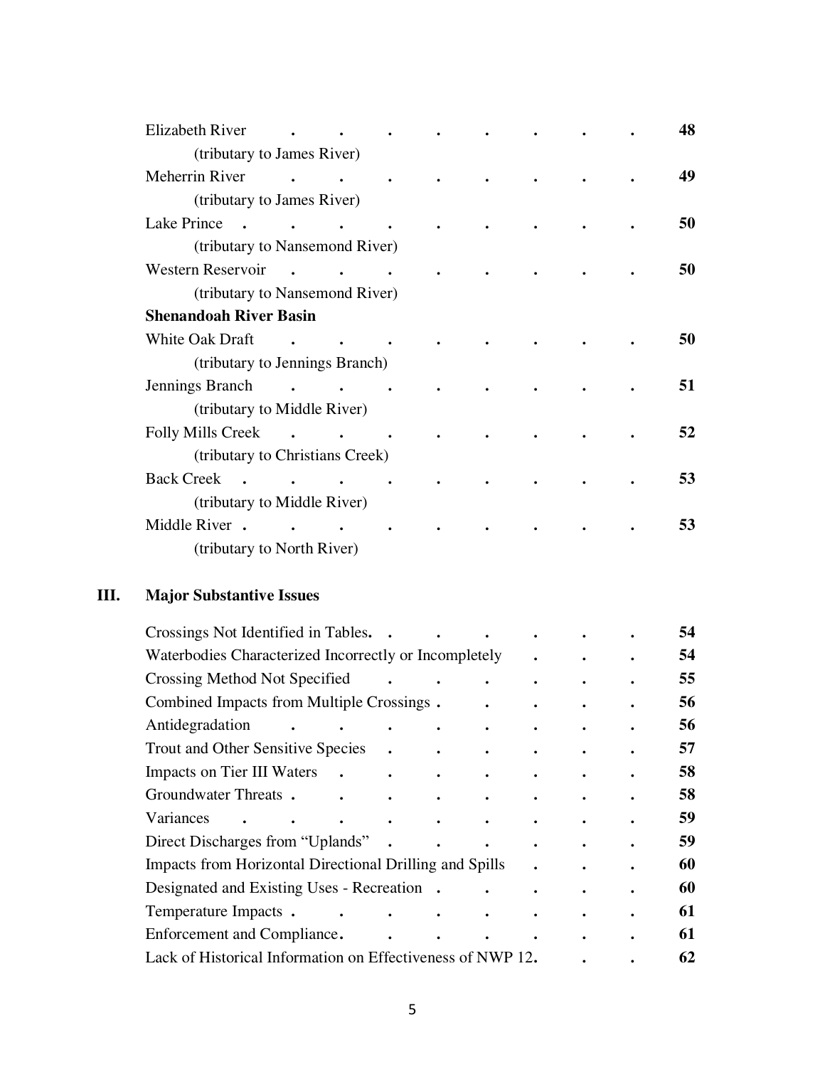Elizabeth River . . . . . . . . 48
(tributary to James River)

Meherrin River . . . . . . . . 49
(tributary to James River)

Lake Prince . . . . . . . . . 50
(tributary to Nansemond River)

Western Reservoir . . . . . . . . 50
(tributary to Nansemond River)

**Shenandoah River Basin**

White Oak Draft . . . . . . . . 50
(tributary to Jennings Branch)

Jennings Branch . . . . . . . . 51
(tributary to Middle River)

Folly Mills Creek . . . . . . . . 52
(tributary to Christians Creek)

Back Creek . . . . . . . . . 53
(tributary to Middle River)

Middle River . . . . . . . . . 53
(tributary to North River)

## III. Major Substantive Issues

Crossings Not Identified in Tables. . . . . . . . 54

Waterbodies Characterized Incorrectly or Incompletely . . . 54

Crossing Method Not Specified . . . . . . . 55

Combined Impacts from Multiple Crossings . . . . . 56

Antidegradation . . . . . . . . . 56

Trout and Other Sensitive Species . . . . . . . 57

Impacts on Tier III Waters . . . . . . . . 58

Groundwater Threats . . . . . . . . . 58

Variances . . . . . . . . . . 59

Direct Discharges from "Uplands" . . . . . . . 59

Impacts from Horizontal Directional Drilling and Spills . . . 60

Designated and Existing Uses - Recreation . . . . . 60

Temperature Impacts . . . . . . . . . 61

Enforcement and Compliance. . . . . . . . 61

Lack of Historical Information on Effectiveness of NWP 12. . . 62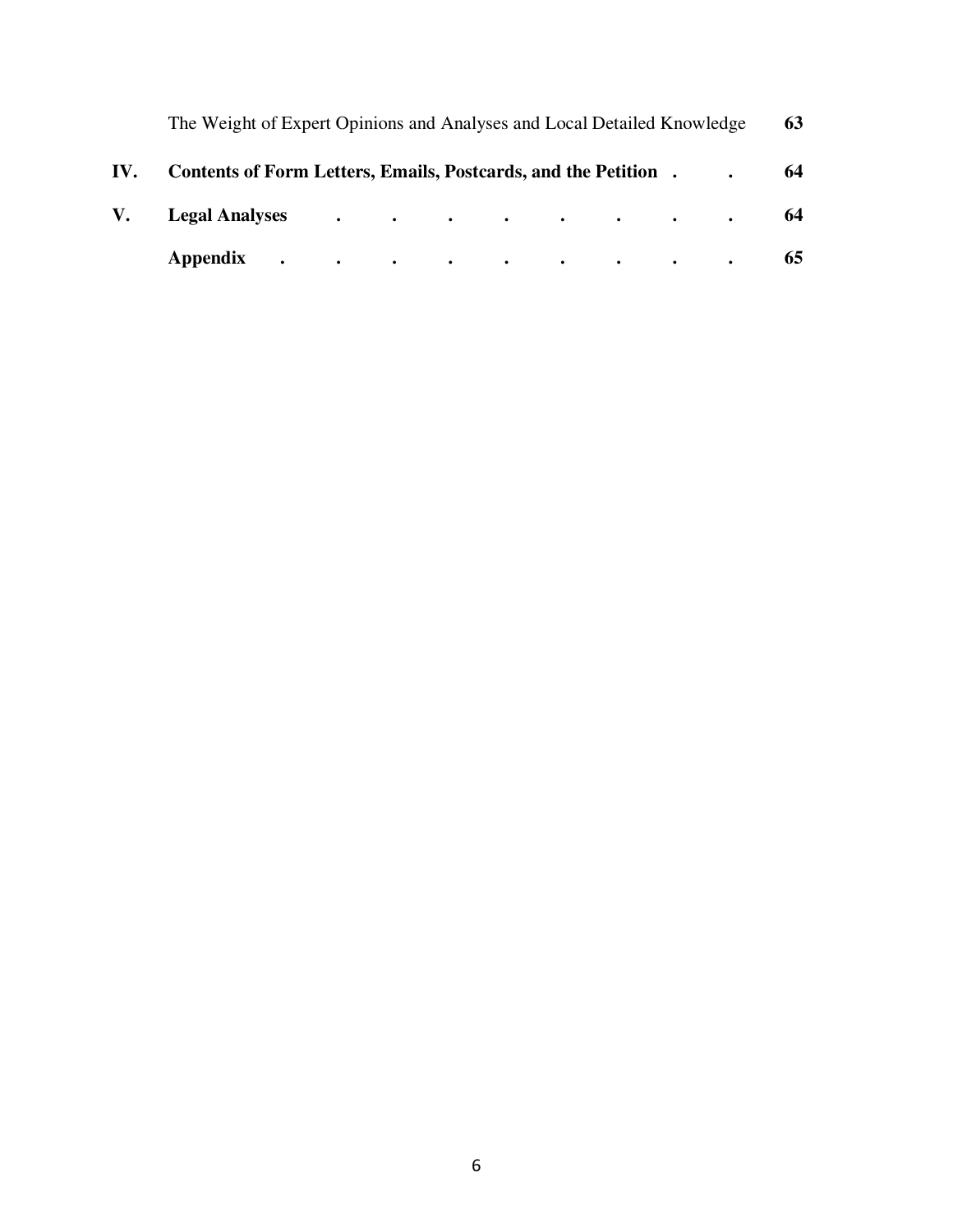The Weight of Expert Opinions and Analyses and Local Detailed Knowledge **63**

**IV. Contents of Form Letters, Emails, Postcards, and the Petition . . 64**

**V. Legal Analyses . . . . . . . . . 64**

**Appendix . . . . . . . . . 65**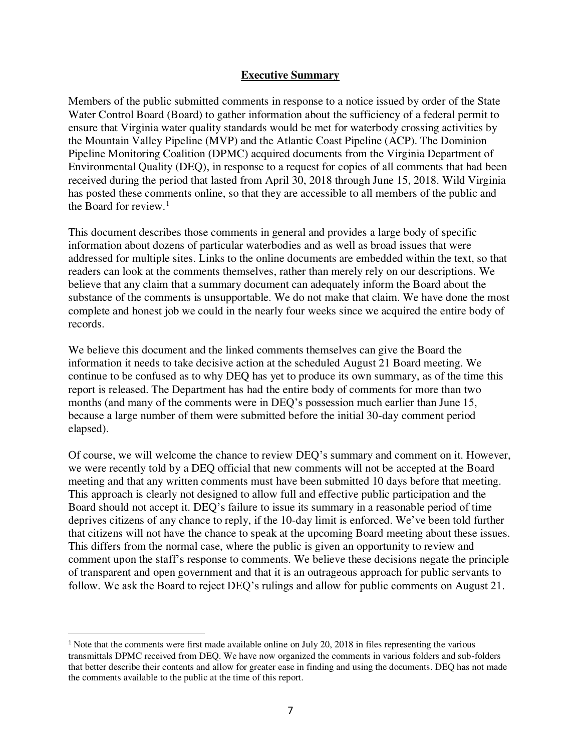## **Executive Summary**

Members of the public submitted comments in response to a notice issued by order of the State Water Control Board (Board) to gather information about the sufficiency of a federal permit to ensure that Virginia water quality standards would be met for waterbody crossing activities by the Mountain Valley Pipeline (MVP) and the Atlantic Coast Pipeline (ACP). The Dominion Pipeline Monitoring Coalition (DPMC) acquired documents from the Virginia Department of Environmental Quality (DEQ), in response to a request for copies of all comments that had been received during the period that lasted from April 30, 2018 through June 15, 2018. Wild Virginia has posted these comments online, so that they are accessible to all members of the public and the Board for review.[1]

This document describes those comments in general and provides a large body of specific information about dozens of particular waterbodies and as well as broad issues that were addressed for multiple sites. Links to the online documents are embedded within the text, so that readers can look at the comments themselves, rather than merely rely on our descriptions. We believe that any claim that a summary document can adequately inform the Board about the substance of the comments is unsupportable. We do not make that claim. We have done the most complete and honest job we could in the nearly four weeks since we acquired the entire body of records.

We believe this document and the linked comments themselves can give the Board the information it needs to take decisive action at the scheduled August 21 Board meeting. We continue to be confused as to why DEQ has yet to produce its own summary, as of the time this report is released. The Department has had the entire body of comments for more than two months (and many of the comments were in DEQ's possession much earlier than June 15, because a large number of them were submitted before the initial 30-day comment period elapsed).

Of course, we will welcome the chance to review DEQ's summary and comment on it. However, we were recently told by a DEQ official that new comments will not be accepted at the Board meeting and that any written comments must have been submitted 10 days before that meeting. This approach is clearly not designed to allow full and effective public participation and the Board should not accept it. DEQ's failure to issue its summary in a reasonable period of time deprives citizens of any chance to reply, if the 10-day limit is enforced. We've been told further that citizens will not have the chance to speak at the upcoming Board meeting about these issues. This differs from the normal case, where the public is given an opportunity to review and comment upon the staff's response to comments. We believe these decisions negate the principle of transparent and open government and that it is an outrageous approach for public servants to follow. We ask the Board to reject DEQ's rulings and allow for public comments on August 21.

---

[1] Note that the comments were first made available online on July 20, 2018 in files representing the various transmittals DPMC received from DEQ. We have now organized the comments in various folders and sub-folders that better describe their contents and allow for greater ease in finding and using the documents. DEQ has not made the comments available to the public at the time of this report.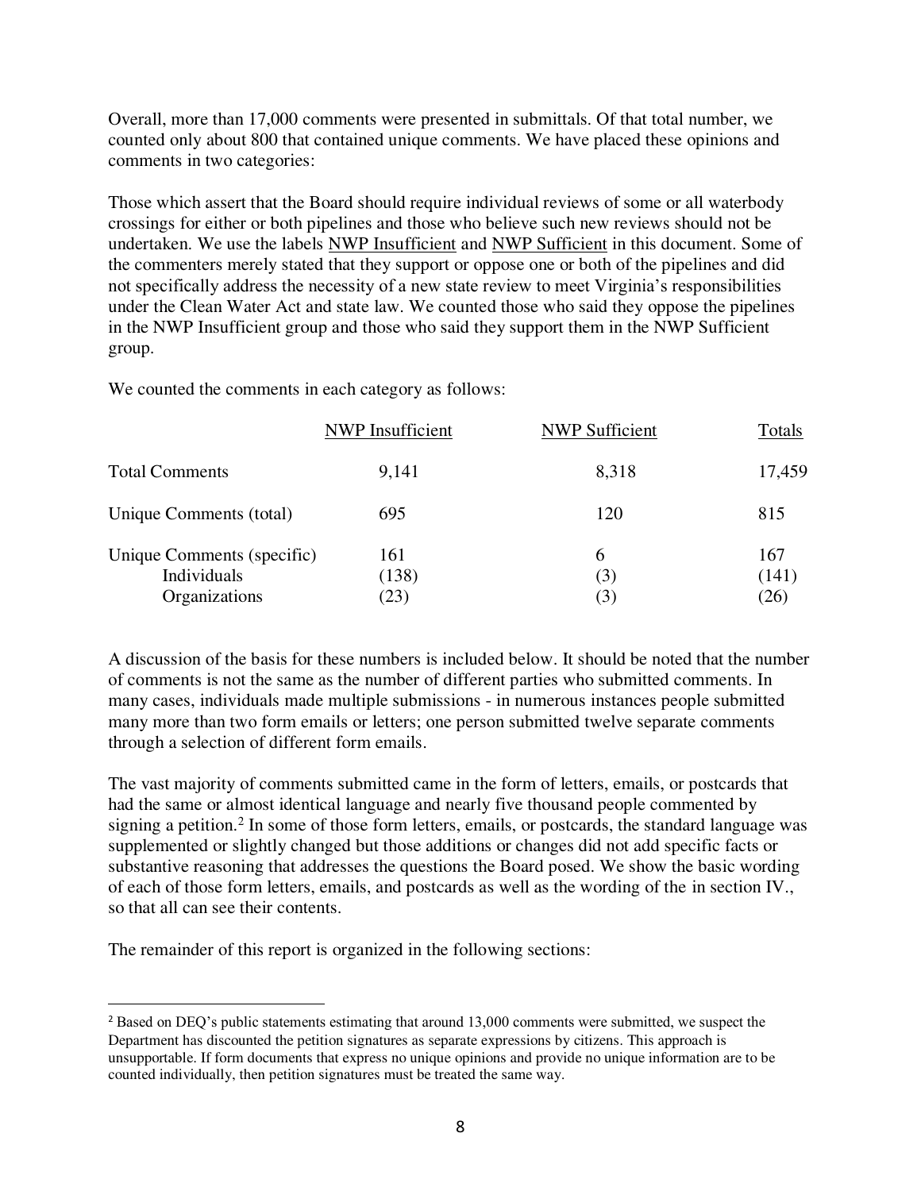Overall, more than 17,000 comments were presented in submittals. Of that total number, we counted only about 800 that contained unique comments. We have placed these opinions and comments in two categories:

Those which assert that the Board should require individual reviews of some or all waterbody crossings for either or both pipelines and those who believe such new reviews should not be undertaken. We use the labels <u>NWP Insufficient</u> and <u>NWP Sufficient</u> in this document. Some of the commenters merely stated that they support or oppose one or both of the pipelines and did not specifically address the necessity of a new state review to meet Virginia's responsibilities under the Clean Water Act and state law. We counted those who said they oppose the pipelines in the NWP Insufficient group and those who said they support them in the NWP Sufficient group.

We counted the comments in each category as follows:

| | NWP Insufficient | NWP Sufficient | Totals |
|---|---|---|---|
| Total Comments | 9,141 | 8,318 | 17,459 |
| Unique Comments (total) | 695 | 120 | 815 |
| Unique Comments (specific) | 161 | 6 | 167 |
| Individuals | (138) | (3) | (141) |
| Organizations | (23) | (3) | (26) |

A discussion of the basis for these numbers is included below. It should be noted that the number of comments is not the same as the number of different parties who submitted comments. In many cases, individuals made multiple submissions - in numerous instances people submitted many more than two form emails or letters; one person submitted twelve separate comments through a selection of different form emails.

The vast majority of comments submitted came in the form of letters, emails, or postcards that had the same or almost identical language and nearly five thousand people commented by signing a petition.[2] In some of those form letters, emails, or postcards, the standard language was supplemented or slightly changed but those additions or changes did not add specific facts or substantive reasoning that addresses the questions the Board posed. We show the basic wording of each of those form letters, emails, and postcards as well as the wording of the in section IV., so that all can see their contents.

The remainder of this report is organized in the following sections:

[2] Based on DEQ's public statements estimating that around 13,000 comments were submitted, we suspect the Department has discounted the petition signatures as separate expressions by citizens. This approach is unsupportable. If form documents that express no unique opinions and provide no unique information are to be counted individually, then petition signatures must be treated the same way.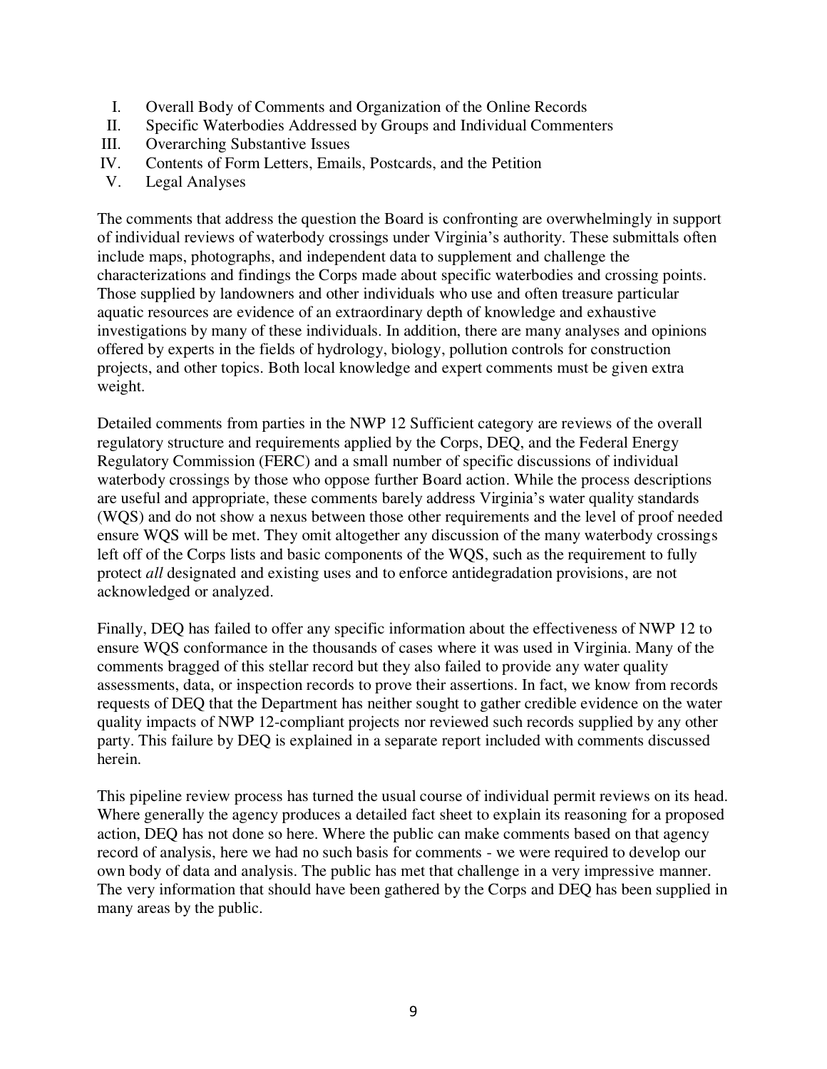I. Overall Body of Comments and Organization of the Online Records
II. Specific Waterbodies Addressed by Groups and Individual Commenters
III. Overarching Substantive Issues
IV. Contents of Form Letters, Emails, Postcards, and the Petition
V. Legal Analyses

The comments that address the question the Board is confronting are overwhelmingly in support of individual reviews of waterbody crossings under Virginia's authority. These submittals often include maps, photographs, and independent data to supplement and challenge the characterizations and findings the Corps made about specific waterbodies and crossing points. Those supplied by landowners and other individuals who use and often treasure particular aquatic resources are evidence of an extraordinary depth of knowledge and exhaustive investigations by many of these individuals. In addition, there are many analyses and opinions offered by experts in the fields of hydrology, biology, pollution controls for construction projects, and other topics. Both local knowledge and expert comments must be given extra weight.

Detailed comments from parties in the NWP 12 Sufficient category are reviews of the overall regulatory structure and requirements applied by the Corps, DEQ, and the Federal Energy Regulatory Commission (FERC) and a small number of specific discussions of individual waterbody crossings by those who oppose further Board action. While the process descriptions are useful and appropriate, these comments barely address Virginia's water quality standards (WQS) and do not show a nexus between those other requirements and the level of proof needed ensure WQS will be met. They omit altogether any discussion of the many waterbody crossings left off of the Corps lists and basic components of the WQS, such as the requirement to fully protect *all* designated and existing uses and to enforce antidegradation provisions, are not acknowledged or analyzed.

Finally, DEQ has failed to offer any specific information about the effectiveness of NWP 12 to ensure WQS conformance in the thousands of cases where it was used in Virginia. Many of the comments bragged of this stellar record but they also failed to provide any water quality assessments, data, or inspection records to prove their assertions. In fact, we know from records requests of DEQ that the Department has neither sought to gather credible evidence on the water quality impacts of NWP 12-compliant projects nor reviewed such records supplied by any other party. This failure by DEQ is explained in a separate report included with comments discussed herein.

This pipeline review process has turned the usual course of individual permit reviews on its head. Where generally the agency produces a detailed fact sheet to explain its reasoning for a proposed action, DEQ has not done so here. Where the public can make comments based on that agency record of analysis, here we had no such basis for comments - we were required to develop our own body of data and analysis. The public has met that challenge in a very impressive manner. The very information that should have been gathered by the Corps and DEQ has been supplied in many areas by the public.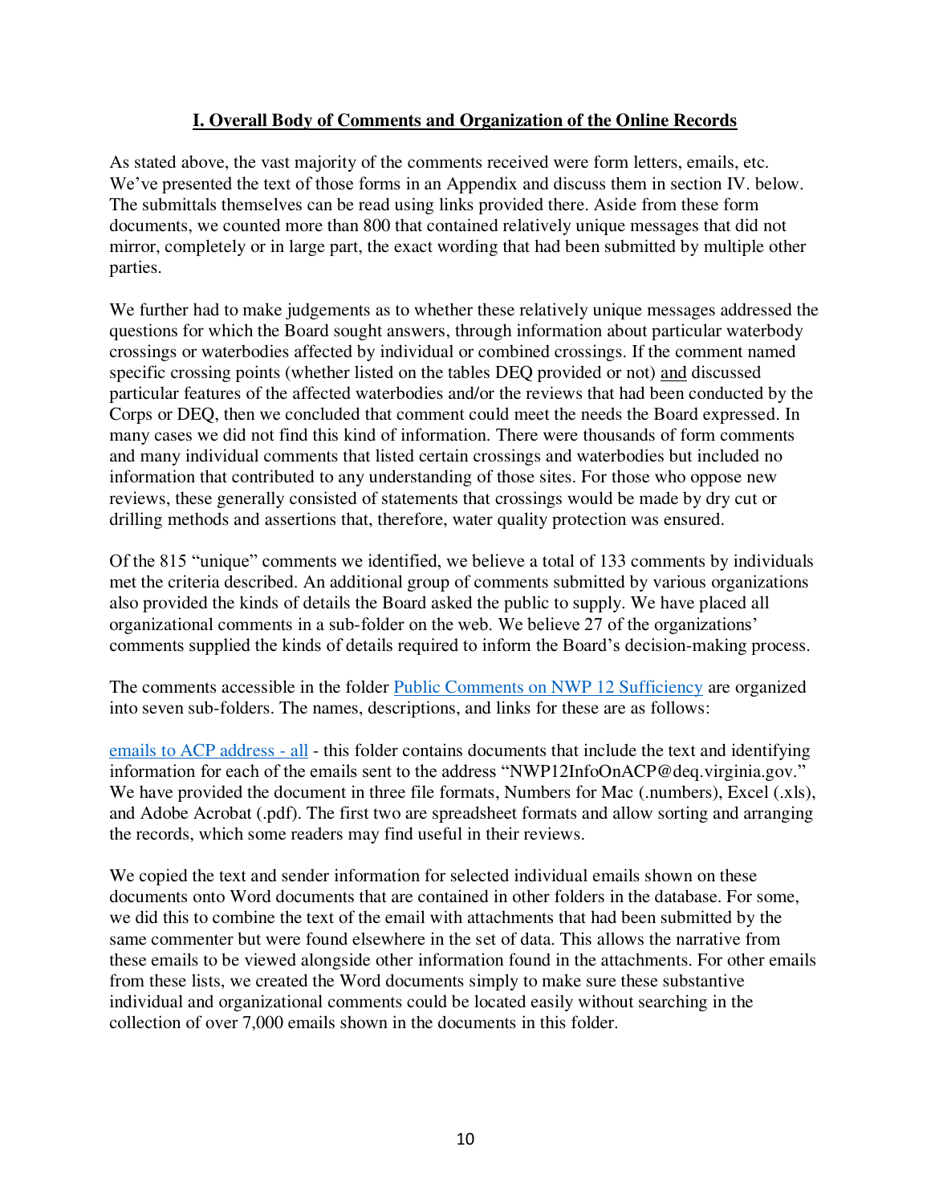## I. Overall Body of Comments and Organization of the Online Records

As stated above, the vast majority of the comments received were form letters, emails, etc. We've presented the text of those forms in an Appendix and discuss them in section IV. below. The submittals themselves can be read using links provided there. Aside from these form documents, we counted more than 800 that contained relatively unique messages that did not mirror, completely or in large part, the exact wording that had been submitted by multiple other parties.

We further had to make judgements as to whether these relatively unique messages addressed the questions for which the Board sought answers, through information about particular waterbody crossings or waterbodies affected by individual or combined crossings. If the comment named specific crossing points (whether listed on the tables DEQ provided or not) and discussed particular features of the affected waterbodies and/or the reviews that had been conducted by the Corps or DEQ, then we concluded that comment could meet the needs the Board expressed. In many cases we did not find this kind of information. There were thousands of form comments and many individual comments that listed certain crossings and waterbodies but included no information that contributed to any understanding of those sites. For those who oppose new reviews, these generally consisted of statements that crossings would be made by dry cut or drilling methods and assertions that, therefore, water quality protection was ensured.

Of the 815 "unique" comments we identified, we believe a total of 133 comments by individuals met the criteria described. An additional group of comments submitted by various organizations also provided the kinds of details the Board asked the public to supply. We have placed all organizational comments in a sub-folder on the web. We believe 27 of the organizations' comments supplied the kinds of details required to inform the Board's decision-making process.

The comments accessible in the folder Public Comments on NWP 12 Sufficiency are organized into seven sub-folders. The names, descriptions, and links for these are as follows:

emails to ACP address - all - this folder contains documents that include the text and identifying information for each of the emails sent to the address "NWP12InfoOnACP@deq.virginia.gov." We have provided the document in three file formats, Numbers for Mac (.numbers), Excel (.xls), and Adobe Acrobat (.pdf). The first two are spreadsheet formats and allow sorting and arranging the records, which some readers may find useful in their reviews.

We copied the text and sender information for selected individual emails shown on these documents onto Word documents that are contained in other folders in the database. For some, we did this to combine the text of the email with attachments that had been submitted by the same commenter but were found elsewhere in the set of data. This allows the narrative from these emails to be viewed alongside other information found in the attachments. For other emails from these lists, we created the Word documents simply to make sure these substantive individual and organizational comments could be located easily without searching in the collection of over 7,000 emails shown in the documents in this folder.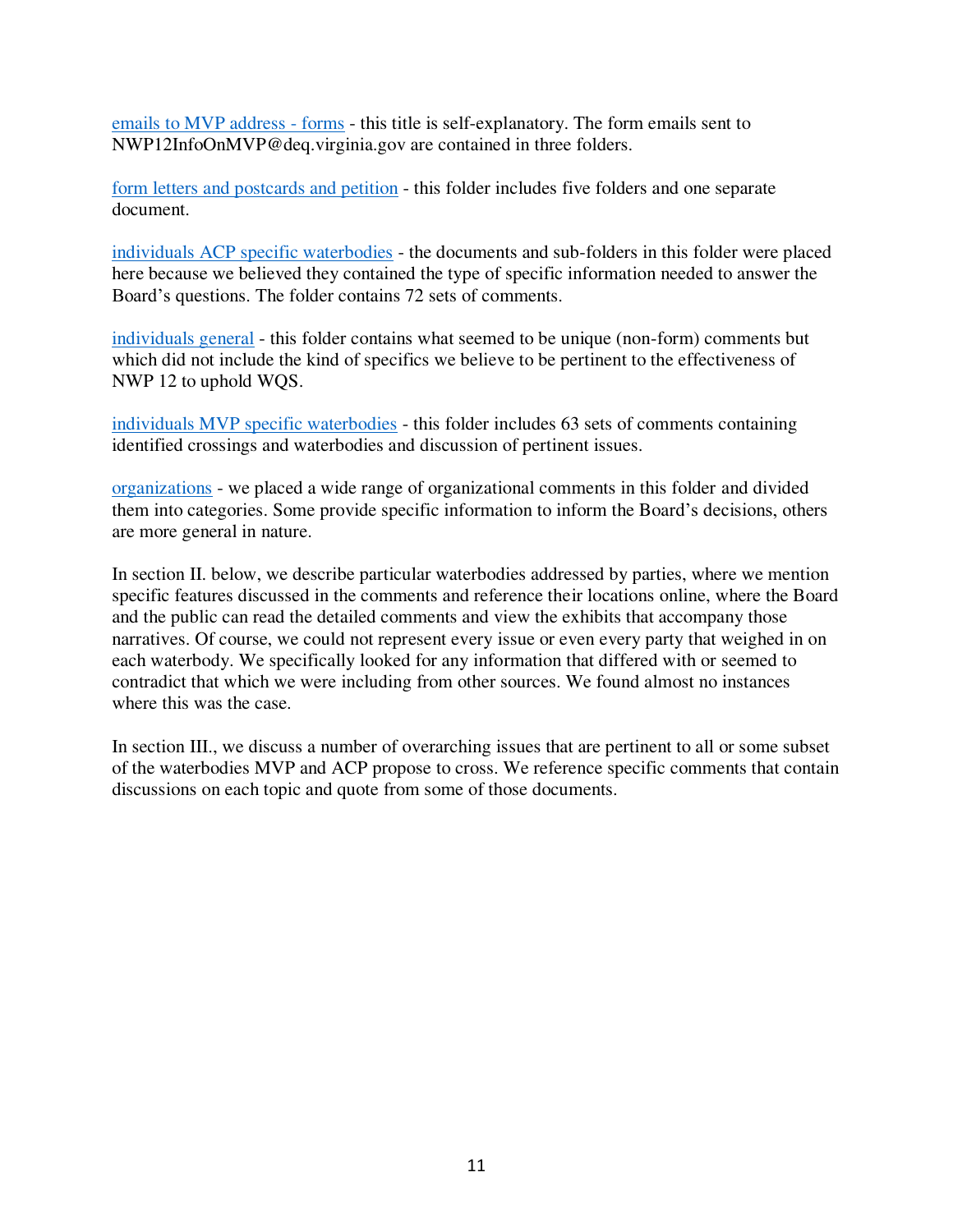emails to MVP address - forms - this title is self-explanatory. The form emails sent to NWP12InfoOnMVP@deq.virginia.gov are contained in three folders.

form letters and postcards and petition - this folder includes five folders and one separate document.

individuals ACP specific waterbodies - the documents and sub-folders in this folder were placed here because we believed they contained the type of specific information needed to answer the Board's questions. The folder contains 72 sets of comments.

individuals general - this folder contains what seemed to be unique (non-form) comments but which did not include the kind of specifics we believe to be pertinent to the effectiveness of NWP 12 to uphold WQS.

individuals MVP specific waterbodies - this folder includes 63 sets of comments containing identified crossings and waterbodies and discussion of pertinent issues.

organizations - we placed a wide range of organizational comments in this folder and divided them into categories. Some provide specific information to inform the Board's decisions, others are more general in nature.

In section II. below, we describe particular waterbodies addressed by parties, where we mention specific features discussed in the comments and reference their locations online, where the Board and the public can read the detailed comments and view the exhibits that accompany those narratives. Of course, we could not represent every issue or even every party that weighed in on each waterbody. We specifically looked for any information that differed with or seemed to contradict that which we were including from other sources. We found almost no instances where this was the case.

In section III., we discuss a number of overarching issues that are pertinent to all or some subset of the waterbodies MVP and ACP propose to cross. We reference specific comments that contain discussions on each topic and quote from some of those documents.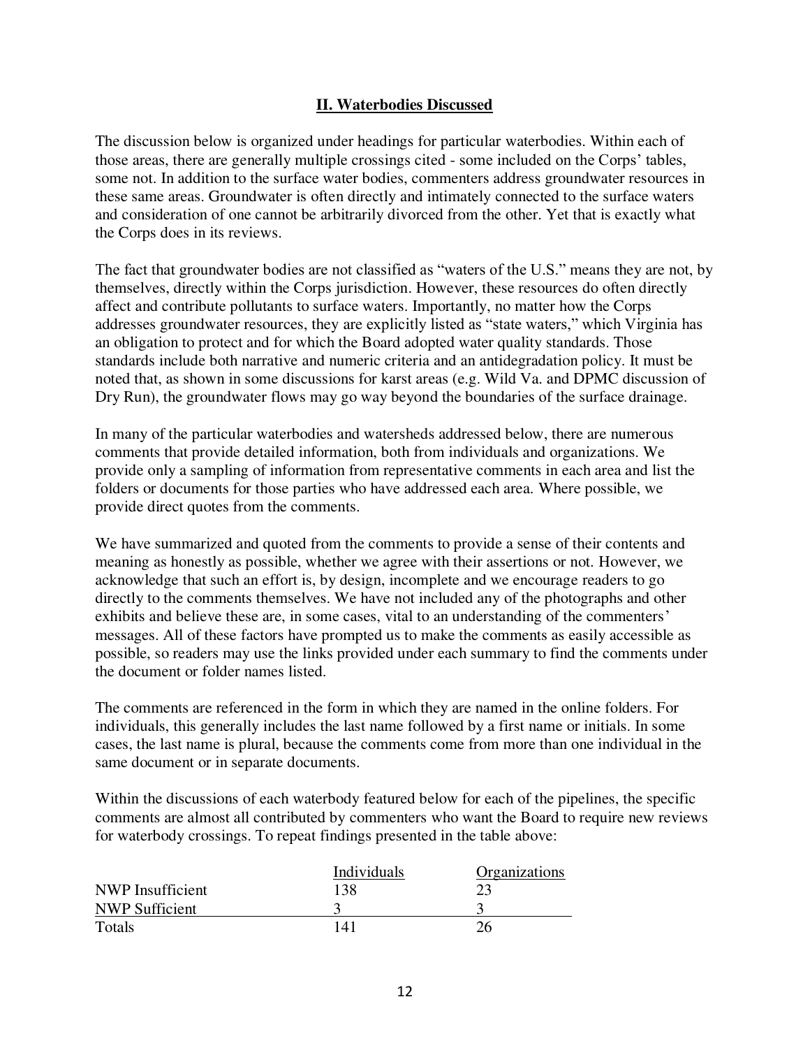## II. Waterbodies Discussed

The discussion below is organized under headings for particular waterbodies. Within each of those areas, there are generally multiple crossings cited - some included on the Corps' tables, some not. In addition to the surface water bodies, commenters address groundwater resources in these same areas. Groundwater is often directly and intimately connected to the surface waters and consideration of one cannot be arbitrarily divorced from the other. Yet that is exactly what the Corps does in its reviews.

The fact that groundwater bodies are not classified as "waters of the U.S." means they are not, by themselves, directly within the Corps jurisdiction. However, these resources do often directly affect and contribute pollutants to surface waters. Importantly, no matter how the Corps addresses groundwater resources, they are explicitly listed as "state waters," which Virginia has an obligation to protect and for which the Board adopted water quality standards. Those standards include both narrative and numeric criteria and an antidegradation policy. It must be noted that, as shown in some discussions for karst areas (e.g. Wild Va. and DPMC discussion of Dry Run), the groundwater flows may go way beyond the boundaries of the surface drainage.

In many of the particular waterbodies and watersheds addressed below, there are numerous comments that provide detailed information, both from individuals and organizations. We provide only a sampling of information from representative comments in each area and list the folders or documents for those parties who have addressed each area. Where possible, we provide direct quotes from the comments.

We have summarized and quoted from the comments to provide a sense of their contents and meaning as honestly as possible, whether we agree with their assertions or not. However, we acknowledge that such an effort is, by design, incomplete and we encourage readers to go directly to the comments themselves. We have not included any of the photographs and other exhibits and believe these are, in some cases, vital to an understanding of the commenters' messages. All of these factors have prompted us to make the comments as easily accessible as possible, so readers may use the links provided under each summary to find the comments under the document or folder names listed.

The comments are referenced in the form in which they are named in the online folders. For individuals, this generally includes the last name followed by a first name or initials. In some cases, the last name is plural, because the comments come from more than one individual in the same document or in separate documents.

Within the discussions of each waterbody featured below for each of the pipelines, the specific comments are almost all contributed by commenters who want the Board to require new reviews for waterbody crossings. To repeat findings presented in the table above:

| | Individuals | Organizations |
|---|---|---|
| NWP Insufficient | 138 | 23 |
| NWP Sufficient | 3 | 3 |
| Totals | 141 | 26 |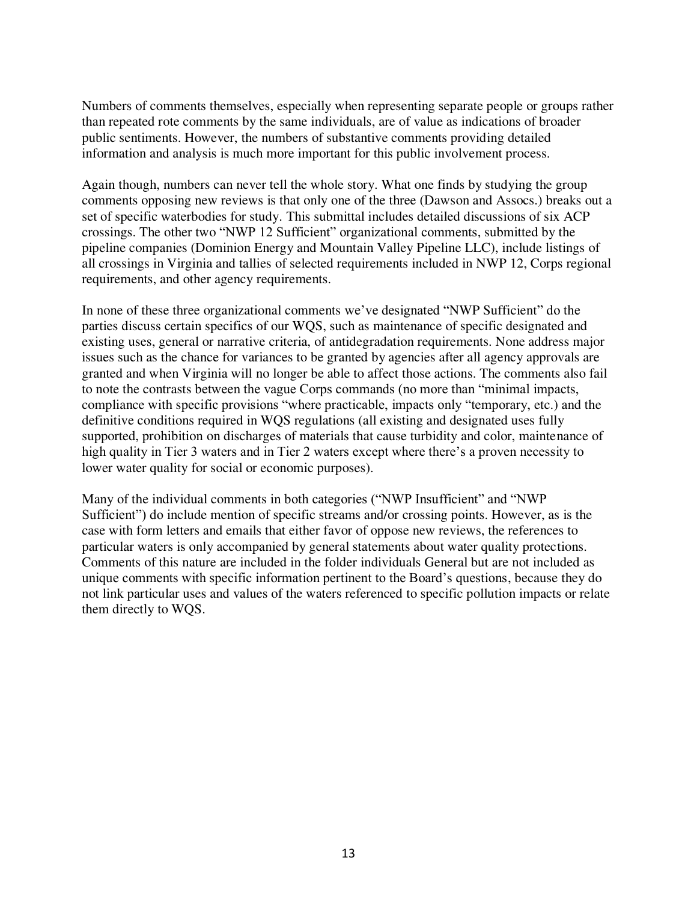Numbers of comments themselves, especially when representing separate people or groups rather than repeated rote comments by the same individuals, are of value as indications of broader public sentiments. However, the numbers of substantive comments providing detailed information and analysis is much more important for this public involvement process.

Again though, numbers can never tell the whole story. What one finds by studying the group comments opposing new reviews is that only one of the three (Dawson and Assocs.) breaks out a set of specific waterbodies for study. This submittal includes detailed discussions of six ACP crossings. The other two "NWP 12 Sufficient" organizational comments, submitted by the pipeline companies (Dominion Energy and Mountain Valley Pipeline LLC), include listings of all crossings in Virginia and tallies of selected requirements included in NWP 12, Corps regional requirements, and other agency requirements.

In none of these three organizational comments we've designated "NWP Sufficient" do the parties discuss certain specifics of our WQS, such as maintenance of specific designated and existing uses, general or narrative criteria, of antidegradation requirements. None address major issues such as the chance for variances to be granted by agencies after all agency approvals are granted and when Virginia will no longer be able to affect those actions. The comments also fail to note the contrasts between the vague Corps commands (no more than "minimal impacts, compliance with specific provisions "where practicable, impacts only "temporary, etc.) and the definitive conditions required in WQS regulations (all existing and designated uses fully supported, prohibition on discharges of materials that cause turbidity and color, maintenance of high quality in Tier 3 waters and in Tier 2 waters except where there's a proven necessity to lower water quality for social or economic purposes).

Many of the individual comments in both categories ("NWP Insufficient" and "NWP Sufficient") do include mention of specific streams and/or crossing points. However, as is the case with form letters and emails that either favor of oppose new reviews, the references to particular waters is only accompanied by general statements about water quality protections. Comments of this nature are included in the folder individuals General but are not included as unique comments with specific information pertinent to the Board's questions, because they do not link particular uses and values of the waters referenced to specific pollution impacts or relate them directly to WQS.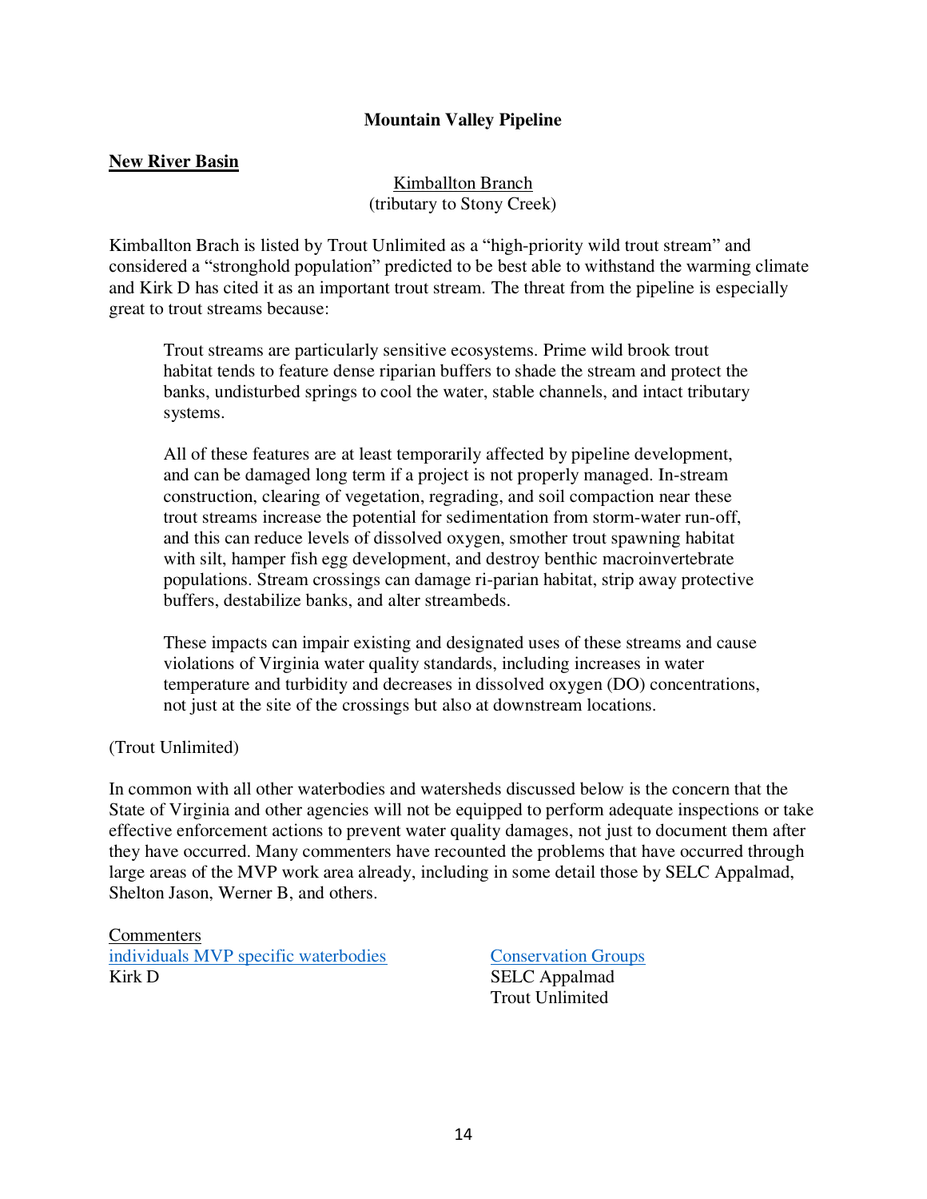**Mountain Valley Pipeline**

**New River Basin**

Kimballton Branch
(tributary to Stony Creek)

Kimballton Brach is listed by Trout Unlimited as a "high-priority wild trout stream" and considered a "stronghold population" predicted to be best able to withstand the warming climate and Kirk D has cited it as an important trout stream. The threat from the pipeline is especially great to trout streams because:

> Trout streams are particularly sensitive ecosystems. Prime wild brook trout habitat tends to feature dense riparian buffers to shade the stream and protect the banks, undisturbed springs to cool the water, stable channels, and intact tributary systems.
>
> All of these features are at least temporarily affected by pipeline development, and can be damaged long term if a project is not properly managed. In-stream construction, clearing of vegetation, regrading, and soil compaction near these trout streams increase the potential for sedimentation from storm-water run-off, and this can reduce levels of dissolved oxygen, smother trout spawning habitat with silt, hamper fish egg development, and destroy benthic macroinvertebrate populations. Stream crossings can damage ri-parian habitat, strip away protective buffers, destabilize banks, and alter streambeds.
>
> These impacts can impair existing and designated uses of these streams and cause violations of Virginia water quality standards, including increases in water temperature and turbidity and decreases in dissolved oxygen (DO) concentrations, not just at the site of the crossings but also at downstream locations.

(Trout Unlimited)

In common with all other waterbodies and watersheds discussed below is the concern that the State of Virginia and other agencies will not be equipped to perform adequate inspections or take effective enforcement actions to prevent water quality damages, not just to document them after they have occurred. Many commenters have recounted the problems that have occurred through large areas of the MVP work area already, including in some detail those by SELC Appalmad, Shelton Jason, Werner B, and others.

Commenters

| individuals MVP specific waterbodies | Conservation Groups |
|---|---|
| Kirk D | SELC Appalmad |
| | Trout Unlimited |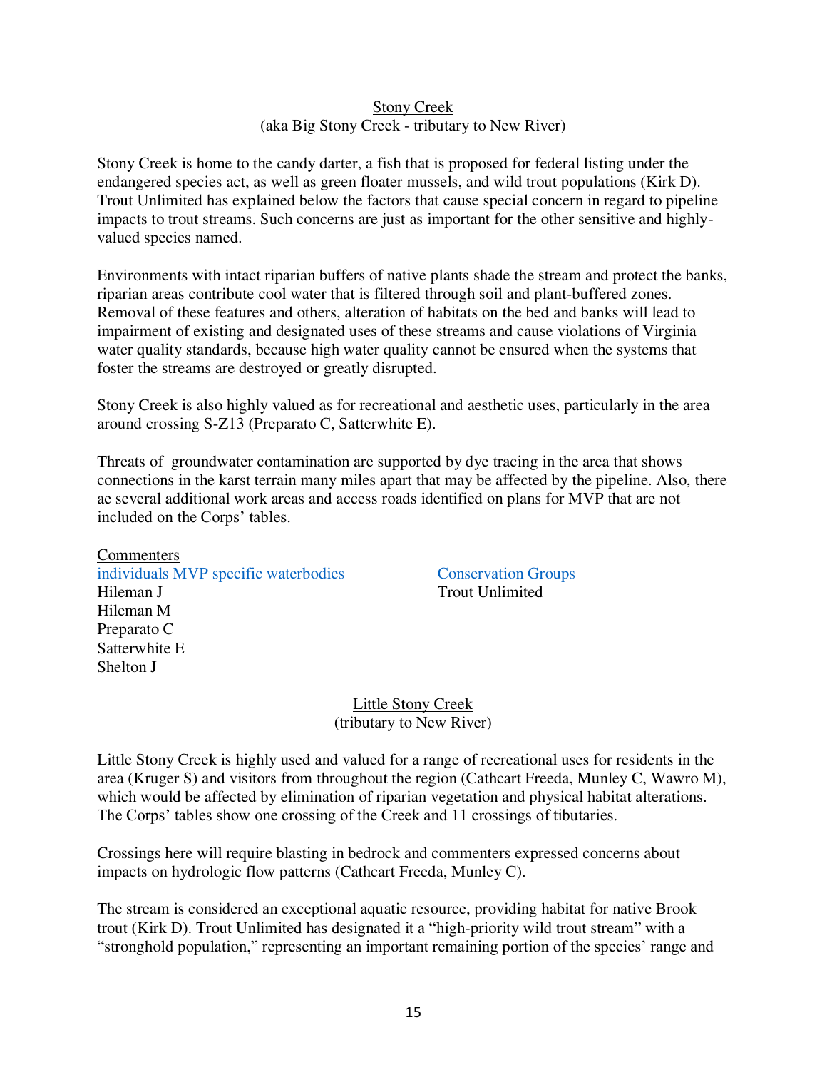## Stony Creek

(aka Big Stony Creek - tributary to New River)

Stony Creek is home to the candy darter, a fish that is proposed for federal listing under the endangered species act, as well as green floater mussels, and wild trout populations (Kirk D). Trout Unlimited has explained below the factors that cause special concern in regard to pipeline impacts to trout streams. Such concerns are just as important for the other sensitive and highly-valued species named.

Environments with intact riparian buffers of native plants shade the stream and protect the banks, riparian areas contribute cool water that is filtered through soil and plant-buffered zones. Removal of these features and others, alteration of habitats on the bed and banks will lead to impairment of existing and designated uses of these streams and cause violations of Virginia water quality standards, because high water quality cannot be ensured when the systems that foster the streams are destroyed or greatly disrupted.

Stony Creek is also highly valued as for recreational and aesthetic uses, particularly in the area around crossing S-Z13 (Preparato C, Satterwhite E).

Threats of groundwater contamination are supported by dye tracing in the area that shows connections in the karst terrain many miles apart that may be affected by the pipeline. Also, there ae several additional work areas and access roads identified on plans for MVP that are not included on the Corps' tables.

Commenters

individuals MVP specific waterbodies
Hileman J
Hileman M
Preparato C
Satterwhite E
Shelton J

Conservation Groups
Trout Unlimited

## Little Stony Creek

(tributary to New River)

Little Stony Creek is highly used and valued for a range of recreational uses for residents in the area (Kruger S) and visitors from throughout the region (Cathcart Freeda, Munley C, Wawro M), which would be affected by elimination of riparian vegetation and physical habitat alterations. The Corps' tables show one crossing of the Creek and 11 crossings of tributaries.

Crossings here will require blasting in bedrock and commenters expressed concerns about impacts on hydrologic flow patterns (Cathcart Freeda, Munley C).

The stream is considered an exceptional aquatic resource, providing habitat for native Brook trout (Kirk D). Trout Unlimited has designated it a "high-priority wild trout stream" with a "stronghold population," representing an important remaining portion of the species' range and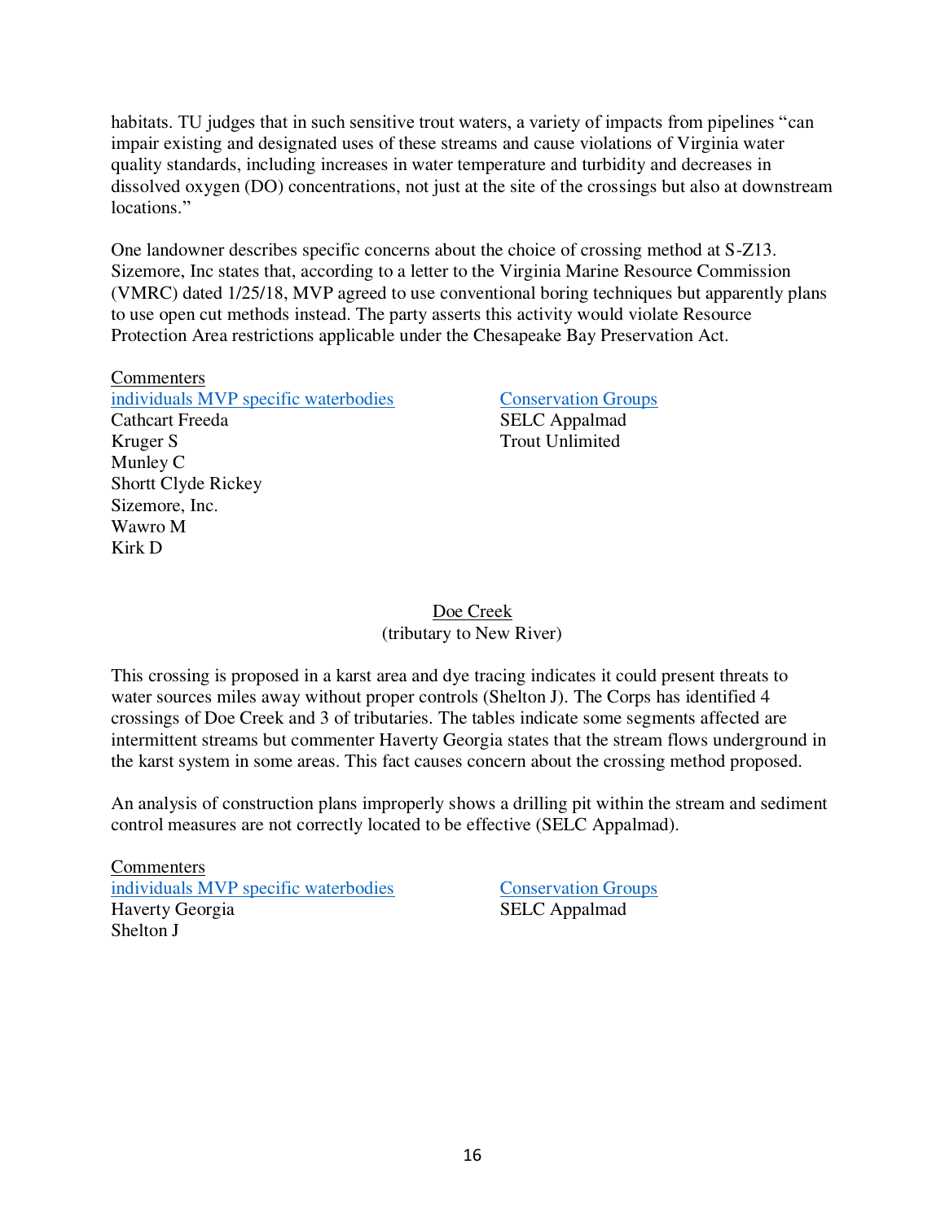habitats. TU judges that in such sensitive trout waters, a variety of impacts from pipelines "can impair existing and designated uses of these streams and cause violations of Virginia water quality standards, including increases in water temperature and turbidity and decreases in dissolved oxygen (DO) concentrations, not just at the site of the crossings but also at downstream locations."

One landowner describes specific concerns about the choice of crossing method at S-Z13. Sizemore, Inc states that, according to a letter to the Virginia Marine Resource Commission (VMRC) dated 1/25/18, MVP agreed to use conventional boring techniques but apparently plans to use open cut methods instead. The party asserts this activity would violate Resource Protection Area restrictions applicable under the Chesapeake Bay Preservation Act.

Commenters

| individuals MVP specific waterbodies | Conservation Groups |
|---|---|
| Cathcart Freeda | SELC Appalmad |
| Kruger S | Trout Unlimited |
| Munley C | |
| Shortt Clyde Rickey | |
| Sizemore, Inc. | |
| Wawro M | |
| Kirk D | |

## Doe Creek
(tributary to New River)

This crossing is proposed in a karst area and dye tracing indicates it could present threats to water sources miles away without proper controls (Shelton J). The Corps has identified 4 crossings of Doe Creek and 3 of tributaries. The tables indicate some segments affected are intermittent streams but commenter Haverty Georgia states that the stream flows underground in the karst system in some areas. This fact causes concern about the crossing method proposed.

An analysis of construction plans improperly shows a drilling pit within the stream and sediment control measures are not correctly located to be effective (SELC Appalmad).

Commenters

| individuals MVP specific waterbodies | Conservation Groups |
|---|---|
| Haverty Georgia | SELC Appalmad |
| Shelton J | |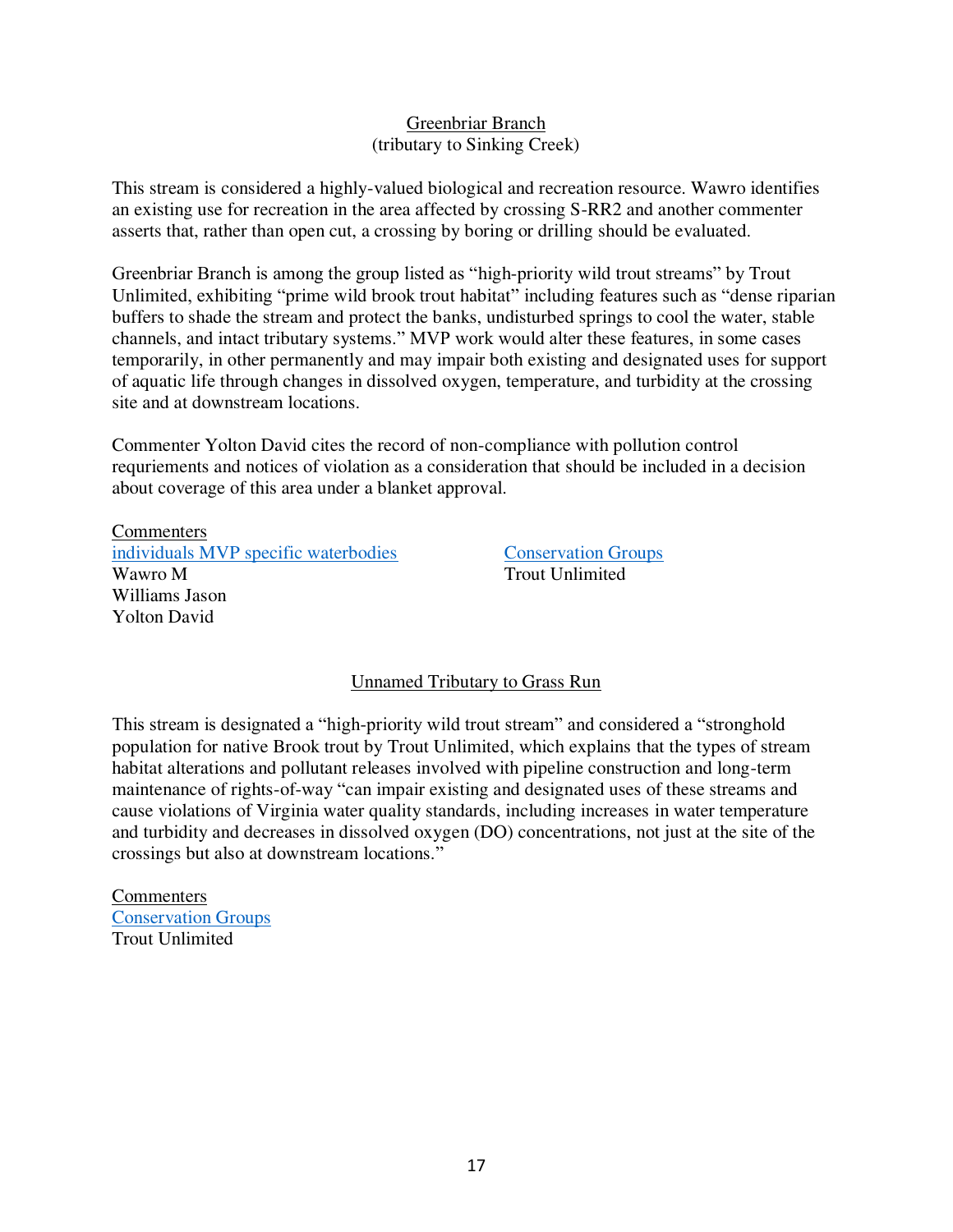Greenbriar Branch
(tributary to Sinking Creek)

This stream is considered a highly-valued biological and recreation resource. Wawro identifies an existing use for recreation in the area affected by crossing S-RR2 and another commenter asserts that, rather than open cut, a crossing by boring or drilling should be evaluated.

Greenbriar Branch is among the group listed as "high-priority wild trout streams" by Trout Unlimited, exhibiting "prime wild brook trout habitat" including features such as "dense riparian buffers to shade the stream and protect the banks, undisturbed springs to cool the water, stable channels, and intact tributary systems." MVP work would alter these features, in some cases temporarily, in other permanently and may impair both existing and designated uses for support of aquatic life through changes in dissolved oxygen, temperature, and turbidity at the crossing site and at downstream locations.

Commenter Yolton David cites the record of non-compliance with pollution control requriements and notices of violation as a consideration that should be included in a decision about coverage of this area under a blanket approval.

Commenters

individuals MVP specific waterbodies
Wawro M
Williams Jason
Yolton David

Conservation Groups
Trout Unlimited

Unnamed Tributary to Grass Run

This stream is designated a "high-priority wild trout stream" and considered a "stronghold population for native Brook trout by Trout Unlimited, which explains that the types of stream habitat alterations and pollutant releases involved with pipeline construction and long-term maintenance of rights-of-way "can impair existing and designated uses of these streams and cause violations of Virginia water quality standards, including increases in water temperature and turbidity and decreases in dissolved oxygen (DO) concentrations, not just at the site of the crossings but also at downstream locations."

Commenters

Conservation Groups
Trout Unlimited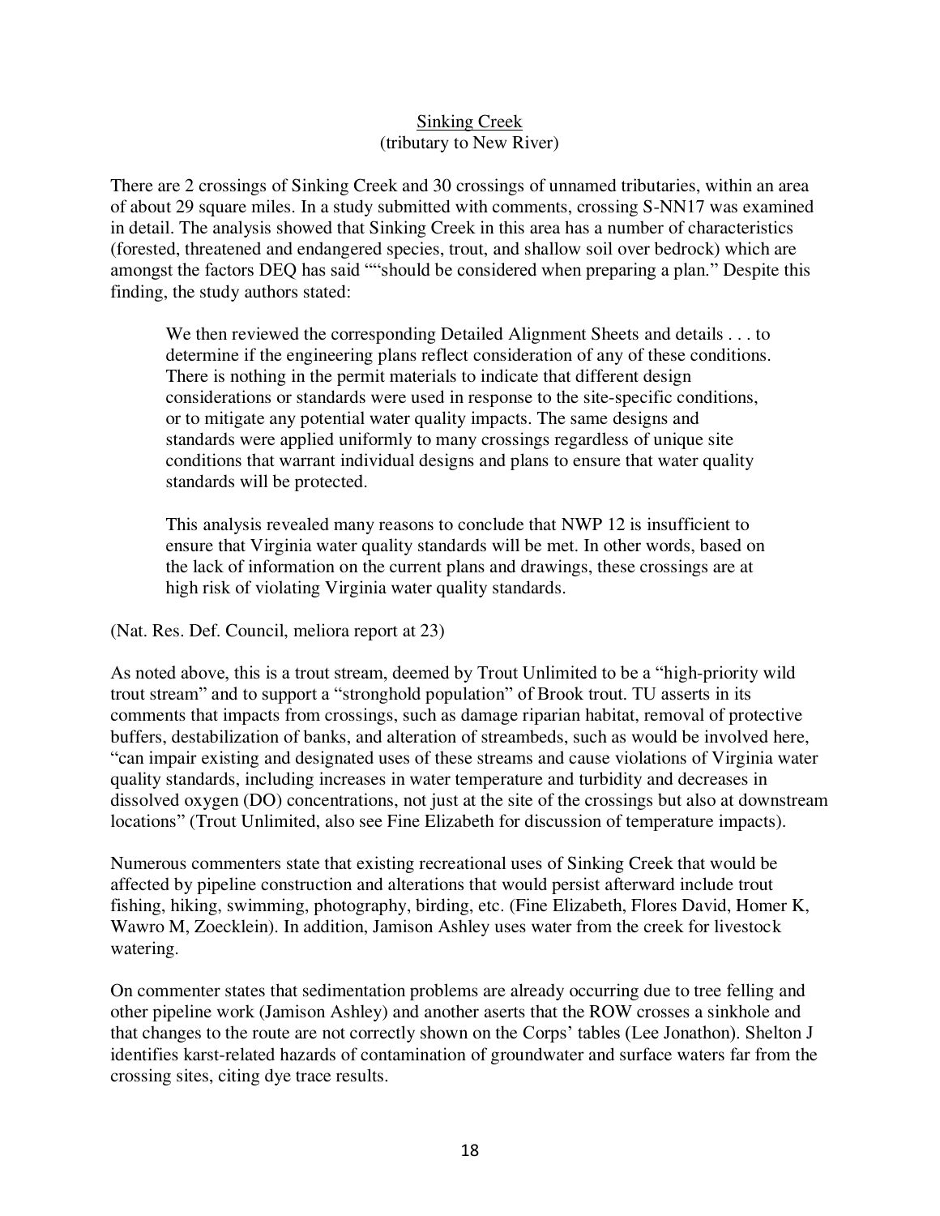<u>Sinking Creek</u>
(tributary to New River)

There are 2 crossings of Sinking Creek and 30 crossings of unnamed tributaries, within an area of about 29 square miles. In a study submitted with comments, crossing S-NN17 was examined in detail. The analysis showed that Sinking Creek in this area has a number of characteristics (forested, threatened and endangered species, trout, and shallow soil over bedrock) which are amongst the factors DEQ has said ""should be considered when preparing a plan." Despite this finding, the study authors stated:

> We then reviewed the corresponding Detailed Alignment Sheets and details . . . to determine if the engineering plans reflect consideration of any of these conditions. There is nothing in the permit materials to indicate that different design considerations or standards were used in response to the site-specific conditions, or to mitigate any potential water quality impacts. The same designs and standards were applied uniformly to many crossings regardless of unique site conditions that warrant individual designs and plans to ensure that water quality standards will be protected.
>
> This analysis revealed many reasons to conclude that NWP 12 is insufficient to ensure that Virginia water quality standards will be met. In other words, based on the lack of information on the current plans and drawings, these crossings are at high risk of violating Virginia water quality standards.

(Nat. Res. Def. Council, meliora report at 23)

As noted above, this is a trout stream, deemed by Trout Unlimited to be a "high-priority wild trout stream" and to support a "stronghold population" of Brook trout. TU asserts in its comments that impacts from crossings, such as damage riparian habitat, removal of protective buffers, destabilization of banks, and alteration of streambeds, such as would be involved here, "can impair existing and designated uses of these streams and cause violations of Virginia water quality standards, including increases in water temperature and turbidity and decreases in dissolved oxygen (DO) concentrations, not just at the site of the crossings but also at downstream locations" (Trout Unlimited, also see Fine Elizabeth for discussion of temperature impacts).

Numerous commenters state that existing recreational uses of Sinking Creek that would be affected by pipeline construction and alterations that would persist afterward include trout fishing, hiking, swimming, photography, birding, etc. (Fine Elizabeth, Flores David, Homer K, Wawro M, Zoecklein). In addition, Jamison Ashley uses water from the creek for livestock watering.

On commenter states that sedimentation problems are already occurring due to tree felling and other pipeline work (Jamison Ashley) and another aserts that the ROW crosses a sinkhole and that changes to the route are not correctly shown on the Corps' tables (Lee Jonathon). Shelton J identifies karst-related hazards of contamination of groundwater and surface waters far from the crossing sites, citing dye trace results.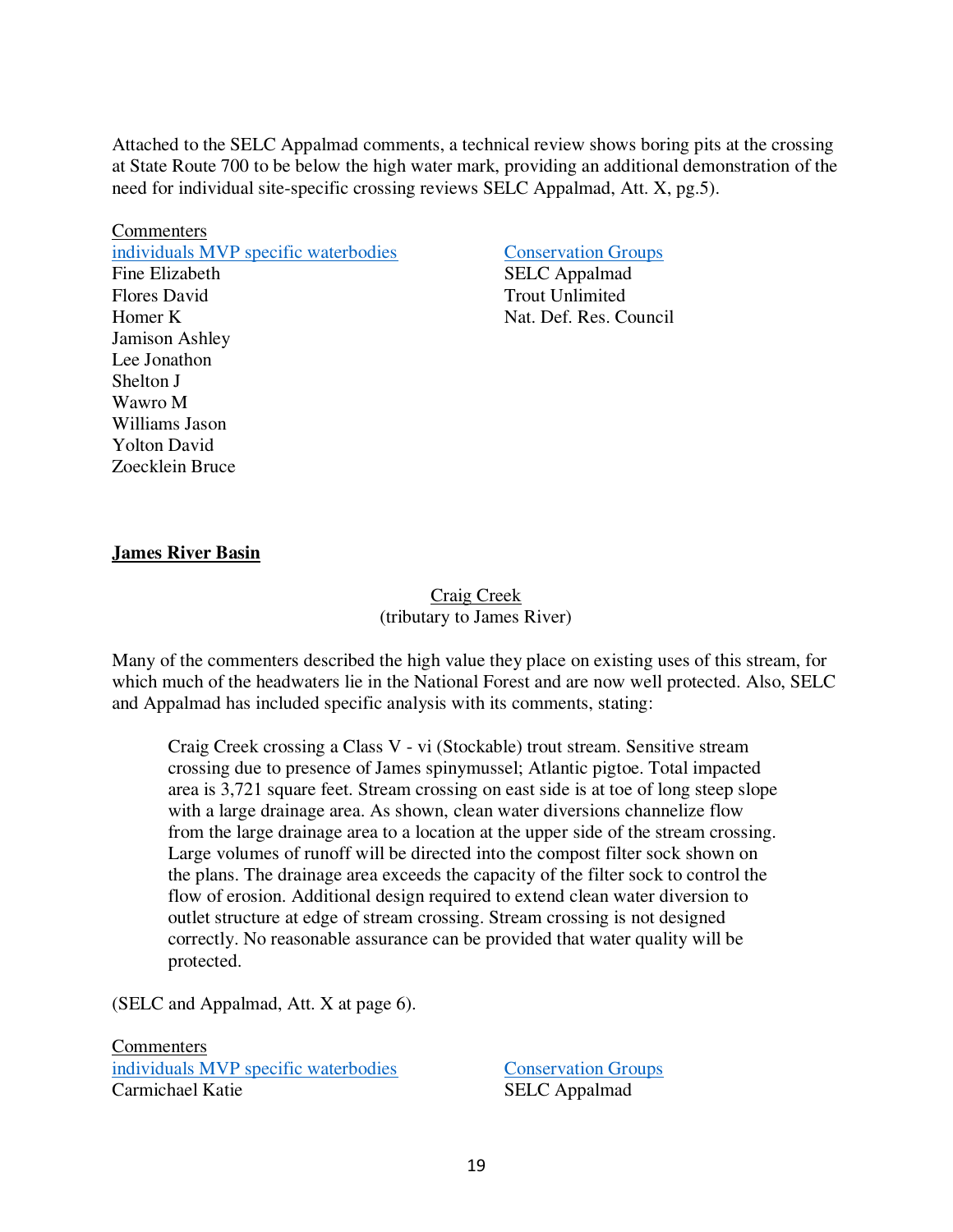Attached to the SELC Appalmad comments, a technical review shows boring pits at the crossing at State Route 700 to be below the high water mark, providing an additional demonstration of the need for individual site-specific crossing reviews SELC Appalmad, Att. X, pg.5).

Commenters

| individuals MVP specific waterbodies | Conservation Groups |
|---|---|
| Fine Elizabeth | SELC Appalmad |
| Flores David | Trout Unlimited |
| Homer K | Nat. Def. Res. Council |
| Jamison Ashley | |
| Lee Jonathon | |
| Shelton J | |
| Wawro M | |
| Williams Jason | |
| Yolton David | |
| Zoecklein Bruce | |

## James River Basin

### Craig Creek
(tributary to James River)

Many of the commenters described the high value they place on existing uses of this stream, for which much of the headwaters lie in the National Forest and are now well protected. Also, SELC and Appalmad has included specific analysis with its comments, stating:

> Craig Creek crossing a Class V - vi (Stockable) trout stream. Sensitive stream crossing due to presence of James spinymussel; Atlantic pigtoe. Total impacted area is 3,721 square feet. Stream crossing on east side is at toe of long steep slope with a large drainage area. As shown, clean water diversions channelize flow from the large drainage area to a location at the upper side of the stream crossing. Large volumes of runoff will be directed into the compost filter sock shown on the plans. The drainage area exceeds the capacity of the filter sock to control the flow of erosion. Additional design required to extend clean water diversion to outlet structure at edge of stream crossing. Stream crossing is not designed correctly. No reasonable assurance can be provided that water quality will be protected.

(SELC and Appalmad, Att. X at page 6).

Commenters

| individuals MVP specific waterbodies | Conservation Groups |
|---|---|
| Carmichael Katie | SELC Appalmad |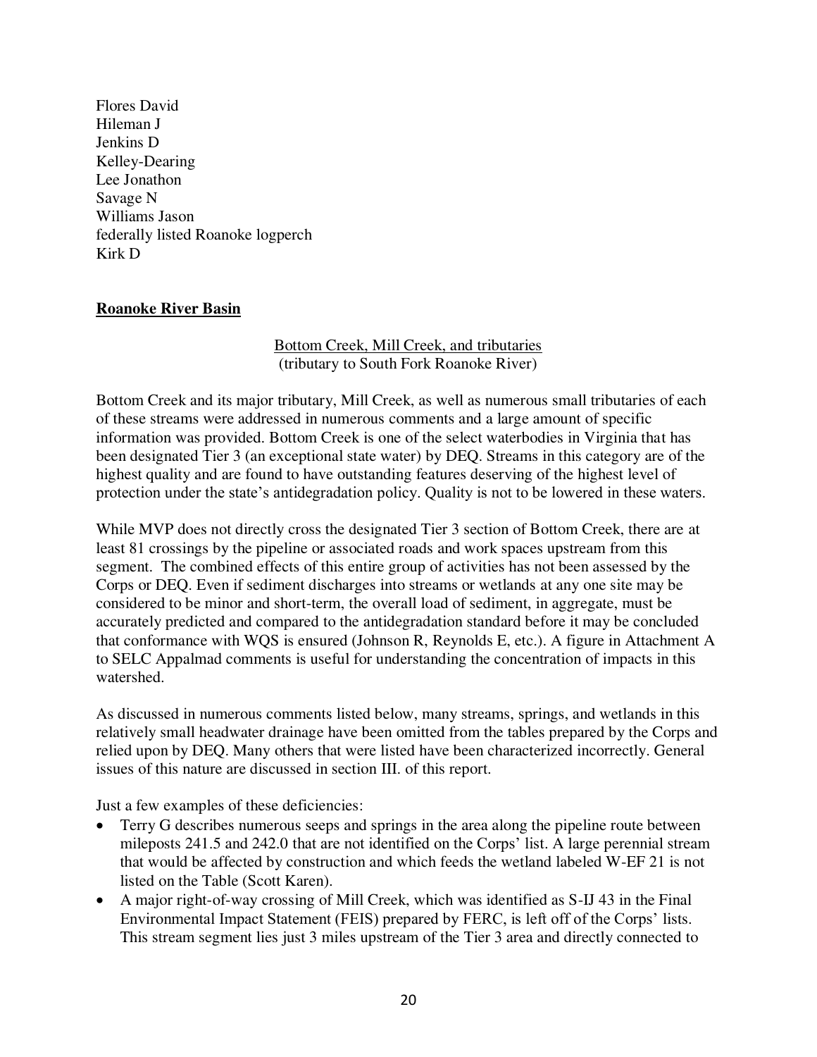Flores David
Hileman J
Jenkins D
Kelley-Dearing
Lee Jonathon
Savage N
Williams Jason
federally listed Roanoke logperch
Kirk D

## Roanoke River Basin

<u>Bottom Creek, Mill Creek, and tributaries</u>
(tributary to South Fork Roanoke River)

Bottom Creek and its major tributary, Mill Creek, as well as numerous small tributaries of each of these streams were addressed in numerous comments and a large amount of specific information was provided. Bottom Creek is one of the select waterbodies in Virginia that has been designated Tier 3 (an exceptional state water) by DEQ. Streams in this category are of the highest quality and are found to have outstanding features deserving of the highest level of protection under the state's antidegradation policy. Quality is not to be lowered in these waters.

While MVP does not directly cross the designated Tier 3 section of Bottom Creek, there are at least 81 crossings by the pipeline or associated roads and work spaces upstream from this segment. The combined effects of this entire group of activities has not been assessed by the Corps or DEQ. Even if sediment discharges into streams or wetlands at any one site may be considered to be minor and short-term, the overall load of sediment, in aggregate, must be accurately predicted and compared to the antidegradation standard before it may be concluded that conformance with WQS is ensured (Johnson R, Reynolds E, etc.). A figure in Attachment A to SELC Appalmad comments is useful for understanding the concentration of impacts in this watershed.

As discussed in numerous comments listed below, many streams, springs, and wetlands in this relatively small headwater drainage have been omitted from the tables prepared by the Corps and relied upon by DEQ. Many others that were listed have been characterized incorrectly. General issues of this nature are discussed in section III. of this report.

Just a few examples of these deficiencies:

- Terry G describes numerous seeps and springs in the area along the pipeline route between mileposts 241.5 and 242.0 that are not identified on the Corps' list. A large perennial stream that would be affected by construction and which feeds the wetland labeled W-EF 21 is not listed on the Table (Scott Karen).
- A major right-of-way crossing of Mill Creek, which was identified as S-IJ 43 in the Final Environmental Impact Statement (FEIS) prepared by FERC, is left off of the Corps' lists. This stream segment lies just 3 miles upstream of the Tier 3 area and directly connected to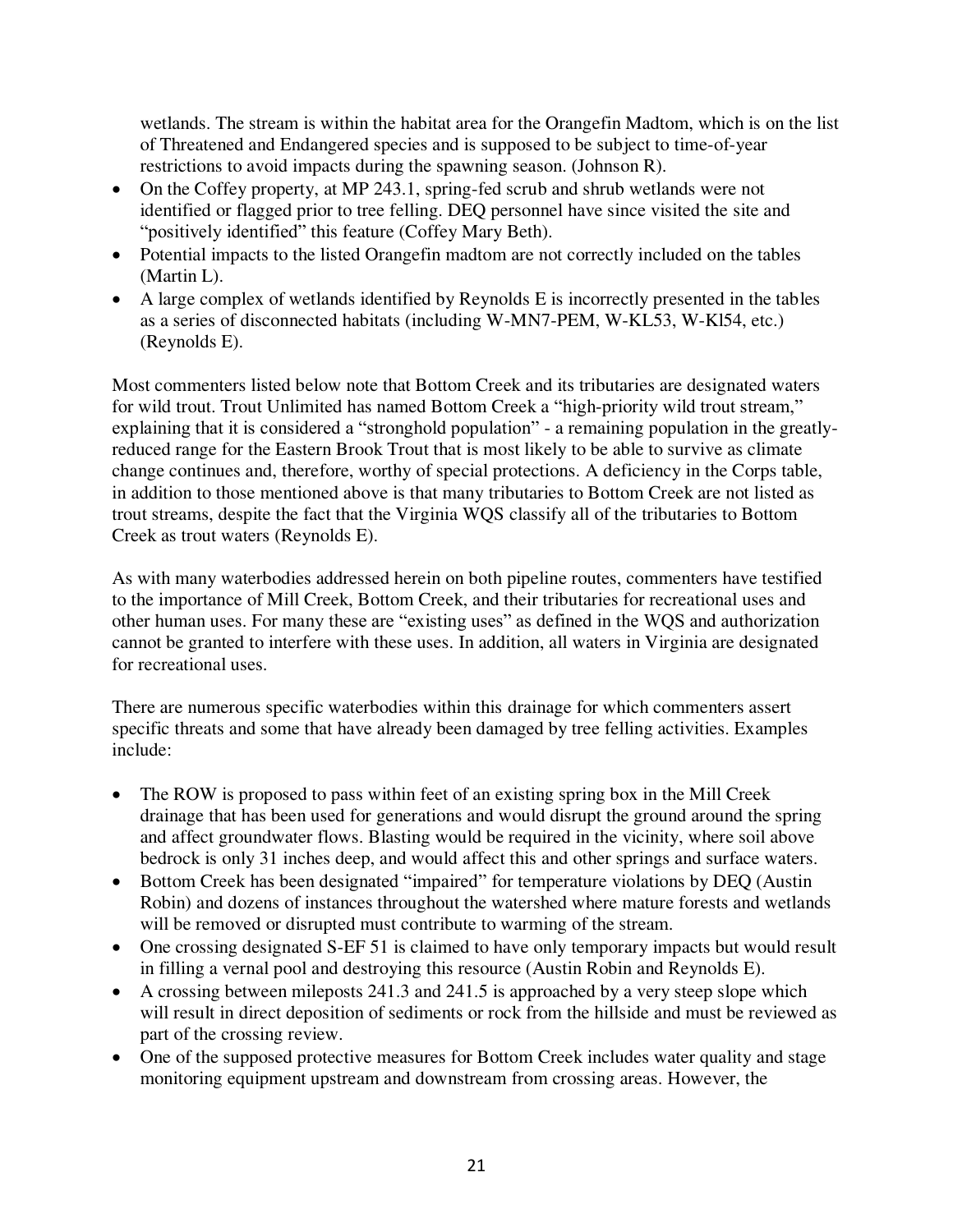wetlands. The stream is within the habitat area for the Orangefin Madtom, which is on the list of Threatened and Endangered species and is supposed to be subject to time-of-year restrictions to avoid impacts during the spawning season. (Johnson R).

- On the Coffey property, at MP 243.1, spring-fed scrub and shrub wetlands were not identified or flagged prior to tree felling. DEQ personnel have since visited the site and "positively identified" this feature (Coffey Mary Beth).
- Potential impacts to the listed Orangefin madtom are not correctly included on the tables (Martin L).
- A large complex of wetlands identified by Reynolds E is incorrectly presented in the tables as a series of disconnected habitats (including W-MN7-PEM, W-KL53, W-Kl54, etc.) (Reynolds E).

Most commenters listed below note that Bottom Creek and its tributaries are designated waters for wild trout. Trout Unlimited has named Bottom Creek a "high-priority wild trout stream," explaining that it is considered a "stronghold population" - a remaining population in the greatly-reduced range for the Eastern Brook Trout that is most likely to be able to survive as climate change continues and, therefore, worthy of special protections. A deficiency in the Corps table, in addition to those mentioned above is that many tributaries to Bottom Creek are not listed as trout streams, despite the fact that the Virginia WQS classify all of the tributaries to Bottom Creek as trout waters (Reynolds E).

As with many waterbodies addressed herein on both pipeline routes, commenters have testified to the importance of Mill Creek, Bottom Creek, and their tributaries for recreational uses and other human uses. For many these are "existing uses" as defined in the WQS and authorization cannot be granted to interfere with these uses. In addition, all waters in Virginia are designated for recreational uses.

There are numerous specific waterbodies within this drainage for which commenters assert specific threats and some that have already been damaged by tree felling activities. Examples include:

- The ROW is proposed to pass within feet of an existing spring box in the Mill Creek drainage that has been used for generations and would disrupt the ground around the spring and affect groundwater flows. Blasting would be required in the vicinity, where soil above bedrock is only 31 inches deep, and would affect this and other springs and surface waters.
- Bottom Creek has been designated "impaired" for temperature violations by DEQ (Austin Robin) and dozens of instances throughout the watershed where mature forests and wetlands will be removed or disrupted must contribute to warming of the stream.
- One crossing designated S-EF 51 is claimed to have only temporary impacts but would result in filling a vernal pool and destroying this resource (Austin Robin and Reynolds E).
- A crossing between mileposts 241.3 and 241.5 is approached by a very steep slope which will result in direct deposition of sediments or rock from the hillside and must be reviewed as part of the crossing review.
- One of the supposed protective measures for Bottom Creek includes water quality and stage monitoring equipment upstream and downstream from crossing areas. However, the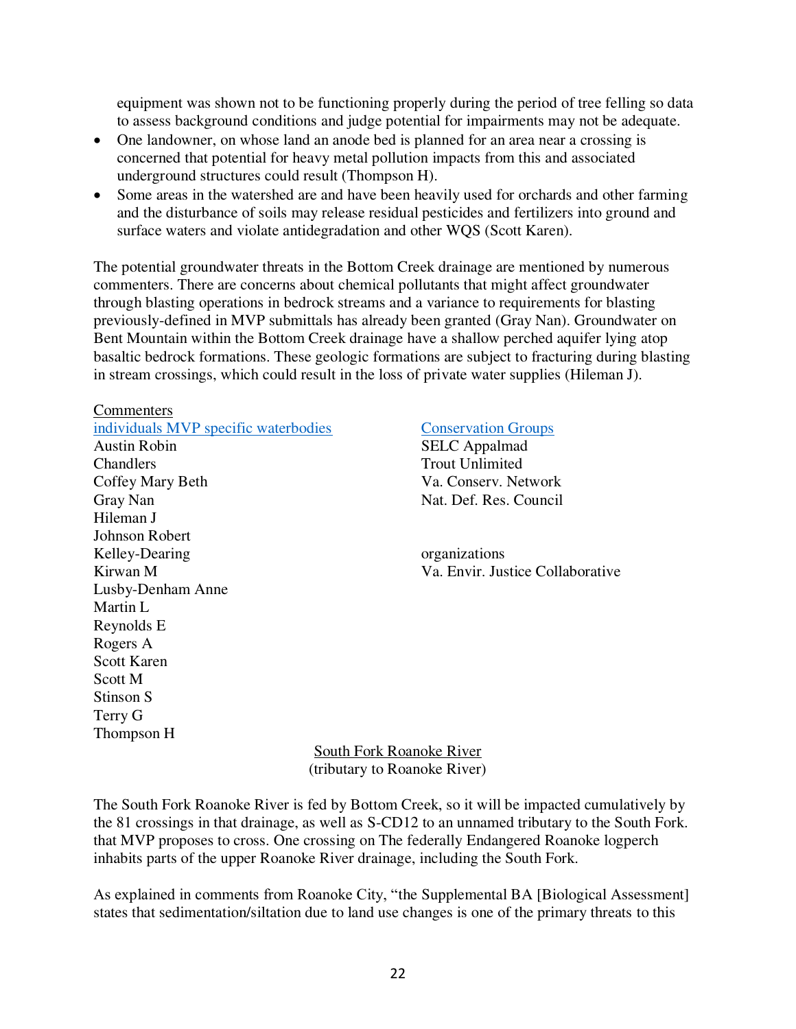equipment was shown not to be functioning properly during the period of tree felling so data to assess background conditions and judge potential for impairments may not be adequate.

- One landowner, on whose land an anode bed is planned for an area near a crossing is concerned that potential for heavy metal pollution impacts from this and associated underground structures could result (Thompson H).
- Some areas in the watershed are and have been heavily used for orchards and other farming and the disturbance of soils may release residual pesticides and fertilizers into ground and surface waters and violate antidegradation and other WQS (Scott Karen).

The potential groundwater threats in the Bottom Creek drainage are mentioned by numerous commenters. There are concerns about chemical pollutants that might affect groundwater through blasting operations in bedrock streams and a variance to requirements for blasting previously-defined in MVP submittals has already been granted (Gray Nan). Groundwater on Bent Mountain within the Bottom Creek drainage have a shallow perched aquifer lying atop basaltic bedrock formations. These geologic formations are subject to fracturing during blasting in stream crossings, which could result in the loss of private water supplies (Hileman J).

Commenters

individuals MVP specific waterbodies

Austin Robin
Chandlers
Coffey Mary Beth
Gray Nan
Hileman J
Johnson Robert
Kelley-Dearing
Kirwan M
Lusby-Denham Anne
Martin L
Reynolds E
Rogers A
Scott Karen
Scott M
Stinson S
Terry G
Thompson H

Conservation Groups

SELC Appalmad
Trout Unlimited
Va. Conserv. Network
Nat. Def. Res. Council

organizations

Va. Envir. Justice Collaborative

South Fork Roanoke River
(tributary to Roanoke River)

The South Fork Roanoke River is fed by Bottom Creek, so it will be impacted cumulatively by the 81 crossings in that drainage, as well as S-CD12 to an unnamed tributary to the South Fork. that MVP proposes to cross. One crossing on The federally Endangered Roanoke logperch inhabits parts of the upper Roanoke River drainage, including the South Fork.

As explained in comments from Roanoke City, "the Supplemental BA [Biological Assessment] states that sedimentation/siltation due to land use changes is one of the primary threats to this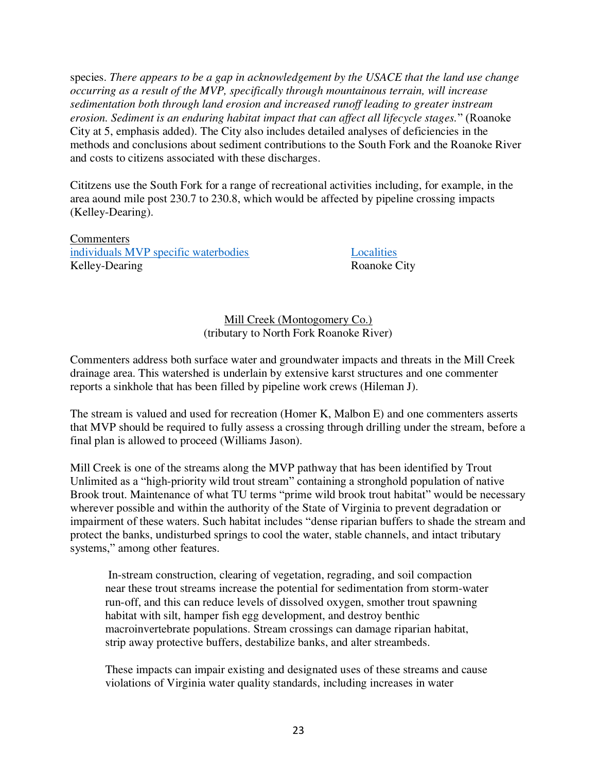species. *There appears to be a gap in acknowledgement by the USACE that the land use change occurring as a result of the MVP, specifically through mountainous terrain, will increase sedimentation both through land erosion and increased runoff leading to greater instream erosion. Sediment is an enduring habitat impact that can affect all lifecycle stages.*" (Roanoke City at 5, emphasis added). The City also includes detailed analyses of deficiencies in the methods and conclusions about sediment contributions to the South Fork and the Roanoke River and costs to citizens associated with these discharges.

Cititzens use the South Fork for a range of recreational activities including, for example, in the area aound mile post 230.7 to 230.8, which would be affected by pipeline crossing impacts (Kelley-Dearing).

| Commenters | |
|---|---|
| individuals MVP specific waterbodies | Localities |
| Kelley-Dearing | Roanoke City |

<u>Mill Creek (Montogomery Co.)</u>
(tributary to North Fork Roanoke River)

Commenters address both surface water and groundwater impacts and threats in the Mill Creek drainage area. This watershed is underlain by extensive karst structures and one commenter reports a sinkhole that has been filled by pipeline work crews (Hileman J).

The stream is valued and used for recreation (Homer K, Malbon E) and one commenters asserts that MVP should be required to fully assess a crossing through drilling under the stream, before a final plan is allowed to proceed (Williams Jason).

Mill Creek is one of the streams along the MVP pathway that has been identified by Trout Unlimited as a "high-priority wild trout stream" containing a stronghold population of native Brook trout. Maintenance of what TU terms "prime wild brook trout habitat" would be necessary wherever possible and within the authority of the State of Virginia to prevent degradation or impairment of these waters. Such habitat includes "dense riparian buffers to shade the stream and protect the banks, undisturbed springs to cool the water, stable channels, and intact tributary systems," among other features.

> In-stream construction, clearing of vegetation, regrading, and soil compaction near these trout streams increase the potential for sedimentation from storm-water run-off, and this can reduce levels of dissolved oxygen, smother trout spawning habitat with silt, hamper fish egg development, and destroy benthic macroinvertebrate populations. Stream crossings can damage riparian habitat, strip away protective buffers, destabilize banks, and alter streambeds.
>
> These impacts can impair existing and designated uses of these streams and cause violations of Virginia water quality standards, including increases in water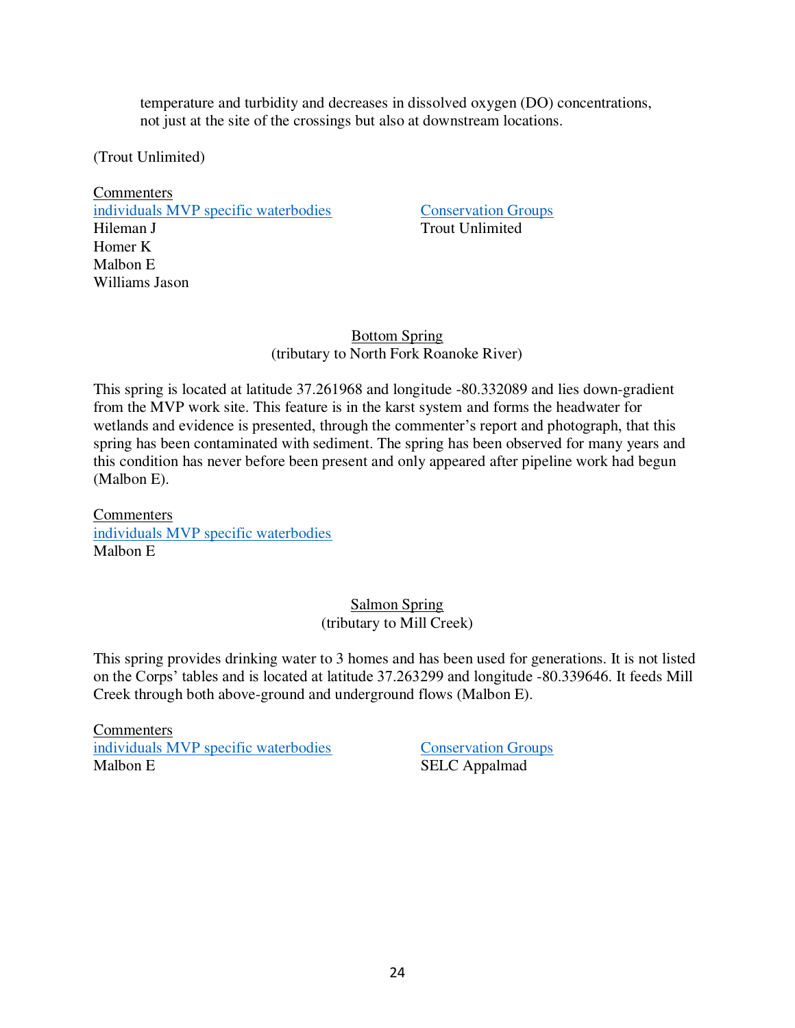temperature and turbidity and decreases in dissolved oxygen (DO) concentrations, not just at the site of the crossings but also at downstream locations.

(Trout Unlimited)

Commenters

| individuals MVP specific waterbodies | Conservation Groups |
|---|---|
| Hileman J | Trout Unlimited |
| Homer K | |
| Malbon E | |
| Williams Jason | |

Bottom Spring
(tributary to North Fork Roanoke River)

This spring is located at latitude 37.261968 and longitude -80.332089 and lies down-gradient from the MVP work site. This feature is in the karst system and forms the headwater for wetlands and evidence is presented, through the commenter's report and photograph, that this spring has been contaminated with sediment. The spring has been observed for many years and this condition has never before been present and only appeared after pipeline work had begun (Malbon E).

Commenters

individuals MVP specific waterbodies
Malbon E

Salmon Spring
(tributary to Mill Creek)

This spring provides drinking water to 3 homes and has been used for generations. It is not listed on the Corps' tables and is located at latitude 37.263299 and longitude -80.339646. It feeds Mill Creek through both above-ground and underground flows (Malbon E).

Commenters

| individuals MVP specific waterbodies | Conservation Groups |
|---|---|
| Malbon E | SELC Appalmad |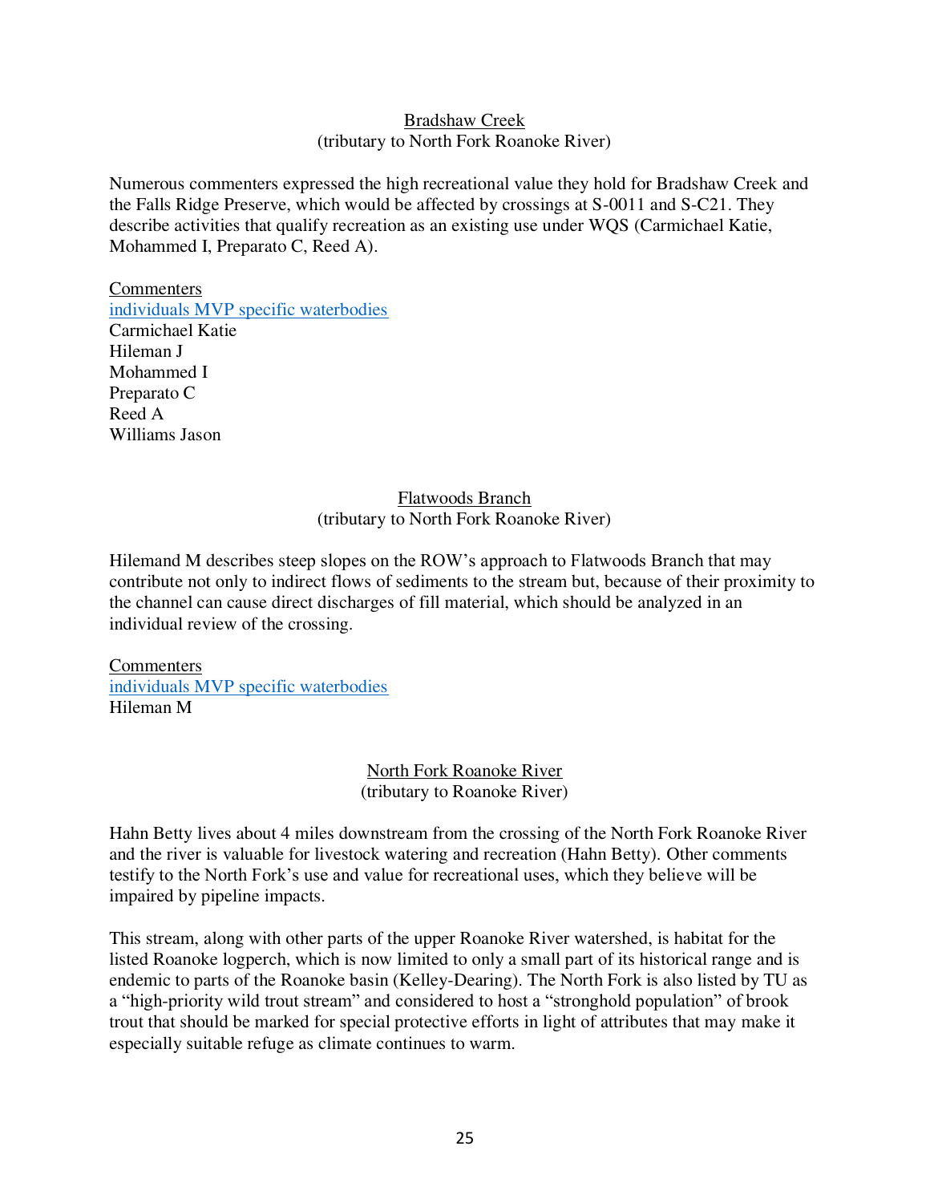<u>Bradshaw Creek</u>
(tributary to North Fork Roanoke River)

Numerous commenters expressed the high recreational value they hold for Bradshaw Creek and the Falls Ridge Preserve, which would be affected by crossings at S-0011 and S-C21. They describe activities that qualify recreation as an existing use under WQS (Carmichael Katie, Mohammed I, Preparato C, Reed A).

<u>Commenters</u>
[individuals MVP specific waterbodies]
Carmichael Katie
Hileman J
Mohammed I
Preparato C
Reed A
Williams Jason

<u>Flatwoods Branch</u>
(tributary to North Fork Roanoke River)

Hilemand M describes steep slopes on the ROW's approach to Flatwoods Branch that may contribute not only to indirect flows of sediments to the stream but, because of their proximity to the channel can cause direct discharges of fill material, which should be analyzed in an individual review of the crossing.

<u>Commenters</u>
[individuals MVP specific waterbodies]
Hileman M

<u>North Fork Roanoke River</u>
(tributary to Roanoke River)

Hahn Betty lives about 4 miles downstream from the crossing of the North Fork Roanoke River and the river is valuable for livestock watering and recreation (Hahn Betty). Other comments testify to the North Fork's use and value for recreational uses, which they believe will be impaired by pipeline impacts.

This stream, along with other parts of the upper Roanoke River watershed, is habitat for the listed Roanoke logperch, which is now limited to only a small part of its historical range and is endemic to parts of the Roanoke basin (Kelley-Dearing). The North Fork is also listed by TU as a "high-priority wild trout stream" and considered to host a "stronghold population" of brook trout that should be marked for special protective efforts in light of attributes that may make it especially suitable refuge as climate continues to warm.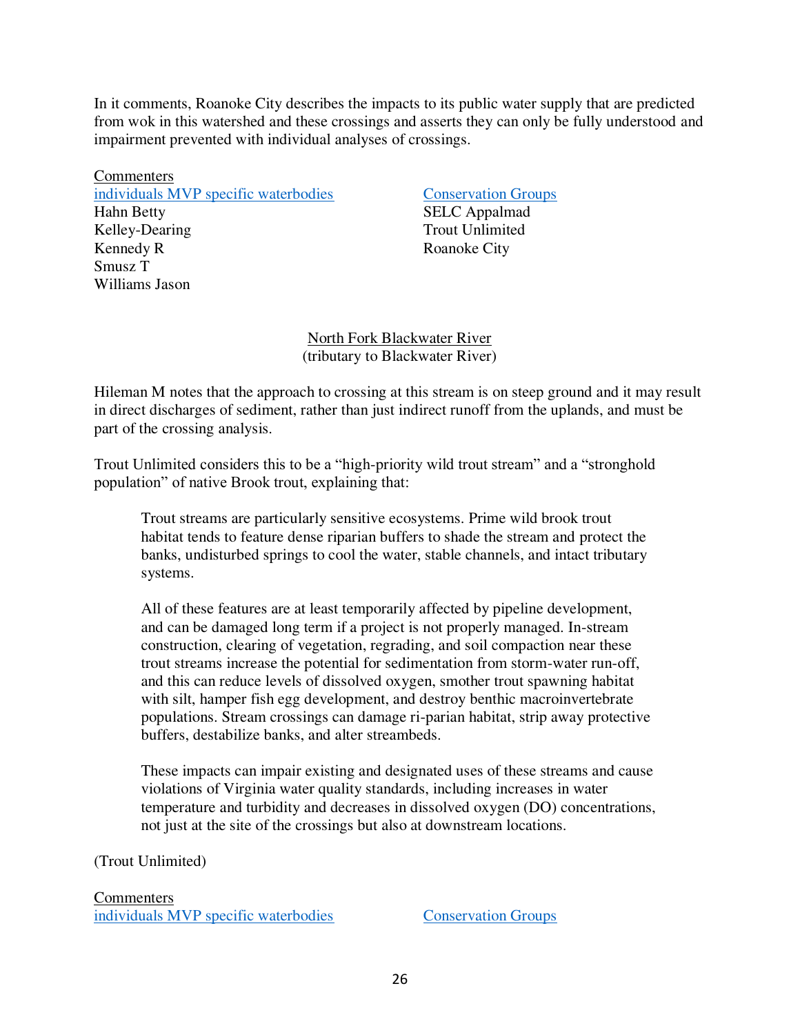In it comments, Roanoke City describes the impacts to its public water supply that are predicted from wok in this watershed and these crossings and asserts they can only be fully understood and impairment prevented with individual analyses of crossings.

Commenters

| individuals MVP specific waterbodies | Conservation Groups |
|---|---|
| Hahn Betty | SELC Appalmad |
| Kelley-Dearing | Trout Unlimited |
| Kennedy R | Roanoke City |
| Smusz T | |
| Williams Jason | |

North Fork Blackwater River
(tributary to Blackwater River)

Hileman M notes that the approach to crossing at this stream is on steep ground and it may result in direct discharges of sediment, rather than just indirect runoff from the uplands, and must be part of the crossing analysis.

Trout Unlimited considers this to be a "high-priority wild trout stream" and a "stronghold population" of native Brook trout, explaining that:

> Trout streams are particularly sensitive ecosystems. Prime wild brook trout habitat tends to feature dense riparian buffers to shade the stream and protect the banks, undisturbed springs to cool the water, stable channels, and intact tributary systems.
>
> All of these features are at least temporarily affected by pipeline development, and can be damaged long term if a project is not properly managed. In-stream construction, clearing of vegetation, regrading, and soil compaction near these trout streams increase the potential for sedimentation from storm-water run-off, and this can reduce levels of dissolved oxygen, smother trout spawning habitat with silt, hamper fish egg development, and destroy benthic macroinvertebrate populations. Stream crossings can damage ri-parian habitat, strip away protective buffers, destabilize banks, and alter streambeds.
>
> These impacts can impair existing and designated uses of these streams and cause violations of Virginia water quality standards, including increases in water temperature and turbidity and decreases in dissolved oxygen (DO) concentrations, not just at the site of the crossings but also at downstream locations.

(Trout Unlimited)

Commenters

| individuals MVP specific waterbodies | Conservation Groups |
|---|---|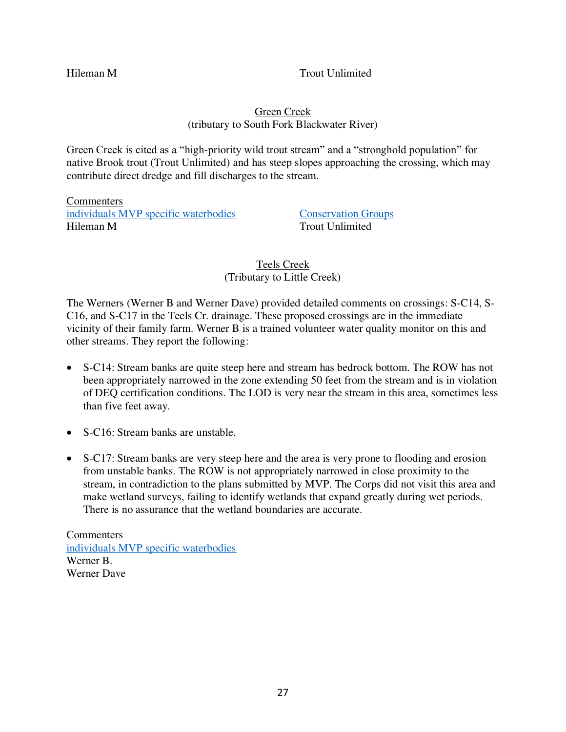Hileman M Trout Unlimited

## Green Creek
(tributary to South Fork Blackwater River)

Green Creek is cited as a "high-priority wild trout stream" and a "stronghold population" for native Brook trout (Trout Unlimited) and has steep slopes approaching the crossing, which may contribute direct dredge and fill discharges to the stream.

Commenters

| individuals MVP specific waterbodies | Conservation Groups |
|---|---|
| Hileman M | Trout Unlimited |

## Teels Creek
(Tributary to Little Creek)

The Werners (Werner B and Werner Dave) provided detailed comments on crossings: S-C14, S-C16, and S-C17 in the Teels Cr. drainage. These proposed crossings are in the immediate vicinity of their family farm. Werner B is a trained volunteer water quality monitor on this and other streams. They report the following:

- S-C14: Stream banks are quite steep here and stream has bedrock bottom. The ROW has not been appropriately narrowed in the zone extending 50 feet from the stream and is in violation of DEQ certification conditions. The LOD is very near the stream in this area, sometimes less than five feet away.
- S-C16: Stream banks are unstable.
- S-C17: Stream banks are very steep here and the area is very prone to flooding and erosion from unstable banks. The ROW is not appropriately narrowed in close proximity to the stream, in contradiction to the plans submitted by MVP. The Corps did not visit this area and make wetland surveys, failing to identify wetlands that expand greatly during wet periods. There is no assurance that the wetland boundaries are accurate.

Commenters
individuals MVP specific waterbodies
Werner B.
Werner Dave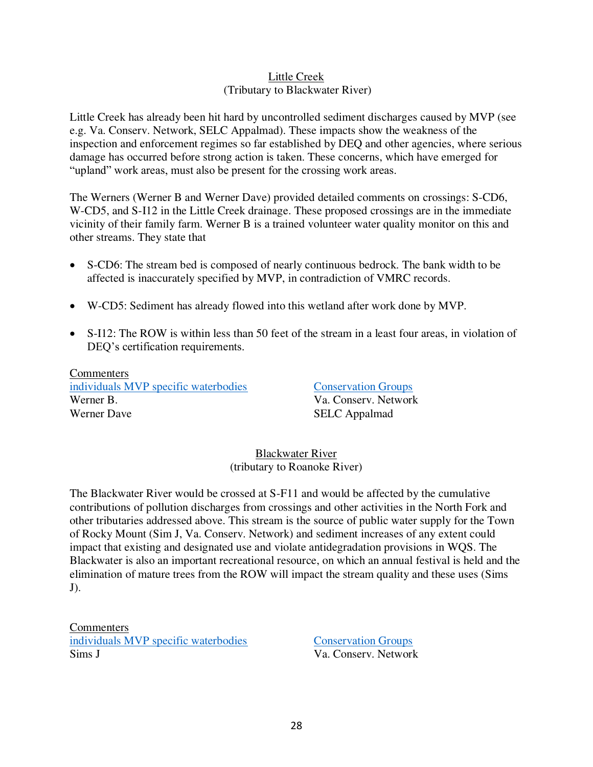<u>Little Creek</u>
(Tributary to Blackwater River)

Little Creek has already been hit hard by uncontrolled sediment discharges caused by MVP (see e.g. Va. Conserv. Network, SELC Appalmad). These impacts show the weakness of the inspection and enforcement regimes so far established by DEQ and other agencies, where serious damage has occurred before strong action is taken. These concerns, which have emerged for "upland" work areas, must also be present for the crossing work areas.

The Werners (Werner B and Werner Dave) provided detailed comments on crossings: S-CD6, W-CD5, and S-I12 in the Little Creek drainage. These proposed crossings are in the immediate vicinity of their family farm. Werner B is a trained volunteer water quality monitor on this and other streams. They state that

- S-CD6: The stream bed is composed of nearly continuous bedrock. The bank width to be affected is inaccurately specified by MVP, in contradiction of VMRC records.
- W-CD5: Sediment has already flowed into this wetland after work done by MVP.
- S-I12: The ROW is within less than 50 feet of the stream in a least four areas, in violation of DEQ's certification requirements.

| Commenters | |
|---|---|
| individuals MVP specific waterbodies | Conservation Groups |
| Werner B. | Va. Conserv. Network |
| Werner Dave | SELC Appalmad |

<u>Blackwater River</u>
(tributary to Roanoke River)

The Blackwater River would be crossed at S-F11 and would be affected by the cumulative contributions of pollution discharges from crossings and other activities in the North Fork and other tributaries addressed above. This stream is the source of public water supply for the Town of Rocky Mount (Sim J, Va. Conserv. Network) and sediment increases of any extent could impact that existing and designated use and violate antidegradation provisions in WQS. The Blackwater is also an important recreational resource, on which an annual festival is held and the elimination of mature trees from the ROW will impact the stream quality and these uses (Sims J).

| Commenters | |
|---|---|
| individuals MVP specific waterbodies | Conservation Groups |
| Sims J | Va. Conserv. Network |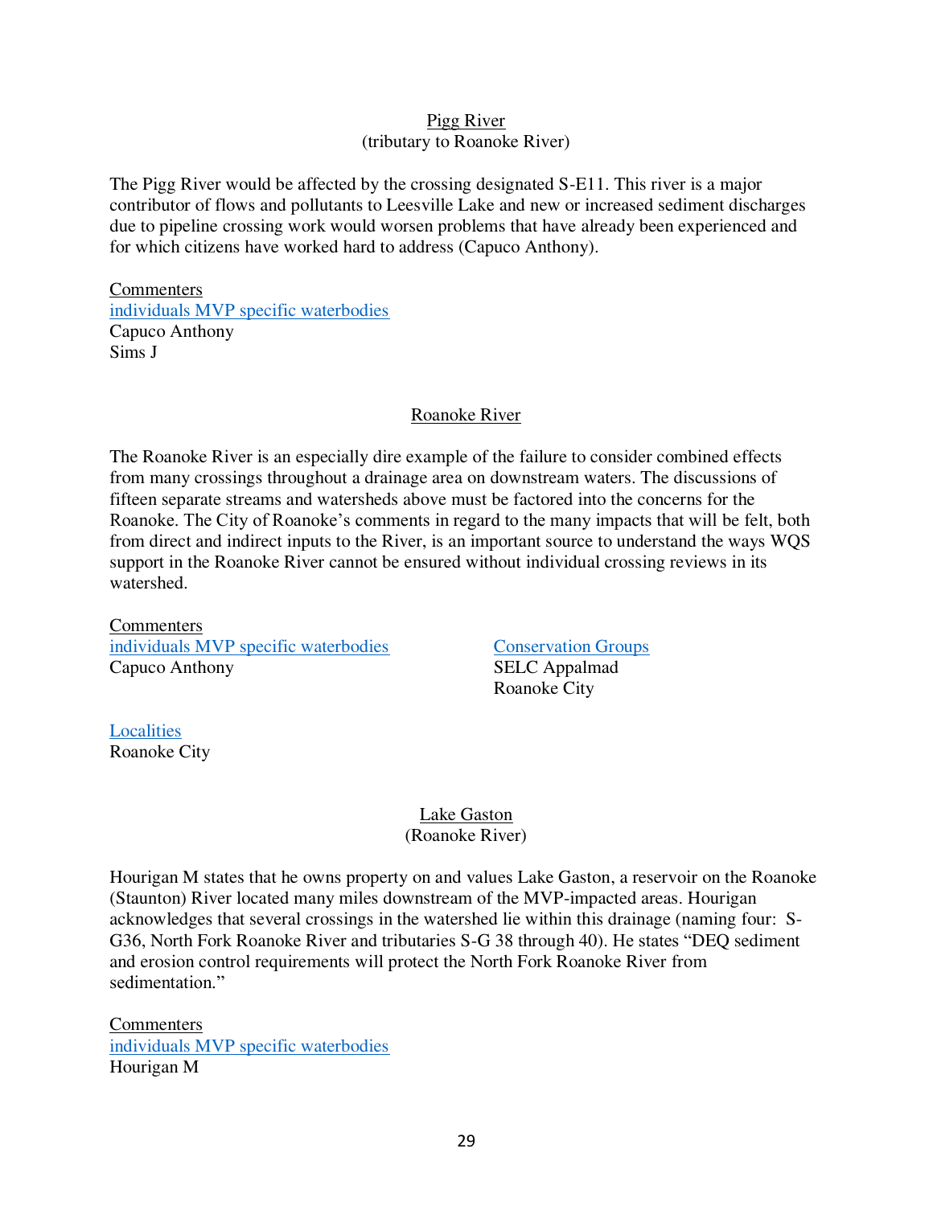<u>Pigg River</u>
(tributary to Roanoke River)

The Pigg River would be affected by the crossing designated S-E11. This river is a major contributor of flows and pollutants to Leesville Lake and new or increased sediment discharges due to pipeline crossing work would worsen problems that have already been experienced and for which citizens have worked hard to address (Capuco Anthony).

<u>Commenters</u>
[individuals MVP specific waterbodies]
Capuco Anthony
Sims J

<u>Roanoke River</u>

The Roanoke River is an especially dire example of the failure to consider combined effects from many crossings throughout a drainage area on downstream waters. The discussions of fifteen separate streams and watersheds above must be factored into the concerns for the Roanoke. The City of Roanoke's comments in regard to the many impacts that will be felt, both from direct and indirect inputs to the River, is an important source to understand the ways WQS support in the Roanoke River cannot be ensured without individual crossing reviews in its watershed.

<u>Commenters</u>
[individuals MVP specific waterbodies]
Capuco Anthony

[Conservation Groups]
SELC Appalmad
Roanoke City

[Localities]
Roanoke City

<u>Lake Gaston</u>
(Roanoke River)

Hourigan M states that he owns property on and values Lake Gaston, a reservoir on the Roanoke (Staunton) River located many miles downstream of the MVP-impacted areas. Hourigan acknowledges that several crossings in the watershed lie within this drainage (naming four: S-G36, North Fork Roanoke River and tributaries S-G 38 through 40). He states "DEQ sediment and erosion control requirements will protect the North Fork Roanoke River from sedimentation."

<u>Commenters</u>
[individuals MVP specific waterbodies]
Hourigan M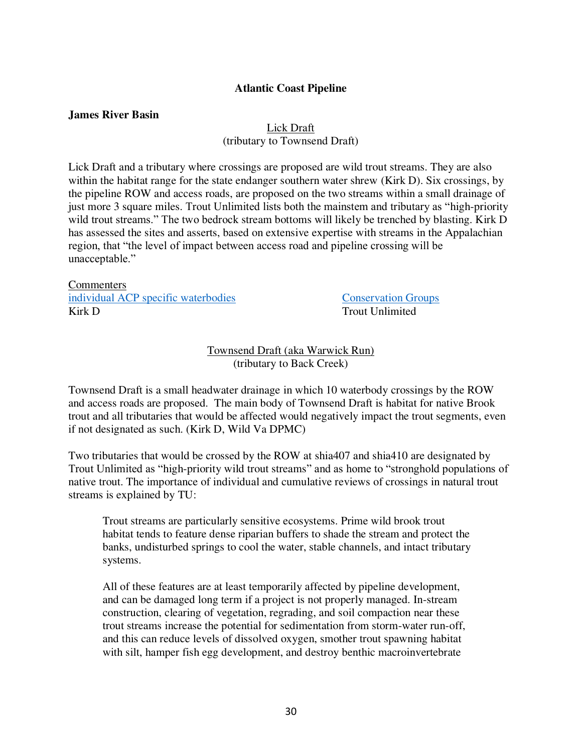**Atlantic Coast Pipeline**

**James River Basin**

Lick Draft
(tributary to Townsend Draft)

Lick Draft and a tributary where crossings are proposed are wild trout streams. They are also within the habitat range for the state endanger southern water shrew (Kirk D). Six crossings, by the pipeline ROW and access roads, are proposed on the two streams within a small drainage of just more 3 square miles. Trout Unlimited lists both the mainstem and tributary as "high-priority wild trout streams." The two bedrock stream bottoms will likely be trenched by blasting. Kirk D has assessed the sites and asserts, based on extensive expertise with streams in the Appalachian region, that "the level of impact between access road and pipeline crossing will be unacceptable."

| Commenters | |
|---|---|
| individual ACP specific waterbodies | Conservation Groups |
| Kirk D | Trout Unlimited |

Townsend Draft (aka Warwick Run)
(tributary to Back Creek)

Townsend Draft is a small headwater drainage in which 10 waterbody crossings by the ROW and access roads are proposed. The main body of Townsend Draft is habitat for native Brook trout and all tributaries that would be affected would negatively impact the trout segments, even if not designated as such. (Kirk D, Wild Va DPMC)

Two tributaries that would be crossed by the ROW at shia407 and shia410 are designated by Trout Unlimited as "high-priority wild trout streams" and as home to "stronghold populations of native trout. The importance of individual and cumulative reviews of crossings in natural trout streams is explained by TU:

> Trout streams are particularly sensitive ecosystems. Prime wild brook trout habitat tends to feature dense riparian buffers to shade the stream and protect the banks, undisturbed springs to cool the water, stable channels, and intact tributary systems.
>
> All of these features are at least temporarily affected by pipeline development, and can be damaged long term if a project is not properly managed. In-stream construction, clearing of vegetation, regrading, and soil compaction near these trout streams increase the potential for sedimentation from storm-water run-off, and this can reduce levels of dissolved oxygen, smother trout spawning habitat with silt, hamper fish egg development, and destroy benthic macroinvertebrate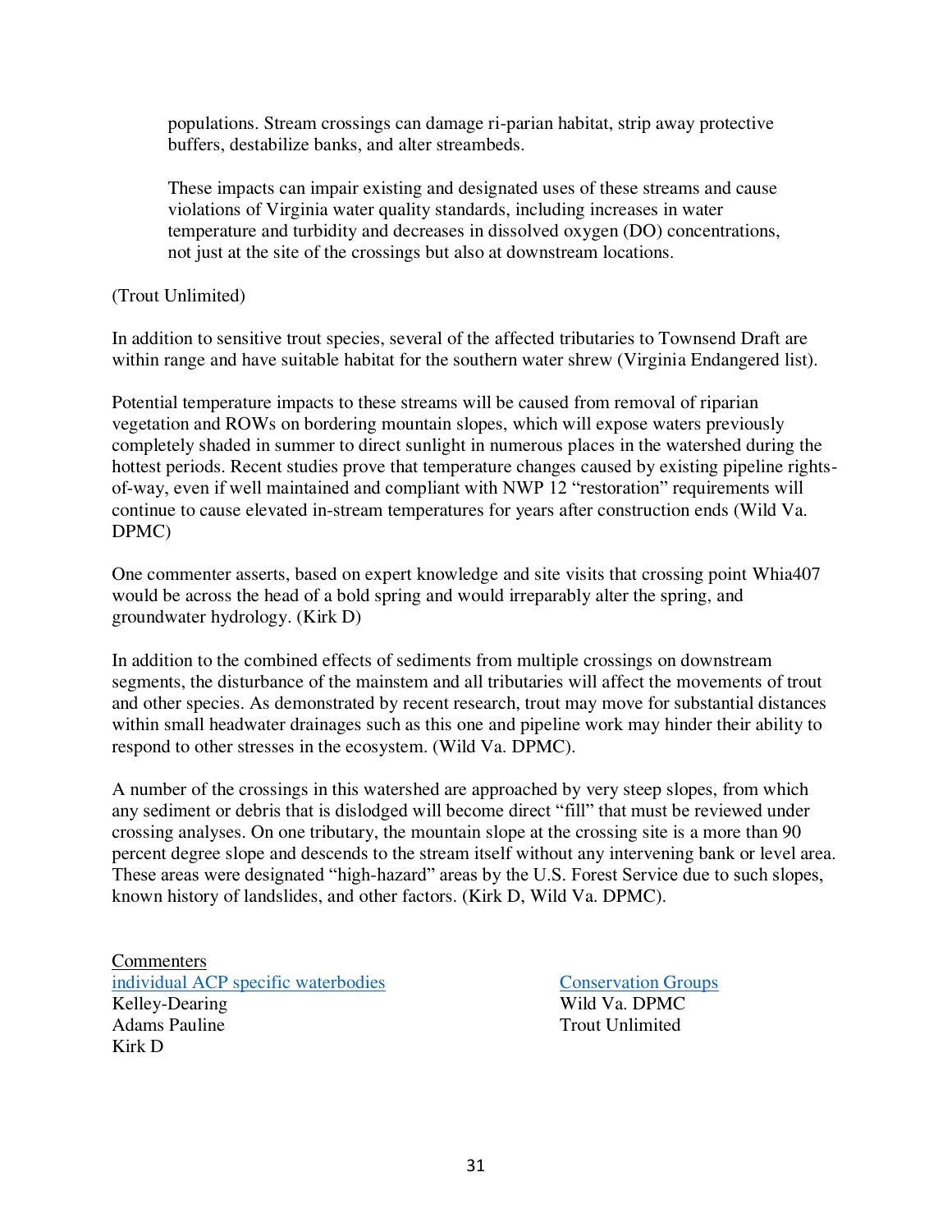> populations. Stream crossings can damage ri-parian habitat, strip away protective buffers, destabilize banks, and alter streambeds.
>
> These impacts can impair existing and designated uses of these streams and cause violations of Virginia water quality standards, including increases in water temperature and turbidity and decreases in dissolved oxygen (DO) concentrations, not just at the site of the crossings but also at downstream locations.

(Trout Unlimited)

In addition to sensitive trout species, several of the affected tributaries to Townsend Draft are within range and have suitable habitat for the southern water shrew (Virginia Endangered list).

Potential temperature impacts to these streams will be caused from removal of riparian vegetation and ROWs on bordering mountain slopes, which will expose waters previously completely shaded in summer to direct sunlight in numerous places in the watershed during the hottest periods. Recent studies prove that temperature changes caused by existing pipeline rights-of-way, even if well maintained and compliant with NWP 12 "restoration" requirements will continue to cause elevated in-stream temperatures for years after construction ends (Wild Va. DPMC)

One commenter asserts, based on expert knowledge and site visits that crossing point Whia407 would be across the head of a bold spring and would irreparably alter the spring, and groundwater hydrology. (Kirk D)

In addition to the combined effects of sediments from multiple crossings on downstream segments, the disturbance of the mainstem and all tributaries will affect the movements of trout and other species. As demonstrated by recent research, trout may move for substantial distances within small headwater drainages such as this one and pipeline work may hinder their ability to respond to other stresses in the ecosystem. (Wild Va. DPMC).

A number of the crossings in this watershed are approached by very steep slopes, from which any sediment or debris that is dislodged will become direct "fill" that must be reviewed under crossing analyses. On one tributary, the mountain slope at the crossing site is a more than 90 percent degree slope and descends to the stream itself without any intervening bank or level area. These areas were designated "high-hazard" areas by the U.S. Forest Service due to such slopes, known history of landslides, and other factors. (Kirk D, Wild Va. DPMC).

Commenters

individual ACP specific waterbodies
Kelley-Dearing
Adams Pauline
Kirk D

Conservation Groups
Wild Va. DPMC
Trout Unlimited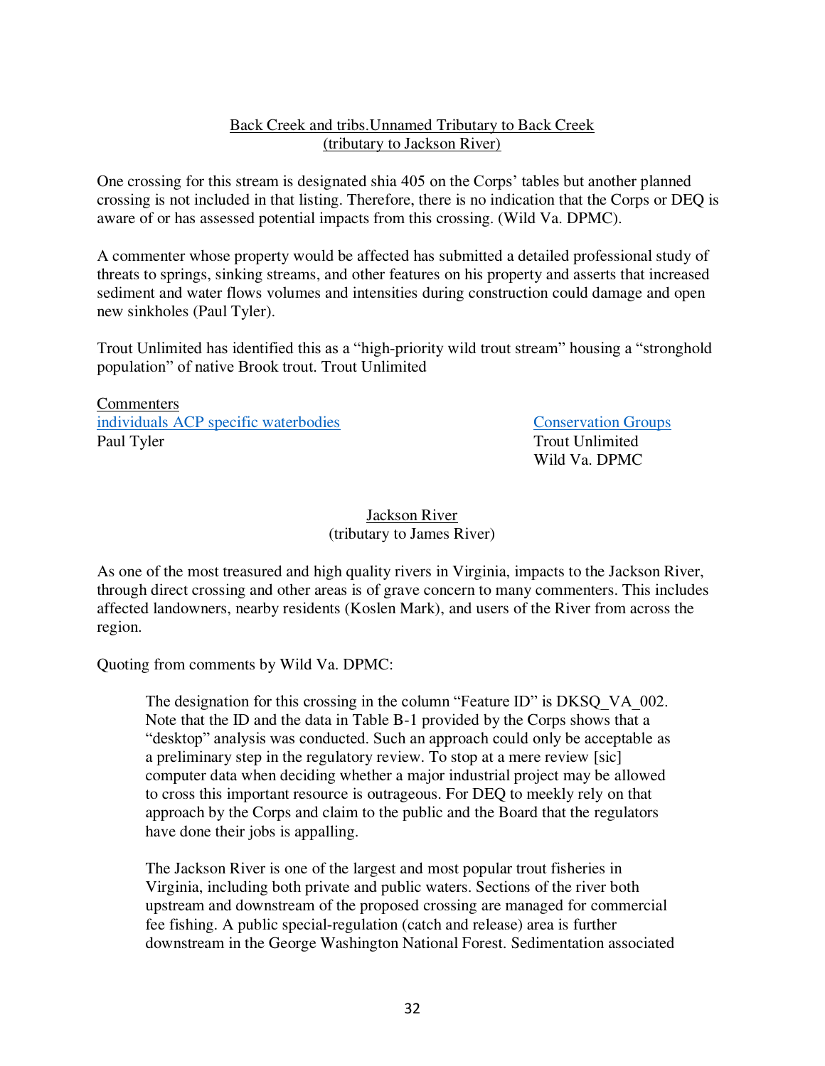<u>Back Creek and tribs.Unnamed Tributary to Back Creek</u>
<u>(tributary to Jackson River)</u>

One crossing for this stream is designated shia 405 on the Corps' tables but another planned crossing is not included in that listing. Therefore, there is no indication that the Corps or DEQ is aware of or has assessed potential impacts from this crossing. (Wild Va. DPMC).

A commenter whose property would be affected has submitted a detailed professional study of threats to springs, sinking streams, and other features on his property and asserts that increased sediment and water flows volumes and intensities during construction could damage and open new sinkholes (Paul Tyler).

Trout Unlimited has identified this as a "high-priority wild trout stream" housing a "stronghold population" of native Brook trout. Trout Unlimited

<u>Commenters</u>

| individuals ACP specific waterbodies | Conservation Groups |
|---|---|
| Paul Tyler | Trout Unlimited |
| | Wild Va. DPMC |

<u>Jackson River</u>
(tributary to James River)

As one of the most treasured and high quality rivers in Virginia, impacts to the Jackson River, through direct crossing and other areas is of grave concern to many commenters. This includes affected landowners, nearby residents (Koslen Mark), and users of the River from across the region.

Quoting from comments by Wild Va. DPMC:

> The designation for this crossing in the column "Feature ID" is DKSQ_VA_002. Note that the ID and the data in Table B-1 provided by the Corps shows that a "desktop" analysis was conducted. Such an approach could only be acceptable as a preliminary step in the regulatory review. To stop at a mere review [sic] computer data when deciding whether a major industrial project may be allowed to cross this important resource is outrageous. For DEQ to meekly rely on that approach by the Corps and claim to the public and the Board that the regulators have done their jobs is appalling.
>
> The Jackson River is one of the largest and most popular trout fisheries in Virginia, including both private and public waters. Sections of the river both upstream and downstream of the proposed crossing are managed for commercial fee fishing. A public special-regulation (catch and release) area is further downstream in the George Washington National Forest. Sedimentation associated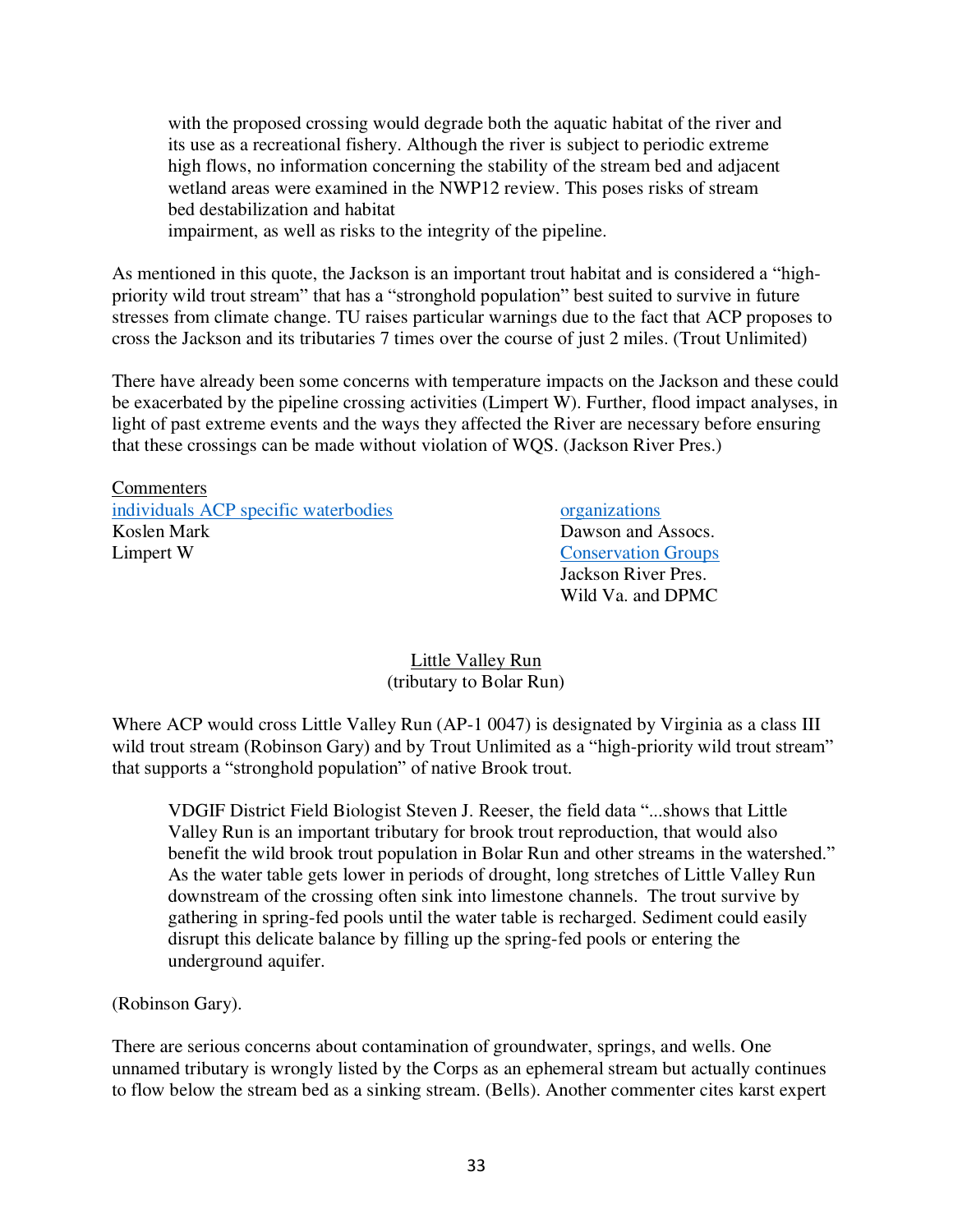> with the proposed crossing would degrade both the aquatic habitat of the river and its use as a recreational fishery. Although the river is subject to periodic extreme high flows, no information concerning the stability of the stream bed and adjacent wetland areas were examined in the NWP12 review. This poses risks of stream bed destabilization and habitat
> impairment, as well as risks to the integrity of the pipeline.

As mentioned in this quote, the Jackson is an important trout habitat and is considered a "high-priority wild trout stream" that has a "stronghold population" best suited to survive in future stresses from climate change. TU raises particular warnings due to the fact that ACP proposes to cross the Jackson and its tributaries 7 times over the course of just 2 miles. (Trout Unlimited)

There have already been some concerns with temperature impacts on the Jackson and these could be exacerbated by the pipeline crossing activities (Limpert W). Further, flood impact analyses, in light of past extreme events and the ways they affected the River are necessary before ensuring that these crossings can be made without violation of WQS. (Jackson River Pres.)

Commenters

| individuals ACP specific waterbodies | organizations |
|---|---|
| Koslen Mark | Dawson and Assocs. |
| Limpert W | Conservation Groups |
| | Jackson River Pres. |
| | Wild Va. and DPMC |

Little Valley Run
(tributary to Bolar Run)

Where ACP would cross Little Valley Run (AP-1 0047) is designated by Virginia as a class III wild trout stream (Robinson Gary) and by Trout Unlimited as a "high-priority wild trout stream" that supports a "stronghold population" of native Brook trout.

> VDGIF District Field Biologist Steven J. Reeser, the field data "...shows that Little Valley Run is an important tributary for brook trout reproduction, that would also benefit the wild brook trout population in Bolar Run and other streams in the watershed." As the water table gets lower in periods of drought, long stretches of Little Valley Run downstream of the crossing often sink into limestone channels. The trout survive by gathering in spring-fed pools until the water table is recharged. Sediment could easily disrupt this delicate balance by filling up the spring-fed pools or entering the underground aquifer.

(Robinson Gary).

There are serious concerns about contamination of groundwater, springs, and wells. One unnamed tributary is wrongly listed by the Corps as an ephemeral stream but actually continues to flow below the stream bed as a sinking stream. (Bells). Another commenter cites karst expert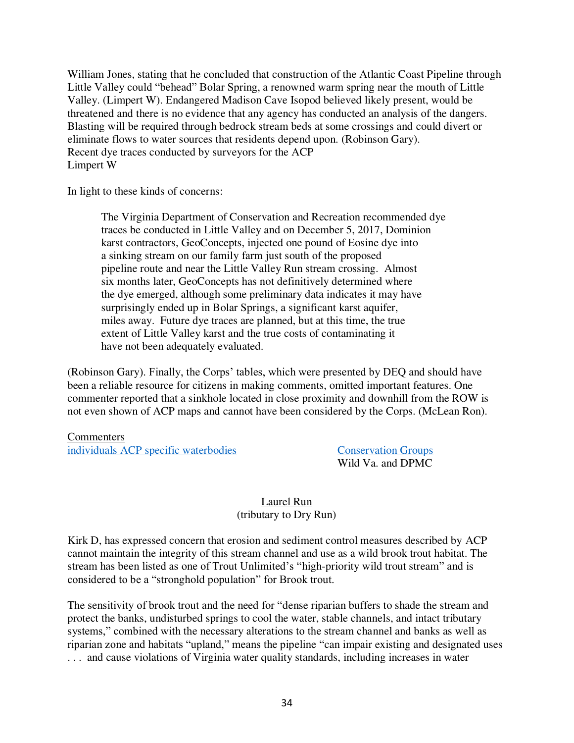William Jones, stating that he concluded that construction of the Atlantic Coast Pipeline through Little Valley could "behead" Bolar Spring, a renowned warm spring near the mouth of Little Valley. (Limpert W). Endangered Madison Cave Isopod believed likely present, would be threatened and there is no evidence that any agency has conducted an analysis of the dangers. Blasting will be required through bedrock stream beds at some crossings and could divert or eliminate flows to water sources that residents depend upon. (Robinson Gary).
Recent dye traces conducted by surveyors for the ACP
Limpert W

In light to these kinds of concerns:

> The Virginia Department of Conservation and Recreation recommended dye traces be conducted in Little Valley and on December 5, 2017, Dominion karst contractors, GeoConcepts, injected one pound of Eosine dye into a sinking stream on our family farm just south of the proposed pipeline route and near the Little Valley Run stream crossing. Almost six months later, GeoConcepts has not definitively determined where the dye emerged, although some preliminary data indicates it may have surprisingly ended up in Bolar Springs, a significant karst aquifer, miles away. Future dye traces are planned, but at this time, the true extent of Little Valley karst and the true costs of contaminating it have not been adequately evaluated.

(Robinson Gary). Finally, the Corps' tables, which were presented by DEQ and should have been a reliable resource for citizens in making comments, omitted important features. One commenter reported that a sinkhole located in close proximity and downhill from the ROW is not even shown of ACP maps and cannot have been considered by the Corps. (McLean Ron).

Commenters
individuals ACP specific waterbodies

Conservation Groups
Wild Va. and DPMC

Laurel Run
(tributary to Dry Run)

Kirk D, has expressed concern that erosion and sediment control measures described by ACP cannot maintain the integrity of this stream channel and use as a wild brook trout habitat. The stream has been listed as one of Trout Unlimited's "high-priority wild trout stream" and is considered to be a "stronghold population" for Brook trout.

The sensitivity of brook trout and the need for "dense riparian buffers to shade the stream and protect the banks, undisturbed springs to cool the water, stable channels, and intact tributary systems," combined with the necessary alterations to the stream channel and banks as well as riparian zone and habitats "upland," means the pipeline "can impair existing and designated uses . . . and cause violations of Virginia water quality standards, including increases in water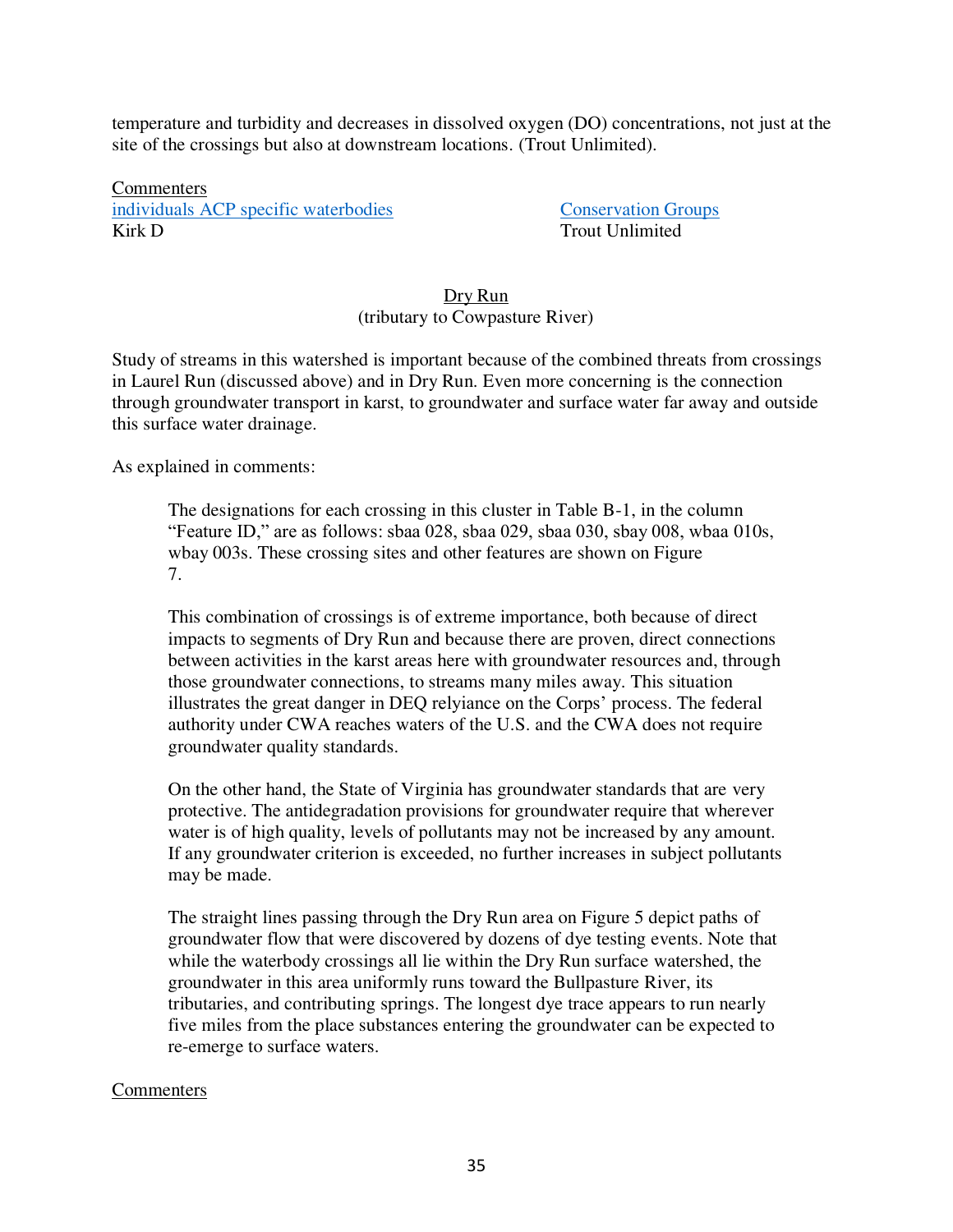temperature and turbidity and decreases in dissolved oxygen (DO) concentrations, not just at the site of the crossings but also at downstream locations. (Trout Unlimited).

Commenters

| individuals ACP specific waterbodies | Conservation Groups |
|---|---|
| Kirk D | Trout Unlimited |

## Dry Run
(tributary to Cowpasture River)

Study of streams in this watershed is important because of the combined threats from crossings in Laurel Run (discussed above) and in Dry Run. Even more concerning is the connection through groundwater transport in karst, to groundwater and surface water far away and outside this surface water drainage.

As explained in comments:

> The designations for each crossing in this cluster in Table B-1, in the column "Feature ID," are as follows: sbaa 028, sbaa 029, sbaa 030, sbay 008, wbaa 010s, wbay 003s. These crossing sites and other features are shown on Figure 7.
>
> This combination of crossings is of extreme importance, both because of direct impacts to segments of Dry Run and because there are proven, direct connections between activities in the karst areas here with groundwater resources and, through those groundwater connections, to streams many miles away. This situation illustrates the great danger in DEQ relyiance on the Corps' process. The federal authority under CWA reaches waters of the U.S. and the CWA does not require groundwater quality standards.
>
> On the other hand, the State of Virginia has groundwater standards that are very protective. The antidegradation provisions for groundwater require that wherever water is of high quality, levels of pollutants may not be increased by any amount. If any groundwater criterion is exceeded, no further increases in subject pollutants may be made.
>
> The straight lines passing through the Dry Run area on Figure 5 depict paths of groundwater flow that were discovered by dozens of dye testing events. Note that while the waterbody crossings all lie within the Dry Run surface watershed, the groundwater in this area uniformly runs toward the Bullpasture River, its tributaries, and contributing springs. The longest dye trace appears to run nearly five miles from the place substances entering the groundwater can be expected to re-emerge to surface waters.

Commenters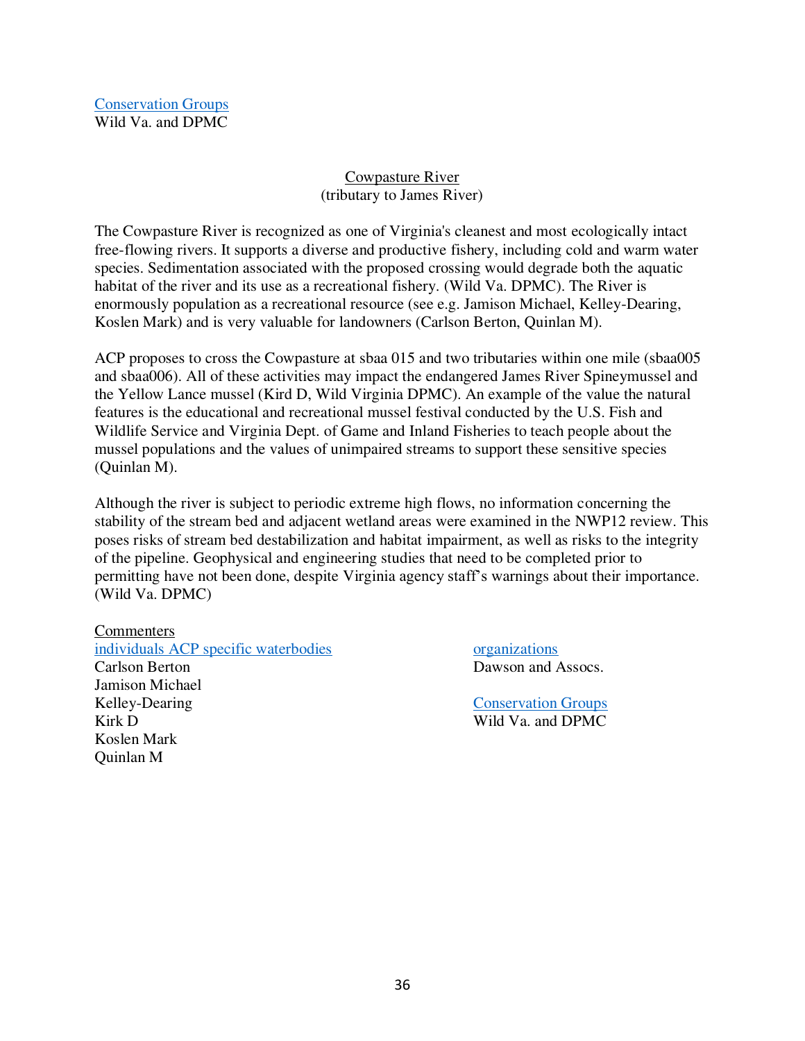[Conservation Groups]
Wild Va. and DPMC

## Cowpasture River
(tributary to James River)

The Cowpasture River is recognized as one of Virginia's cleanest and most ecologically intact free-flowing rivers. It supports a diverse and productive fishery, including cold and warm water species. Sedimentation associated with the proposed crossing would degrade both the aquatic habitat of the river and its use as a recreational fishery. (Wild Va. DPMC). The River is enormously population as a recreational resource (see e.g. Jamison Michael, Kelley-Dearing, Koslen Mark) and is very valuable for landowners (Carlson Berton, Quinlan M).

ACP proposes to cross the Cowpasture at sbaa 015 and two tributaries within one mile (sbaa005 and sbaa006). All of these activities may impact the endangered James River Spineymussel and the Yellow Lance mussel (Kird D, Wild Virginia DPMC). An example of the value the natural features is the educational and recreational mussel festival conducted by the U.S. Fish and Wildlife Service and Virginia Dept. of Game and Inland Fisheries to teach people about the mussel populations and the values of unimpaired streams to support these sensitive species (Quinlan M).

Although the river is subject to periodic extreme high flows, no information concerning the stability of the stream bed and adjacent wetland areas were examined in the NWP12 review. This poses risks of stream bed destabilization and habitat impairment, as well as risks to the integrity of the pipeline. Geophysical and engineering studies that need to be completed prior to permitting have not been done, despite Virginia agency staff's warnings about their importance. (Wild Va. DPMC)

Commenters

[individuals ACP specific waterbodies]
Carlson Berton
Jamison Michael
Kelley-Dearing
Kirk D
Koslen Mark
Quinlan M

[organizations]
Dawson and Assocs.

[Conservation Groups]
Wild Va. and DPMC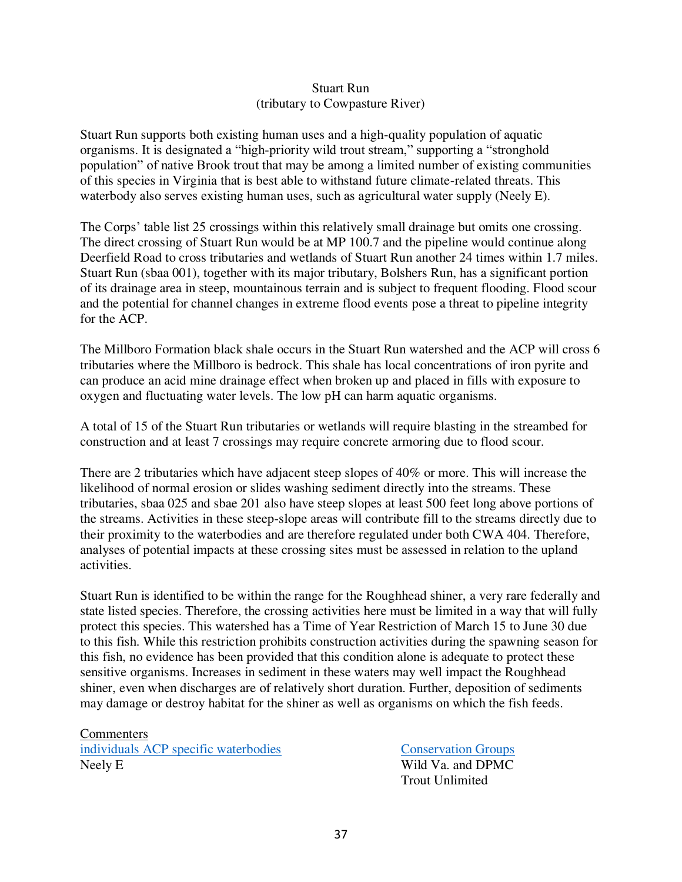## Stuart Run
### (tributary to Cowpasture River)

Stuart Run supports both existing human uses and a high-quality population of aquatic organisms. It is designated a "high-priority wild trout stream," supporting a "stronghold population" of native Brook trout that may be among a limited number of existing communities of this species in Virginia that is best able to withstand future climate-related threats. This waterbody also serves existing human uses, such as agricultural water supply (Neely E).

The Corps' table list 25 crossings within this relatively small drainage but omits one crossing. The direct crossing of Stuart Run would be at MP 100.7 and the pipeline would continue along Deerfield Road to cross tributaries and wetlands of Stuart Run another 24 times within 1.7 miles. Stuart Run (sbaa 001), together with its major tributary, Bolshers Run, has a significant portion of its drainage area in steep, mountainous terrain and is subject to frequent flooding. Flood scour and the potential for channel changes in extreme flood events pose a threat to pipeline integrity for the ACP.

The Millboro Formation black shale occurs in the Stuart Run watershed and the ACP will cross 6 tributaries where the Millboro is bedrock. This shale has local concentrations of iron pyrite and can produce an acid mine drainage effect when broken up and placed in fills with exposure to oxygen and fluctuating water levels. The low pH can harm aquatic organisms.

A total of 15 of the Stuart Run tributaries or wetlands will require blasting in the streambed for construction and at least 7 crossings may require concrete armoring due to flood scour.

There are 2 tributaries which have adjacent steep slopes of 40% or more. This will increase the likelihood of normal erosion or slides washing sediment directly into the streams. These tributaries, sbaa 025 and sbae 201 also have steep slopes at least 500 feet long above portions of the streams. Activities in these steep-slope areas will contribute fill to the streams directly due to their proximity to the waterbodies and are therefore regulated under both CWA 404. Therefore, analyses of potential impacts at these crossing sites must be assessed in relation to the upland activities.

Stuart Run is identified to be within the range for the Roughhead shiner, a very rare federally and state listed species. Therefore, the crossing activities here must be limited in a way that will fully protect this species. This watershed has a Time of Year Restriction of March 15 to June 30 due to this fish. While this restriction prohibits construction activities during the spawning season for this fish, no evidence has been provided that this condition alone is adequate to protect these sensitive organisms. Increases in sediment in these waters may well impact the Roughhead shiner, even when discharges are of relatively short duration. Further, deposition of sediments may damage or destroy habitat for the shiner as well as organisms on which the fish feeds.

Commenters

individuals ACP specific waterbodies
Neely E

Conservation Groups
Wild Va. and DPMC
Trout Unlimited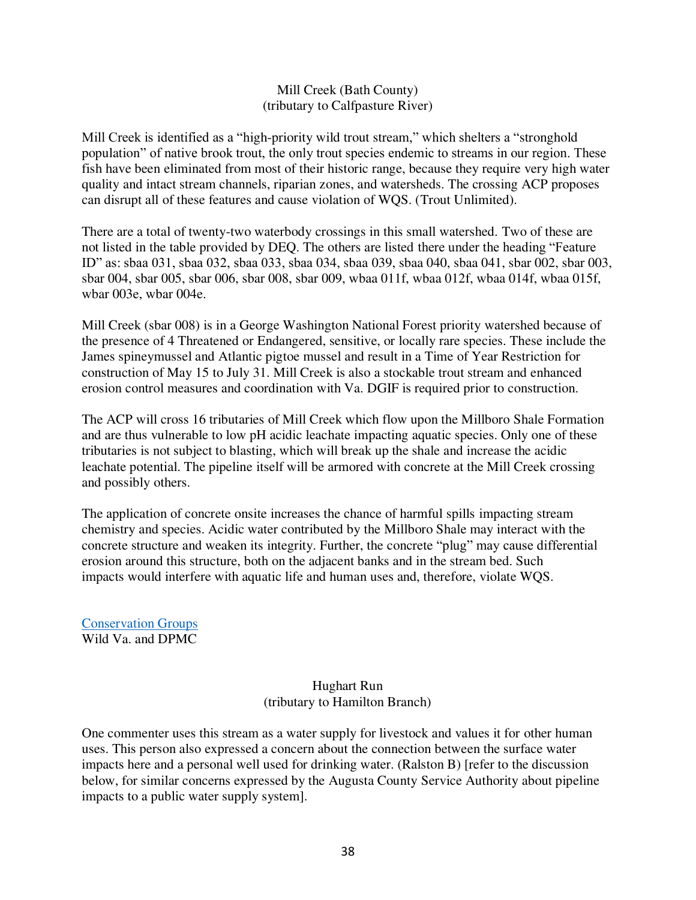Mill Creek (Bath County)
(tributary to Calfpasture River)

Mill Creek is identified as a "high-priority wild trout stream," which shelters a "stronghold population" of native brook trout, the only trout species endemic to streams in our region. These fish have been eliminated from most of their historic range, because they require very high water quality and intact stream channels, riparian zones, and watersheds. The crossing ACP proposes can disrupt all of these features and cause violation of WQS. (Trout Unlimited).

There are a total of twenty-two waterbody crossings in this small watershed. Two of these are not listed in the table provided by DEQ. The others are listed there under the heading "Feature ID" as: sbaa 031, sbaa 032, sbaa 033, sbaa 034, sbaa 039, sbaa 040, sbaa 041, sbar 002, sbar 003, sbar 004, sbar 005, sbar 006, sbar 008, sbar 009, wbaa 011f, wbaa 012f, wbaa 014f, wbaa 015f, wbar 003e, wbar 004e.

Mill Creek (sbar 008) is in a George Washington National Forest priority watershed because of the presence of 4 Threatened or Endangered, sensitive, or locally rare species. These include the James spineymussel and Atlantic pigtoe mussel and result in a Time of Year Restriction for construction of May 15 to July 31. Mill Creek is also a stockable trout stream and enhanced erosion control measures and coordination with Va. DGIF is required prior to construction.

The ACP will cross 16 tributaries of Mill Creek which flow upon the Millboro Shale Formation and are thus vulnerable to low pH acidic leachate impacting aquatic species. Only one of these tributaries is not subject to blasting, which will break up the shale and increase the acidic leachate potential. The pipeline itself will be armored with concrete at the Mill Creek crossing and possibly others.

The application of concrete onsite increases the chance of harmful spills impacting stream chemistry and species. Acidic water contributed by the Millboro Shale may interact with the concrete structure and weaken its integrity. Further, the concrete "plug" may cause differential erosion around this structure, both on the adjacent banks and in the stream bed. Such impacts would interfere with aquatic life and human uses and, therefore, violate WQS.

Conservation Groups
Wild Va. and DPMC

Hughart Run
(tributary to Hamilton Branch)

One commenter uses this stream as a water supply for livestock and values it for other human uses. This person also expressed a concern about the connection between the surface water impacts here and a personal well used for drinking water. (Ralston B) [refer to the discussion below, for similar concerns expressed by the Augusta County Service Authority about pipeline impacts to a public water supply system].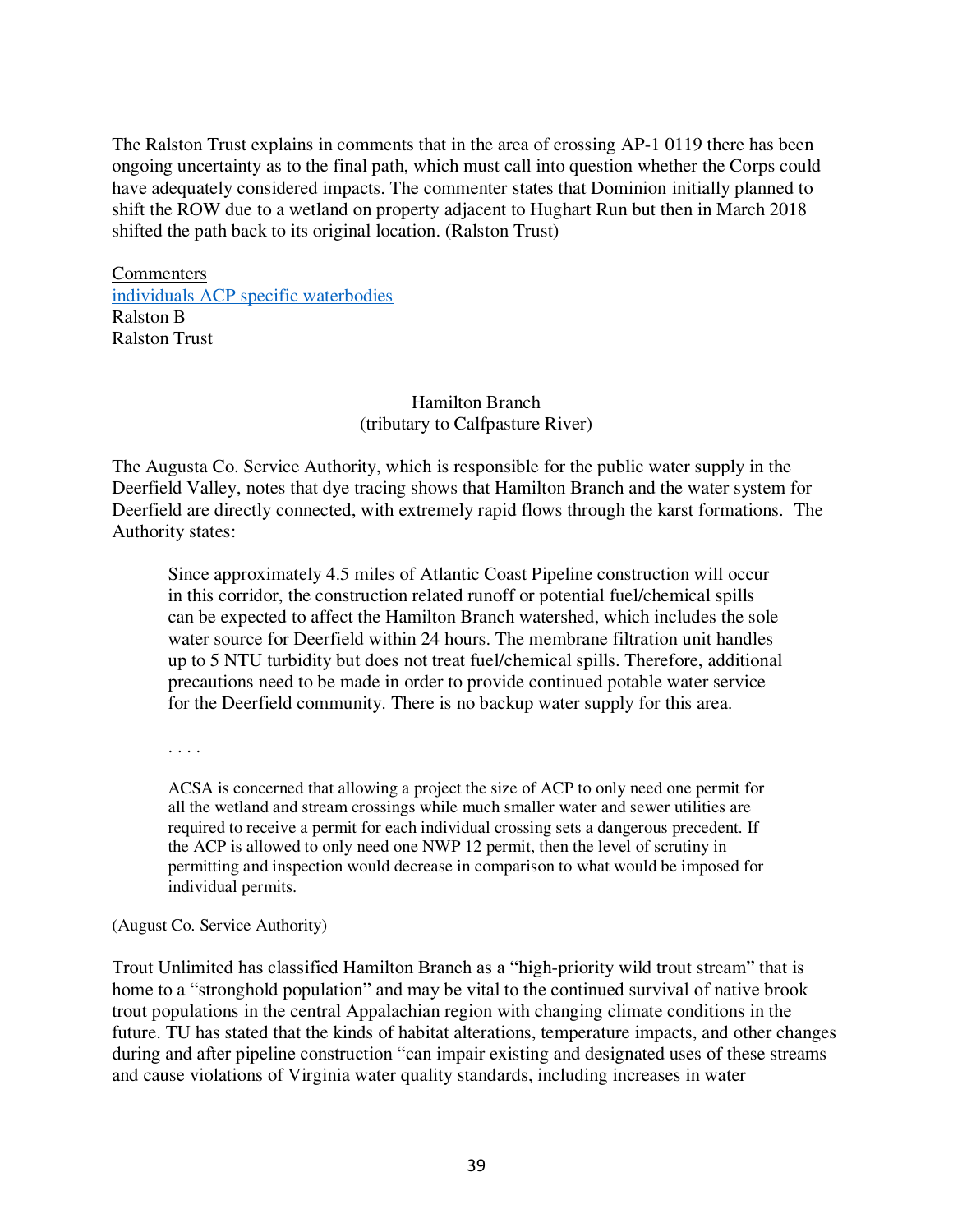The Ralston Trust explains in comments that in the area of crossing AP-1 0119 there has been ongoing uncertainty as to the final path, which must call into question whether the Corps could have adequately considered impacts. The commenter states that Dominion initially planned to shift the ROW due to a wetland on property adjacent to Hughart Run but then in March 2018 shifted the path back to its original location. (Ralston Trust)

<u>Commenters</u>
individuals ACP specific waterbodies
Ralston B
Ralston Trust

<u>Hamilton Branch</u>
(tributary to Calfpasture River)

The Augusta Co. Service Authority, which is responsible for the public water supply in the Deerfield Valley, notes that dye tracing shows that Hamilton Branch and the water system for Deerfield are directly connected, with extremely rapid flows through the karst formations. The Authority states:

> Since approximately 4.5 miles of Atlantic Coast Pipeline construction will occur in this corridor, the construction related runoff or potential fuel/chemical spills can be expected to affect the Hamilton Branch watershed, which includes the sole water source for Deerfield within 24 hours. The membrane filtration unit handles up to 5 NTU turbidity but does not treat fuel/chemical spills. Therefore, additional precautions need to be made in order to provide continued potable water service for the Deerfield community. There is no backup water supply for this area.
>
> . . . .
>
> ACSA is concerned that allowing a project the size of ACP to only need one permit for all the wetland and stream crossings while much smaller water and sewer utilities are required to receive a permit for each individual crossing sets a dangerous precedent. If the ACP is allowed to only need one NWP 12 permit, then the level of scrutiny in permitting and inspection would decrease in comparison to what would be imposed for individual permits.

(August Co. Service Authority)

Trout Unlimited has classified Hamilton Branch as a "high-priority wild trout stream" that is home to a "stronghold population" and may be vital to the continued survival of native brook trout populations in the central Appalachian region with changing climate conditions in the future. TU has stated that the kinds of habitat alterations, temperature impacts, and other changes during and after pipeline construction "can impair existing and designated uses of these streams and cause violations of Virginia water quality standards, including increases in water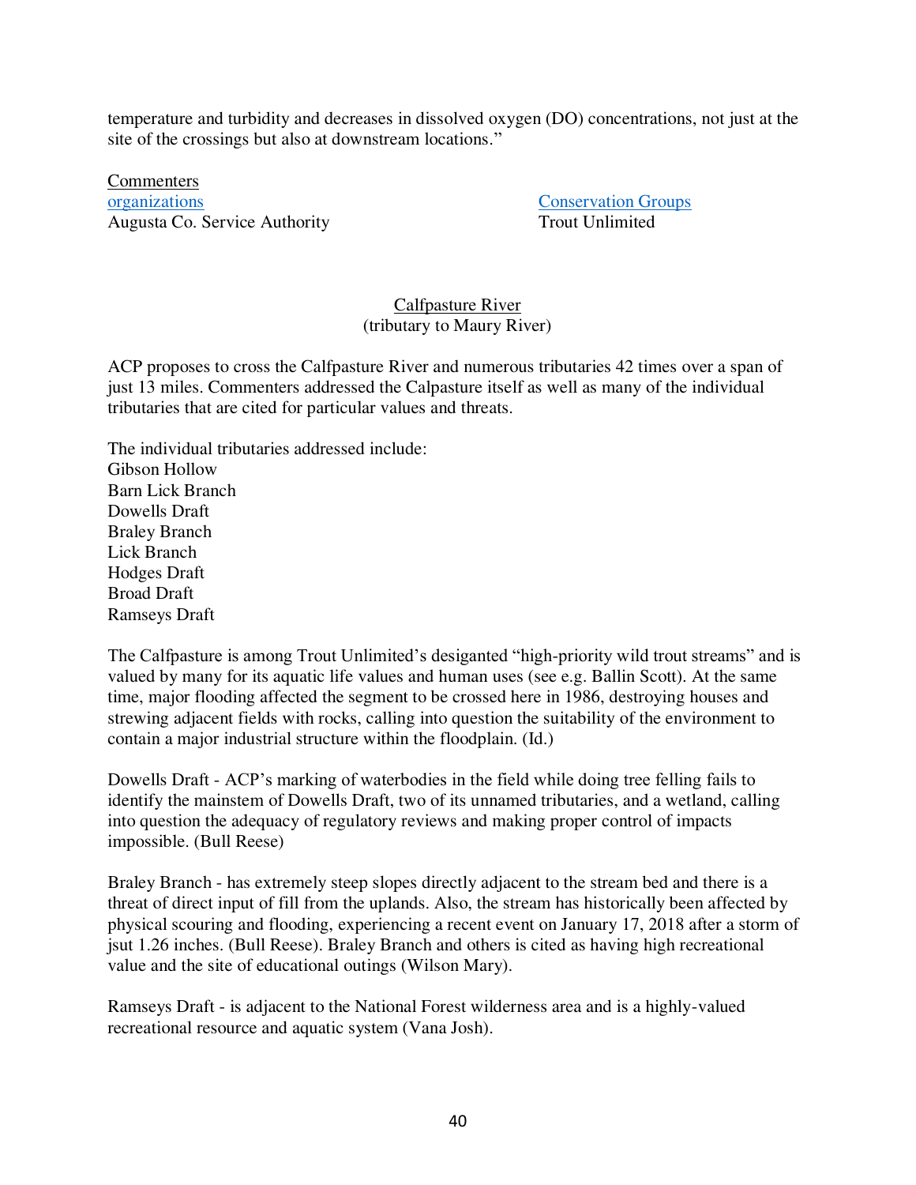temperature and turbidity and decreases in dissolved oxygen (DO) concentrations, not just at the site of the crossings but also at downstream locations."

Commenters

| organizations | Conservation Groups |
|---|---|
| Augusta Co. Service Authority | Trout Unlimited |

## Calfpasture River
(tributary to Maury River)

ACP proposes to cross the Calfpasture River and numerous tributaries 42 times over a span of just 13 miles. Commenters addressed the Calpasture itself as well as many of the individual tributaries that are cited for particular values and threats.

The individual tributaries addressed include:
Gibson Hollow
Barn Lick Branch
Dowells Draft
Braley Branch
Lick Branch
Hodges Draft
Broad Draft
Ramseys Draft

The Calfpasture is among Trout Unlimited's desiganted "high-priority wild trout streams" and is valued by many for its aquatic life values and human uses (see e.g. Ballin Scott). At the same time, major flooding affected the segment to be crossed here in 1986, destroying houses and strewing adjacent fields with rocks, calling into question the suitability of the environment to contain a major industrial structure within the floodplain. (Id.)

Dowells Draft - ACP's marking of waterbodies in the field while doing tree felling fails to identify the mainstem of Dowells Draft, two of its unnamed tributaries, and a wetland, calling into question the adequacy of regulatory reviews and making proper control of impacts impossible. (Bull Reese)

Braley Branch - has extremely steep slopes directly adjacent to the stream bed and there is a threat of direct input of fill from the uplands. Also, the stream has historically been affected by physical scouring and flooding, experiencing a recent event on January 17, 2018 after a storm of jsut 1.26 inches. (Bull Reese). Braley Branch and others is cited as having high recreational value and the site of educational outings (Wilson Mary).

Ramseys Draft - is adjacent to the National Forest wilderness area and is a highly-valued recreational resource and aquatic system (Vana Josh).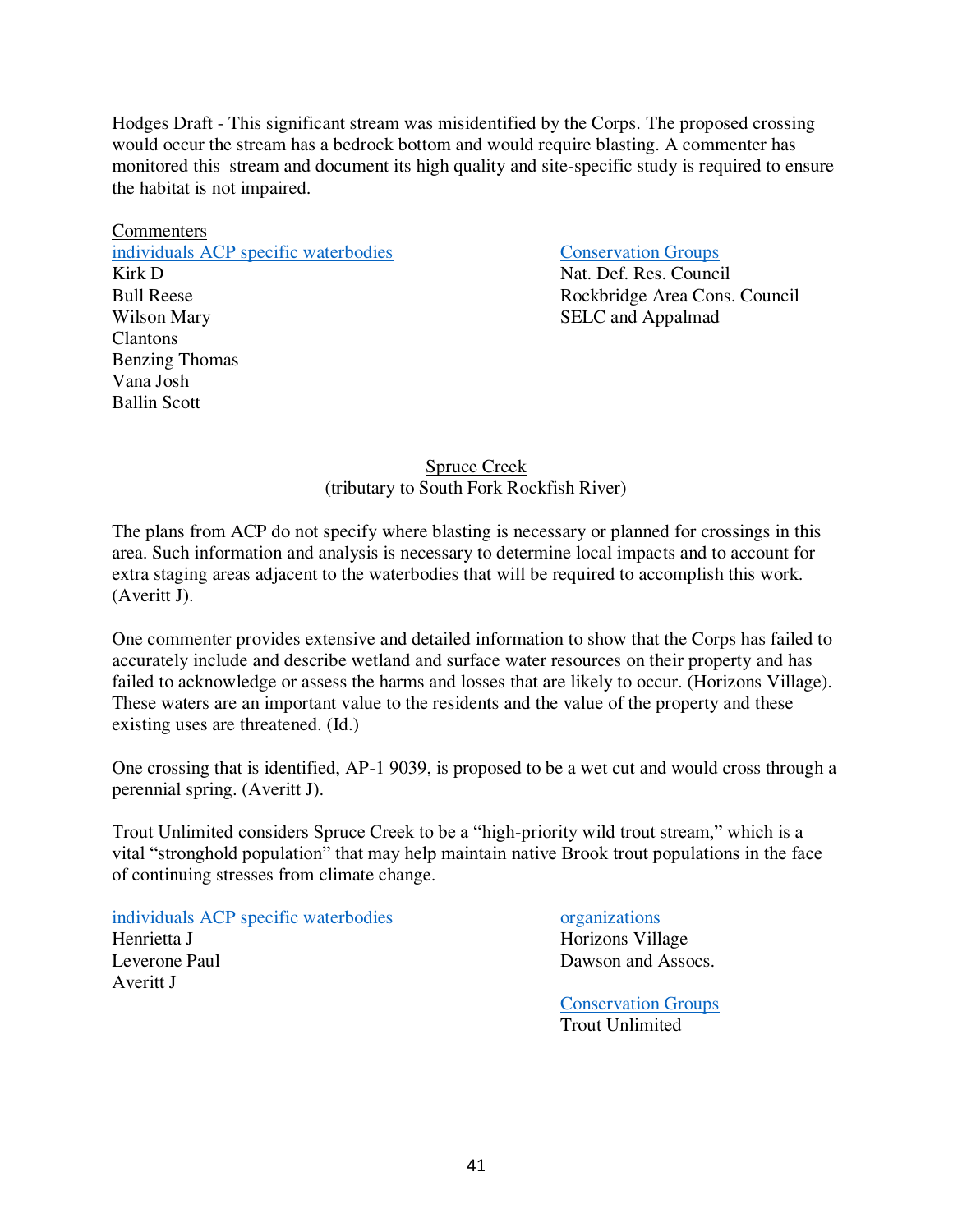Hodges Draft - This significant stream was misidentified by the Corps. The proposed crossing would occur the stream has a bedrock bottom and would require blasting. A commenter has monitored this stream and document its high quality and site-specific study is required to ensure the habitat is not impaired.

Commenters

individuals ACP specific waterbodies
Kirk D
Bull Reese
Wilson Mary
Clantons
Benzing Thomas
Vana Josh
Ballin Scott

Conservation Groups
Nat. Def. Res. Council
Rockbridge Area Cons. Council
SELC and Appalmad

## Spruce Creek
(tributary to South Fork Rockfish River)

The plans from ACP do not specify where blasting is necessary or planned for crossings in this area. Such information and analysis is necessary to determine local impacts and to account for extra staging areas adjacent to the waterbodies that will be required to accomplish this work. (Averitt J).

One commenter provides extensive and detailed information to show that the Corps has failed to accurately include and describe wetland and surface water resources on their property and has failed to acknowledge or assess the harms and losses that are likely to occur. (Horizons Village). These waters are an important value to the residents and the value of the property and these existing uses are threatened. (Id.)

One crossing that is identified, AP-1 9039, is proposed to be a wet cut and would cross through a perennial spring. (Averitt J).

Trout Unlimited considers Spruce Creek to be a "high-priority wild trout stream," which is a vital "stronghold population" that may help maintain native Brook trout populations in the face of continuing stresses from climate change.

individuals ACP specific waterbodies
Henrietta J
Leverone Paul
Averitt J

organizations
Horizons Village
Dawson and Assocs.

Conservation Groups
Trout Unlimited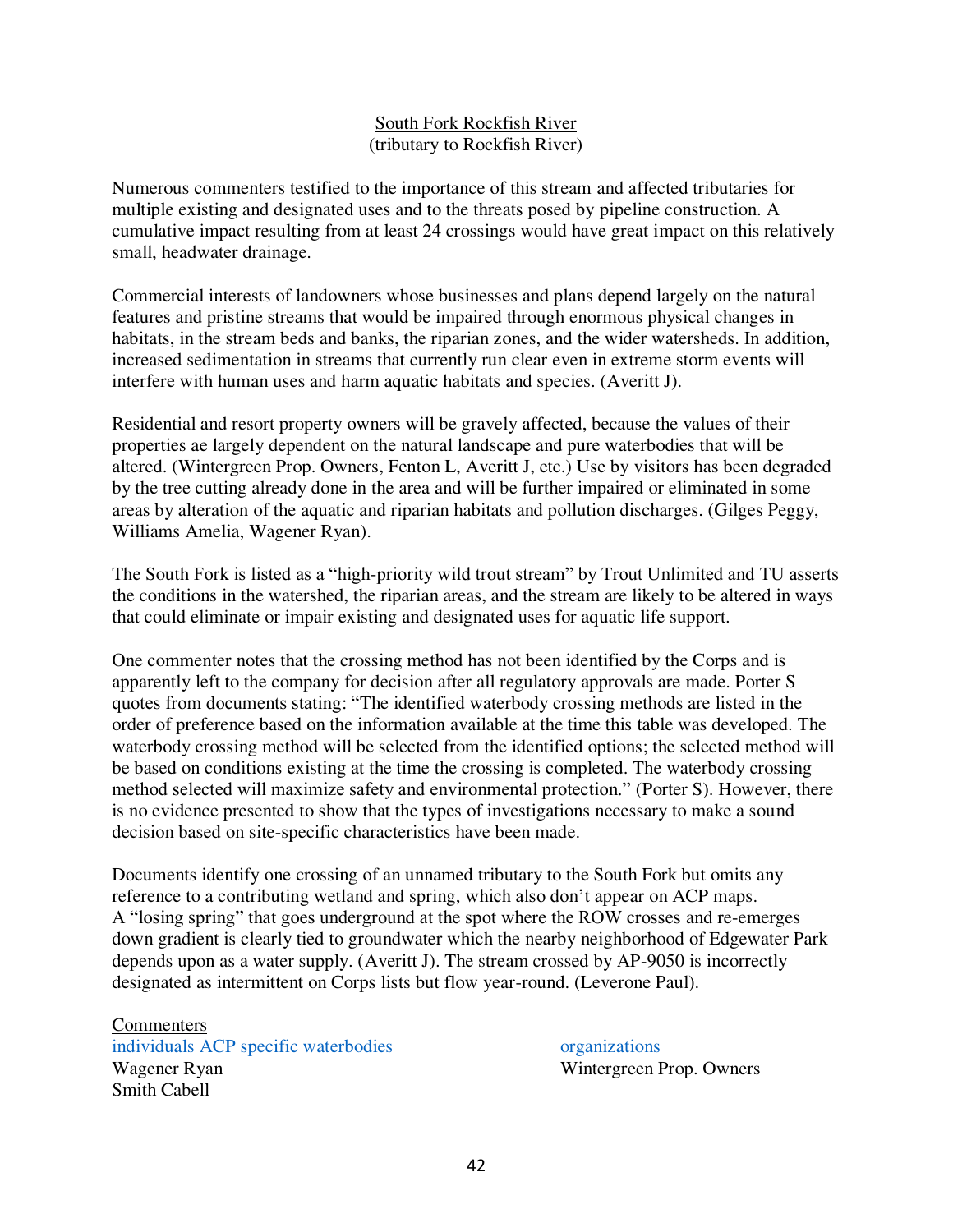<u>South Fork Rockfish River</u>
(tributary to Rockfish River)

Numerous commenters testified to the importance of this stream and affected tributaries for multiple existing and designated uses and to the threats posed by pipeline construction. A cumulative impact resulting from at least 24 crossings would have great impact on this relatively small, headwater drainage.

Commercial interests of landowners whose businesses and plans depend largely on the natural features and pristine streams that would be impaired through enormous physical changes in habitats, in the stream beds and banks, the riparian zones, and the wider watersheds. In addition, increased sedimentation in streams that currently run clear even in extreme storm events will interfere with human uses and harm aquatic habitats and species. (Averitt J).

Residential and resort property owners will be gravely affected, because the values of their properties ae largely dependent on the natural landscape and pure waterbodies that will be altered. (Wintergreen Prop. Owners, Fenton L, Averitt J, etc.) Use by visitors has been degraded by the tree cutting already done in the area and will be further impaired or eliminated in some areas by alteration of the aquatic and riparian habitats and pollution discharges. (Gilges Peggy, Williams Amelia, Wagener Ryan).

The South Fork is listed as a "high-priority wild trout stream" by Trout Unlimited and TU asserts the conditions in the watershed, the riparian areas, and the stream are likely to be altered in ways that could eliminate or impair existing and designated uses for aquatic life support.

One commenter notes that the crossing method has not been identified by the Corps and is apparently left to the company for decision after all regulatory approvals are made. Porter S quotes from documents stating: "The identified waterbody crossing methods are listed in the order of preference based on the information available at the time this table was developed. The waterbody crossing method will be selected from the identified options; the selected method will be based on conditions existing at the time the crossing is completed. The waterbody crossing method selected will maximize safety and environmental protection." (Porter S). However, there is no evidence presented to show that the types of investigations necessary to make a sound decision based on site-specific characteristics have been made.

Documents identify one crossing of an unnamed tributary to the South Fork but omits any reference to a contributing wetland and spring, which also don't appear on ACP maps. A "losing spring" that goes underground at the spot where the ROW crosses and re-emerges down gradient is clearly tied to groundwater which the nearby neighborhood of Edgewater Park depends upon as a water supply. (Averitt J). The stream crossed by AP-9050 is incorrectly designated as intermittent on Corps lists but flow year-round. (Leverone Paul).

<u>Commenters</u>

<u>individuals ACP specific waterbodies</u>
Wagener Ryan
Smith Cabell

<u>organizations</u>
Wintergreen Prop. Owners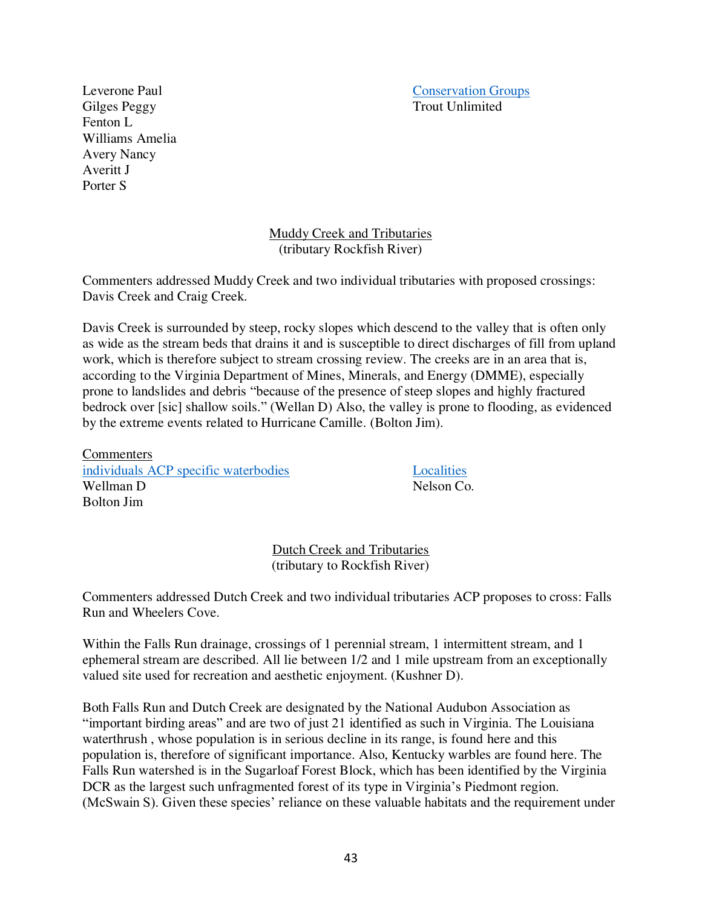Leverone Paul
Gilges Peggy
Fenton L
Williams Amelia
Avery Nancy
Averitt J
Porter S

Conservation Groups
Trout Unlimited

## Muddy Creek and Tributaries
(tributary Rockfish River)

Commenters addressed Muddy Creek and two individual tributaries with proposed crossings: Davis Creek and Craig Creek.

Davis Creek is surrounded by steep, rocky slopes which descend to the valley that is often only as wide as the stream beds that drains it and is susceptible to direct discharges of fill from upland work, which is therefore subject to stream crossing review. The creeks are in an area that is, according to the Virginia Department of Mines, Minerals, and Energy (DMME), especially prone to landslides and debris "because of the presence of steep slopes and highly fractured bedrock over [sic] shallow soils." (Wellan D) Also, the valley is prone to flooding, as evidenced by the extreme events related to Hurricane Camille. (Bolton Jim).

Commenters

individuals ACP specific waterbodies
Wellman D
Bolton Jim

Localities
Nelson Co.

## Dutch Creek and Tributaries
(tributary to Rockfish River)

Commenters addressed Dutch Creek and two individual tributaries ACP proposes to cross: Falls Run and Wheelers Cove.

Within the Falls Run drainage, crossings of 1 perennial stream, 1 intermittent stream, and 1 ephemeral stream are described. All lie between 1/2 and 1 mile upstream from an exceptionally valued site used for recreation and aesthetic enjoyment. (Kushner D).

Both Falls Run and Dutch Creek are designated by the National Audubon Association as "important birding areas" and are two of just 21 identified as such in Virginia. The Louisiana waterthrush , whose population is in serious decline in its range, is found here and this population is, therefore of significant importance. Also, Kentucky warbles are found here. The Falls Run watershed is in the Sugarloaf Forest Block, which has been identified by the Virginia DCR as the largest such unfragmented forest of its type in Virginia's Piedmont region. (McSwain S). Given these species' reliance on these valuable habitats and the requirement under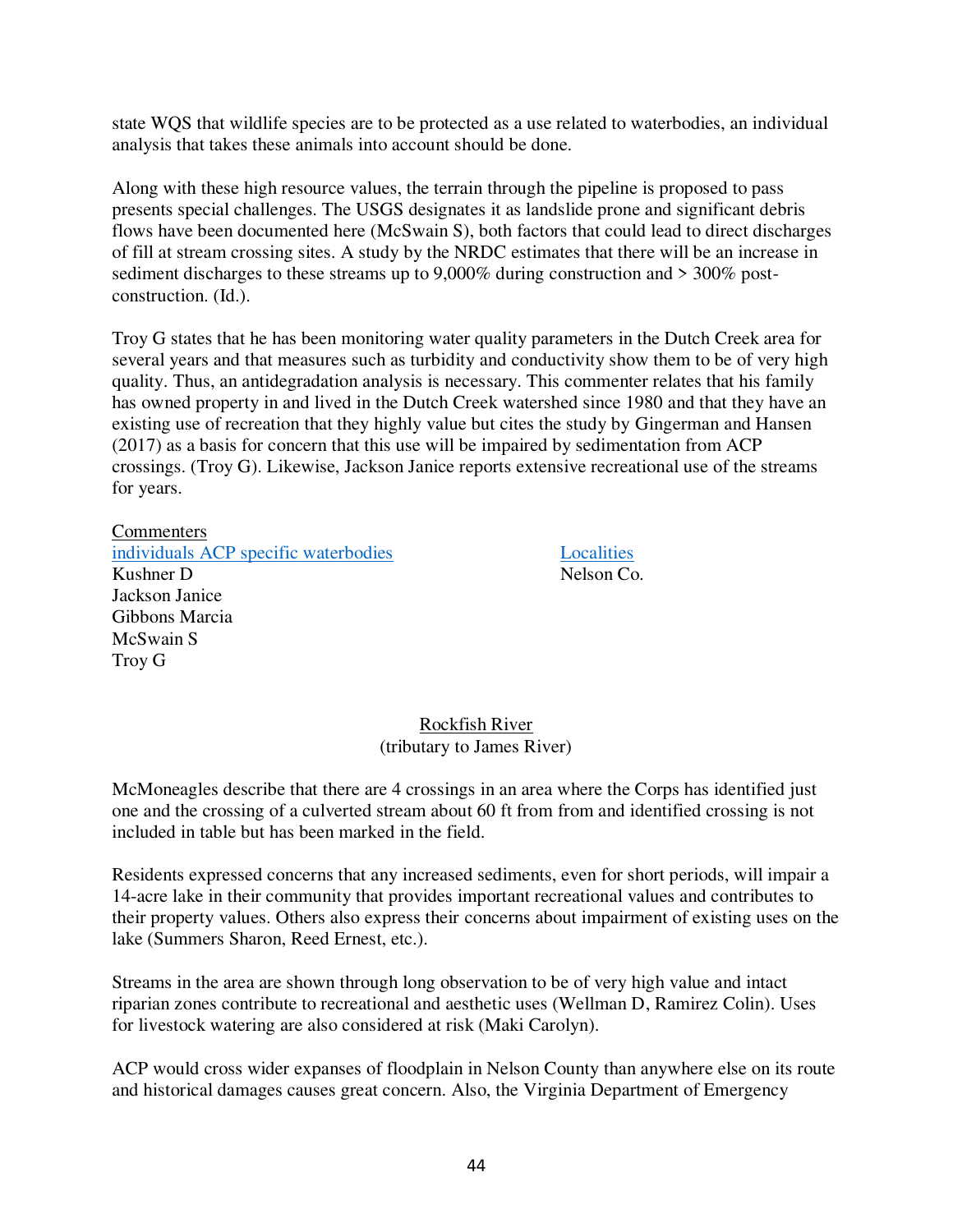state WQS that wildlife species are to be protected as a use related to waterbodies, an individual analysis that takes these animals into account should be done.

Along with these high resource values, the terrain through the pipeline is proposed to pass presents special challenges. The USGS designates it as landslide prone and significant debris flows have been documented here (McSwain S), both factors that could lead to direct discharges of fill at stream crossing sites. A study by the NRDC estimates that there will be an increase in sediment discharges to these streams up to 9,000% during construction and > 300% post-construction. (Id.).

Troy G states that he has been monitoring water quality parameters in the Dutch Creek area for several years and that measures such as turbidity and conductivity show them to be of very high quality. Thus, an antidegradation analysis is necessary. This commenter relates that his family has owned property in and lived in the Dutch Creek watershed since 1980 and that they have an existing use of recreation that they highly value but cites the study by Gingerman and Hansen (2017) as a basis for concern that this use will be impaired by sedimentation from ACP crossings. (Troy G). Likewise, Jackson Janice reports extensive recreational use of the streams for years.

Commenters

| individuals ACP specific waterbodies | Localities |
|---|---|
| Kushner D | Nelson Co. |
| Jackson Janice | |
| Gibbons Marcia | |
| McSwain S | |
| Troy G | |

## Rockfish River
(tributary to James River)

McMoneagles describe that there are 4 crossings in an area where the Corps has identified just one and the crossing of a culverted stream about 60 ft from from and identified crossing is not included in table but has been marked in the field.

Residents expressed concerns that any increased sediments, even for short periods, will impair a 14-acre lake in their community that provides important recreational values and contributes to their property values. Others also express their concerns about impairment of existing uses on the lake (Summers Sharon, Reed Ernest, etc.).

Streams in the area are shown through long observation to be of very high value and intact riparian zones contribute to recreational and aesthetic uses (Wellman D, Ramirez Colin). Uses for livestock watering are also considered at risk (Maki Carolyn).

ACP would cross wider expanses of floodplain in Nelson County than anywhere else on its route and historical damages causes great concern. Also, the Virginia Department of Emergency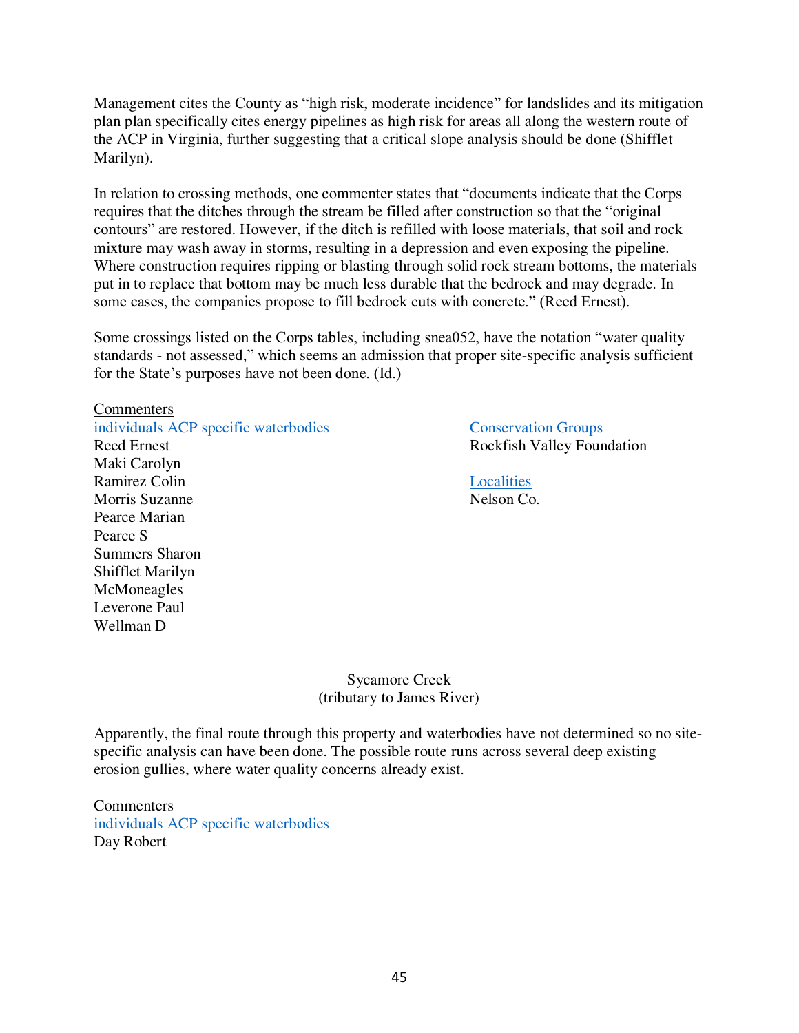Management cites the County as "high risk, moderate incidence" for landslides and its mitigation plan plan specifically cites energy pipelines as high risk for areas all along the western route of the ACP in Virginia, further suggesting that a critical slope analysis should be done (Shifflet Marilyn).

In relation to crossing methods, one commenter states that "documents indicate that the Corps requires that the ditches through the stream be filled after construction so that the "original contours" are restored. However, if the ditch is refilled with loose materials, that soil and rock mixture may wash away in storms, resulting in a depression and even exposing the pipeline. Where construction requires ripping or blasting through solid rock stream bottoms, the materials put in to replace that bottom may be much less durable that the bedrock and may degrade. In some cases, the companies propose to fill bedrock cuts with concrete." (Reed Ernest).

Some crossings listed on the Corps tables, including snea052, have the notation "water quality standards - not assessed," which seems an admission that proper site-specific analysis sufficient for the State's purposes have not been done. (Id.)

Commenters

individuals ACP specific waterbodies
Reed Ernest
Maki Carolyn
Ramirez Colin
Morris Suzanne
Pearce Marian
Pearce S
Summers Sharon
Shifflet Marilyn
McMoneagles
Leverone Paul
Wellman D

Conservation Groups
Rockfish Valley Foundation

Localities
Nelson Co.

Sycamore Creek
(tributary to James River)

Apparently, the final route through this property and waterbodies have not determined so no site-specific analysis can have been done. The possible route runs across several deep existing erosion gullies, where water quality concerns already exist.

Commenters

individuals ACP specific waterbodies
Day Robert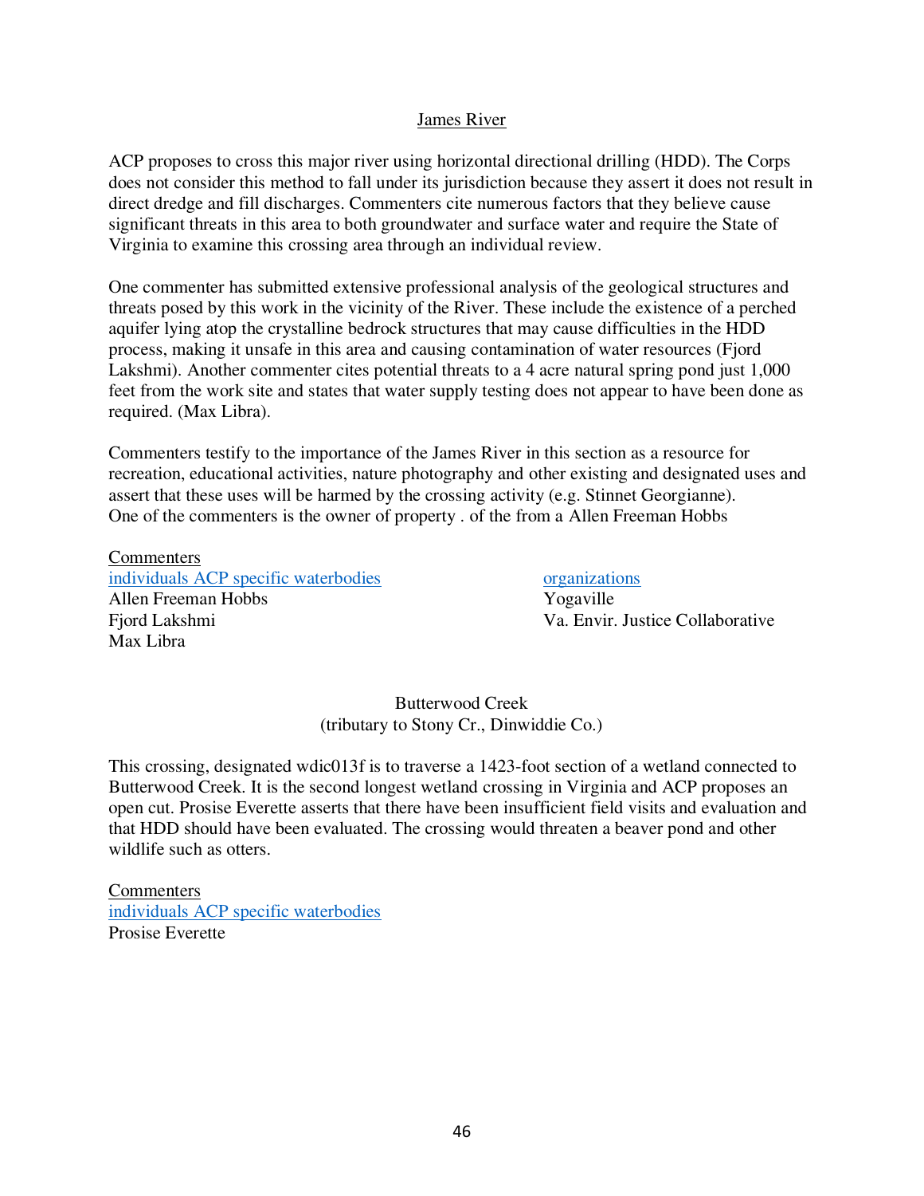## James River

ACP proposes to cross this major river using horizontal directional drilling (HDD). The Corps does not consider this method to fall under its jurisdiction because they assert it does not result in direct dredge and fill discharges. Commenters cite numerous factors that they believe cause significant threats in this area to both groundwater and surface water and require the State of Virginia to examine this crossing area through an individual review.

One commenter has submitted extensive professional analysis of the geological structures and threats posed by this work in the vicinity of the River. These include the existence of a perched aquifer lying atop the crystalline bedrock structures that may cause difficulties in the HDD process, making it unsafe in this area and causing contamination of water resources (Fjord Lakshmi). Another commenter cites potential threats to a 4 acre natural spring pond just 1,000 feet from the work site and states that water supply testing does not appear to have been done as required. (Max Libra).

Commenters testify to the importance of the James River in this section as a resource for recreation, educational activities, nature photography and other existing and designated uses and assert that these uses will be harmed by the crossing activity (e.g. Stinnet Georgianne). One of the commenters is the owner of property . of the from a Allen Freeman Hobbs

Commenters

individuals ACP specific waterbodies
Allen Freeman Hobbs
Fjord Lakshmi
Max Libra

organizations
Yogaville
Va. Envir. Justice Collaborative

## Butterwood Creek
(tributary to Stony Cr., Dinwiddie Co.)

This crossing, designated wdic013f is to traverse a 1423-foot section of a wetland connected to Butterwood Creek. It is the second longest wetland crossing in Virginia and ACP proposes an open cut. Prosise Everette asserts that there have been insufficient field visits and evaluation and that HDD should have been evaluated. The crossing would threaten a beaver pond and other wildlife such as otters.

Commenters

individuals ACP specific waterbodies
Prosise Everette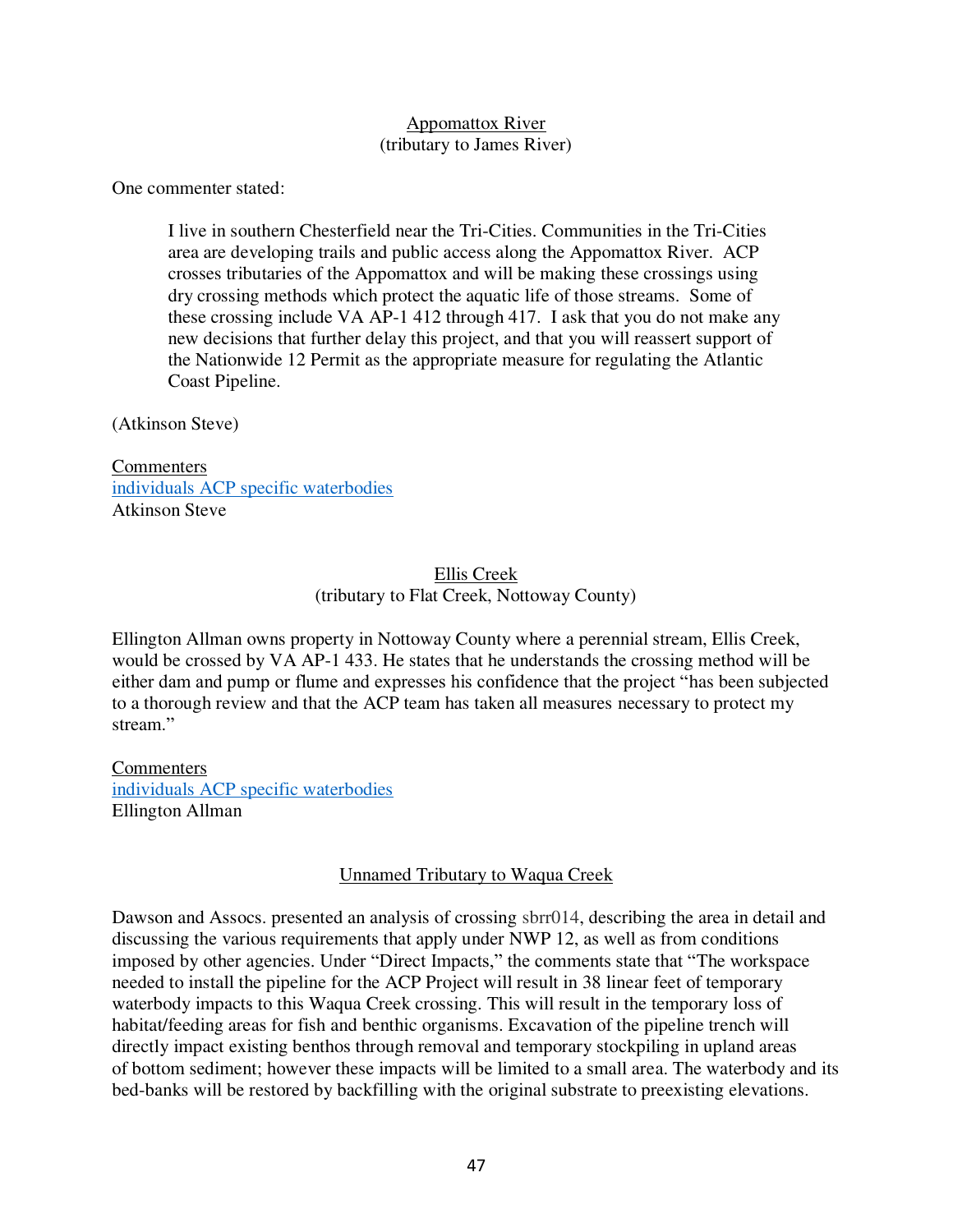<u>Appomattox River</u>
(tributary to James River)

One commenter stated:

> I live in southern Chesterfield near the Tri-Cities. Communities in the Tri-Cities area are developing trails and public access along the Appomattox River. ACP crosses tributaries of the Appomattox and will be making these crossings using dry crossing methods which protect the aquatic life of those streams. Some of these crossing include VA AP-1 412 through 417. I ask that you do not make any new decisions that further delay this project, and that you will reassert support of the Nationwide 12 Permit as the appropriate measure for regulating the Atlantic Coast Pipeline.

(Atkinson Steve)

<u>Commenters</u>
individuals ACP specific waterbodies
Atkinson Steve

<u>Ellis Creek</u>
(tributary to Flat Creek, Nottoway County)

Ellington Allman owns property in Nottoway County where a perennial stream, Ellis Creek, would be crossed by VA AP-1 433. He states that he understands the crossing method will be either dam and pump or flume and expresses his confidence that the project "has been subjected to a thorough review and that the ACP team has taken all measures necessary to protect my stream."

<u>Commenters</u>
individuals ACP specific waterbodies
Ellington Allman

<u>Unnamed Tributary to Waqua Creek</u>

Dawson and Assocs. presented an analysis of crossing sbrr014, describing the area in detail and discussing the various requirements that apply under NWP 12, as well as from conditions imposed by other agencies. Under "Direct Impacts," the comments state that "The workspace needed to install the pipeline for the ACP Project will result in 38 linear feet of temporary waterbody impacts to this Waqua Creek crossing. This will result in the temporary loss of habitat/feeding areas for fish and benthic organisms. Excavation of the pipeline trench will directly impact existing benthos through removal and temporary stockpiling in upland areas of bottom sediment; however these impacts will be limited to a small area. The waterbody and its bed-banks will be restored by backfilling with the original substrate to preexisting elevations.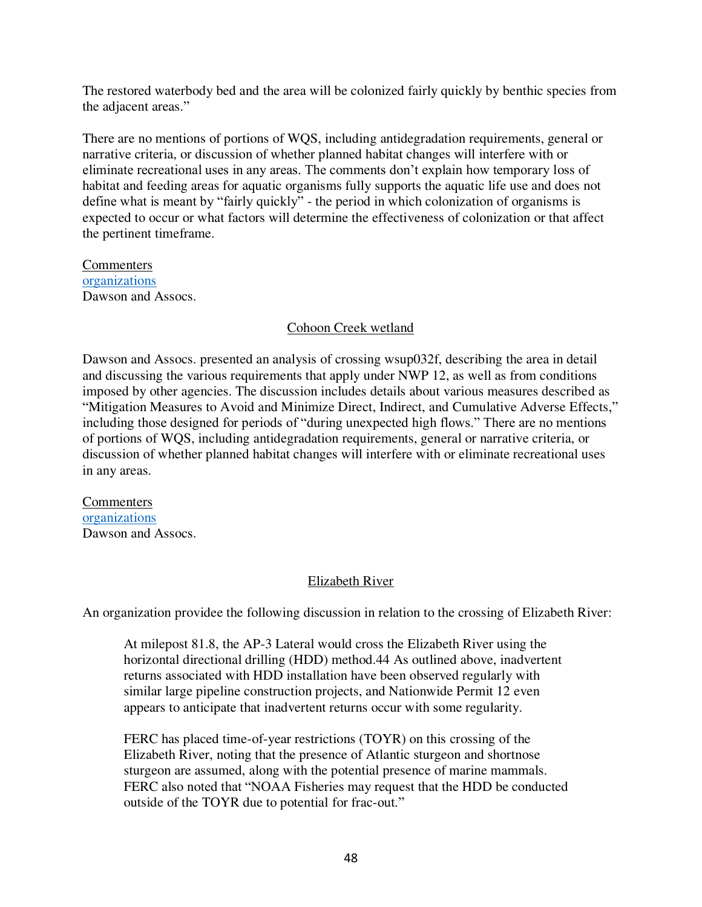The restored waterbody bed and the area will be colonized fairly quickly by benthic species from the adjacent areas."

There are no mentions of portions of WQS, including antidegradation requirements, general or narrative criteria, or discussion of whether planned habitat changes will interfere with or eliminate recreational uses in any areas. The comments don't explain how temporary loss of habitat and feeding areas for aquatic organisms fully supports the aquatic life use and does not define what is meant by "fairly quickly" - the period in which colonization of organisms is expected to occur or what factors will determine the effectiveness of colonization or that affect the pertinent timeframe.

<u>Commenters</u>
organizations
Dawson and Assocs.

<u>Cohoon Creek wetland</u>

Dawson and Assocs. presented an analysis of crossing wsup032f, describing the area in detail and discussing the various requirements that apply under NWP 12, as well as from conditions imposed by other agencies. The discussion includes details about various measures described as "Mitigation Measures to Avoid and Minimize Direct, Indirect, and Cumulative Adverse Effects," including those designed for periods of "during unexpected high flows." There are no mentions of portions of WQS, including antidegradation requirements, general or narrative criteria, or discussion of whether planned habitat changes will interfere with or eliminate recreational uses in any areas.

<u>Commenters</u>
organizations
Dawson and Assocs.

<u>Elizabeth River</u>

An organization providee the following discussion in relation to the crossing of Elizabeth River:

> At milepost 81.8, the AP-3 Lateral would cross the Elizabeth River using the horizontal directional drilling (HDD) method.44 As outlined above, inadvertent returns associated with HDD installation have been observed regularly with similar large pipeline construction projects, and Nationwide Permit 12 even appears to anticipate that inadvertent returns occur with some regularity.
>
> FERC has placed time-of-year restrictions (TOYR) on this crossing of the Elizabeth River, noting that the presence of Atlantic sturgeon and shortnose sturgeon are assumed, along with the potential presence of marine mammals. FERC also noted that "NOAA Fisheries may request that the HDD be conducted outside of the TOYR due to potential for frac-out."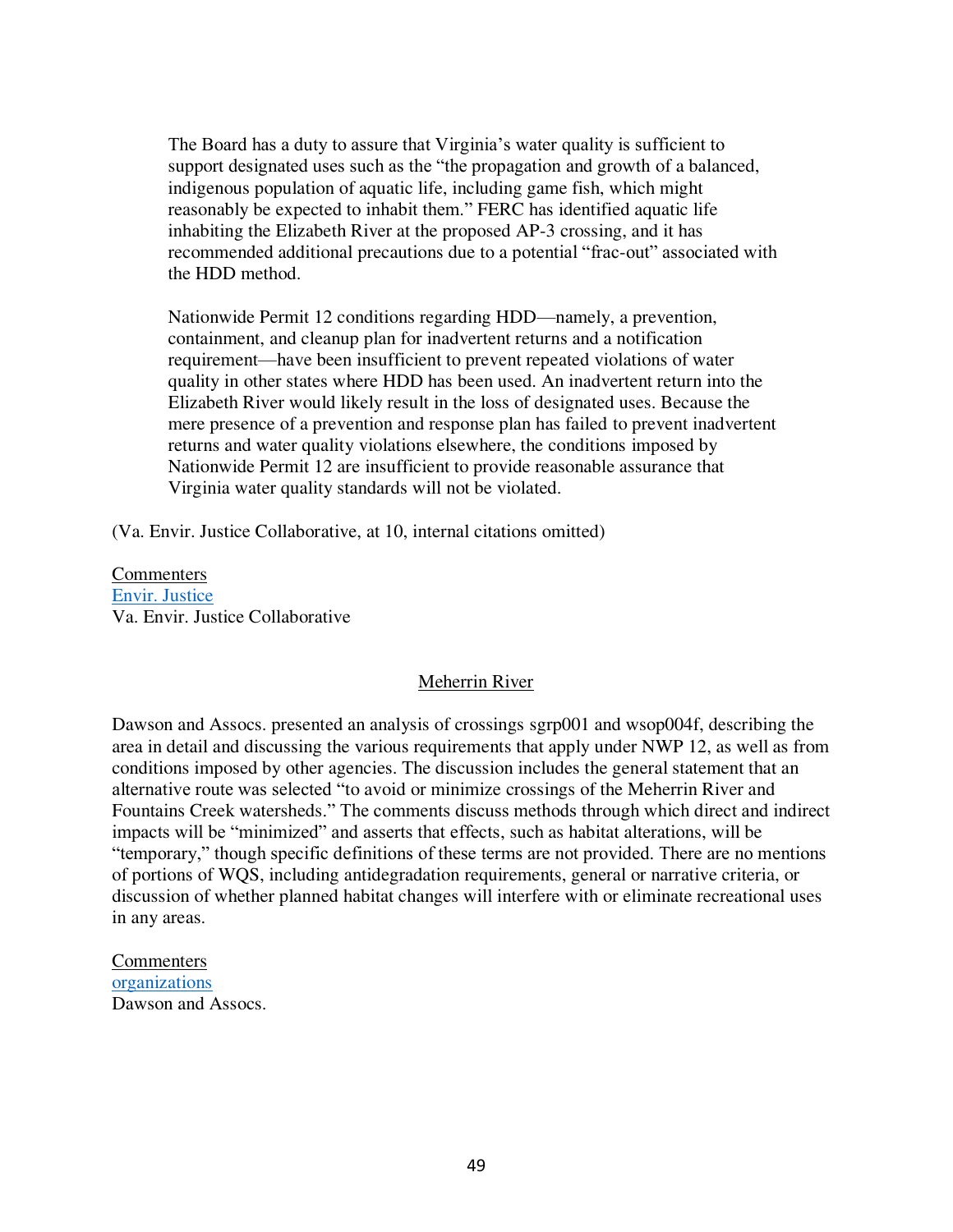> The Board has a duty to assure that Virginia's water quality is sufficient to support designated uses such as the "the propagation and growth of a balanced, indigenous population of aquatic life, including game fish, which might reasonably be expected to inhabit them." FERC has identified aquatic life inhabiting the Elizabeth River at the proposed AP-3 crossing, and it has recommended additional precautions due to a potential "frac-out" associated with the HDD method.
>
> Nationwide Permit 12 conditions regarding HDD—namely, a prevention, containment, and cleanup plan for inadvertent returns and a notification requirement—have been insufficient to prevent repeated violations of water quality in other states where HDD has been used. An inadvertent return into the Elizabeth River would likely result in the loss of designated uses. Because the mere presence of a prevention and response plan has failed to prevent inadvertent returns and water quality violations elsewhere, the conditions imposed by Nationwide Permit 12 are insufficient to provide reasonable assurance that Virginia water quality standards will not be violated.

(Va. Envir. Justice Collaborative, at 10, internal citations omitted)

<u>Commenters</u>
Envir. Justice
Va. Envir. Justice Collaborative

## <u>Meherrin River</u>

Dawson and Assocs. presented an analysis of crossings sgrp001 and wsop004f, describing the area in detail and discussing the various requirements that apply under NWP 12, as well as from conditions imposed by other agencies. The discussion includes the general statement that an alternative route was selected "to avoid or minimize crossings of the Meherrin River and Fountains Creek watersheds." The comments discuss methods through which direct and indirect impacts will be "minimized" and asserts that effects, such as habitat alterations, will be "temporary," though specific definitions of these terms are not provided. There are no mentions of portions of WQS, including antidegradation requirements, general or narrative criteria, or discussion of whether planned habitat changes will interfere with or eliminate recreational uses in any areas.

<u>Commenters</u>
organizations
Dawson and Assocs.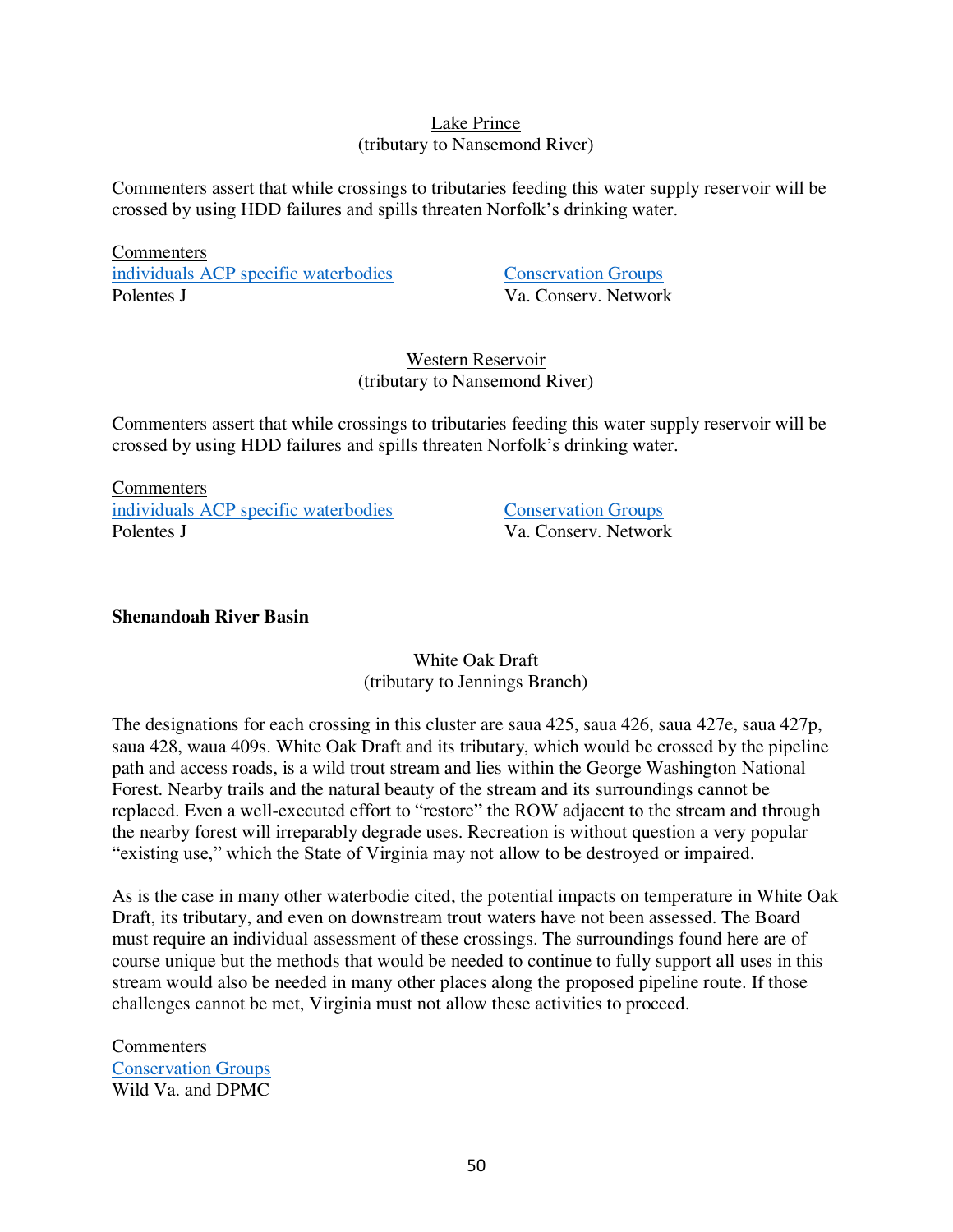Lake Prince
(tributary to Nansemond River)

Commenters assert that while crossings to tributaries feeding this water supply reservoir will be crossed by using HDD failures and spills threaten Norfolk's drinking water.

Commenters

individuals ACP specific waterbodies
Polentes J

Conservation Groups
Va. Conserv. Network

Western Reservoir
(tributary to Nansemond River)

Commenters assert that while crossings to tributaries feeding this water supply reservoir will be crossed by using HDD failures and spills threaten Norfolk's drinking water.

Commenters

individuals ACP specific waterbodies
Polentes J

Conservation Groups
Va. Conserv. Network

**Shenandoah River Basin**

White Oak Draft
(tributary to Jennings Branch)

The designations for each crossing in this cluster are saua 425, saua 426, saua 427e, saua 427p, saua 428, waua 409s. White Oak Draft and its tributary, which would be crossed by the pipeline path and access roads, is a wild trout stream and lies within the George Washington National Forest. Nearby trails and the natural beauty of the stream and its surroundings cannot be replaced. Even a well-executed effort to "restore" the ROW adjacent to the stream and through the nearby forest will irreparably degrade uses. Recreation is without question a very popular "existing use," which the State of Virginia may not allow to be destroyed or impaired.

As is the case in many other waterbodie cited, the potential impacts on temperature in White Oak Draft, its tributary, and even on downstream trout waters have not been assessed. The Board must require an individual assessment of these crossings. The surroundings found here are of course unique but the methods that would be needed to continue to fully support all uses in this stream would also be needed in many other places along the proposed pipeline route. If those challenges cannot be met, Virginia must not allow these activities to proceed.

Commenters

Conservation Groups
Wild Va. and DPMC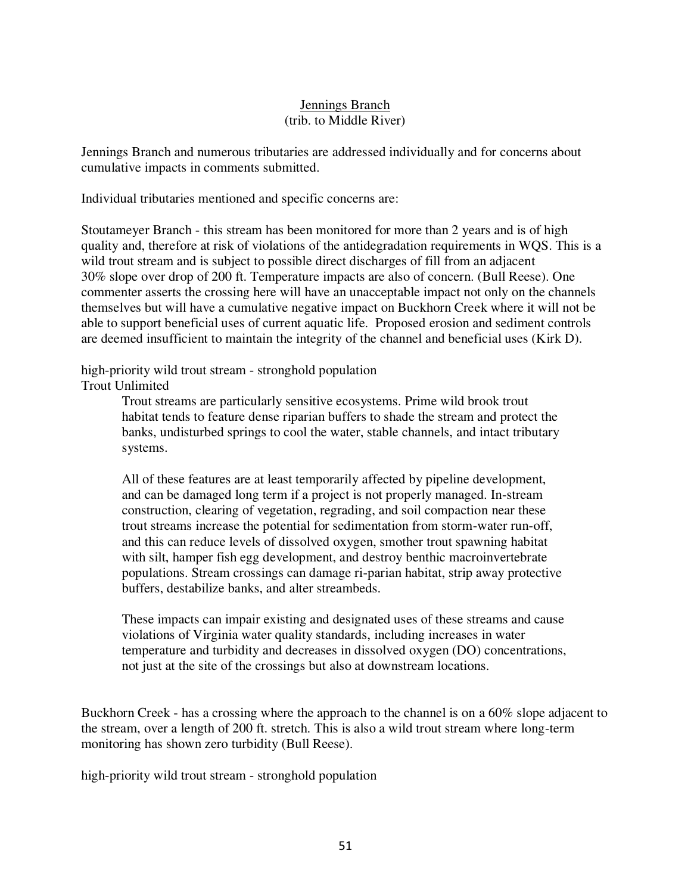<u>Jennings Branch</u>
(trib. to Middle River)

Jennings Branch and numerous tributaries are addressed individually and for concerns about cumulative impacts in comments submitted.

Individual tributaries mentioned and specific concerns are:

Stoutameyer Branch - this stream has been monitored for more than 2 years and is of high quality and, therefore at risk of violations of the antidegradation requirements in WQS. This is a wild trout stream and is subject to possible direct discharges of fill from an adjacent 30% slope over drop of 200 ft. Temperature impacts are also of concern. (Bull Reese). One commenter asserts the crossing here will have an unacceptable impact not only on the channels themselves but will have a cumulative negative impact on Buckhorn Creek where it will not be able to support beneficial uses of current aquatic life. Proposed erosion and sediment controls are deemed insufficient to maintain the integrity of the channel and beneficial uses (Kirk D).

high-priority wild trout stream - stronghold population
Trout Unlimited

> Trout streams are particularly sensitive ecosystems. Prime wild brook trout habitat tends to feature dense riparian buffers to shade the stream and protect the banks, undisturbed springs to cool the water, stable channels, and intact tributary systems.
>
> All of these features are at least temporarily affected by pipeline development, and can be damaged long term if a project is not properly managed. In-stream construction, clearing of vegetation, regrading, and soil compaction near these trout streams increase the potential for sedimentation from storm-water run-off, and this can reduce levels of dissolved oxygen, smother trout spawning habitat with silt, hamper fish egg development, and destroy benthic macroinvertebrate populations. Stream crossings can damage ri-parian habitat, strip away protective buffers, destabilize banks, and alter streambeds.
>
> These impacts can impair existing and designated uses of these streams and cause violations of Virginia water quality standards, including increases in water temperature and turbidity and decreases in dissolved oxygen (DO) concentrations, not just at the site of the crossings but also at downstream locations.

Buckhorn Creek - has a crossing where the approach to the channel is on a 60% slope adjacent to the stream, over a length of 200 ft. stretch. This is also a wild trout stream where long-term monitoring has shown zero turbidity (Bull Reese).

high-priority wild trout stream - stronghold population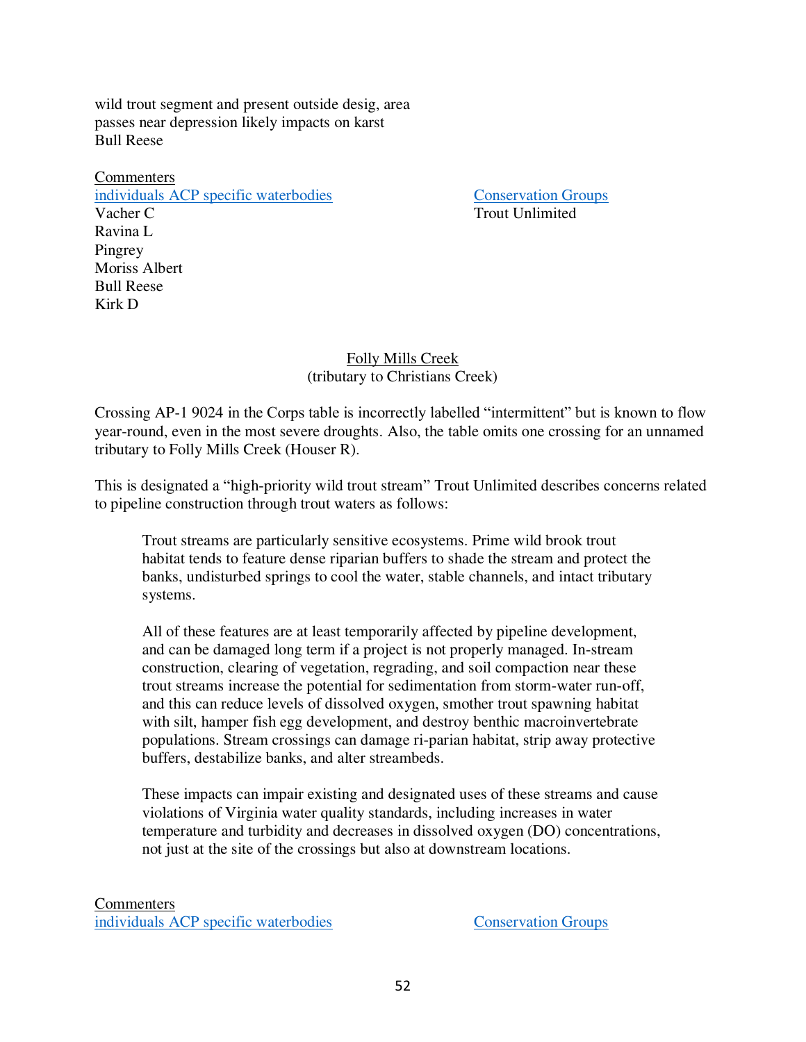wild trout segment and present outside desig, area passes near depression likely impacts on karst
Bull Reese

Commenters

| individuals ACP specific waterbodies | Conservation Groups |
| --- | --- |
| Vacher C | Trout Unlimited |
| Ravina L | |
| Pingrey | |
| Moriss Albert | |
| Bull Reese | |
| Kirk D | |

## Folly Mills Creek
(tributary to Christians Creek)

Crossing AP-1 9024 in the Corps table is incorrectly labelled "intermittent" but is known to flow year-round, even in the most severe droughts. Also, the table omits one crossing for an unnamed tributary to Folly Mills Creek (Houser R).

This is designated a "high-priority wild trout stream" Trout Unlimited describes concerns related to pipeline construction through trout waters as follows:

> Trout streams are particularly sensitive ecosystems. Prime wild brook trout habitat tends to feature dense riparian buffers to shade the stream and protect the banks, undisturbed springs to cool the water, stable channels, and intact tributary systems.
>
> All of these features are at least temporarily affected by pipeline development, and can be damaged long term if a project is not properly managed. In-stream construction, clearing of vegetation, regrading, and soil compaction near these trout streams increase the potential for sedimentation from storm-water run-off, and this can reduce levels of dissolved oxygen, smother trout spawning habitat with silt, hamper fish egg development, and destroy benthic macroinvertebrate populations. Stream crossings can damage ri-parian habitat, strip away protective buffers, destabilize banks, and alter streambeds.
>
> These impacts can impair existing and designated uses of these streams and cause violations of Virginia water quality standards, including increases in water temperature and turbidity and decreases in dissolved oxygen (DO) concentrations, not just at the site of the crossings but also at downstream locations.

Commenters

| individuals ACP specific waterbodies | Conservation Groups |
| --- | --- |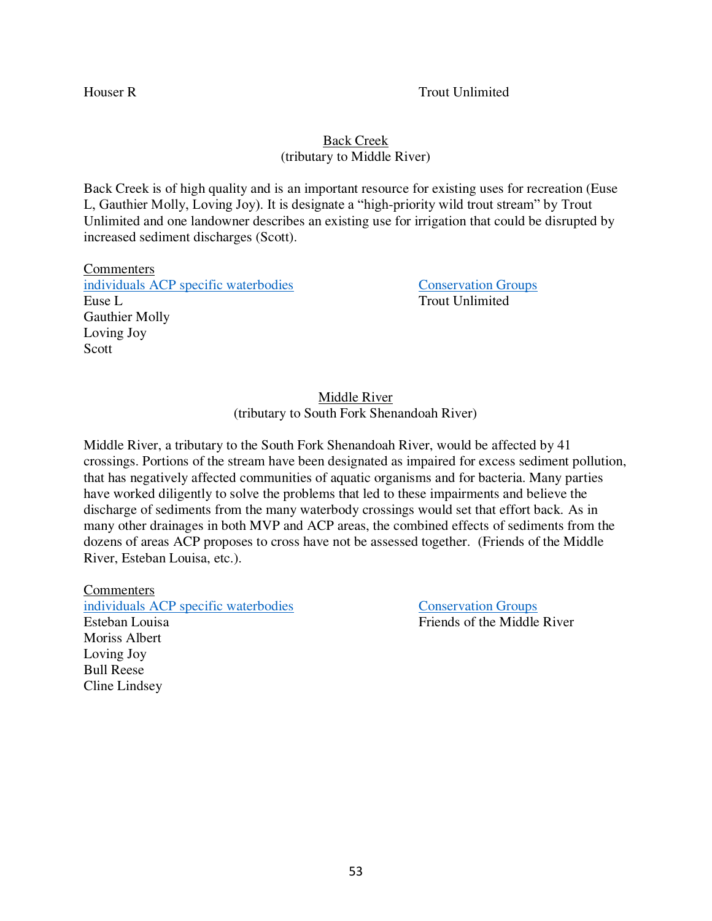Houser R | Trout Unlimited

## Back Creek
(tributary to Middle River)

Back Creek is of high quality and is an important resource for existing uses for recreation (Euse L, Gauthier Molly, Loving Joy). It is designate a “high-priority wild trout stream” by Trout Unlimited and one landowner describes an existing use for irrigation that could be disrupted by increased sediment discharges (Scott).

Commenters

| individuals ACP specific waterbodies | Conservation Groups |
|---|---|
| Euse L | Trout Unlimited |
| Gauthier Molly | |
| Loving Joy | |
| Scott | |

## Middle River
(tributary to South Fork Shenandoah River)

Middle River, a tributary to the South Fork Shenandoah River, would be affected by 41 crossings. Portions of the stream have been designated as impaired for excess sediment pollution, that has negatively affected communities of aquatic organisms and for bacteria. Many parties have worked diligently to solve the problems that led to these impairments and believe the discharge of sediments from the many waterbody crossings would set that effort back. As in many other drainages in both MVP and ACP areas, the combined effects of sediments from the dozens of areas ACP proposes to cross have not be assessed together. (Friends of the Middle River, Esteban Louisa, etc.).

Commenters

| individuals ACP specific waterbodies | Conservation Groups |
|---|---|
| Esteban Louisa | Friends of the Middle River |
| Moriss Albert | |
| Loving Joy | |
| Bull Reese | |
| Cline Lindsey | |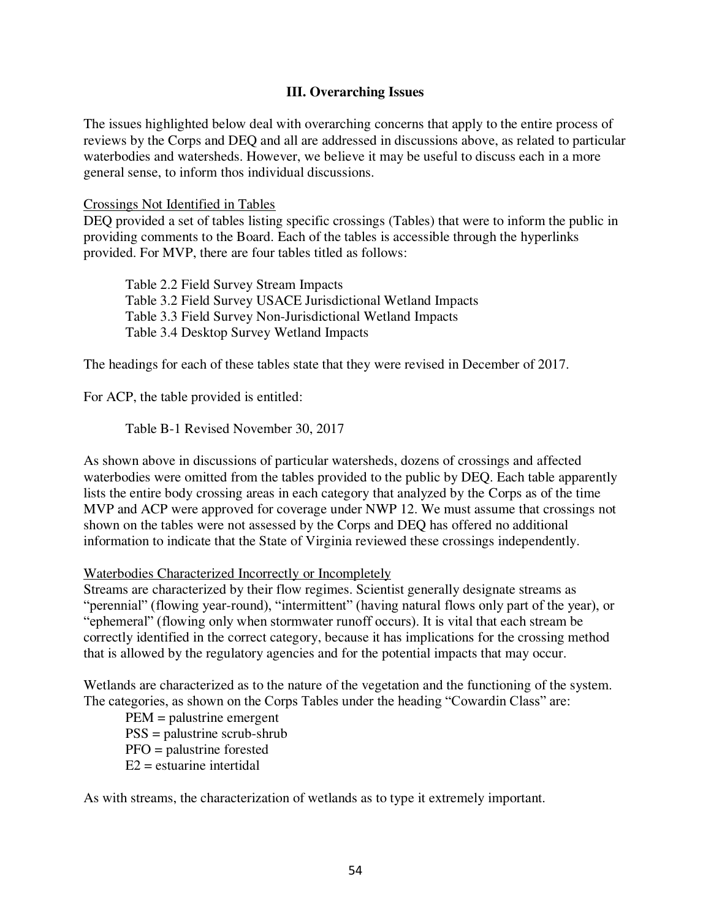## III. Overarching Issues

The issues highlighted below deal with overarching concerns that apply to the entire process of reviews by the Corps and DEQ and all are addressed in discussions above, as related to particular waterbodies and watersheds. However, we believe it may be useful to discuss each in a more general sense, to inform thos individual discussions.

### Crossings Not Identified in Tables

DEQ provided a set of tables listing specific crossings (Tables) that were to inform the public in providing comments to the Board. Each of the tables is accessible through the hyperlinks provided. For MVP, there are four tables titled as follows:

Table 2.2 Field Survey Stream Impacts
Table 3.2 Field Survey USACE Jurisdictional Wetland Impacts
Table 3.3 Field Survey Non-Jurisdictional Wetland Impacts
Table 3.4 Desktop Survey Wetland Impacts

The headings for each of these tables state that they were revised in December of 2017.

For ACP, the table provided is entitled:

Table B-1 Revised November 30, 2017

As shown above in discussions of particular watersheds, dozens of crossings and affected waterbodies were omitted from the tables provided to the public by DEQ. Each table apparently lists the entire body crossing areas in each category that analyzed by the Corps as of the time MVP and ACP were approved for coverage under NWP 12. We must assume that crossings not shown on the tables were not assessed by the Corps and DEQ has offered no additional information to indicate that the State of Virginia reviewed these crossings independently.

### Waterbodies Characterized Incorrectly or Incompletely

Streams are characterized by their flow regimes. Scientist generally designate streams as "perennial" (flowing year-round), "intermittent" (having natural flows only part of the year), or "ephemeral" (flowing only when stormwater runoff occurs). It is vital that each stream be correctly identified in the correct category, because it has implications for the crossing method that is allowed by the regulatory agencies and for the potential impacts that may occur.

Wetlands are characterized as to the nature of the vegetation and the functioning of the system. The categories, as shown on the Corps Tables under the heading "Cowardin Class" are:

PEM = palustrine emergent
PSS = palustrine scrub-shrub
PFO = palustrine forested
E2 = estuarine intertidal

As with streams, the characterization of wetlands as to type it extremely important.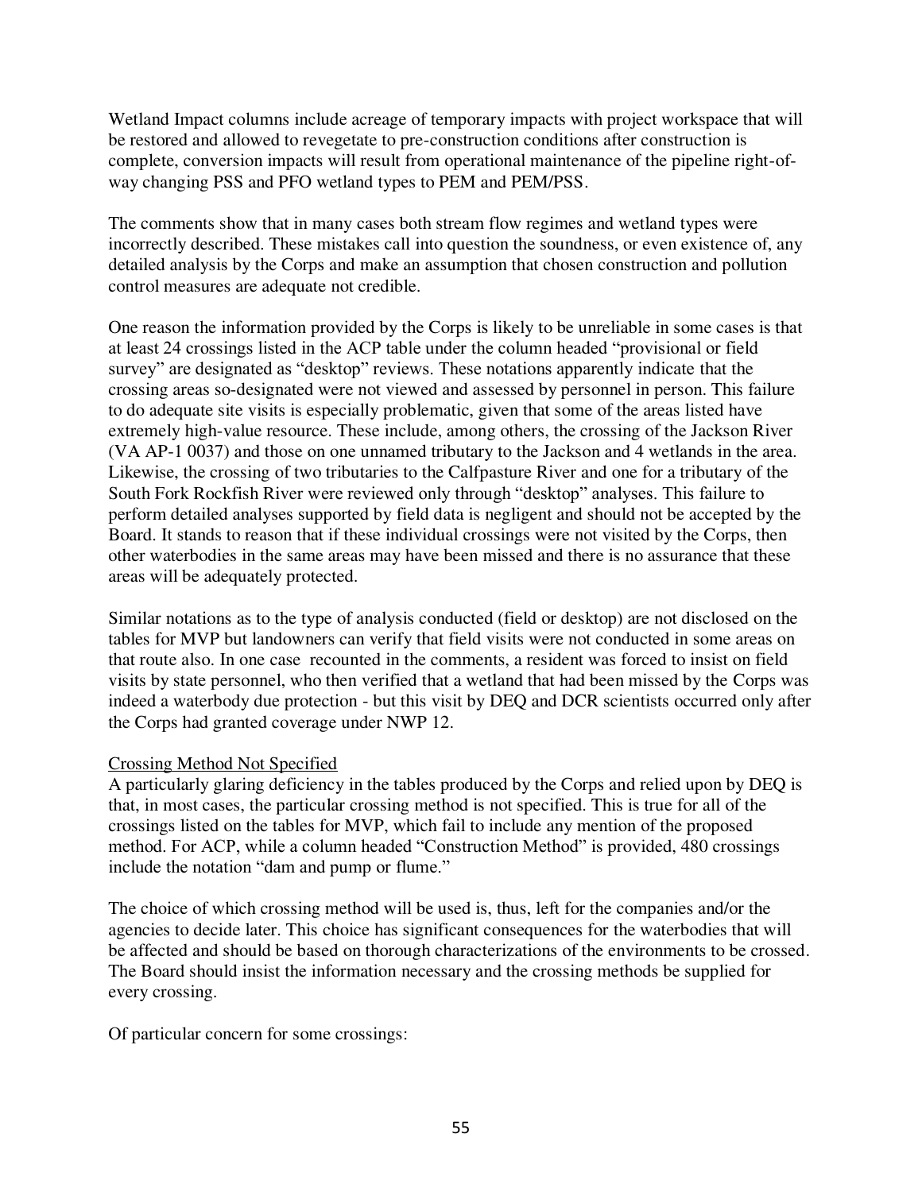Wetland Impact columns include acreage of temporary impacts with project workspace that will be restored and allowed to revegetate to pre-construction conditions after construction is complete, conversion impacts will result from operational maintenance of the pipeline right-of-way changing PSS and PFO wetland types to PEM and PEM/PSS.

The comments show that in many cases both stream flow regimes and wetland types were incorrectly described. These mistakes call into question the soundness, or even existence of, any detailed analysis by the Corps and make an assumption that chosen construction and pollution control measures are adequate not credible.

One reason the information provided by the Corps is likely to be unreliable in some cases is that at least 24 crossings listed in the ACP table under the column headed "provisional or field survey" are designated as "desktop" reviews. These notations apparently indicate that the crossing areas so-designated were not viewed and assessed by personnel in person. This failure to do adequate site visits is especially problematic, given that some of the areas listed have extremely high-value resource. These include, among others, the crossing of the Jackson River (VA AP-1 0037) and those on one unnamed tributary to the Jackson and 4 wetlands in the area. Likewise, the crossing of two tributaries to the Calfpasture River and one for a tributary of the South Fork Rockfish River were reviewed only through "desktop" analyses. This failure to perform detailed analyses supported by field data is negligent and should not be accepted by the Board. It stands to reason that if these individual crossings were not visited by the Corps, then other waterbodies in the same areas may have been missed and there is no assurance that these areas will be adequately protected.

Similar notations as to the type of analysis conducted (field or desktop) are not disclosed on the tables for MVP but landowners can verify that field visits were not conducted in some areas on that route also. In one case recounted in the comments, a resident was forced to insist on field visits by state personnel, who then verified that a wetland that had been missed by the Corps was indeed a waterbody due protection - but this visit by DEQ and DCR scientists occurred only after the Corps had granted coverage under NWP 12.

<u>Crossing Method Not Specified</u>

A particularly glaring deficiency in the tables produced by the Corps and relied upon by DEQ is that, in most cases, the particular crossing method is not specified. This is true for all of the crossings listed on the tables for MVP, which fail to include any mention of the proposed method. For ACP, while a column headed "Construction Method" is provided, 480 crossings include the notation "dam and pump or flume."

The choice of which crossing method will be used is, thus, left for the companies and/or the agencies to decide later. This choice has significant consequences for the waterbodies that will be affected and should be based on thorough characterizations of the environments to be crossed. The Board should insist the information necessary and the crossing methods be supplied for every crossing.

Of particular concern for some crossings: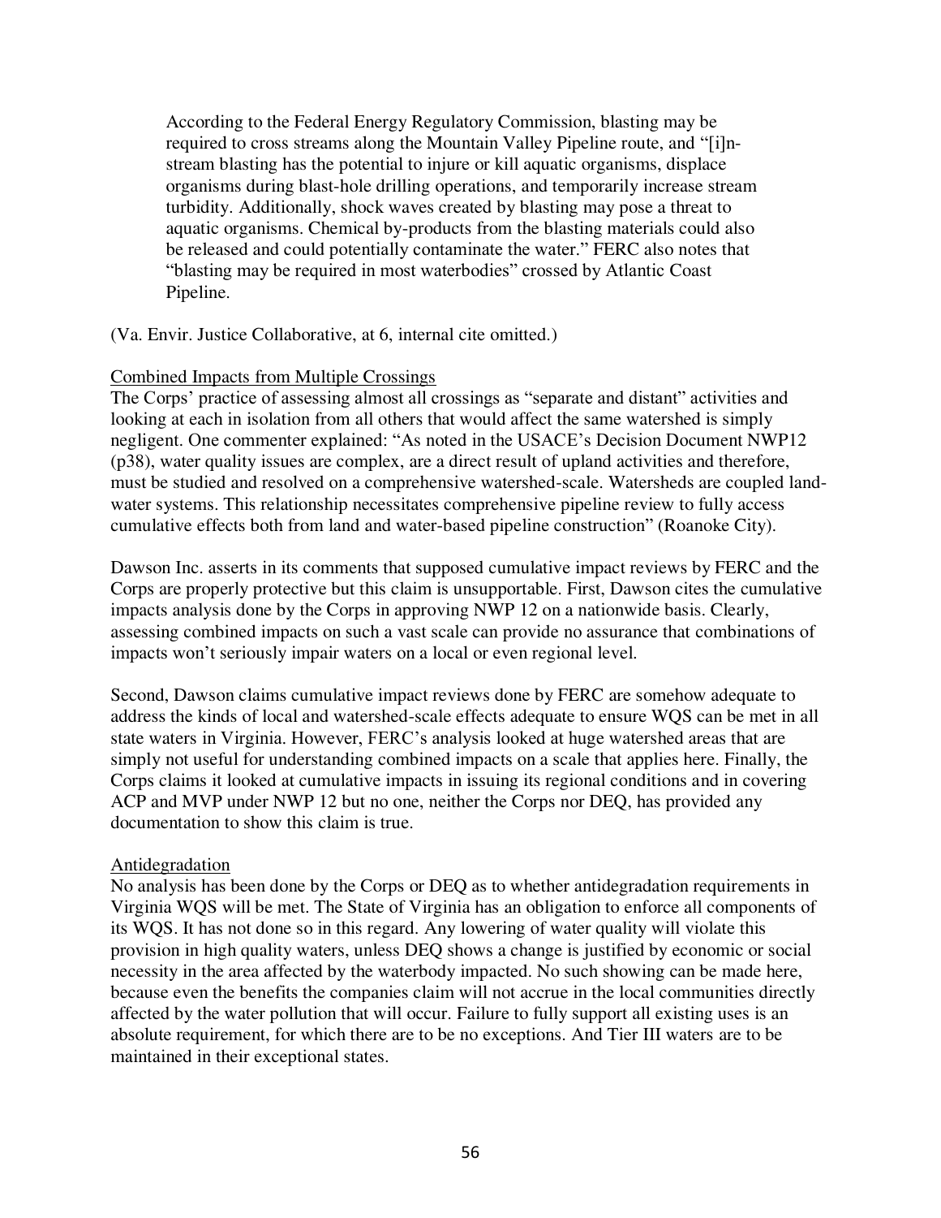> According to the Federal Energy Regulatory Commission, blasting may be required to cross streams along the Mountain Valley Pipeline route, and "[i]n-stream blasting has the potential to injure or kill aquatic organisms, displace organisms during blast-hole drilling operations, and temporarily increase stream turbidity. Additionally, shock waves created by blasting may pose a threat to aquatic organisms. Chemical by-products from the blasting materials could also be released and could potentially contaminate the water." FERC also notes that "blasting may be required in most waterbodies" crossed by Atlantic Coast Pipeline.

(Va. Envir. Justice Collaborative, at 6, internal cite omitted.)

<u>Combined Impacts from Multiple Crossings</u>

The Corps' practice of assessing almost all crossings as "separate and distant" activities and looking at each in isolation from all others that would affect the same watershed is simply negligent. One commenter explained: "As noted in the USACE's Decision Document NWP12 (p38), water quality issues are complex, are a direct result of upland activities and therefore, must be studied and resolved on a comprehensive watershed-scale. Watersheds are coupled land-water systems. This relationship necessitates comprehensive pipeline review to fully access cumulative effects both from land and water-based pipeline construction" (Roanoke City).

Dawson Inc. asserts in its comments that supposed cumulative impact reviews by FERC and the Corps are properly protective but this claim is unsupportable. First, Dawson cites the cumulative impacts analysis done by the Corps in approving NWP 12 on a nationwide basis. Clearly, assessing combined impacts on such a vast scale can provide no assurance that combinations of impacts won't seriously impair waters on a local or even regional level.

Second, Dawson claims cumulative impact reviews done by FERC are somehow adequate to address the kinds of local and watershed-scale effects adequate to ensure WQS can be met in all state waters in Virginia. However, FERC's analysis looked at huge watershed areas that are simply not useful for understanding combined impacts on a scale that applies here. Finally, the Corps claims it looked at cumulative impacts in issuing its regional conditions and in covering ACP and MVP under NWP 12 but no one, neither the Corps nor DEQ, has provided any documentation to show this claim is true.

<u>Antidegradation</u>

No analysis has been done by the Corps or DEQ as to whether antidegradation requirements in Virginia WQS will be met. The State of Virginia has an obligation to enforce all components of its WQS. It has not done so in this regard. Any lowering of water quality will violate this provision in high quality waters, unless DEQ shows a change is justified by economic or social necessity in the area affected by the waterbody impacted. No such showing can be made here, because even the benefits the companies claim will not accrue in the local communities directly affected by the water pollution that will occur. Failure to fully support all existing uses is an absolute requirement, for which there are to be no exceptions. And Tier III waters are to be maintained in their exceptional states.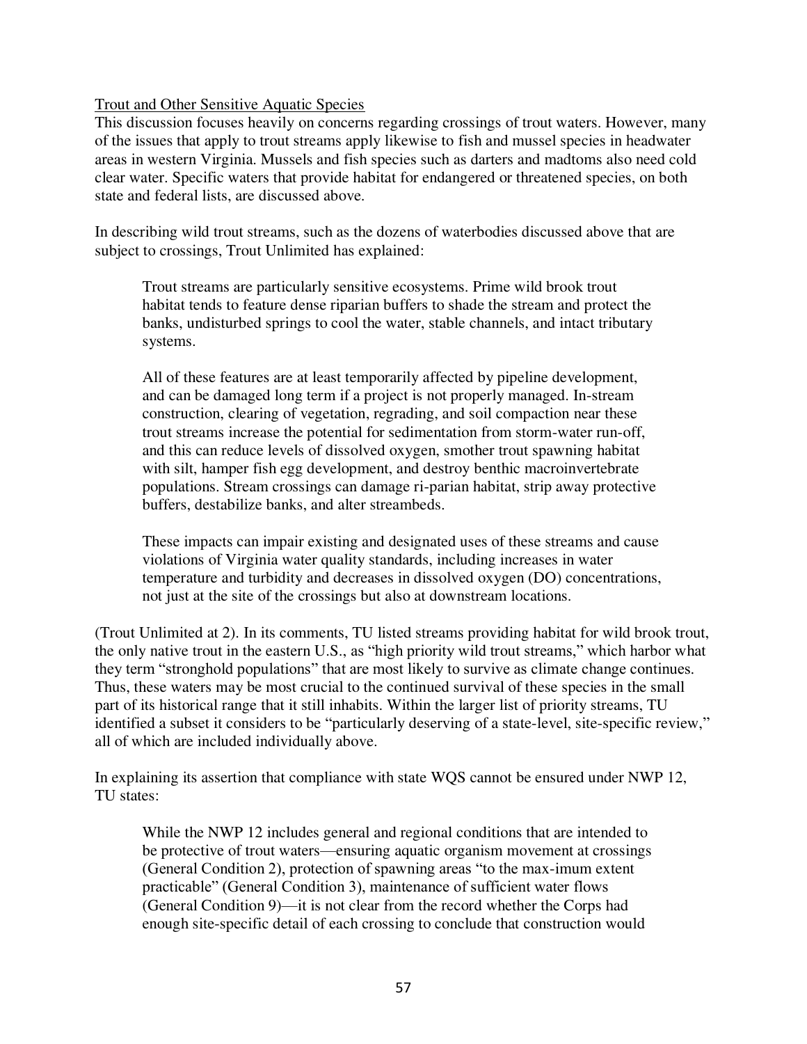Trout and Other Sensitive Aquatic Species

This discussion focuses heavily on concerns regarding crossings of trout waters. However, many of the issues that apply to trout streams apply likewise to fish and mussel species in headwater areas in western Virginia. Mussels and fish species such as darters and madtoms also need cold clear water. Specific waters that provide habitat for endangered or threatened species, on both state and federal lists, are discussed above.

In describing wild trout streams, such as the dozens of waterbodies discussed above that are subject to crossings, Trout Unlimited has explained:

> Trout streams are particularly sensitive ecosystems. Prime wild brook trout habitat tends to feature dense riparian buffers to shade the stream and protect the banks, undisturbed springs to cool the water, stable channels, and intact tributary systems.
>
> All of these features are at least temporarily affected by pipeline development, and can be damaged long term if a project is not properly managed. In-stream construction, clearing of vegetation, regrading, and soil compaction near these trout streams increase the potential for sedimentation from storm-water run-off, and this can reduce levels of dissolved oxygen, smother trout spawning habitat with silt, hamper fish egg development, and destroy benthic macroinvertebrate populations. Stream crossings can damage ri-parian habitat, strip away protective buffers, destabilize banks, and alter streambeds.
>
> These impacts can impair existing and designated uses of these streams and cause violations of Virginia water quality standards, including increases in water temperature and turbidity and decreases in dissolved oxygen (DO) concentrations, not just at the site of the crossings but also at downstream locations.

(Trout Unlimited at 2). In its comments, TU listed streams providing habitat for wild brook trout, the only native trout in the eastern U.S., as "high priority wild trout streams," which harbor what they term "stronghold populations" that are most likely to survive as climate change continues. Thus, these waters may be most crucial to the continued survival of these species in the small part of its historical range that it still inhabits. Within the larger list of priority streams, TU identified a subset it considers to be "particularly deserving of a state-level, site-specific review," all of which are included individually above.

In explaining its assertion that compliance with state WQS cannot be ensured under NWP 12, TU states:

> While the NWP 12 includes general and regional conditions that are intended to be protective of trout waters—ensuring aquatic organism movement at crossings (General Condition 2), protection of spawning areas "to the max-imum extent practicable" (General Condition 3), maintenance of sufficient water flows (General Condition 9)—it is not clear from the record whether the Corps had enough site-specific detail of each crossing to conclude that construction would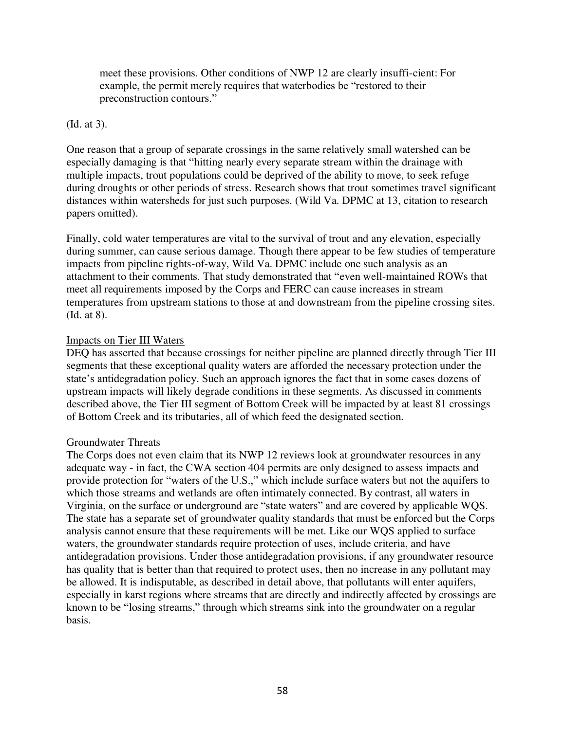> meet these provisions. Other conditions of NWP 12 are clearly insuffi-cient: For example, the permit merely requires that waterbodies be "restored to their preconstruction contours."

(Id. at 3).

One reason that a group of separate crossings in the same relatively small watershed can be especially damaging is that "hitting nearly every separate stream within the drainage with multiple impacts, trout populations could be deprived of the ability to move, to seek refuge during droughts or other periods of stress. Research shows that trout sometimes travel significant distances within watersheds for just such purposes. (Wild Va. DPMC at 13, citation to research papers omitted).

Finally, cold water temperatures are vital to the survival of trout and any elevation, especially during summer, can cause serious damage. Though there appear to be few studies of temperature impacts from pipeline rights-of-way, Wild Va. DPMC include one such analysis as an attachment to their comments. That study demonstrated that "even well-maintained ROWs that meet all requirements imposed by the Corps and FERC can cause increases in stream temperatures from upstream stations to those at and downstream from the pipeline crossing sites. (Id. at 8).

<u>Impacts on Tier III Waters</u>

DEQ has asserted that because crossings for neither pipeline are planned directly through Tier III segments that these exceptional quality waters are afforded the necessary protection under the state's antidegradation policy. Such an approach ignores the fact that in some cases dozens of upstream impacts will likely degrade conditions in these segments. As discussed in comments described above, the Tier III segment of Bottom Creek will be impacted by at least 81 crossings of Bottom Creek and its tributaries, all of which feed the designated section.

<u>Groundwater Threats</u>

The Corps does not even claim that its NWP 12 reviews look at groundwater resources in any adequate way - in fact, the CWA section 404 permits are only designed to assess impacts and provide protection for "waters of the U.S.," which include surface waters but not the aquifers to which those streams and wetlands are often intimately connected. By contrast, all waters in Virginia, on the surface or underground are "state waters" and are covered by applicable WQS. The state has a separate set of groundwater quality standards that must be enforced but the Corps analysis cannot ensure that these requirements will be met. Like our WQS applied to surface waters, the groundwater standards require protection of uses, include criteria, and have antidegradation provisions. Under those antidegradation provisions, if any groundwater resource has quality that is better than that required to protect uses, then no increase in any pollutant may be allowed. It is indisputable, as described in detail above, that pollutants will enter aquifers, especially in karst regions where streams that are directly and indirectly affected by crossings are known to be "losing streams," through which streams sink into the groundwater on a regular basis.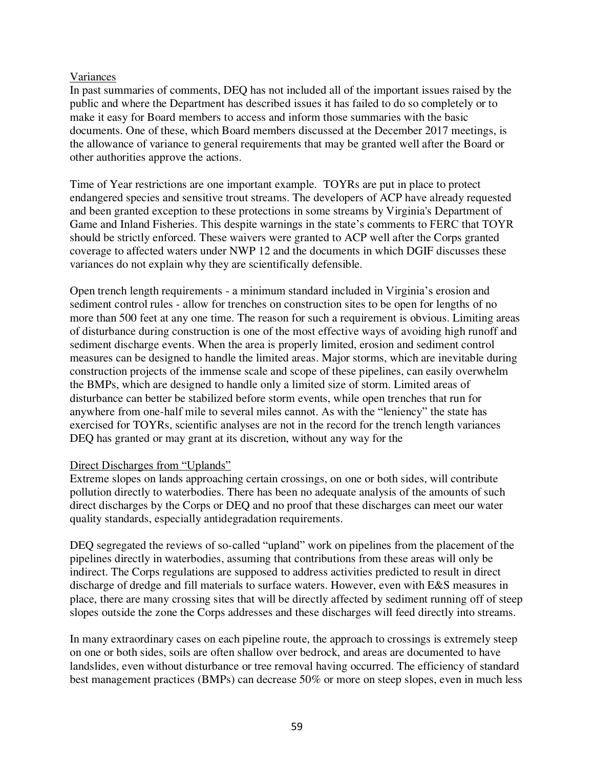Variances

In past summaries of comments, DEQ has not included all of the important issues raised by the public and where the Department has described issues it has failed to do so completely or to make it easy for Board members to access and inform those summaries with the basic documents. One of these, which Board members discussed at the December 2017 meetings, is the allowance of variance to general requirements that may be granted well after the Board or other authorities approve the actions.

Time of Year restrictions are one important example. TOYRs are put in place to protect endangered species and sensitive trout streams. The developers of ACP have already requested and been granted exception to these protections in some streams by Virginia's Department of Game and Inland Fisheries. This despite warnings in the state's comments to FERC that TOYR should be strictly enforced. These waivers were granted to ACP well after the Corps granted coverage to affected waters under NWP 12 and the documents in which DGIF discusses these variances do not explain why they are scientifically defensible.

Open trench length requirements - a minimum standard included in Virginia's erosion and sediment control rules - allow for trenches on construction sites to be open for lengths of no more than 500 feet at any one time. The reason for such a requirement is obvious. Limiting areas of disturbance during construction is one of the most effective ways of avoiding high runoff and sediment discharge events. When the area is properly limited, erosion and sediment control measures can be designed to handle the limited areas. Major storms, which are inevitable during construction projects of the immense scale and scope of these pipelines, can easily overwhelm the BMPs, which are designed to handle only a limited size of storm. Limited areas of disturbance can better be stabilized before storm events, while open trenches that run for anywhere from one-half mile to several miles cannot. As with the "leniency" the state has exercised for TOYRs, scientific analyses are not in the record for the trench length variances DEQ has granted or may grant at its discretion, without any way for the

Direct Discharges from "Uplands"

Extreme slopes on lands approaching certain crossings, on one or both sides, will contribute pollution directly to waterbodies. There has been no adequate analysis of the amounts of such direct discharges by the Corps or DEQ and no proof that these discharges can meet our water quality standards, especially antidegradation requirements.

DEQ segregated the reviews of so-called "upland" work on pipelines from the placement of the pipelines directly in waterbodies, assuming that contributions from these areas will only be indirect. The Corps regulations are supposed to address activities predicted to result in direct discharge of dredge and fill materials to surface waters. However, even with E&S measures in place, there are many crossing sites that will be directly affected by sediment running off of steep slopes outside the zone the Corps addresses and these discharges will feed directly into streams.

In many extraordinary cases on each pipeline route, the approach to crossings is extremely steep on one or both sides, soils are often shallow over bedrock, and areas are documented to have landslides, even without disturbance or tree removal having occurred. The efficiency of standard best management practices (BMPs) can decrease 50% or more on steep slopes, even in much less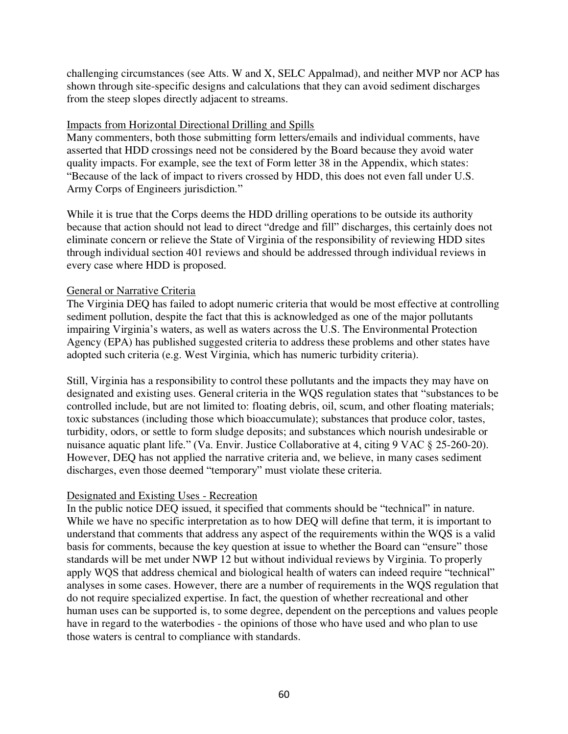challenging circumstances (see Atts. W and X, SELC Appalmad), and neither MVP nor ACP has shown through site-specific designs and calculations that they can avoid sediment discharges from the steep slopes directly adjacent to streams.

Impacts from Horizontal Directional Drilling and Spills

Many commenters, both those submitting form letters/emails and individual comments, have asserted that HDD crossings need not be considered by the Board because they avoid water quality impacts. For example, see the text of Form letter 38 in the Appendix, which states: "Because of the lack of impact to rivers crossed by HDD, this does not even fall under U.S. Army Corps of Engineers jurisdiction."

While it is true that the Corps deems the HDD drilling operations to be outside its authority because that action should not lead to direct "dredge and fill" discharges, this certainly does not eliminate concern or relieve the State of Virginia of the responsibility of reviewing HDD sites through individual section 401 reviews and should be addressed through individual reviews in every case where HDD is proposed.

General or Narrative Criteria

The Virginia DEQ has failed to adopt numeric criteria that would be most effective at controlling sediment pollution, despite the fact that this is acknowledged as one of the major pollutants impairing Virginia's waters, as well as waters across the U.S. The Environmental Protection Agency (EPA) has published suggested criteria to address these problems and other states have adopted such criteria (e.g. West Virginia, which has numeric turbidity criteria).

Still, Virginia has a responsibility to control these pollutants and the impacts they may have on designated and existing uses. General criteria in the WQS regulation states that "substances to be controlled include, but are not limited to: floating debris, oil, scum, and other floating materials; toxic substances (including those which bioaccumulate); substances that produce color, tastes, turbidity, odors, or settle to form sludge deposits; and substances which nourish undesirable or nuisance aquatic plant life." (Va. Envir. Justice Collaborative at 4, citing 9 VAC § 25-260-20). However, DEQ has not applied the narrative criteria and, we believe, in many cases sediment discharges, even those deemed "temporary" must violate these criteria.

Designated and Existing Uses - Recreation

In the public notice DEQ issued, it specified that comments should be "technical" in nature. While we have no specific interpretation as to how DEQ will define that term, it is important to understand that comments that address any aspect of the requirements within the WQS is a valid basis for comments, because the key question at issue to whether the Board can "ensure" those standards will be met under NWP 12 but without individual reviews by Virginia. To properly apply WQS that address chemical and biological health of waters can indeed require "technical" analyses in some cases. However, there are a number of requirements in the WQS regulation that do not require specialized expertise. In fact, the question of whether recreational and other human uses can be supported is, to some degree, dependent on the perceptions and values people have in regard to the waterbodies - the opinions of those who have used and who plan to use those waters is central to compliance with standards.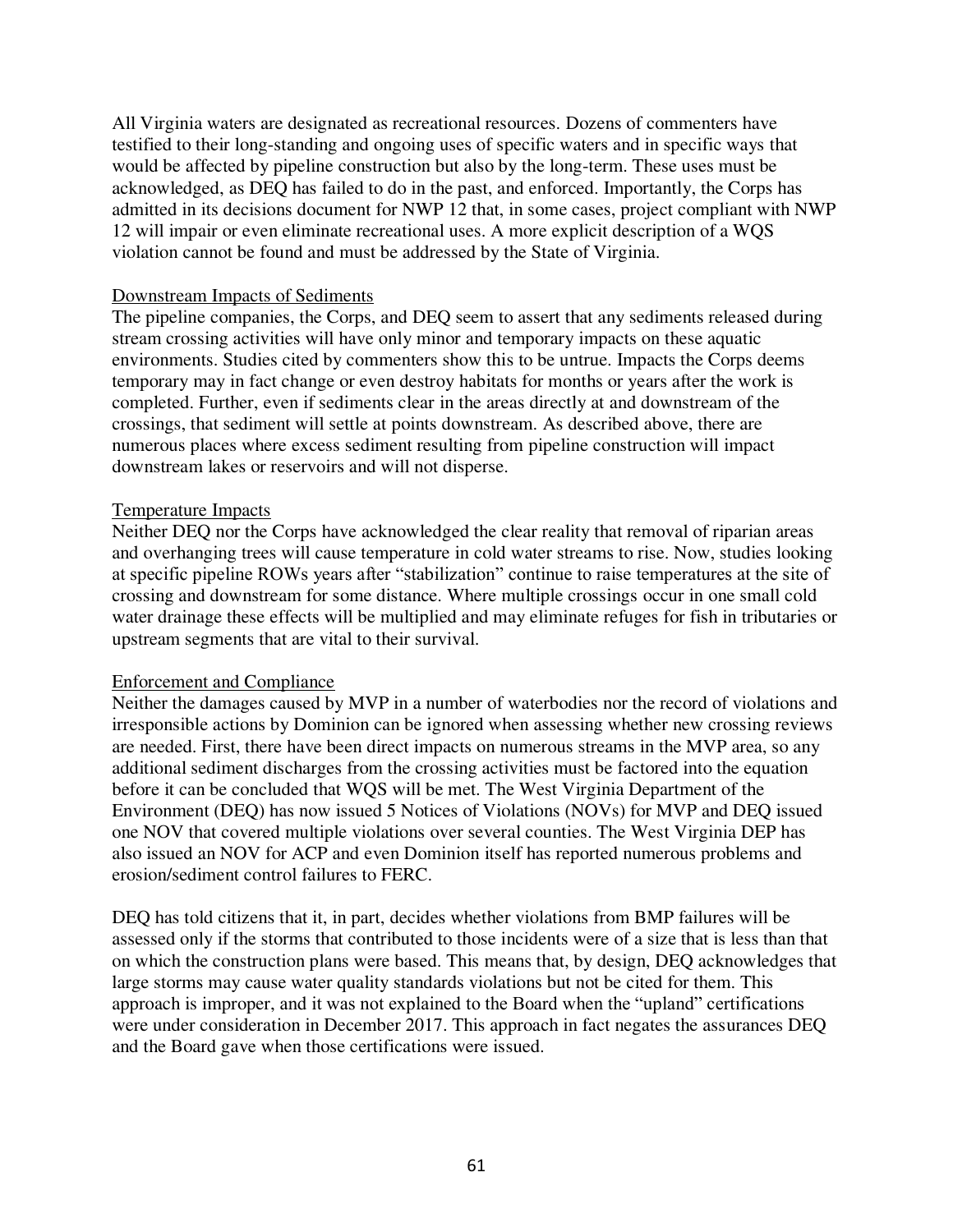All Virginia waters are designated as recreational resources. Dozens of commenters have testified to their long-standing and ongoing uses of specific waters and in specific ways that would be affected by pipeline construction but also by the long-term. These uses must be acknowledged, as DEQ has failed to do in the past, and enforced. Importantly, the Corps has admitted in its decisions document for NWP 12 that, in some cases, project compliant with NWP 12 will impair or even eliminate recreational uses. A more explicit description of a WQS violation cannot be found and must be addressed by the State of Virginia.

<u>Downstream Impacts of Sediments</u>

The pipeline companies, the Corps, and DEQ seem to assert that any sediments released during stream crossing activities will have only minor and temporary impacts on these aquatic environments. Studies cited by commenters show this to be untrue. Impacts the Corps deems temporary may in fact change or even destroy habitats for months or years after the work is completed. Further, even if sediments clear in the areas directly at and downstream of the crossings, that sediment will settle at points downstream. As described above, there are numerous places where excess sediment resulting from pipeline construction will impact downstream lakes or reservoirs and will not disperse.

<u>Temperature Impacts</u>

Neither DEQ nor the Corps have acknowledged the clear reality that removal of riparian areas and overhanging trees will cause temperature in cold water streams to rise. Now, studies looking at specific pipeline ROWs years after "stabilization" continue to raise temperatures at the site of crossing and downstream for some distance. Where multiple crossings occur in one small cold water drainage these effects will be multiplied and may eliminate refuges for fish in tributaries or upstream segments that are vital to their survival.

<u>Enforcement and Compliance</u>

Neither the damages caused by MVP in a number of waterbodies nor the record of violations and irresponsible actions by Dominion can be ignored when assessing whether new crossing reviews are needed. First, there have been direct impacts on numerous streams in the MVP area, so any additional sediment discharges from the crossing activities must be factored into the equation before it can be concluded that WQS will be met. The West Virginia Department of the Environment (DEQ) has now issued 5 Notices of Violations (NOVs) for MVP and DEQ issued one NOV that covered multiple violations over several counties. The West Virginia DEP has also issued an NOV for ACP and even Dominion itself has reported numerous problems and erosion/sediment control failures to FERC.

DEQ has told citizens that it, in part, decides whether violations from BMP failures will be assessed only if the storms that contributed to those incidents were of a size that is less than that on which the construction plans were based. This means that, by design, DEQ acknowledges that large storms may cause water quality standards violations but not be cited for them. This approach is improper, and it was not explained to the Board when the "upland" certifications were under consideration in December 2017. This approach in fact negates the assurances DEQ and the Board gave when those certifications were issued.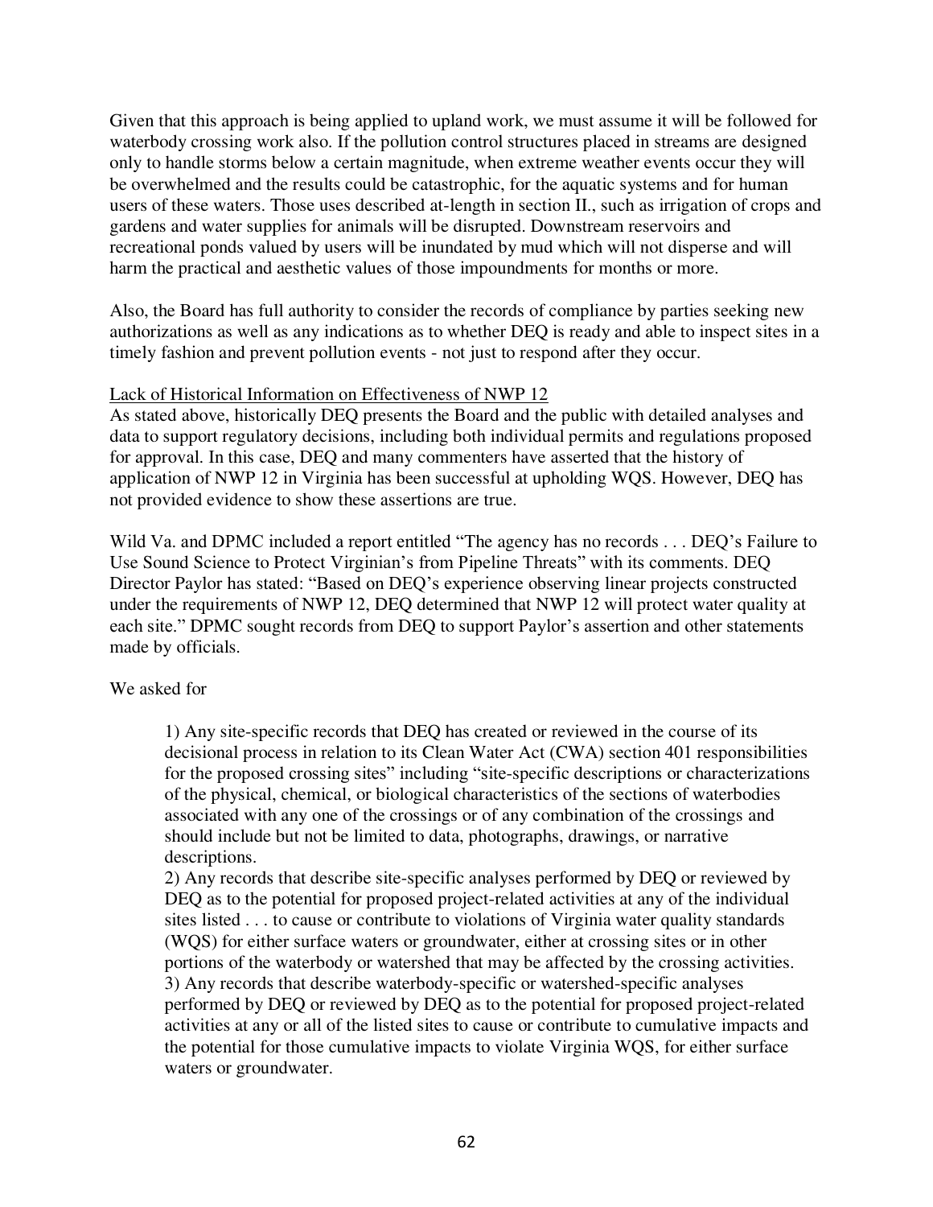Given that this approach is being applied to upland work, we must assume it will be followed for waterbody crossing work also. If the pollution control structures placed in streams are designed only to handle storms below a certain magnitude, when extreme weather events occur they will be overwhelmed and the results could be catastrophic, for the aquatic systems and for human users of these waters. Those uses described at-length in section II., such as irrigation of crops and gardens and water supplies for animals will be disrupted. Downstream reservoirs and recreational ponds valued by users will be inundated by mud which will not disperse and will harm the practical and aesthetic values of those impoundments for months or more.

Also, the Board has full authority to consider the records of compliance by parties seeking new authorizations as well as any indications as to whether DEQ is ready and able to inspect sites in a timely fashion and prevent pollution events - not just to respond after they occur.

<u>Lack of Historical Information on Effectiveness of NWP 12</u>

As stated above, historically DEQ presents the Board and the public with detailed analyses and data to support regulatory decisions, including both individual permits and regulations proposed for approval. In this case, DEQ and many commenters have asserted that the history of application of NWP 12 in Virginia has been successful at upholding WQS. However, DEQ has not provided evidence to show these assertions are true.

Wild Va. and DPMC included a report entitled "The agency has no records . . . DEQ's Failure to Use Sound Science to Protect Virginian's from Pipeline Threats" with its comments. DEQ Director Paylor has stated: "Based on DEQ's experience observing linear projects constructed under the requirements of NWP 12, DEQ determined that NWP 12 will protect water quality at each site." DPMC sought records from DEQ to support Paylor's assertion and other statements made by officials.

We asked for

> 1) Any site-specific records that DEQ has created or reviewed in the course of its decisional process in relation to its Clean Water Act (CWA) section 401 responsibilities for the proposed crossing sites" including "site-specific descriptions or characterizations of the physical, chemical, or biological characteristics of the sections of waterbodies associated with any one of the crossings or of any combination of the crossings and should include but not be limited to data, photographs, drawings, or narrative descriptions.
> 2) Any records that describe site-specific analyses performed by DEQ or reviewed by DEQ as to the potential for proposed project-related activities at any of the individual sites listed . . . to cause or contribute to violations of Virginia water quality standards (WQS) for either surface waters or groundwater, either at crossing sites or in other portions of the waterbody or watershed that may be affected by the crossing activities.
> 3) Any records that describe waterbody-specific or watershed-specific analyses performed by DEQ or reviewed by DEQ as to the potential for proposed project-related activities at any or all of the listed sites to cause or contribute to cumulative impacts and the potential for those cumulative impacts to violate Virginia WQS, for either surface waters or groundwater.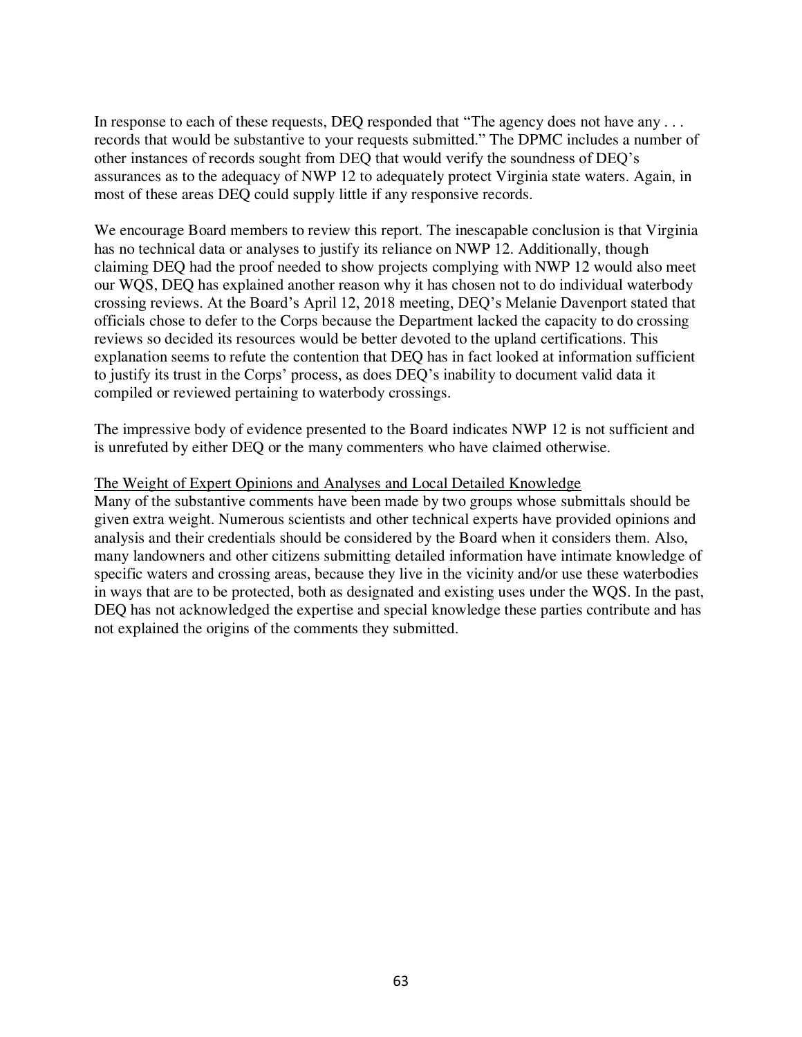In response to each of these requests, DEQ responded that "The agency does not have any . . . records that would be substantive to your requests submitted." The DPMC includes a number of other instances of records sought from DEQ that would verify the soundness of DEQ's assurances as to the adequacy of NWP 12 to adequately protect Virginia state waters. Again, in most of these areas DEQ could supply little if any responsive records.

We encourage Board members to review this report. The inescapable conclusion is that Virginia has no technical data or analyses to justify its reliance on NWP 12. Additionally, though claiming DEQ had the proof needed to show projects complying with NWP 12 would also meet our WQS, DEQ has explained another reason why it has chosen not to do individual waterbody crossing reviews. At the Board's April 12, 2018 meeting, DEQ's Melanie Davenport stated that officials chose to defer to the Corps because the Department lacked the capacity to do crossing reviews so decided its resources would be better devoted to the upland certifications. This explanation seems to refute the contention that DEQ has in fact looked at information sufficient to justify its trust in the Corps' process, as does DEQ's inability to document valid data it compiled or reviewed pertaining to waterbody crossings.

The impressive body of evidence presented to the Board indicates NWP 12 is not sufficient and is unrefuted by either DEQ or the many commenters who have claimed otherwise.

<u>The Weight of Expert Opinions and Analyses and Local Detailed Knowledge</u>

Many of the substantive comments have been made by two groups whose submittals should be given extra weight. Numerous scientists and other technical experts have provided opinions and analysis and their credentials should be considered by the Board when it considers them. Also, many landowners and other citizens submitting detailed information have intimate knowledge of specific waters and crossing areas, because they live in the vicinity and/or use these waterbodies in ways that are to be protected, both as designated and existing uses under the WQS. In the past, DEQ has not acknowledged the expertise and special knowledge these parties contribute and has not explained the origins of the comments they submitted.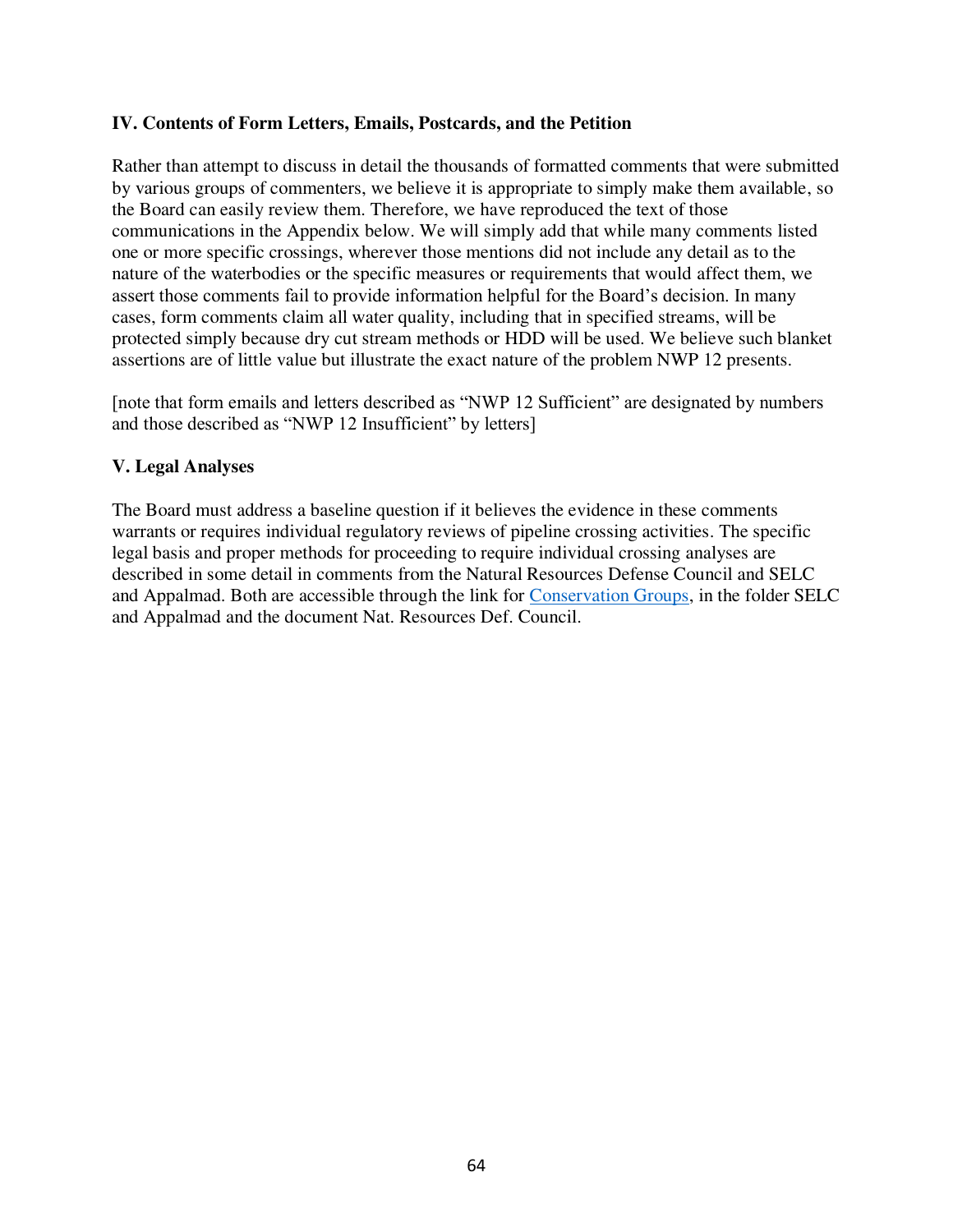### IV. Contents of Form Letters, Emails, Postcards, and the Petition

Rather than attempt to discuss in detail the thousands of formatted comments that were submitted by various groups of commenters, we believe it is appropriate to simply make them available, so the Board can easily review them. Therefore, we have reproduced the text of those communications in the Appendix below. We will simply add that while many comments listed one or more specific crossings, wherever those mentions did not include any detail as to the nature of the waterbodies or the specific measures or requirements that would affect them, we assert those comments fail to provide information helpful for the Board's decision. In many cases, form comments claim all water quality, including that in specified streams, will be protected simply because dry cut stream methods or HDD will be used. We believe such blanket assertions are of little value but illustrate the exact nature of the problem NWP 12 presents.

[note that form emails and letters described as "NWP 12 Sufficient" are designated by numbers and those described as "NWP 12 Insufficient" by letters]

### V. Legal Analyses

The Board must address a baseline question if it believes the evidence in these comments warrants or requires individual regulatory reviews of pipeline crossing activities. The specific legal basis and proper methods for proceeding to require individual crossing analyses are described in some detail in comments from the Natural Resources Defense Council and SELC and Appalmad. Both are accessible through the link for Conservation Groups, in the folder SELC and Appalmad and the document Nat. Resources Def. Council.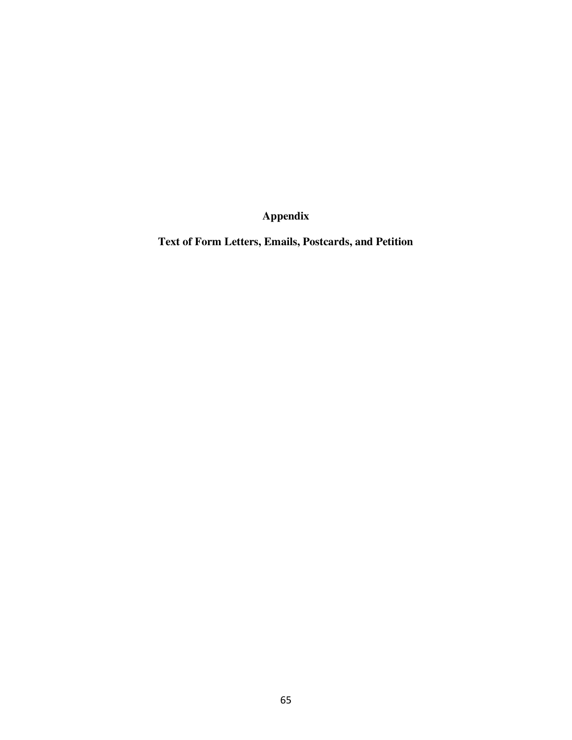# Appendix

## Text of Form Letters, Emails, Postcards, and Petition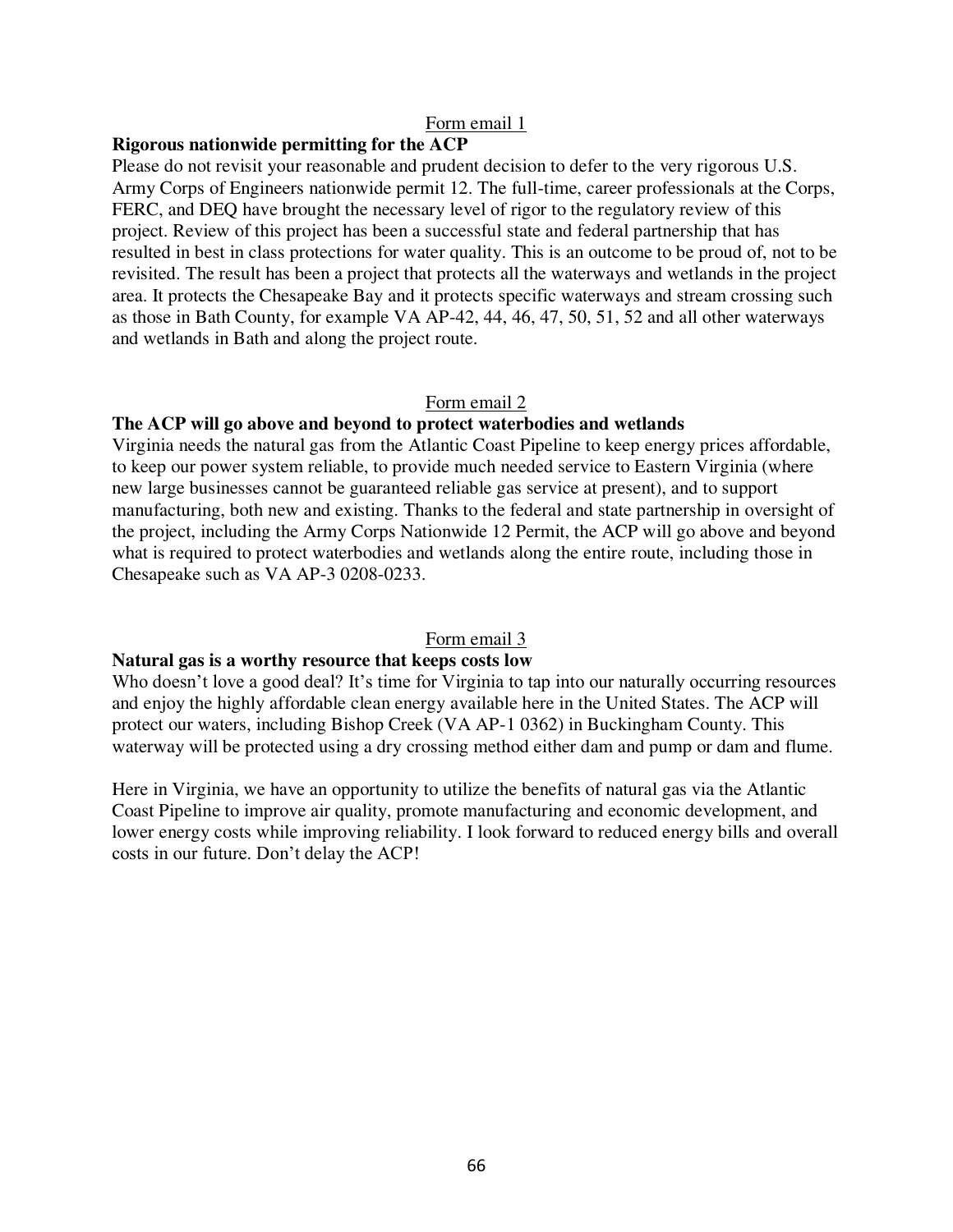Form email 1

**Rigorous nationwide permitting for the ACP**

Please do not revisit your reasonable and prudent decision to defer to the very rigorous U.S. Army Corps of Engineers nationwide permit 12. The full-time, career professionals at the Corps, FERC, and DEQ have brought the necessary level of rigor to the regulatory review of this project. Review of this project has been a successful state and federal partnership that has resulted in best in class protections for water quality. This is an outcome to be proud of, not to be revisited. The result has been a project that protects all the waterways and wetlands in the project area. It protects the Chesapeake Bay and it protects specific waterways and stream crossing such as those in Bath County, for example VA AP-42, 44, 46, 47, 50, 51, 52 and all other waterways and wetlands in Bath and along the project route.

Form email 2

**The ACP will go above and beyond to protect waterbodies and wetlands**

Virginia needs the natural gas from the Atlantic Coast Pipeline to keep energy prices affordable, to keep our power system reliable, to provide much needed service to Eastern Virginia (where new large businesses cannot be guaranteed reliable gas service at present), and to support manufacturing, both new and existing. Thanks to the federal and state partnership in oversight of the project, including the Army Corps Nationwide 12 Permit, the ACP will go above and beyond what is required to protect waterbodies and wetlands along the entire route, including those in Chesapeake such as VA AP-3 0208-0233.

Form email 3

**Natural gas is a worthy resource that keeps costs low**

Who doesn't love a good deal? It's time for Virginia to tap into our naturally occurring resources and enjoy the highly affordable clean energy available here in the United States. The ACP will protect our waters, including Bishop Creek (VA AP-1 0362) in Buckingham County. This waterway will be protected using a dry crossing method either dam and pump or dam and flume.

Here in Virginia, we have an opportunity to utilize the benefits of natural gas via the Atlantic Coast Pipeline to improve air quality, promote manufacturing and economic development, and lower energy costs while improving reliability. I look forward to reduced energy bills and overall costs in our future. Don't delay the ACP!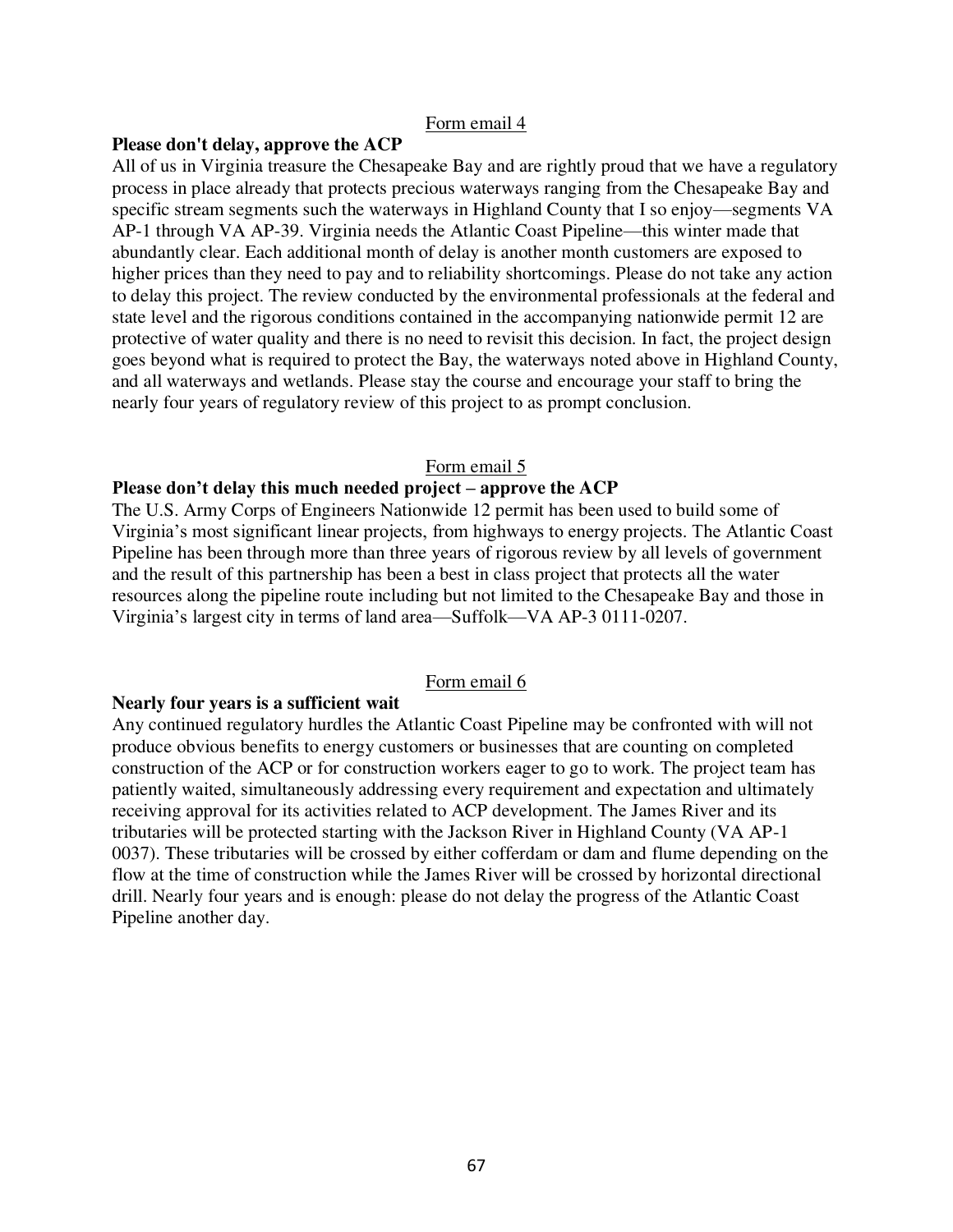<u>Form email 4</u>

**Please don't delay, approve the ACP**

All of us in Virginia treasure the Chesapeake Bay and are rightly proud that we have a regulatory process in place already that protects precious waterways ranging from the Chesapeake Bay and specific stream segments such the waterways in Highland County that I so enjoy—segments VA AP-1 through VA AP-39. Virginia needs the Atlantic Coast Pipeline—this winter made that abundantly clear. Each additional month of delay is another month customers are exposed to higher prices than they need to pay and to reliability shortcomings. Please do not take any action to delay this project. The review conducted by the environmental professionals at the federal and state level and the rigorous conditions contained in the accompanying nationwide permit 12 are protective of water quality and there is no need to revisit this decision. In fact, the project design goes beyond what is required to protect the Bay, the waterways noted above in Highland County, and all waterways and wetlands. Please stay the course and encourage your staff to bring the nearly four years of regulatory review of this project to as prompt conclusion.

<u>Form email 5</u>

**Please don't delay this much needed project – approve the ACP**

The U.S. Army Corps of Engineers Nationwide 12 permit has been used to build some of Virginia's most significant linear projects, from highways to energy projects. The Atlantic Coast Pipeline has been through more than three years of rigorous review by all levels of government and the result of this partnership has been a best in class project that protects all the water resources along the pipeline route including but not limited to the Chesapeake Bay and those in Virginia's largest city in terms of land area—Suffolk—VA AP-3 0111-0207.

<u>Form email 6</u>

**Nearly four years is a sufficient wait**

Any continued regulatory hurdles the Atlantic Coast Pipeline may be confronted with will not produce obvious benefits to energy customers or businesses that are counting on completed construction of the ACP or for construction workers eager to go to work. The project team has patiently waited, simultaneously addressing every requirement and expectation and ultimately receiving approval for its activities related to ACP development. The James River and its tributaries will be protected starting with the Jackson River in Highland County (VA AP-1 0037). These tributaries will be crossed by either cofferdam or dam and flume depending on the flow at the time of construction while the James River will be crossed by horizontal directional drill. Nearly four years and is enough: please do not delay the progress of the Atlantic Coast Pipeline another day.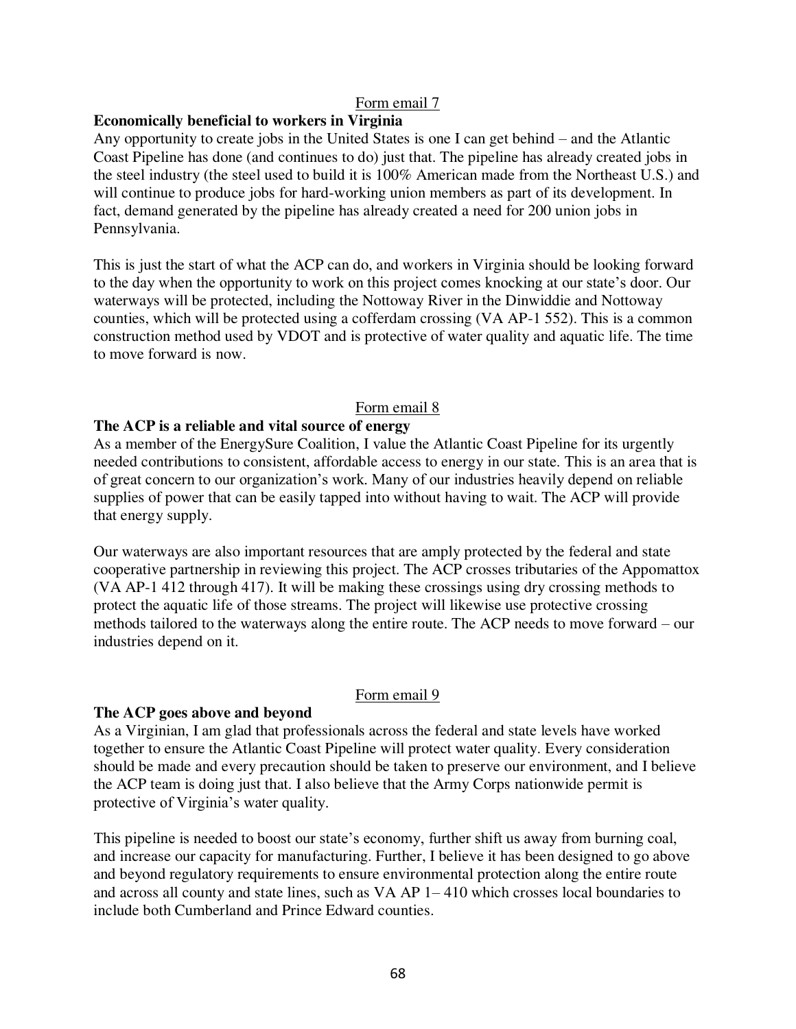Form email 7

**Economically beneficial to workers in Virginia**

Any opportunity to create jobs in the United States is one I can get behind – and the Atlantic Coast Pipeline has done (and continues to do) just that. The pipeline has already created jobs in the steel industry (the steel used to build it is 100% American made from the Northeast U.S.) and will continue to produce jobs for hard-working union members as part of its development. In fact, demand generated by the pipeline has already created a need for 200 union jobs in Pennsylvania.

This is just the start of what the ACP can do, and workers in Virginia should be looking forward to the day when the opportunity to work on this project comes knocking at our state's door. Our waterways will be protected, including the Nottoway River in the Dinwiddie and Nottoway counties, which will be protected using a cofferdam crossing (VA AP-1 552). This is a common construction method used by VDOT and is protective of water quality and aquatic life. The time to move forward is now.

Form email 8

**The ACP is a reliable and vital source of energy**

As a member of the EnergySure Coalition, I value the Atlantic Coast Pipeline for its urgently needed contributions to consistent, affordable access to energy in our state. This is an area that is of great concern to our organization's work. Many of our industries heavily depend on reliable supplies of power that can be easily tapped into without having to wait. The ACP will provide that energy supply.

Our waterways are also important resources that are amply protected by the federal and state cooperative partnership in reviewing this project. The ACP crosses tributaries of the Appomattox (VA AP-1 412 through 417). It will be making these crossings using dry crossing methods to protect the aquatic life of those streams. The project will likewise use protective crossing methods tailored to the waterways along the entire route. The ACP needs to move forward – our industries depend on it.

Form email 9

**The ACP goes above and beyond**

As a Virginian, I am glad that professionals across the federal and state levels have worked together to ensure the Atlantic Coast Pipeline will protect water quality. Every consideration should be made and every precaution should be taken to preserve our environment, and I believe the ACP team is doing just that. I also believe that the Army Corps nationwide permit is protective of Virginia's water quality.

This pipeline is needed to boost our state's economy, further shift us away from burning coal, and increase our capacity for manufacturing. Further, I believe it has been designed to go above and beyond regulatory requirements to ensure environmental protection along the entire route and across all county and state lines, such as VA AP 1– 410 which crosses local boundaries to include both Cumberland and Prince Edward counties.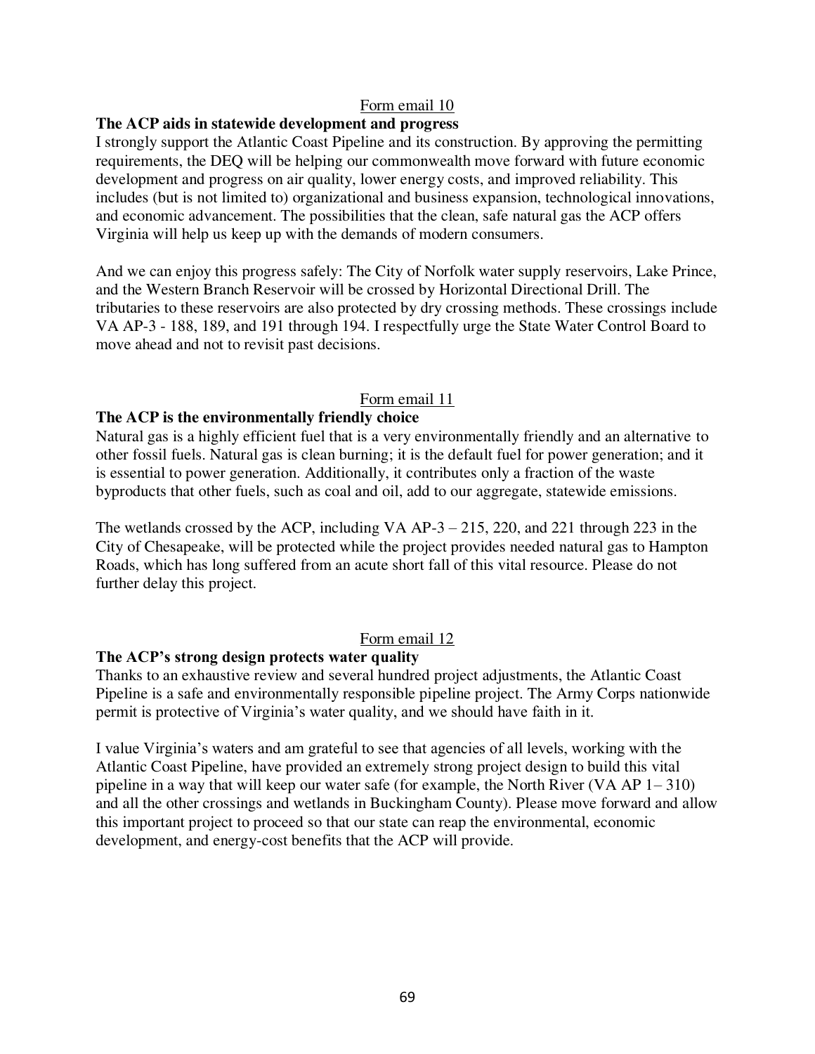Form email 10

**The ACP aids in statewide development and progress**

I strongly support the Atlantic Coast Pipeline and its construction. By approving the permitting requirements, the DEQ will be helping our commonwealth move forward with future economic development and progress on air quality, lower energy costs, and improved reliability. This includes (but is not limited to) organizational and business expansion, technological innovations, and economic advancement. The possibilities that the clean, safe natural gas the ACP offers Virginia will help us keep up with the demands of modern consumers.

And we can enjoy this progress safely: The City of Norfolk water supply reservoirs, Lake Prince, and the Western Branch Reservoir will be crossed by Horizontal Directional Drill. The tributaries to these reservoirs are also protected by dry crossing methods. These crossings include VA AP-3 - 188, 189, and 191 through 194. I respectfully urge the State Water Control Board to move ahead and not to revisit past decisions.

Form email 11

**The ACP is the environmentally friendly choice**

Natural gas is a highly efficient fuel that is a very environmentally friendly and an alternative to other fossil fuels. Natural gas is clean burning; it is the default fuel for power generation; and it is essential to power generation. Additionally, it contributes only a fraction of the waste byproducts that other fuels, such as coal and oil, add to our aggregate, statewide emissions.

The wetlands crossed by the ACP, including VA AP-3 – 215, 220, and 221 through 223 in the City of Chesapeake, will be protected while the project provides needed natural gas to Hampton Roads, which has long suffered from an acute short fall of this vital resource. Please do not further delay this project.

Form email 12

**The ACP's strong design protects water quality**

Thanks to an exhaustive review and several hundred project adjustments, the Atlantic Coast Pipeline is a safe and environmentally responsible pipeline project. The Army Corps nationwide permit is protective of Virginia's water quality, and we should have faith in it.

I value Virginia's waters and am grateful to see that agencies of all levels, working with the Atlantic Coast Pipeline, have provided an extremely strong project design to build this vital pipeline in a way that will keep our water safe (for example, the North River (VA AP 1– 310) and all the other crossings and wetlands in Buckingham County). Please move forward and allow this important project to proceed so that our state can reap the environmental, economic development, and energy-cost benefits that the ACP will provide.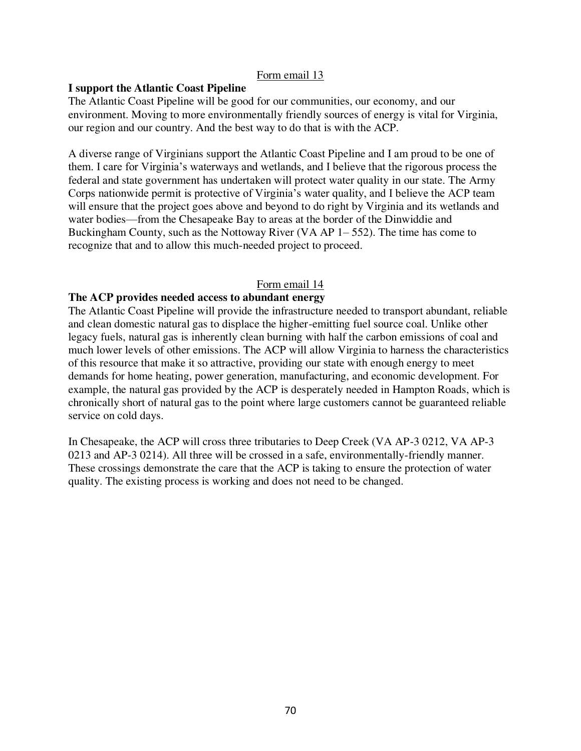Form email 13

**I support the Atlantic Coast Pipeline**

The Atlantic Coast Pipeline will be good for our communities, our economy, and our environment. Moving to more environmentally friendly sources of energy is vital for Virginia, our region and our country. And the best way to do that is with the ACP.

A diverse range of Virginians support the Atlantic Coast Pipeline and I am proud to be one of them. I care for Virginia's waterways and wetlands, and I believe that the rigorous process the federal and state government has undertaken will protect water quality in our state. The Army Corps nationwide permit is protective of Virginia's water quality, and I believe the ACP team will ensure that the project goes above and beyond to do right by Virginia and its wetlands and water bodies—from the Chesapeake Bay to areas at the border of the Dinwiddie and Buckingham County, such as the Nottoway River (VA AP 1– 552). The time has come to recognize that and to allow this much-needed project to proceed.

Form email 14

**The ACP provides needed access to abundant energy**

The Atlantic Coast Pipeline will provide the infrastructure needed to transport abundant, reliable and clean domestic natural gas to displace the higher-emitting fuel source coal. Unlike other legacy fuels, natural gas is inherently clean burning with half the carbon emissions of coal and much lower levels of other emissions. The ACP will allow Virginia to harness the characteristics of this resource that make it so attractive, providing our state with enough energy to meet demands for home heating, power generation, manufacturing, and economic development. For example, the natural gas provided by the ACP is desperately needed in Hampton Roads, which is chronically short of natural gas to the point where large customers cannot be guaranteed reliable service on cold days.

In Chesapeake, the ACP will cross three tributaries to Deep Creek (VA AP-3 0212, VA AP-3 0213 and AP-3 0214). All three will be crossed in a safe, environmentally-friendly manner. These crossings demonstrate the care that the ACP is taking to ensure the protection of water quality. The existing process is working and does not need to be changed.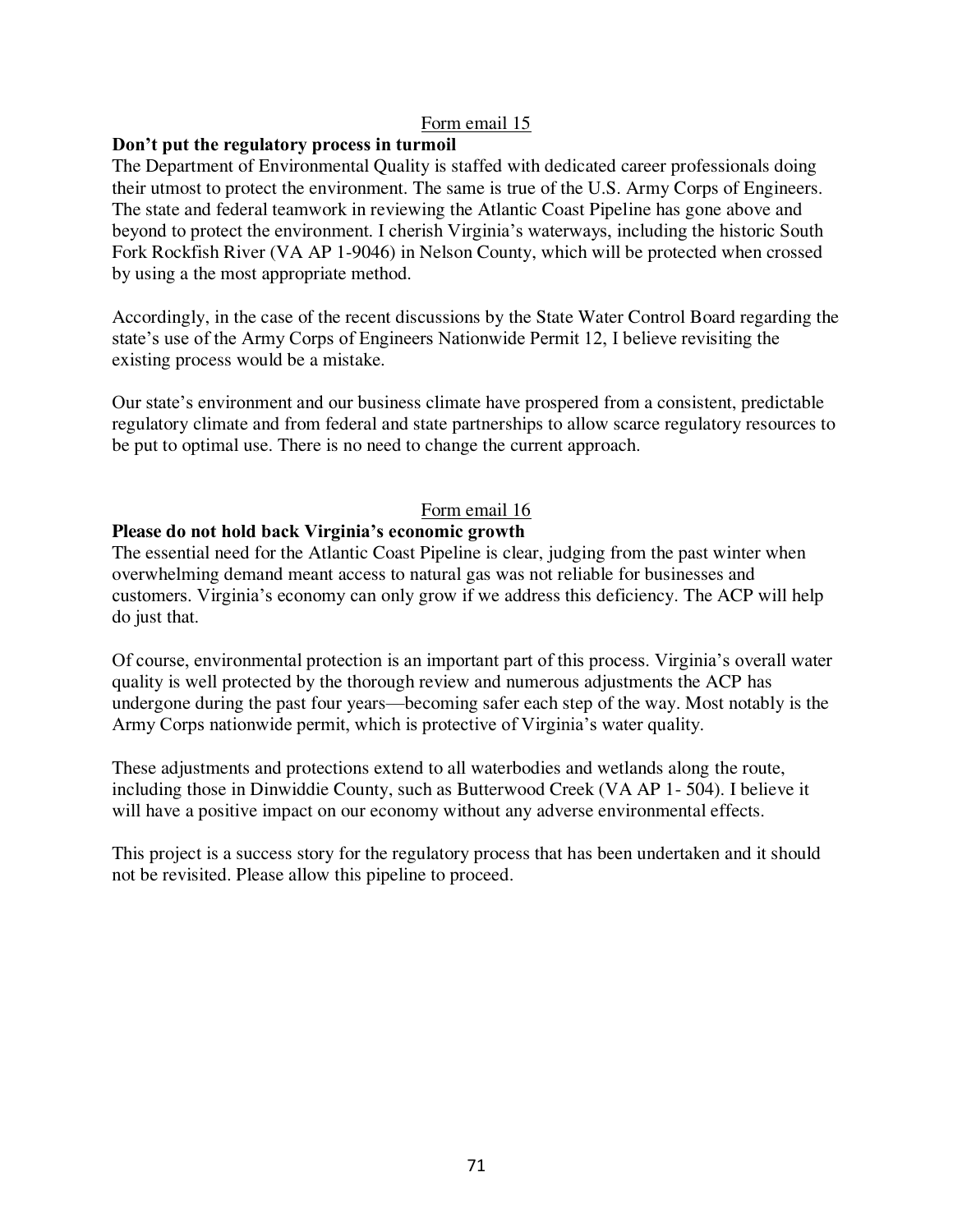Form email 15

**Don't put the regulatory process in turmoil**

The Department of Environmental Quality is staffed with dedicated career professionals doing their utmost to protect the environment. The same is true of the U.S. Army Corps of Engineers. The state and federal teamwork in reviewing the Atlantic Coast Pipeline has gone above and beyond to protect the environment. I cherish Virginia's waterways, including the historic South Fork Rockfish River (VA AP 1-9046) in Nelson County, which will be protected when crossed by using a the most appropriate method.

Accordingly, in the case of the recent discussions by the State Water Control Board regarding the state's use of the Army Corps of Engineers Nationwide Permit 12, I believe revisiting the existing process would be a mistake.

Our state's environment and our business climate have prospered from a consistent, predictable regulatory climate and from federal and state partnerships to allow scarce regulatory resources to be put to optimal use. There is no need to change the current approach.

Form email 16

**Please do not hold back Virginia's economic growth**

The essential need for the Atlantic Coast Pipeline is clear, judging from the past winter when overwhelming demand meant access to natural gas was not reliable for businesses and customers. Virginia's economy can only grow if we address this deficiency. The ACP will help do just that.

Of course, environmental protection is an important part of this process. Virginia's overall water quality is well protected by the thorough review and numerous adjustments the ACP has undergone during the past four years—becoming safer each step of the way. Most notably is the Army Corps nationwide permit, which is protective of Virginia's water quality.

These adjustments and protections extend to all waterbodies and wetlands along the route, including those in Dinwiddie County, such as Butterwood Creek (VA AP 1- 504). I believe it will have a positive impact on our economy without any adverse environmental effects.

This project is a success story for the regulatory process that has been undertaken and it should not be revisited. Please allow this pipeline to proceed.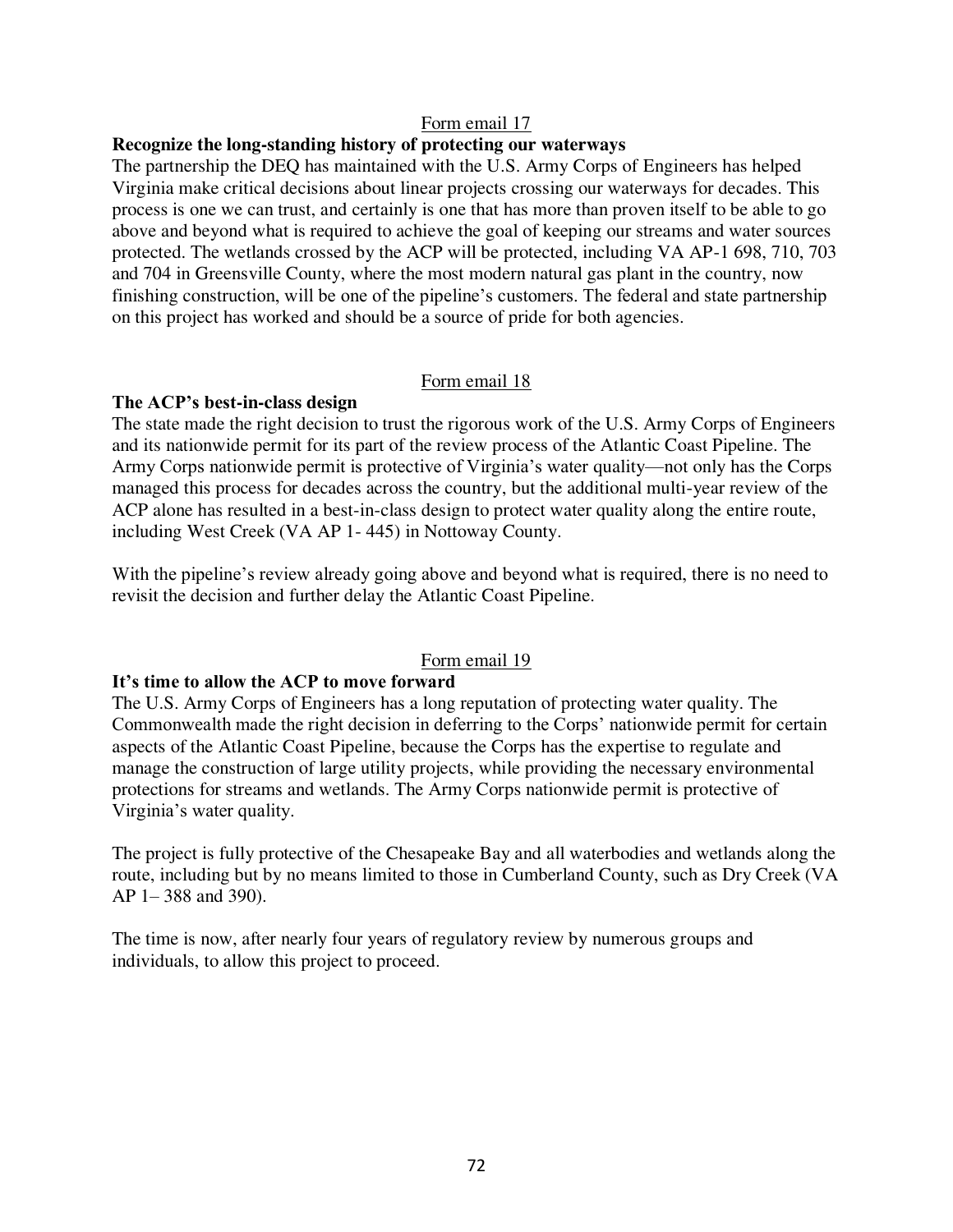Form email 17

**Recognize the long-standing history of protecting our waterways**

The partnership the DEQ has maintained with the U.S. Army Corps of Engineers has helped Virginia make critical decisions about linear projects crossing our waterways for decades. This process is one we can trust, and certainly is one that has more than proven itself to be able to go above and beyond what is required to achieve the goal of keeping our streams and water sources protected. The wetlands crossed by the ACP will be protected, including VA AP-1 698, 710, 703 and 704 in Greensville County, where the most modern natural gas plant in the country, now finishing construction, will be one of the pipeline's customers. The federal and state partnership on this project has worked and should be a source of pride for both agencies.

Form email 18

**The ACP's best-in-class design**

The state made the right decision to trust the rigorous work of the U.S. Army Corps of Engineers and its nationwide permit for its part of the review process of the Atlantic Coast Pipeline. The Army Corps nationwide permit is protective of Virginia's water quality—not only has the Corps managed this process for decades across the country, but the additional multi-year review of the ACP alone has resulted in a best-in-class design to protect water quality along the entire route, including West Creek (VA AP 1- 445) in Nottoway County.

With the pipeline's review already going above and beyond what is required, there is no need to revisit the decision and further delay the Atlantic Coast Pipeline.

Form email 19

**It's time to allow the ACP to move forward**

The U.S. Army Corps of Engineers has a long reputation of protecting water quality. The Commonwealth made the right decision in deferring to the Corps' nationwide permit for certain aspects of the Atlantic Coast Pipeline, because the Corps has the expertise to regulate and manage the construction of large utility projects, while providing the necessary environmental protections for streams and wetlands. The Army Corps nationwide permit is protective of Virginia's water quality.

The project is fully protective of the Chesapeake Bay and all waterbodies and wetlands along the route, including but by no means limited to those in Cumberland County, such as Dry Creek (VA AP 1– 388 and 390).

The time is now, after nearly four years of regulatory review by numerous groups and individuals, to allow this project to proceed.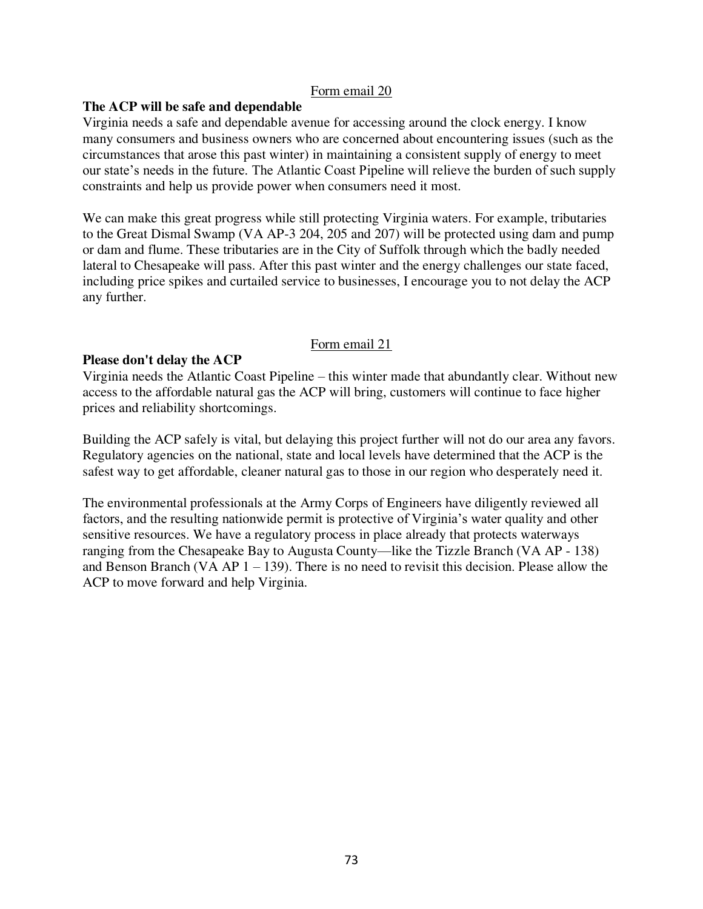Form email 20

**The ACP will be safe and dependable**

Virginia needs a safe and dependable avenue for accessing around the clock energy. I know many consumers and business owners who are concerned about encountering issues (such as the circumstances that arose this past winter) in maintaining a consistent supply of energy to meet our state's needs in the future. The Atlantic Coast Pipeline will relieve the burden of such supply constraints and help us provide power when consumers need it most.

We can make this great progress while still protecting Virginia waters. For example, tributaries to the Great Dismal Swamp (VA AP-3 204, 205 and 207) will be protected using dam and pump or dam and flume. These tributaries are in the City of Suffolk through which the badly needed lateral to Chesapeake will pass. After this past winter and the energy challenges our state faced, including price spikes and curtailed service to businesses, I encourage you to not delay the ACP any further.

Form email 21

**Please don't delay the ACP**

Virginia needs the Atlantic Coast Pipeline – this winter made that abundantly clear. Without new access to the affordable natural gas the ACP will bring, customers will continue to face higher prices and reliability shortcomings.

Building the ACP safely is vital, but delaying this project further will not do our area any favors. Regulatory agencies on the national, state and local levels have determined that the ACP is the safest way to get affordable, cleaner natural gas to those in our region who desperately need it.

The environmental professionals at the Army Corps of Engineers have diligently reviewed all factors, and the resulting nationwide permit is protective of Virginia's water quality and other sensitive resources. We have a regulatory process in place already that protects waterways ranging from the Chesapeake Bay to Augusta County—like the Tizzle Branch (VA AP - 138) and Benson Branch (VA AP 1 – 139). There is no need to revisit this decision. Please allow the ACP to move forward and help Virginia.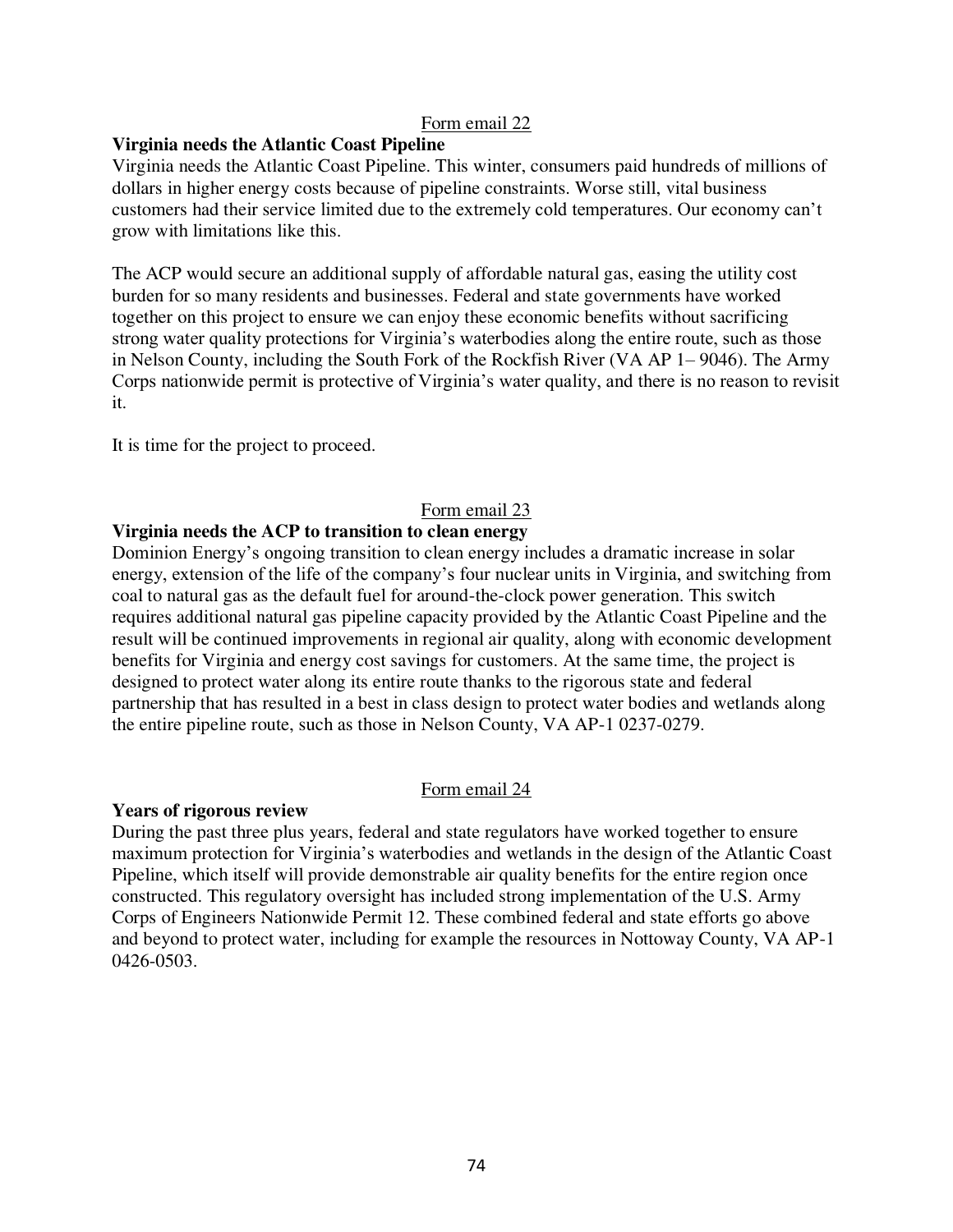Form email 22

**Virginia needs the Atlantic Coast Pipeline**

Virginia needs the Atlantic Coast Pipeline. This winter, consumers paid hundreds of millions of dollars in higher energy costs because of pipeline constraints. Worse still, vital business customers had their service limited due to the extremely cold temperatures. Our economy can't grow with limitations like this.

The ACP would secure an additional supply of affordable natural gas, easing the utility cost burden for so many residents and businesses. Federal and state governments have worked together on this project to ensure we can enjoy these economic benefits without sacrificing strong water quality protections for Virginia's waterbodies along the entire route, such as those in Nelson County, including the South Fork of the Rockfish River (VA AP 1– 9046). The Army Corps nationwide permit is protective of Virginia's water quality, and there is no reason to revisit it.

It is time for the project to proceed.

Form email 23

**Virginia needs the ACP to transition to clean energy**

Dominion Energy's ongoing transition to clean energy includes a dramatic increase in solar energy, extension of the life of the company's four nuclear units in Virginia, and switching from coal to natural gas as the default fuel for around-the-clock power generation. This switch requires additional natural gas pipeline capacity provided by the Atlantic Coast Pipeline and the result will be continued improvements in regional air quality, along with economic development benefits for Virginia and energy cost savings for customers. At the same time, the project is designed to protect water along its entire route thanks to the rigorous state and federal partnership that has resulted in a best in class design to protect water bodies and wetlands along the entire pipeline route, such as those in Nelson County, VA AP-1 0237-0279.

Form email 24

**Years of rigorous review**

During the past three plus years, federal and state regulators have worked together to ensure maximum protection for Virginia's waterbodies and wetlands in the design of the Atlantic Coast Pipeline, which itself will provide demonstrable air quality benefits for the entire region once constructed. This regulatory oversight has included strong implementation of the U.S. Army Corps of Engineers Nationwide Permit 12. These combined federal and state efforts go above and beyond to protect water, including for example the resources in Nottoway County, VA AP-1 0426-0503.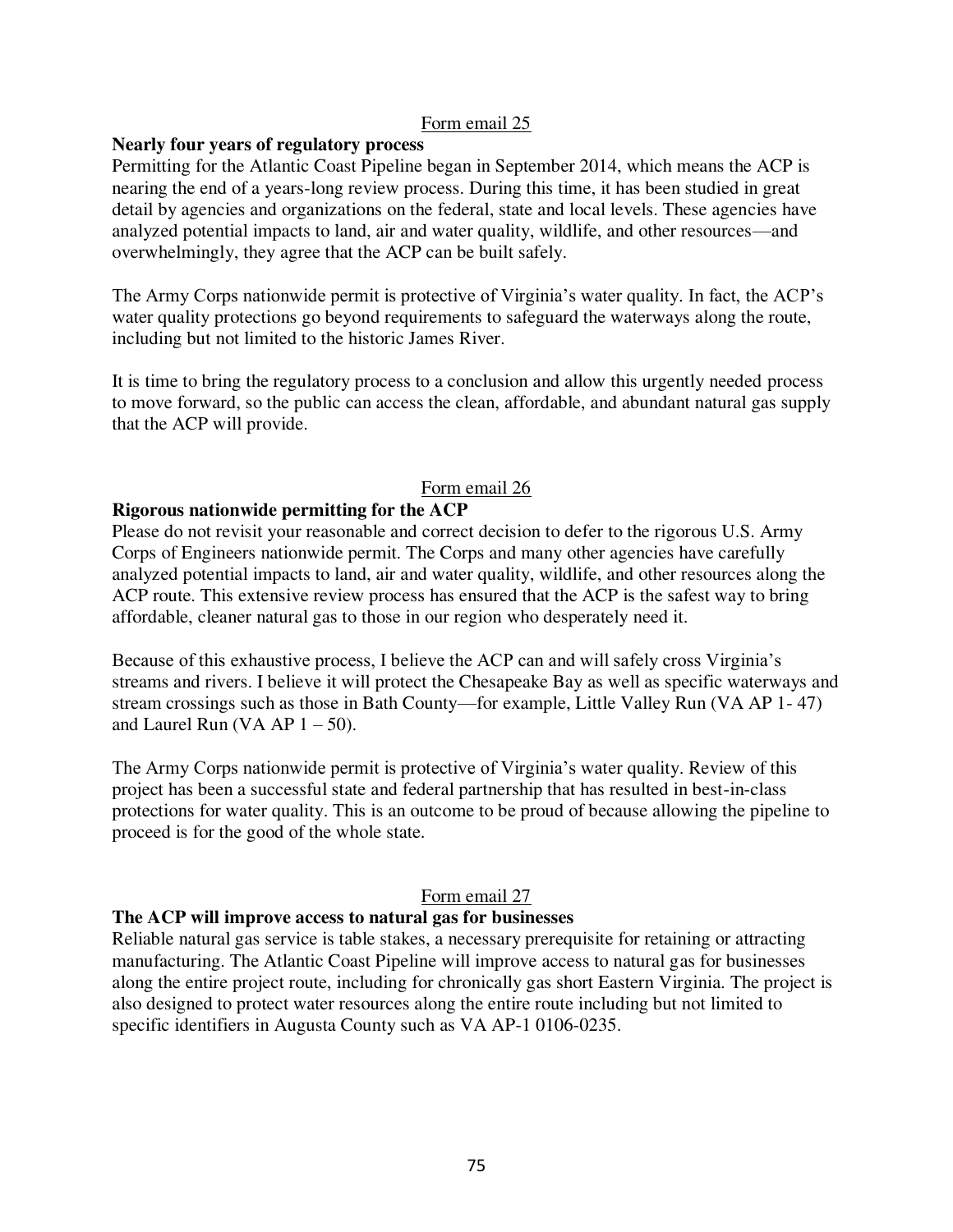Form email 25

**Nearly four years of regulatory process**

Permitting for the Atlantic Coast Pipeline began in September 2014, which means the ACP is nearing the end of a years-long review process. During this time, it has been studied in great detail by agencies and organizations on the federal, state and local levels. These agencies have analyzed potential impacts to land, air and water quality, wildlife, and other resources—and overwhelmingly, they agree that the ACP can be built safely.

The Army Corps nationwide permit is protective of Virginia's water quality. In fact, the ACP's water quality protections go beyond requirements to safeguard the waterways along the route, including but not limited to the historic James River.

It is time to bring the regulatory process to a conclusion and allow this urgently needed process to move forward, so the public can access the clean, affordable, and abundant natural gas supply that the ACP will provide.

Form email 26

**Rigorous nationwide permitting for the ACP**

Please do not revisit your reasonable and correct decision to defer to the rigorous U.S. Army Corps of Engineers nationwide permit. The Corps and many other agencies have carefully analyzed potential impacts to land, air and water quality, wildlife, and other resources along the ACP route. This extensive review process has ensured that the ACP is the safest way to bring affordable, cleaner natural gas to those in our region who desperately need it.

Because of this exhaustive process, I believe the ACP can and will safely cross Virginia's streams and rivers. I believe it will protect the Chesapeake Bay as well as specific waterways and stream crossings such as those in Bath County—for example, Little Valley Run (VA AP 1- 47) and Laurel Run (VA AP 1 – 50).

The Army Corps nationwide permit is protective of Virginia's water quality. Review of this project has been a successful state and federal partnership that has resulted in best-in-class protections for water quality. This is an outcome to be proud of because allowing the pipeline to proceed is for the good of the whole state.

Form email 27

**The ACP will improve access to natural gas for businesses**

Reliable natural gas service is table stakes, a necessary prerequisite for retaining or attracting manufacturing. The Atlantic Coast Pipeline will improve access to natural gas for businesses along the entire project route, including for chronically gas short Eastern Virginia. The project is also designed to protect water resources along the entire route including but not limited to specific identifiers in Augusta County such as VA AP-1 0106-0235.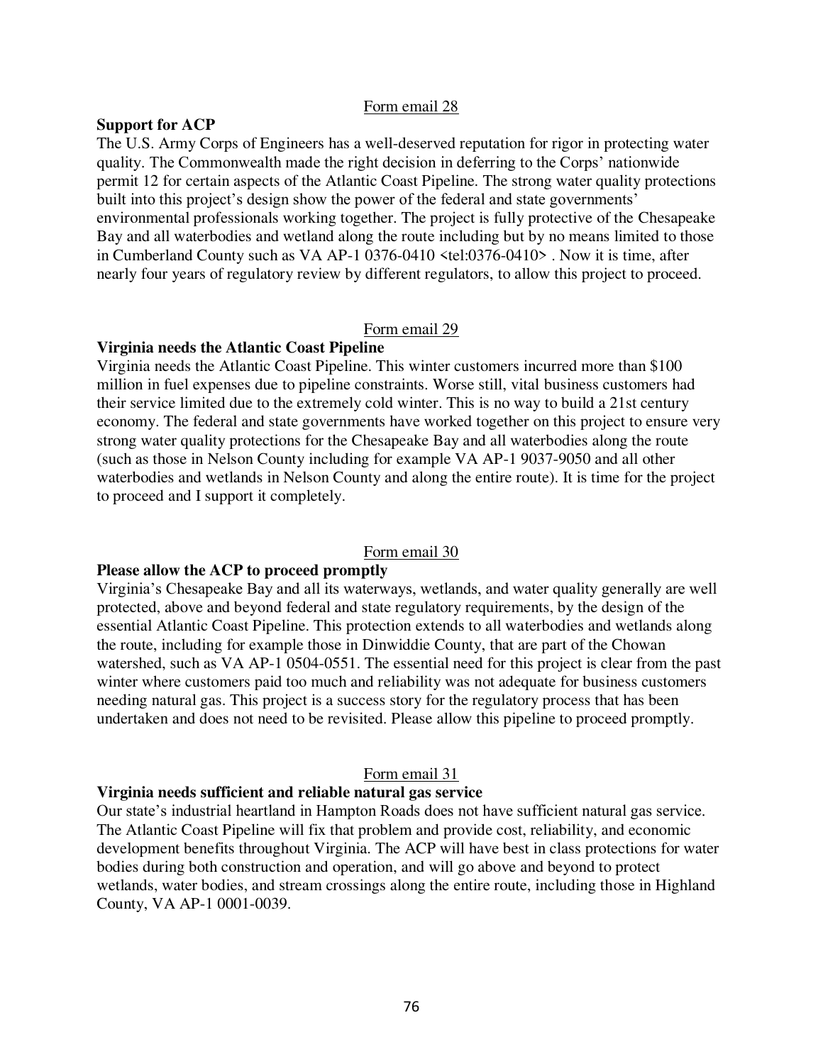Form email 28

**Support for ACP**

The U.S. Army Corps of Engineers has a well-deserved reputation for rigor in protecting water quality. The Commonwealth made the right decision in deferring to the Corps' nationwide permit 12 for certain aspects of the Atlantic Coast Pipeline. The strong water quality protections built into this project's design show the power of the federal and state governments' environmental professionals working together. The project is fully protective of the Chesapeake Bay and all waterbodies and wetland along the route including but by no means limited to those in Cumberland County such as VA AP-1 0376-0410 <tel:0376-0410> . Now it is time, after nearly four years of regulatory review by different regulators, to allow this project to proceed.

Form email 29

**Virginia needs the Atlantic Coast Pipeline**

Virginia needs the Atlantic Coast Pipeline. This winter customers incurred more than $100 million in fuel expenses due to pipeline constraints. Worse still, vital business customers had their service limited due to the extremely cold winter. This is no way to build a 21st century economy. The federal and state governments have worked together on this project to ensure very strong water quality protections for the Chesapeake Bay and all waterbodies along the route (such as those in Nelson County including for example VA AP-1 9037-9050 and all other waterbodies and wetlands in Nelson County and along the entire route). It is time for the project to proceed and I support it completely.

Form email 30

**Please allow the ACP to proceed promptly**

Virginia's Chesapeake Bay and all its waterways, wetlands, and water quality generally are well protected, above and beyond federal and state regulatory requirements, by the design of the essential Atlantic Coast Pipeline. This protection extends to all waterbodies and wetlands along the route, including for example those in Dinwiddie County, that are part of the Chowan watershed, such as VA AP-1 0504-0551. The essential need for this project is clear from the past winter where customers paid too much and reliability was not adequate for business customers needing natural gas. This project is a success story for the regulatory process that has been undertaken and does not need to be revisited. Please allow this pipeline to proceed promptly.

Form email 31

**Virginia needs sufficient and reliable natural gas service**

Our state's industrial heartland in Hampton Roads does not have sufficient natural gas service. The Atlantic Coast Pipeline will fix that problem and provide cost, reliability, and economic development benefits throughout Virginia. The ACP will have best in class protections for water bodies during both construction and operation, and will go above and beyond to protect wetlands, water bodies, and stream crossings along the entire route, including those in Highland County, VA AP-1 0001-0039.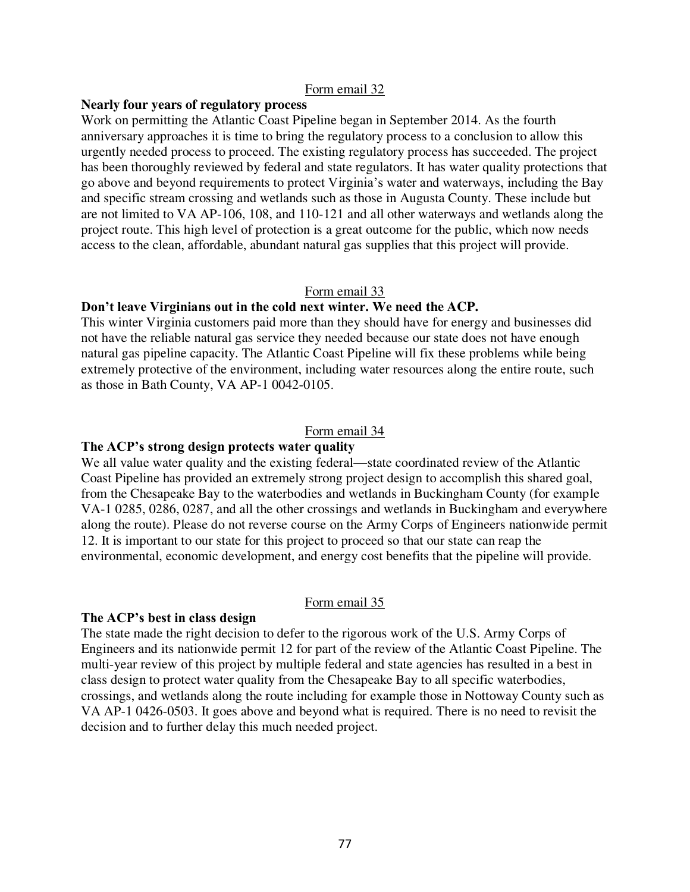<u>Form email 32</u>

**Nearly four years of regulatory process**

Work on permitting the Atlantic Coast Pipeline began in September 2014. As the fourth anniversary approaches it is time to bring the regulatory process to a conclusion to allow this urgently needed process to proceed. The existing regulatory process has succeeded. The project has been thoroughly reviewed by federal and state regulators. It has water quality protections that go above and beyond requirements to protect Virginia's water and waterways, including the Bay and specific stream crossing and wetlands such as those in Augusta County. These include but are not limited to VA AP-106, 108, and 110-121 and all other waterways and wetlands along the project route. This high level of protection is a great outcome for the public, which now needs access to the clean, affordable, abundant natural gas supplies that this project will provide.

<u>Form email 33</u>

**Don't leave Virginians out in the cold next winter. We need the ACP.**

This winter Virginia customers paid more than they should have for energy and businesses did not have the reliable natural gas service they needed because our state does not have enough natural gas pipeline capacity. The Atlantic Coast Pipeline will fix these problems while being extremely protective of the environment, including water resources along the entire route, such as those in Bath County, VA AP-1 0042-0105.

<u>Form email 34</u>

**The ACP's strong design protects water quality**

We all value water quality and the existing federal—state coordinated review of the Atlantic Coast Pipeline has provided an extremely strong project design to accomplish this shared goal, from the Chesapeake Bay to the waterbodies and wetlands in Buckingham County (for example VA-1 0285, 0286, 0287, and all the other crossings and wetlands in Buckingham and everywhere along the route). Please do not reverse course on the Army Corps of Engineers nationwide permit 12. It is important to our state for this project to proceed so that our state can reap the environmental, economic development, and energy cost benefits that the pipeline will provide.

<u>Form email 35</u>

**The ACP's best in class design**

The state made the right decision to defer to the rigorous work of the U.S. Army Corps of Engineers and its nationwide permit 12 for part of the review of the Atlantic Coast Pipeline. The multi-year review of this project by multiple federal and state agencies has resulted in a best in class design to protect water quality from the Chesapeake Bay to all specific waterbodies, crossings, and wetlands along the route including for example those in Nottoway County such as VA AP-1 0426-0503. It goes above and beyond what is required. There is no need to revisit the decision and to further delay this much needed project.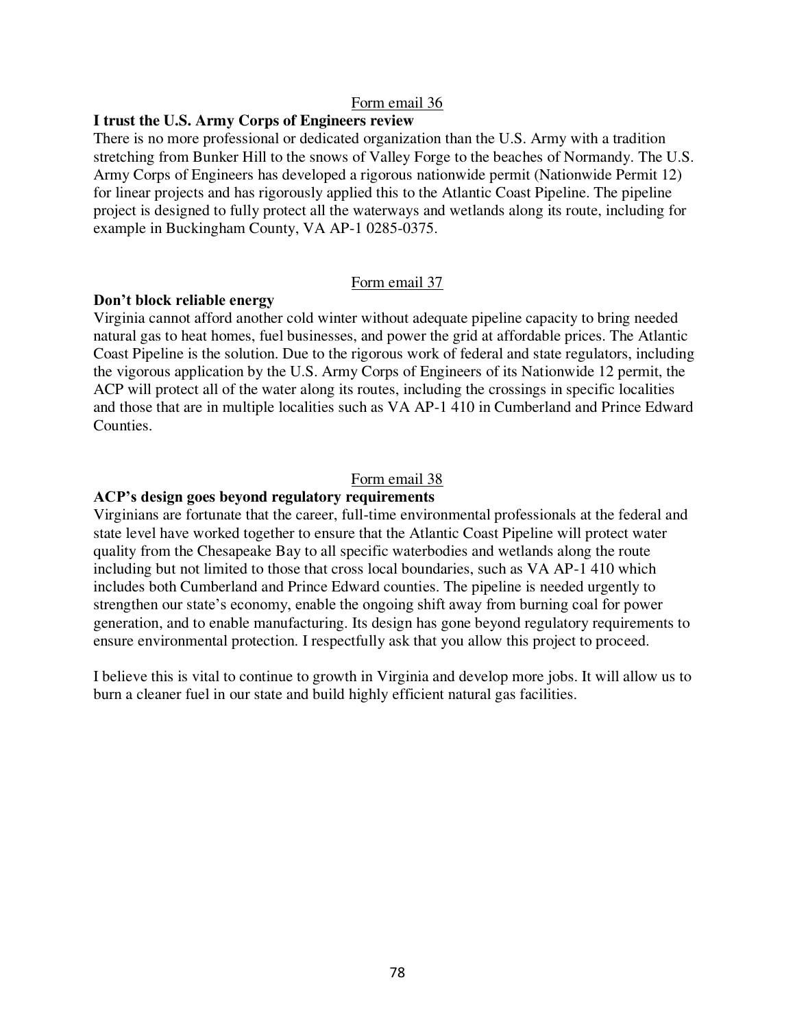Form email 36

**I trust the U.S. Army Corps of Engineers review**

There is no more professional or dedicated organization than the U.S. Army with a tradition stretching from Bunker Hill to the snows of Valley Forge to the beaches of Normandy. The U.S. Army Corps of Engineers has developed a rigorous nationwide permit (Nationwide Permit 12) for linear projects and has rigorously applied this to the Atlantic Coast Pipeline. The pipeline project is designed to fully protect all the waterways and wetlands along its route, including for example in Buckingham County, VA AP-1 0285-0375.

Form email 37

**Don't block reliable energy**

Virginia cannot afford another cold winter without adequate pipeline capacity to bring needed natural gas to heat homes, fuel businesses, and power the grid at affordable prices. The Atlantic Coast Pipeline is the solution. Due to the rigorous work of federal and state regulators, including the vigorous application by the U.S. Army Corps of Engineers of its Nationwide 12 permit, the ACP will protect all of the water along its routes, including the crossings in specific localities and those that are in multiple localities such as VA AP-1 410 in Cumberland and Prince Edward Counties.

Form email 38

**ACP's design goes beyond regulatory requirements**

Virginians are fortunate that the career, full-time environmental professionals at the federal and state level have worked together to ensure that the Atlantic Coast Pipeline will protect water quality from the Chesapeake Bay to all specific waterbodies and wetlands along the route including but not limited to those that cross local boundaries, such as VA AP-1 410 which includes both Cumberland and Prince Edward counties. The pipeline is needed urgently to strengthen our state's economy, enable the ongoing shift away from burning coal for power generation, and to enable manufacturing. Its design has gone beyond regulatory requirements to ensure environmental protection. I respectfully ask that you allow this project to proceed.

I believe this is vital to continue to growth in Virginia and develop more jobs. It will allow us to burn a cleaner fuel in our state and build highly efficient natural gas facilities.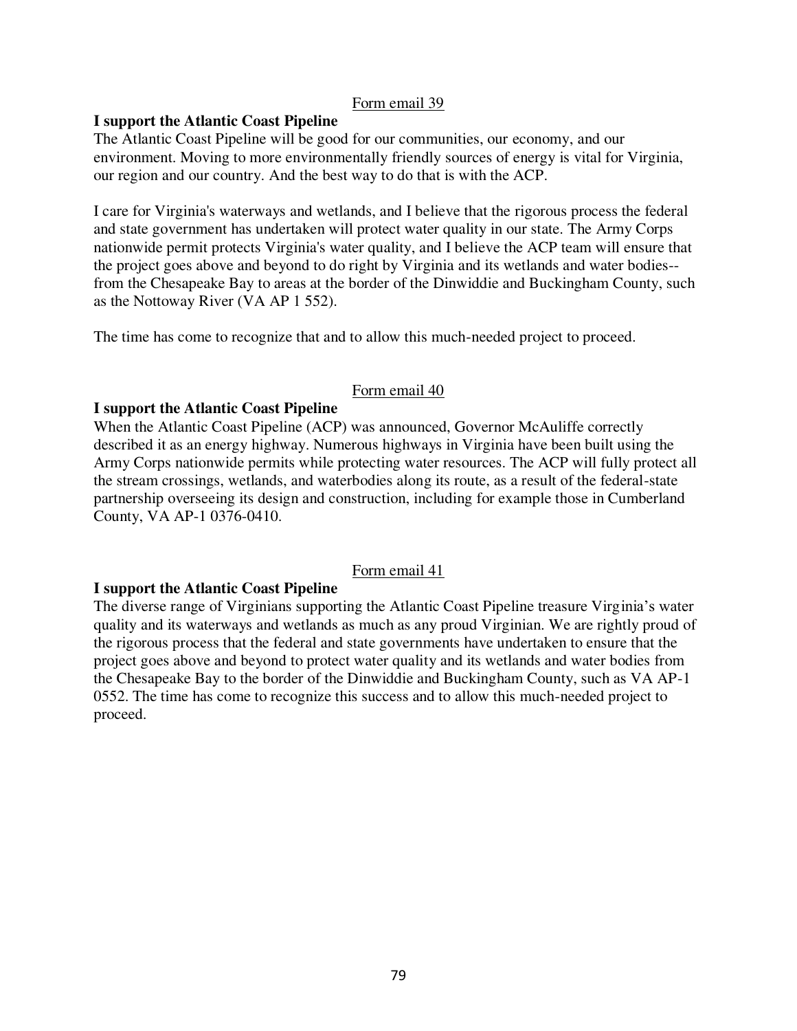Form email 39

**I support the Atlantic Coast Pipeline**

The Atlantic Coast Pipeline will be good for our communities, our economy, and our environment. Moving to more environmentally friendly sources of energy is vital for Virginia, our region and our country. And the best way to do that is with the ACP.

I care for Virginia's waterways and wetlands, and I believe that the rigorous process the federal and state government has undertaken will protect water quality in our state. The Army Corps nationwide permit protects Virginia's water quality, and I believe the ACP team will ensure that the project goes above and beyond to do right by Virginia and its wetlands and water bodies--from the Chesapeake Bay to areas at the border of the Dinwiddie and Buckingham County, such as the Nottoway River (VA AP 1 552).

The time has come to recognize that and to allow this much-needed project to proceed.

Form email 40

**I support the Atlantic Coast Pipeline**

When the Atlantic Coast Pipeline (ACP) was announced, Governor McAuliffe correctly described it as an energy highway. Numerous highways in Virginia have been built using the Army Corps nationwide permits while protecting water resources. The ACP will fully protect all the stream crossings, wetlands, and waterbodies along its route, as a result of the federal-state partnership overseeing its design and construction, including for example those in Cumberland County, VA AP-1 0376-0410.

Form email 41

**I support the Atlantic Coast Pipeline**

The diverse range of Virginians supporting the Atlantic Coast Pipeline treasure Virginia's water quality and its waterways and wetlands as much as any proud Virginian. We are rightly proud of the rigorous process that the federal and state governments have undertaken to ensure that the project goes above and beyond to protect water quality and its wetlands and water bodies from the Chesapeake Bay to the border of the Dinwiddie and Buckingham County, such as VA AP-1 0552. The time has come to recognize this success and to allow this much-needed project to proceed.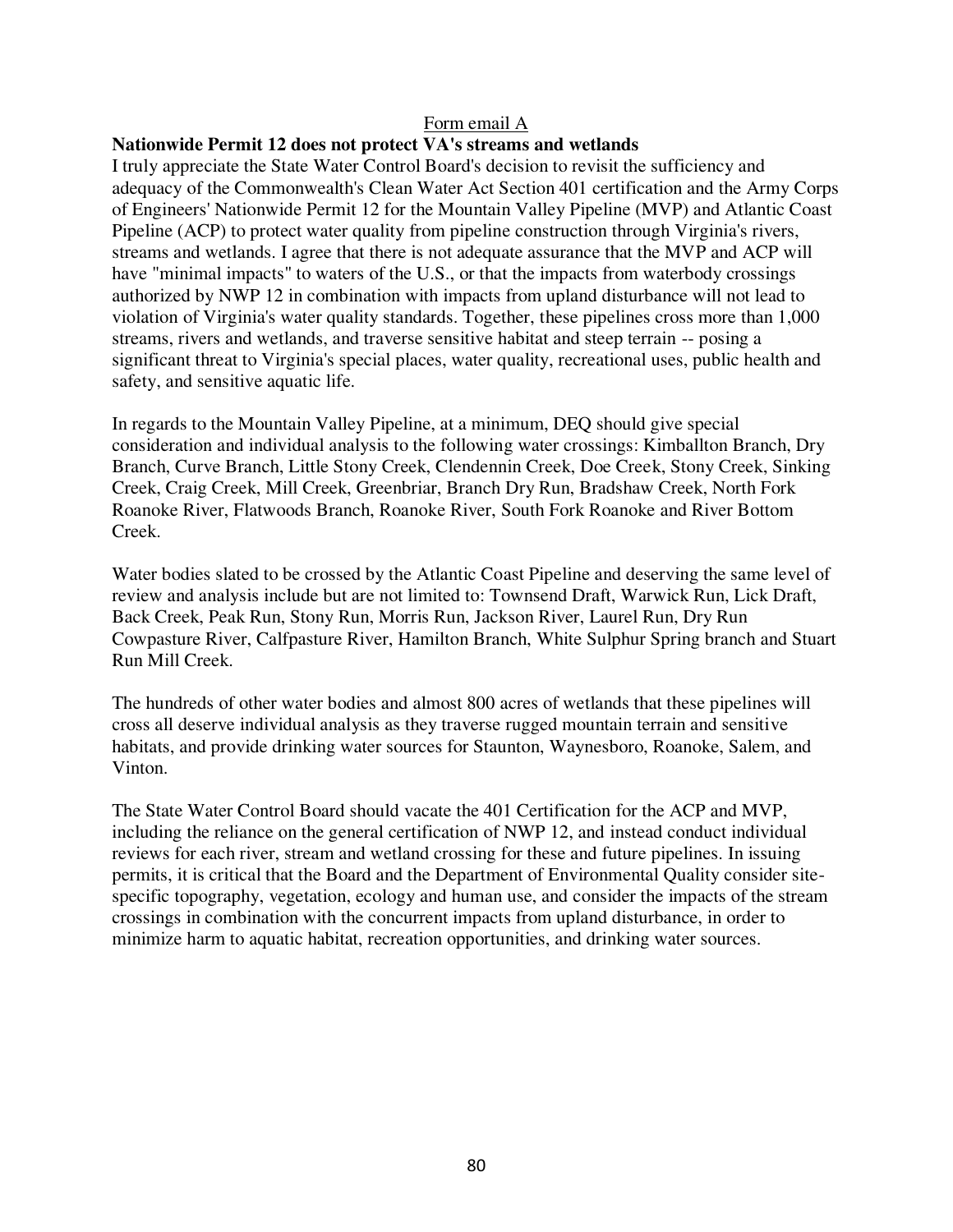Form email A

**Nationwide Permit 12 does not protect VA's streams and wetlands**

I truly appreciate the State Water Control Board's decision to revisit the sufficiency and adequacy of the Commonwealth's Clean Water Act Section 401 certification and the Army Corps of Engineers' Nationwide Permit 12 for the Mountain Valley Pipeline (MVP) and Atlantic Coast Pipeline (ACP) to protect water quality from pipeline construction through Virginia's rivers, streams and wetlands. I agree that there is not adequate assurance that the MVP and ACP will have "minimal impacts" to waters of the U.S., or that the impacts from waterbody crossings authorized by NWP 12 in combination with impacts from upland disturbance will not lead to violation of Virginia's water quality standards. Together, these pipelines cross more than 1,000 streams, rivers and wetlands, and traverse sensitive habitat and steep terrain -- posing a significant threat to Virginia's special places, water quality, recreational uses, public health and safety, and sensitive aquatic life.

In regards to the Mountain Valley Pipeline, at a minimum, DEQ should give special consideration and individual analysis to the following water crossings: Kimballton Branch, Dry Branch, Curve Branch, Little Stony Creek, Clendennin Creek, Doe Creek, Stony Creek, Sinking Creek, Craig Creek, Mill Creek, Greenbriar, Branch Dry Run, Bradshaw Creek, North Fork Roanoke River, Flatwoods Branch, Roanoke River, South Fork Roanoke and River Bottom Creek.

Water bodies slated to be crossed by the Atlantic Coast Pipeline and deserving the same level of review and analysis include but are not limited to: Townsend Draft, Warwick Run, Lick Draft, Back Creek, Peak Run, Stony Run, Morris Run, Jackson River, Laurel Run, Dry Run Cowpasture River, Calfpasture River, Hamilton Branch, White Sulphur Spring branch and Stuart Run Mill Creek.

The hundreds of other water bodies and almost 800 acres of wetlands that these pipelines will cross all deserve individual analysis as they traverse rugged mountain terrain and sensitive habitats, and provide drinking water sources for Staunton, Waynesboro, Roanoke, Salem, and Vinton.

The State Water Control Board should vacate the 401 Certification for the ACP and MVP, including the reliance on the general certification of NWP 12, and instead conduct individual reviews for each river, stream and wetland crossing for these and future pipelines. In issuing permits, it is critical that the Board and the Department of Environmental Quality consider site-specific topography, vegetation, ecology and human use, and consider the impacts of the stream crossings in combination with the concurrent impacts from upland disturbance, in order to minimize harm to aquatic habitat, recreation opportunities, and drinking water sources.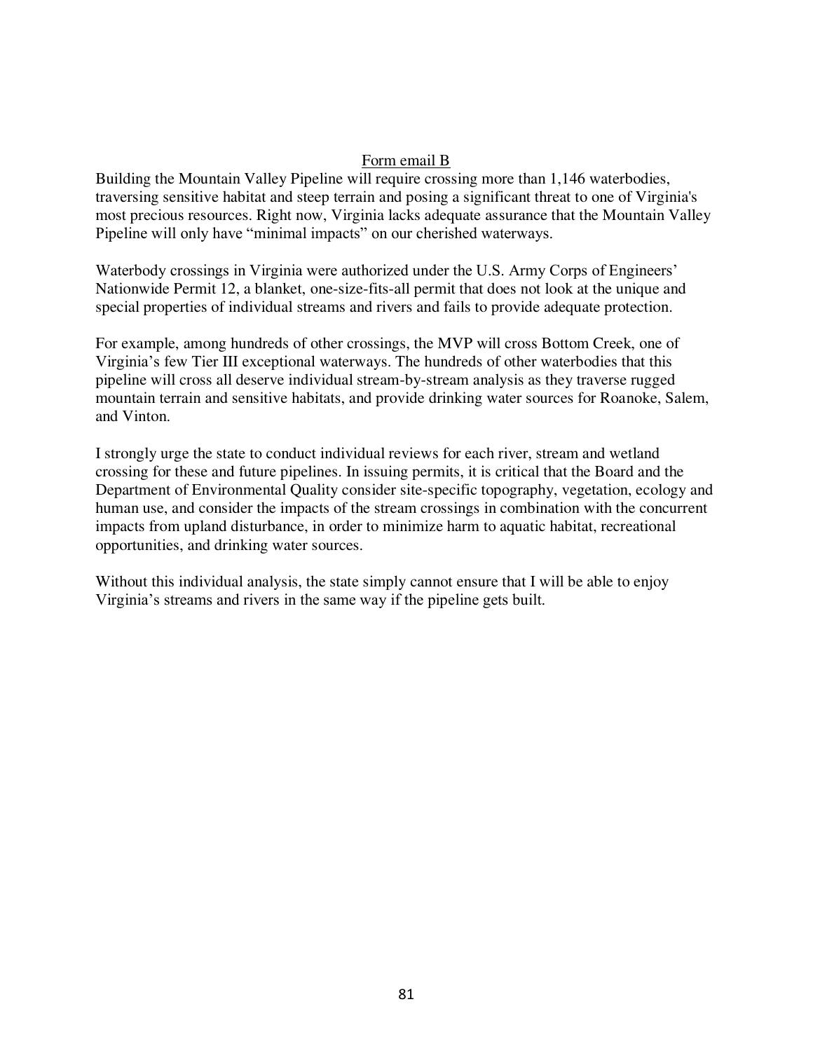Form email B

Building the Mountain Valley Pipeline will require crossing more than 1,146 waterbodies, traversing sensitive habitat and steep terrain and posing a significant threat to one of Virginia's most precious resources. Right now, Virginia lacks adequate assurance that the Mountain Valley Pipeline will only have "minimal impacts" on our cherished waterways.

Waterbody crossings in Virginia were authorized under the U.S. Army Corps of Engineers' Nationwide Permit 12, a blanket, one-size-fits-all permit that does not look at the unique and special properties of individual streams and rivers and fails to provide adequate protection.

For example, among hundreds of other crossings, the MVP will cross Bottom Creek, one of Virginia's few Tier III exceptional waterways. The hundreds of other waterbodies that this pipeline will cross all deserve individual stream-by-stream analysis as they traverse rugged mountain terrain and sensitive habitats, and provide drinking water sources for Roanoke, Salem, and Vinton.

I strongly urge the state to conduct individual reviews for each river, stream and wetland crossing for these and future pipelines. In issuing permits, it is critical that the Board and the Department of Environmental Quality consider site-specific topography, vegetation, ecology and human use, and consider the impacts of the stream crossings in combination with the concurrent impacts from upland disturbance, in order to minimize harm to aquatic habitat, recreational opportunities, and drinking water sources.

Without this individual analysis, the state simply cannot ensure that I will be able to enjoy Virginia's streams and rivers in the same way if the pipeline gets built.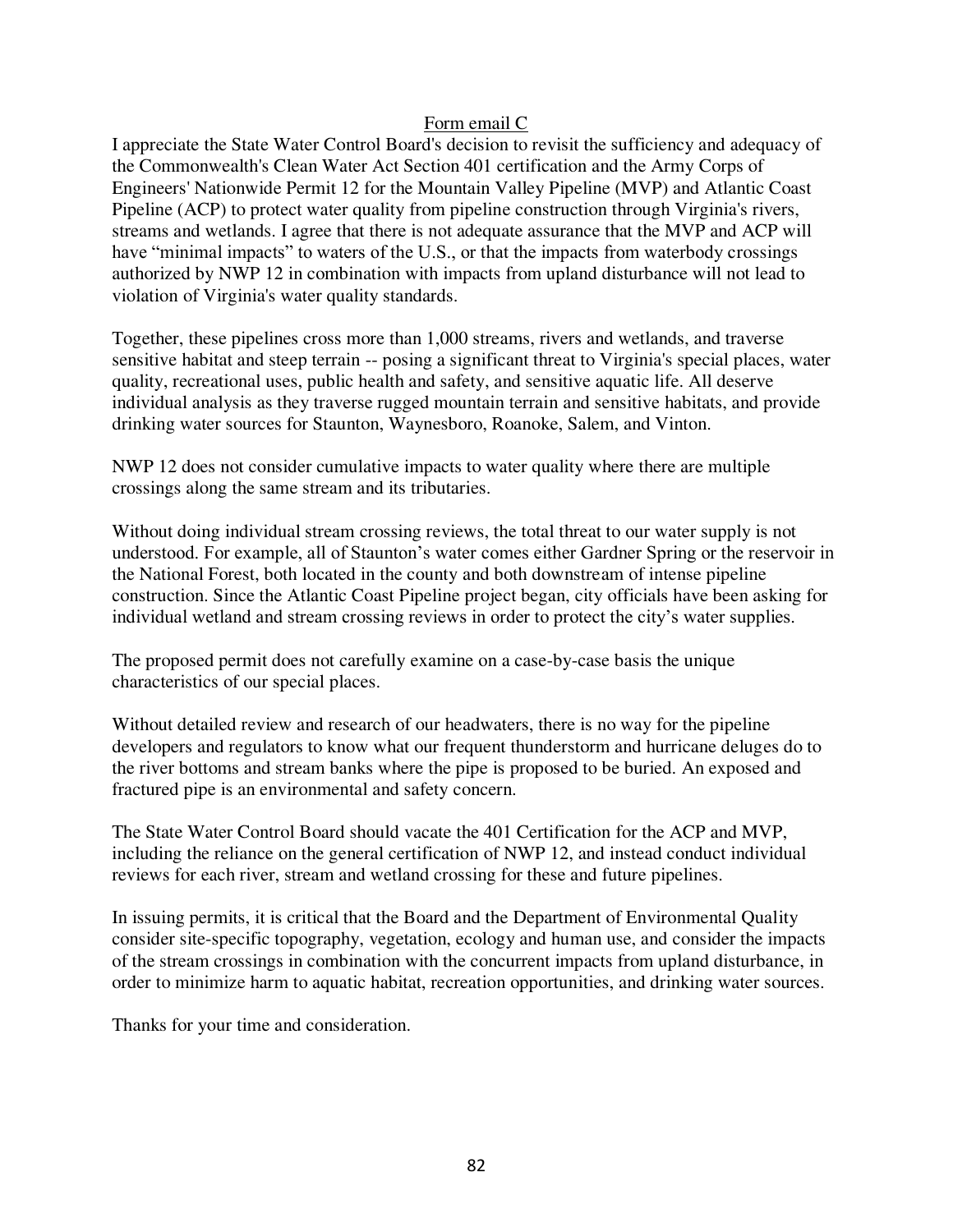Form email C

I appreciate the State Water Control Board's decision to revisit the sufficiency and adequacy of the Commonwealth's Clean Water Act Section 401 certification and the Army Corps of Engineers' Nationwide Permit 12 for the Mountain Valley Pipeline (MVP) and Atlantic Coast Pipeline (ACP) to protect water quality from pipeline construction through Virginia's rivers, streams and wetlands. I agree that there is not adequate assurance that the MVP and ACP will have "minimal impacts" to waters of the U.S., or that the impacts from waterbody crossings authorized by NWP 12 in combination with impacts from upland disturbance will not lead to violation of Virginia's water quality standards.

Together, these pipelines cross more than 1,000 streams, rivers and wetlands, and traverse sensitive habitat and steep terrain -- posing a significant threat to Virginia's special places, water quality, recreational uses, public health and safety, and sensitive aquatic life. All deserve individual analysis as they traverse rugged mountain terrain and sensitive habitats, and provide drinking water sources for Staunton, Waynesboro, Roanoke, Salem, and Vinton.

NWP 12 does not consider cumulative impacts to water quality where there are multiple crossings along the same stream and its tributaries.

Without doing individual stream crossing reviews, the total threat to our water supply is not understood. For example, all of Staunton's water comes either Gardner Spring or the reservoir in the National Forest, both located in the county and both downstream of intense pipeline construction. Since the Atlantic Coast Pipeline project began, city officials have been asking for individual wetland and stream crossing reviews in order to protect the city's water supplies.

The proposed permit does not carefully examine on a case-by-case basis the unique characteristics of our special places.

Without detailed review and research of our headwaters, there is no way for the pipeline developers and regulators to know what our frequent thunderstorm and hurricane deluges do to the river bottoms and stream banks where the pipe is proposed to be buried. An exposed and fractured pipe is an environmental and safety concern.

The State Water Control Board should vacate the 401 Certification for the ACP and MVP, including the reliance on the general certification of NWP 12, and instead conduct individual reviews for each river, stream and wetland crossing for these and future pipelines.

In issuing permits, it is critical that the Board and the Department of Environmental Quality consider site-specific topography, vegetation, ecology and human use, and consider the impacts of the stream crossings in combination with the concurrent impacts from upland disturbance, in order to minimize harm to aquatic habitat, recreation opportunities, and drinking water sources.

Thanks for your time and consideration.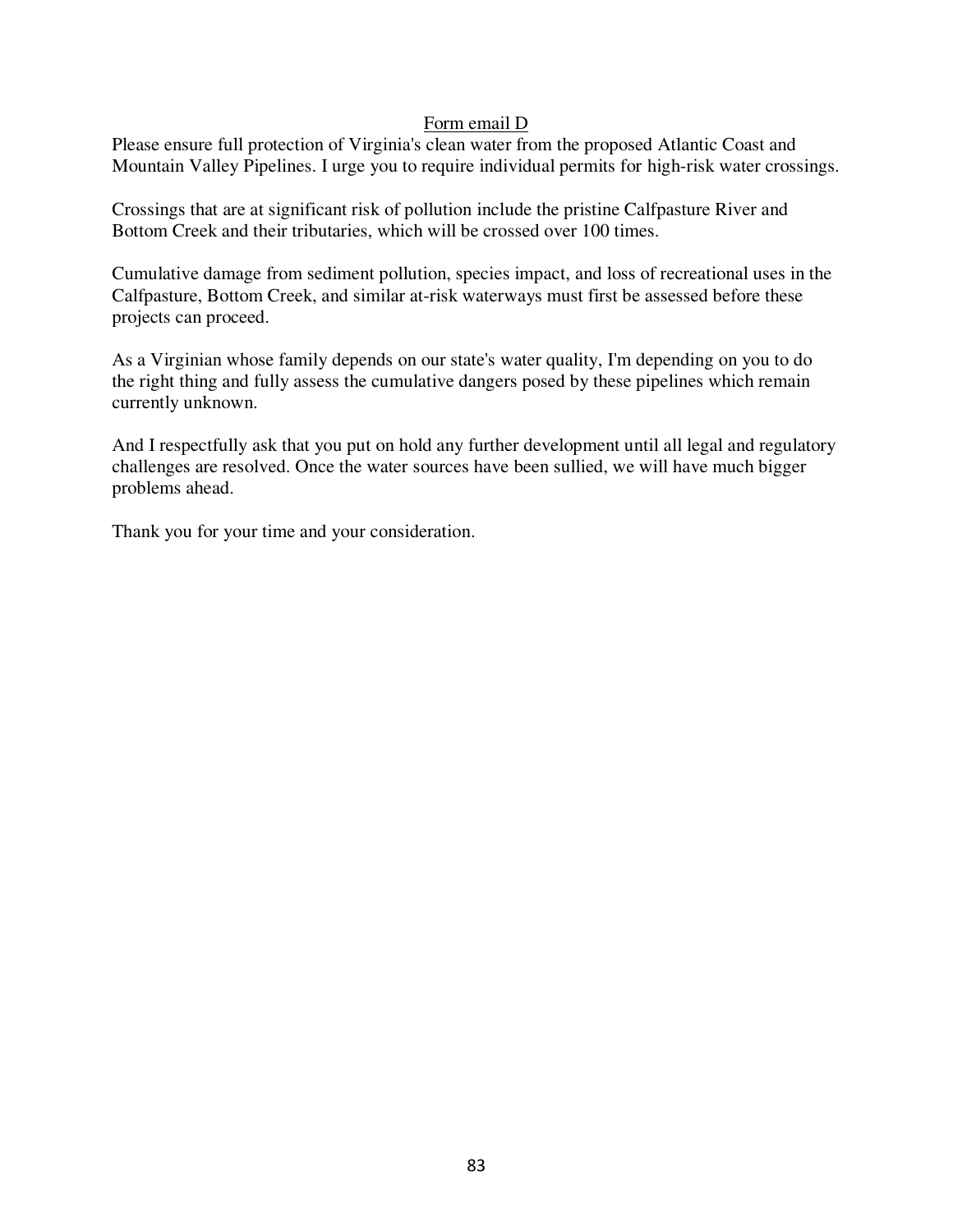<u>Form email D</u>

Please ensure full protection of Virginia's clean water from the proposed Atlantic Coast and Mountain Valley Pipelines. I urge you to require individual permits for high-risk water crossings.

Crossings that are at significant risk of pollution include the pristine Calfpasture River and Bottom Creek and their tributaries, which will be crossed over 100 times.

Cumulative damage from sediment pollution, species impact, and loss of recreational uses in the Calfpasture, Bottom Creek, and similar at-risk waterways must first be assessed before these projects can proceed.

As a Virginian whose family depends on our state's water quality, I'm depending on you to do the right thing and fully assess the cumulative dangers posed by these pipelines which remain currently unknown.

And I respectfully ask that you put on hold any further development until all legal and regulatory challenges are resolved. Once the water sources have been sullied, we will have much bigger problems ahead.

Thank you for your time and your consideration.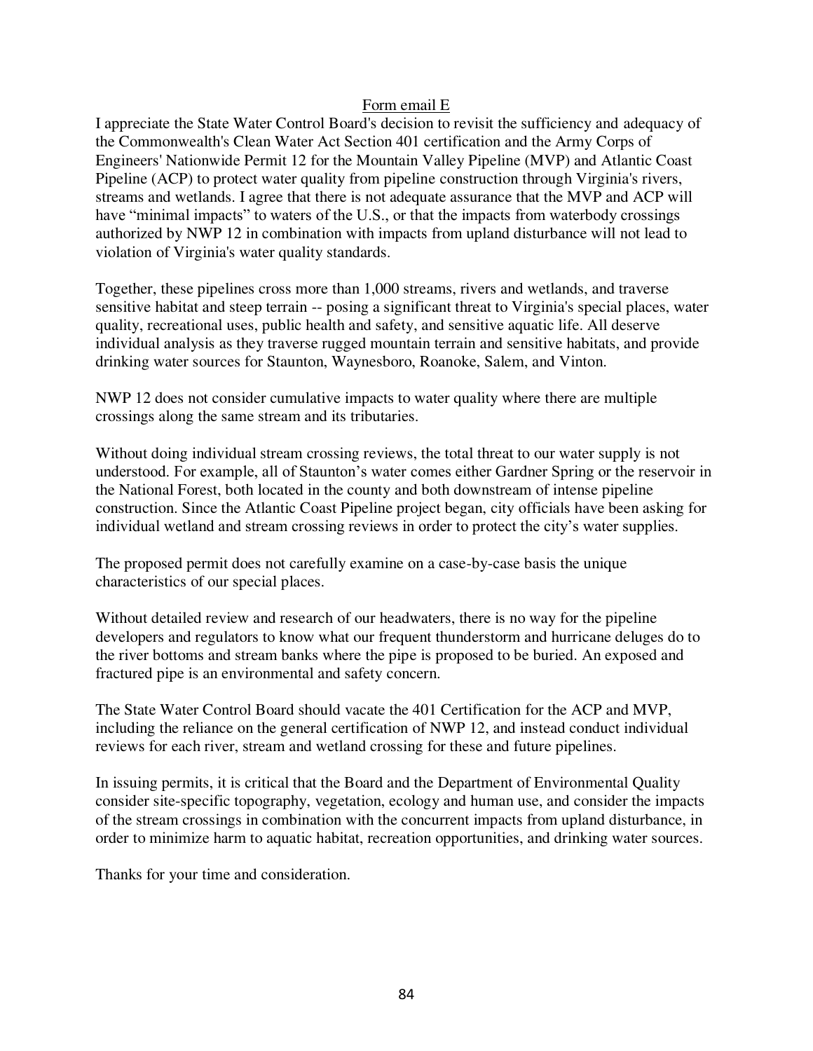Form email E

I appreciate the State Water Control Board's decision to revisit the sufficiency and adequacy of the Commonwealth's Clean Water Act Section 401 certification and the Army Corps of Engineers' Nationwide Permit 12 for the Mountain Valley Pipeline (MVP) and Atlantic Coast Pipeline (ACP) to protect water quality from pipeline construction through Virginia's rivers, streams and wetlands. I agree that there is not adequate assurance that the MVP and ACP will have "minimal impacts" to waters of the U.S., or that the impacts from waterbody crossings authorized by NWP 12 in combination with impacts from upland disturbance will not lead to violation of Virginia's water quality standards.

Together, these pipelines cross more than 1,000 streams, rivers and wetlands, and traverse sensitive habitat and steep terrain -- posing a significant threat to Virginia's special places, water quality, recreational uses, public health and safety, and sensitive aquatic life. All deserve individual analysis as they traverse rugged mountain terrain and sensitive habitats, and provide drinking water sources for Staunton, Waynesboro, Roanoke, Salem, and Vinton.

NWP 12 does not consider cumulative impacts to water quality where there are multiple crossings along the same stream and its tributaries.

Without doing individual stream crossing reviews, the total threat to our water supply is not understood. For example, all of Staunton's water comes either Gardner Spring or the reservoir in the National Forest, both located in the county and both downstream of intense pipeline construction. Since the Atlantic Coast Pipeline project began, city officials have been asking for individual wetland and stream crossing reviews in order to protect the city's water supplies.

The proposed permit does not carefully examine on a case-by-case basis the unique characteristics of our special places.

Without detailed review and research of our headwaters, there is no way for the pipeline developers and regulators to know what our frequent thunderstorm and hurricane deluges do to the river bottoms and stream banks where the pipe is proposed to be buried. An exposed and fractured pipe is an environmental and safety concern.

The State Water Control Board should vacate the 401 Certification for the ACP and MVP, including the reliance on the general certification of NWP 12, and instead conduct individual reviews for each river, stream and wetland crossing for these and future pipelines.

In issuing permits, it is critical that the Board and the Department of Environmental Quality consider site-specific topography, vegetation, ecology and human use, and consider the impacts of the stream crossings in combination with the concurrent impacts from upland disturbance, in order to minimize harm to aquatic habitat, recreation opportunities, and drinking water sources.

Thanks for your time and consideration.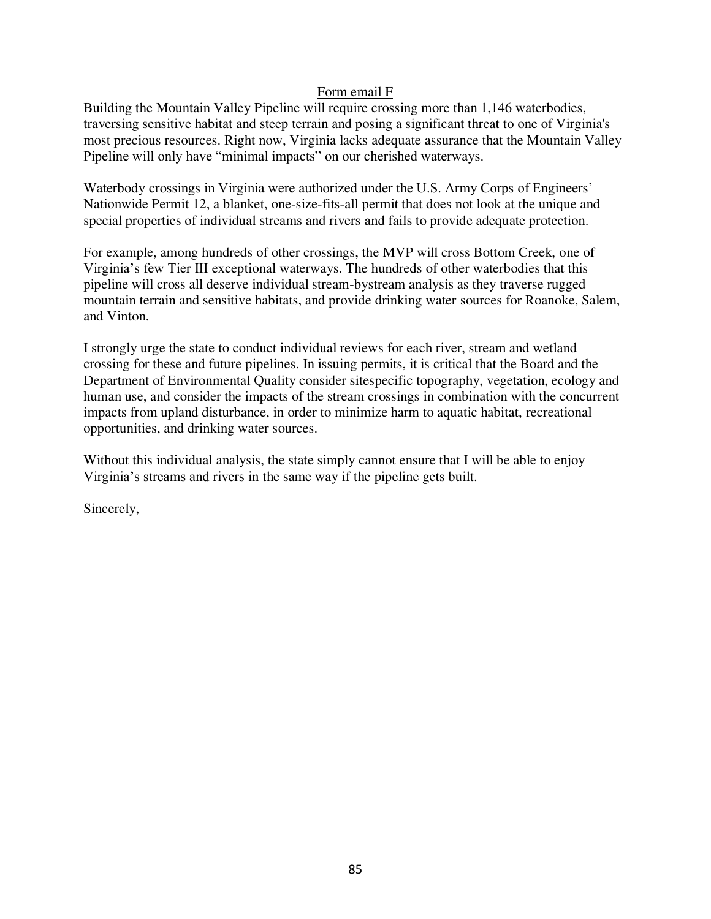Form email F

Building the Mountain Valley Pipeline will require crossing more than 1,146 waterbodies, traversing sensitive habitat and steep terrain and posing a significant threat to one of Virginia's most precious resources. Right now, Virginia lacks adequate assurance that the Mountain Valley Pipeline will only have "minimal impacts" on our cherished waterways.

Waterbody crossings in Virginia were authorized under the U.S. Army Corps of Engineers' Nationwide Permit 12, a blanket, one-size-fits-all permit that does not look at the unique and special properties of individual streams and rivers and fails to provide adequate protection.

For example, among hundreds of other crossings, the MVP will cross Bottom Creek, one of Virginia's few Tier III exceptional waterways. The hundreds of other waterbodies that this pipeline will cross all deserve individual stream-bystream analysis as they traverse rugged mountain terrain and sensitive habitats, and provide drinking water sources for Roanoke, Salem, and Vinton.

I strongly urge the state to conduct individual reviews for each river, stream and wetland crossing for these and future pipelines. In issuing permits, it is critical that the Board and the Department of Environmental Quality consider sitespecific topography, vegetation, ecology and human use, and consider the impacts of the stream crossings in combination with the concurrent impacts from upland disturbance, in order to minimize harm to aquatic habitat, recreational opportunities, and drinking water sources.

Without this individual analysis, the state simply cannot ensure that I will be able to enjoy Virginia's streams and rivers in the same way if the pipeline gets built.

Sincerely,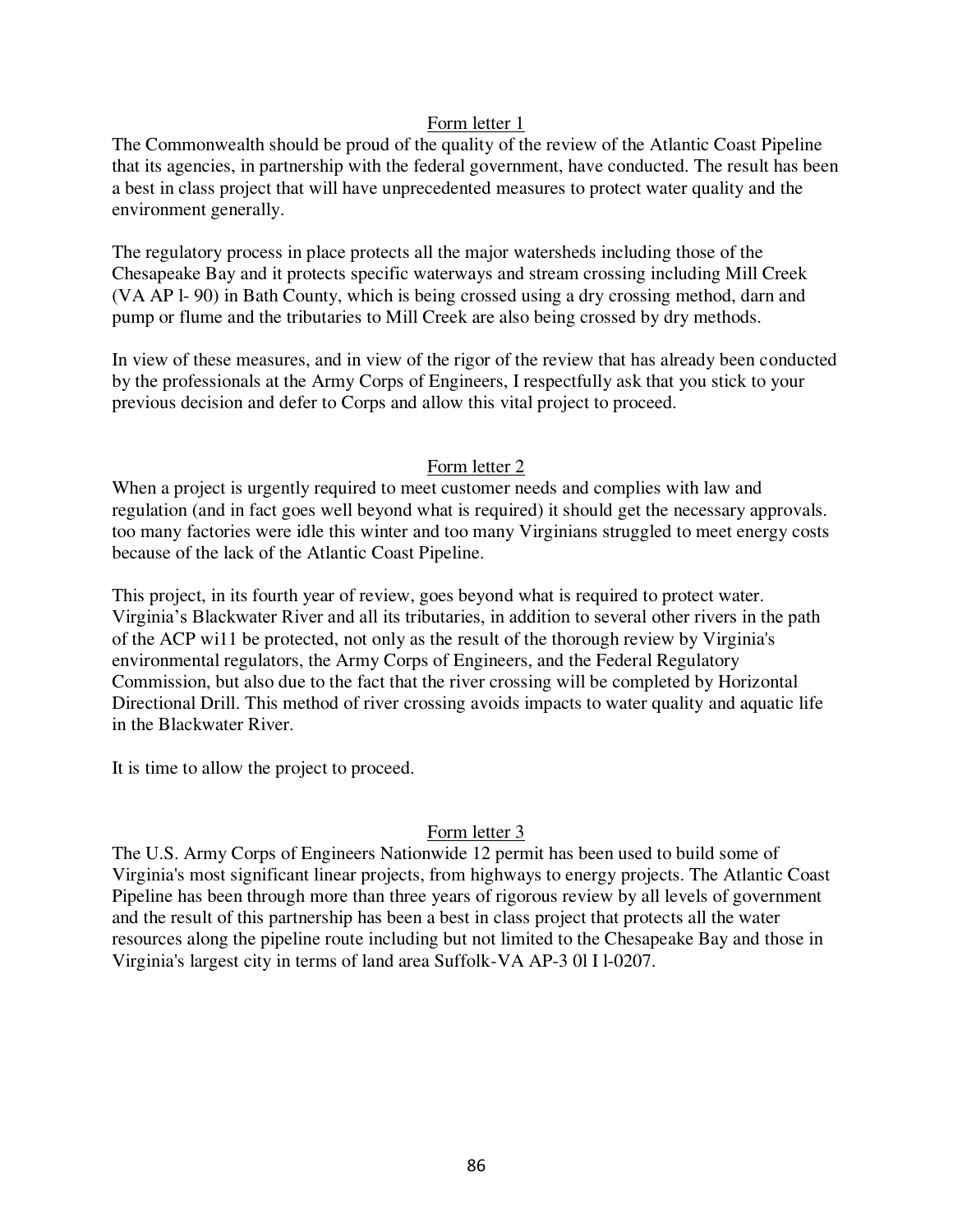Form letter 1

The Commonwealth should be proud of the quality of the review of the Atlantic Coast Pipeline that its agencies, in partnership with the federal government, have conducted. The result has been a best in class project that will have unprecedented measures to protect water quality and the environment generally.

The regulatory process in place protects all the major watersheds including those of the Chesapeake Bay and it protects specific waterways and stream crossing including Mill Creek (VA AP l- 90) in Bath County, which is being crossed using a dry crossing method, darn and pump or flume and the tributaries to Mill Creek are also being crossed by dry methods.

In view of these measures, and in view of the rigor of the review that has already been conducted by the professionals at the Army Corps of Engineers, I respectfully ask that you stick to your previous decision and defer to Corps and allow this vital project to proceed.

Form letter 2

When a project is urgently required to meet customer needs and complies with law and regulation (and in fact goes well beyond what is required) it should get the necessary approvals. too many factories were idle this winter and too many Virginians struggled to meet energy costs because of the lack of the Atlantic Coast Pipeline.

This project, in its fourth year of review, goes beyond what is required to protect water. Virginia's Blackwater River and all its tributaries, in addition to several other rivers in the path of the ACP wi11 be protected, not only as the result of the thorough review by Virginia's environmental regulators, the Army Corps of Engineers, and the Federal Regulatory Commission, but also due to the fact that the river crossing will be completed by Horizontal Directional Drill. This method of river crossing avoids impacts to water quality and aquatic life in the Blackwater River.

It is time to allow the project to proceed.

Form letter 3

The U.S. Army Corps of Engineers Nationwide 12 permit has been used to build some of Virginia's most significant linear projects, from highways to energy projects. The Atlantic Coast Pipeline has been through more than three years of rigorous review by all levels of government and the result of this partnership has been a best in class project that protects all the water resources along the pipeline route including but not limited to the Chesapeake Bay and those in Virginia's largest city in terms of land area Suffolk-VA AP-3 0l I l-0207.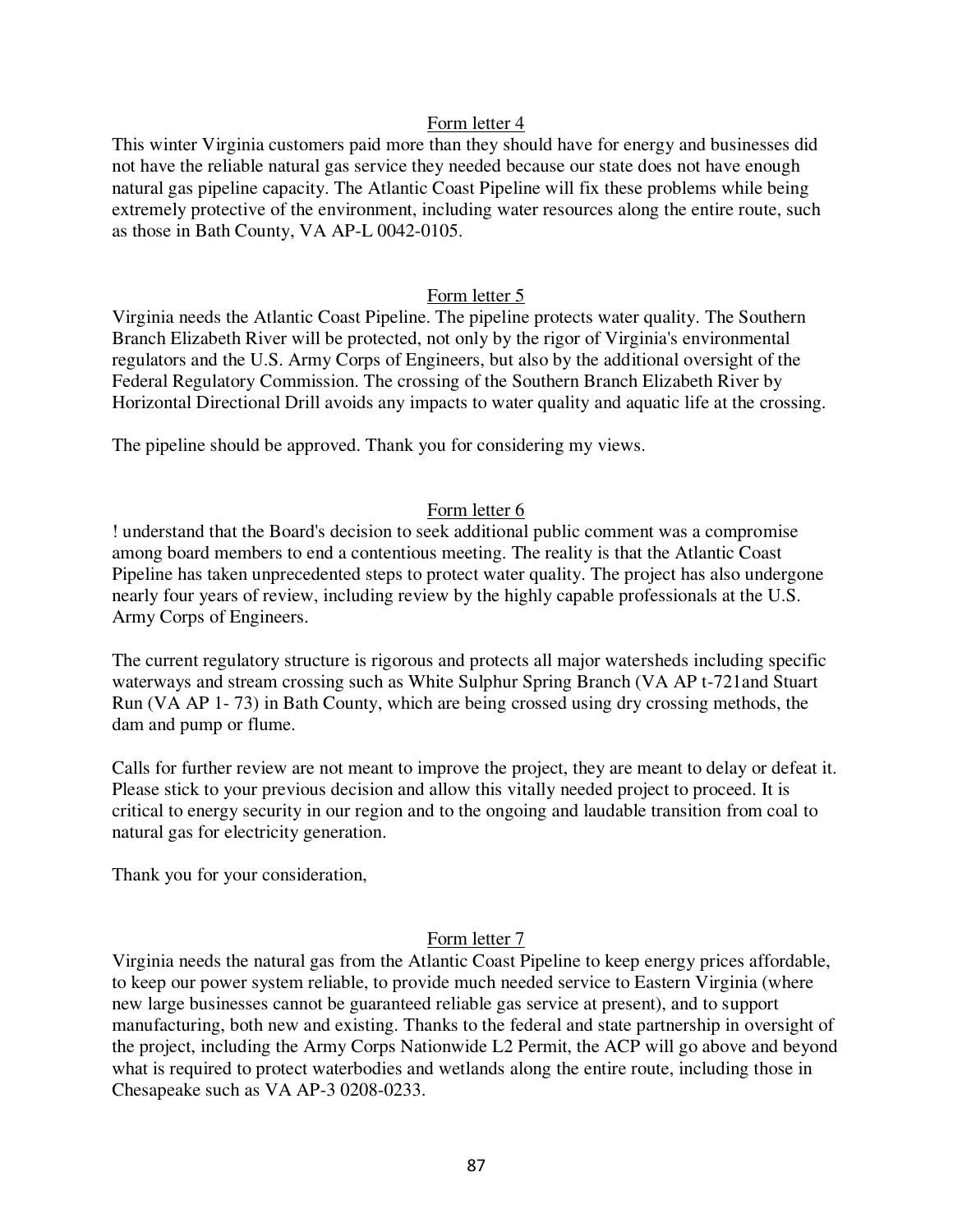Form letter 4

This winter Virginia customers paid more than they should have for energy and businesses did not have the reliable natural gas service they needed because our state does not have enough natural gas pipeline capacity. The Atlantic Coast Pipeline will fix these problems while being extremely protective of the environment, including water resources along the entire route, such as those in Bath County, VA AP-L 0042-0105.

Form letter 5

Virginia needs the Atlantic Coast Pipeline. The pipeline protects water quality. The Southern Branch Elizabeth River will be protected, not only by the rigor of Virginia's environmental regulators and the U.S. Army Corps of Engineers, but also by the additional oversight of the Federal Regulatory Commission. The crossing of the Southern Branch Elizabeth River by Horizontal Directional Drill avoids any impacts to water quality and aquatic life at the crossing.

The pipeline should be approved. Thank you for considering my views.

Form letter 6

! understand that the Board's decision to seek additional public comment was a compromise among board members to end a contentious meeting. The reality is that the Atlantic Coast Pipeline has taken unprecedented steps to protect water quality. The project has also undergone nearly four years of review, including review by the highly capable professionals at the U.S. Army Corps of Engineers.

The current regulatory structure is rigorous and protects all major watersheds including specific waterways and stream crossing such as White Sulphur Spring Branch (VA AP t-721and Stuart Run (VA AP 1- 73) in Bath County, which are being crossed using dry crossing methods, the dam and pump or flume.

Calls for further review are not meant to improve the project, they are meant to delay or defeat it. Please stick to your previous decision and allow this vitally needed project to proceed. It is critical to energy security in our region and to the ongoing and laudable transition from coal to natural gas for electricity generation.

Thank you for your consideration,

Form letter 7

Virginia needs the natural gas from the Atlantic Coast Pipeline to keep energy prices affordable, to keep our power system reliable, to provide much needed service to Eastern Virginia (where new large businesses cannot be guaranteed reliable gas service at present), and to support manufacturing, both new and existing. Thanks to the federal and state partnership in oversight of the project, including the Army Corps Nationwide L2 Permit, the ACP will go above and beyond what is required to protect waterbodies and wetlands along the entire route, including those in Chesapeake such as VA AP-3 0208-0233.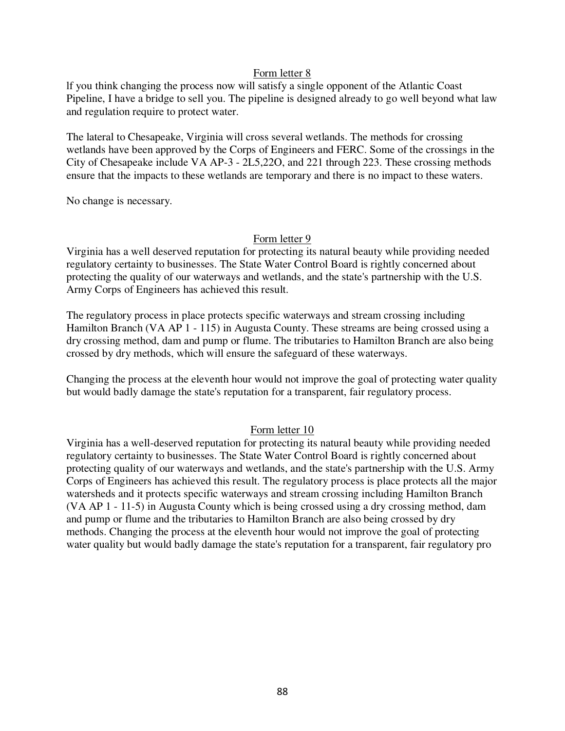Form letter 8

lf you think changing the process now will satisfy a single opponent of the Atlantic Coast Pipeline, I have a bridge to sell you. The pipeline is designed already to go well beyond what law and regulation require to protect water.

The lateral to Chesapeake, Virginia will cross several wetlands. The methods for crossing wetlands have been approved by the Corps of Engineers and FERC. Some of the crossings in the City of Chesapeake include VA AP-3 - 2L5,22O, and 221 through 223. These crossing methods ensure that the impacts to these wetlands are temporary and there is no impact to these waters.

No change is necessary.

Form letter 9

Virginia has a well deserved reputation for protecting its natural beauty while providing needed regulatory certainty to businesses. The State Water Control Board is rightly concerned about protecting the quality of our waterways and wetlands, and the state's partnership with the U.S. Army Corps of Engineers has achieved this result.

The regulatory process in place protects specific waterways and stream crossing including Hamilton Branch (VA AP 1 - 115) in Augusta County. These streams are being crossed using a dry crossing method, dam and pump or flume. The tributaries to Hamilton Branch are also being crossed by dry methods, which will ensure the safeguard of these waterways.

Changing the process at the eleventh hour would not improve the goal of protecting water quality but would badly damage the state's reputation for a transparent, fair regulatory process.

Form letter 10

Virginia has a well-deserved reputation for protecting its natural beauty while providing needed regulatory certainty to businesses. The State Water Control Board is rightly concerned about protecting quality of our waterways and wetlands, and the state's partnership with the U.S. Army Corps of Engineers has achieved this result. The regulatory process is place protects all the major watersheds and it protects specific waterways and stream crossing including Hamilton Branch (VA AP 1 - 11-5) in Augusta County which is being crossed using a dry crossing method, dam and pump or flume and the tributaries to Hamilton Branch are also being crossed by dry methods. Changing the process at the eleventh hour would not improve the goal of protecting water quality but would badly damage the state's reputation for a transparent, fair regulatory pro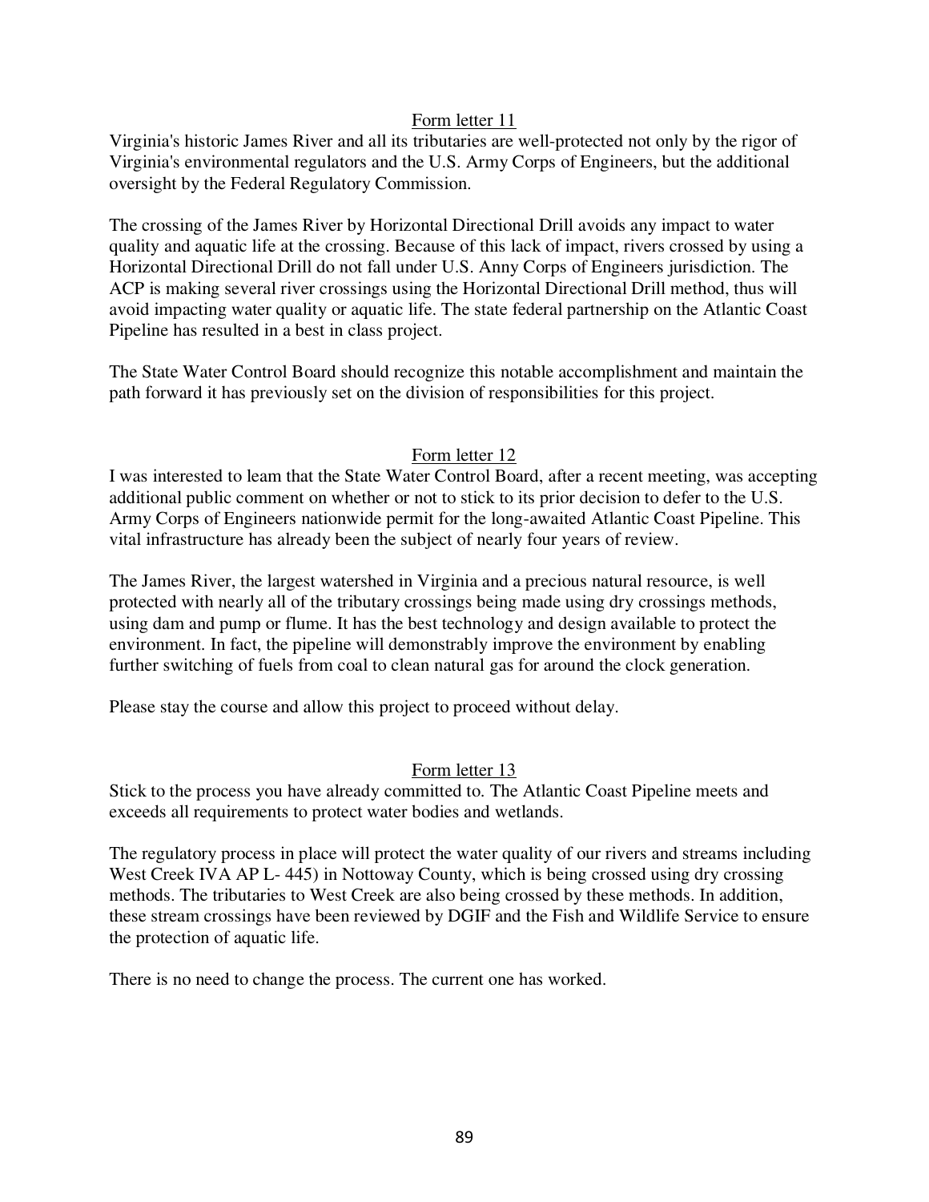Form letter 11

Virginia's historic James River and all its tributaries are well-protected not only by the rigor of Virginia's environmental regulators and the U.S. Army Corps of Engineers, but the additional oversight by the Federal Regulatory Commission.

The crossing of the James River by Horizontal Directional Drill avoids any impact to water quality and aquatic life at the crossing. Because of this lack of impact, rivers crossed by using a Horizontal Directional Drill do not fall under U.S. Anny Corps of Engineers jurisdiction. The ACP is making several river crossings using the Horizontal Directional Drill method, thus will avoid impacting water quality or aquatic life. The state federal partnership on the Atlantic Coast Pipeline has resulted in a best in class project.

The State Water Control Board should recognize this notable accomplishment and maintain the path forward it has previously set on the division of responsibilities for this project.

Form letter 12

I was interested to leam that the State Water Control Board, after a recent meeting, was accepting additional public comment on whether or not to stick to its prior decision to defer to the U.S. Army Corps of Engineers nationwide permit for the long-awaited Atlantic Coast Pipeline. This vital infrastructure has already been the subject of nearly four years of review.

The James River, the largest watershed in Virginia and a precious natural resource, is well protected with nearly all of the tributary crossings being made using dry crossings methods, using dam and pump or flume. It has the best technology and design available to protect the environment. In fact, the pipeline will demonstrably improve the environment by enabling further switching of fuels from coal to clean natural gas for around the clock generation.

Please stay the course and allow this project to proceed without delay.

Form letter 13

Stick to the process you have already committed to. The Atlantic Coast Pipeline meets and exceeds all requirements to protect water bodies and wetlands.

The regulatory process in place will protect the water quality of our rivers and streams including West Creek IVA AP L- 445) in Nottoway County, which is being crossed using dry crossing methods. The tributaries to West Creek are also being crossed by these methods. In addition, these stream crossings have been reviewed by DGIF and the Fish and Wildlife Service to ensure the protection of aquatic life.

There is no need to change the process. The current one has worked.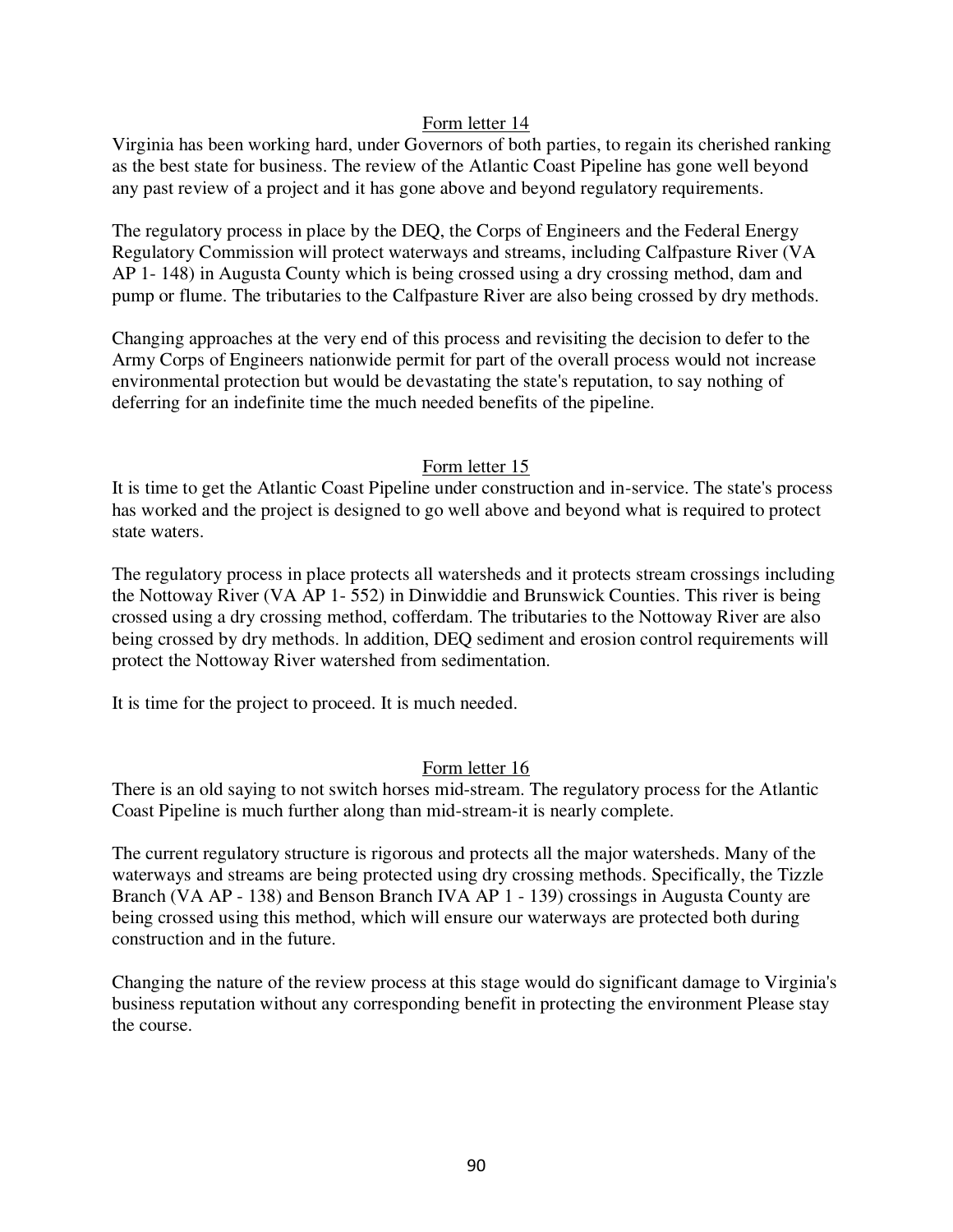Form letter 14

Virginia has been working hard, under Governors of both parties, to regain its cherished ranking as the best state for business. The review of the Atlantic Coast Pipeline has gone well beyond any past review of a project and it has gone above and beyond regulatory requirements.

The regulatory process in place by the DEQ, the Corps of Engineers and the Federal Energy Regulatory Commission will protect waterways and streams, including Calfpasture River (VA AP 1- 148) in Augusta County which is being crossed using a dry crossing method, dam and pump or flume. The tributaries to the Calfpasture River are also being crossed by dry methods.

Changing approaches at the very end of this process and revisiting the decision to defer to the Army Corps of Engineers nationwide permit for part of the overall process would not increase environmental protection but would be devastating the state's reputation, to say nothing of deferring for an indefinite time the much needed benefits of the pipeline.

Form letter 15

It is time to get the Atlantic Coast Pipeline under construction and in-service. The state's process has worked and the project is designed to go well above and beyond what is required to protect state waters.

The regulatory process in place protects all watersheds and it protects stream crossings including the Nottoway River (VA AP 1- 552) in Dinwiddie and Brunswick Counties. This river is being crossed using a dry crossing method, cofferdam. The tributaries to the Nottoway River are also being crossed by dry methods. ln addition, DEQ sediment and erosion control requirements will protect the Nottoway River watershed from sedimentation.

It is time for the project to proceed. It is much needed.

Form letter 16

There is an old saying to not switch horses mid-stream. The regulatory process for the Atlantic Coast Pipeline is much further along than mid-stream-it is nearly complete.

The current regulatory structure is rigorous and protects all the major watersheds. Many of the waterways and streams are being protected using dry crossing methods. Specifically, the Tizzle Branch (VA AP - 138) and Benson Branch IVA AP 1 - 139) crossings in Augusta County are being crossed using this method, which will ensure our waterways are protected both during construction and in the future.

Changing the nature of the review process at this stage would do significant damage to Virginia's business reputation without any corresponding benefit in protecting the environment Please stay the course.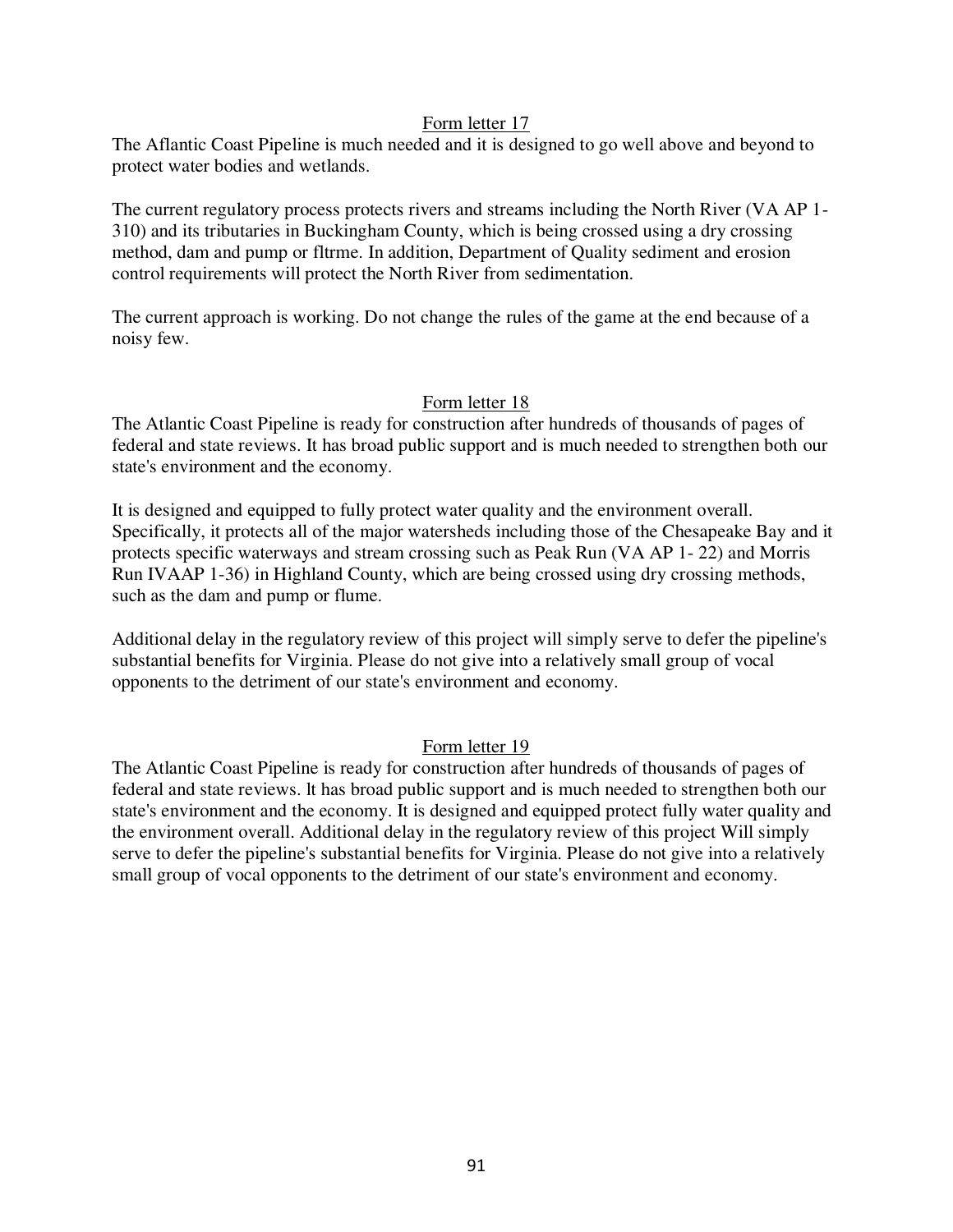Form letter 17

The Aflantic Coast Pipeline is much needed and it is designed to go well above and beyond to protect water bodies and wetlands.

The current regulatory process protects rivers and streams including the North River (VA AP 1-310) and its tributaries in Buckingham County, which is being crossed using a dry crossing method, dam and pump or fltrme. In addition, Department of Quality sediment and erosion control requirements will protect the North River from sedimentation.

The current approach is working. Do not change the rules of the game at the end because of a noisy few.

Form letter 18

The Atlantic Coast Pipeline is ready for construction after hundreds of thousands of pages of federal and state reviews. It has broad public support and is much needed to strengthen both our state's environment and the economy.

It is designed and equipped to fully protect water quality and the environment overall. Specifically, it protects all of the major watersheds including those of the Chesapeake Bay and it protects specific waterways and stream crossing such as Peak Run (VA AP 1- 22) and Morris Run IVAAP 1-36) in Highland County, which are being crossed using dry crossing methods, such as the dam and pump or flume.

Additional delay in the regulatory review of this project will simply serve to defer the pipeline's substantial benefits for Virginia. Please do not give into a relatively small group of vocal opponents to the detriment of our state's environment and economy.

Form letter 19

The Atlantic Coast Pipeline is ready for construction after hundreds of thousands of pages of federal and state reviews. lt has broad public support and is much needed to strengthen both our state's environment and the economy. It is designed and equipped protect fully water quality and the environment overall. Additional delay in the regulatory review of this project Will simply serve to defer the pipeline's substantial benefits for Virginia. Please do not give into a relatively small group of vocal opponents to the detriment of our state's environment and economy.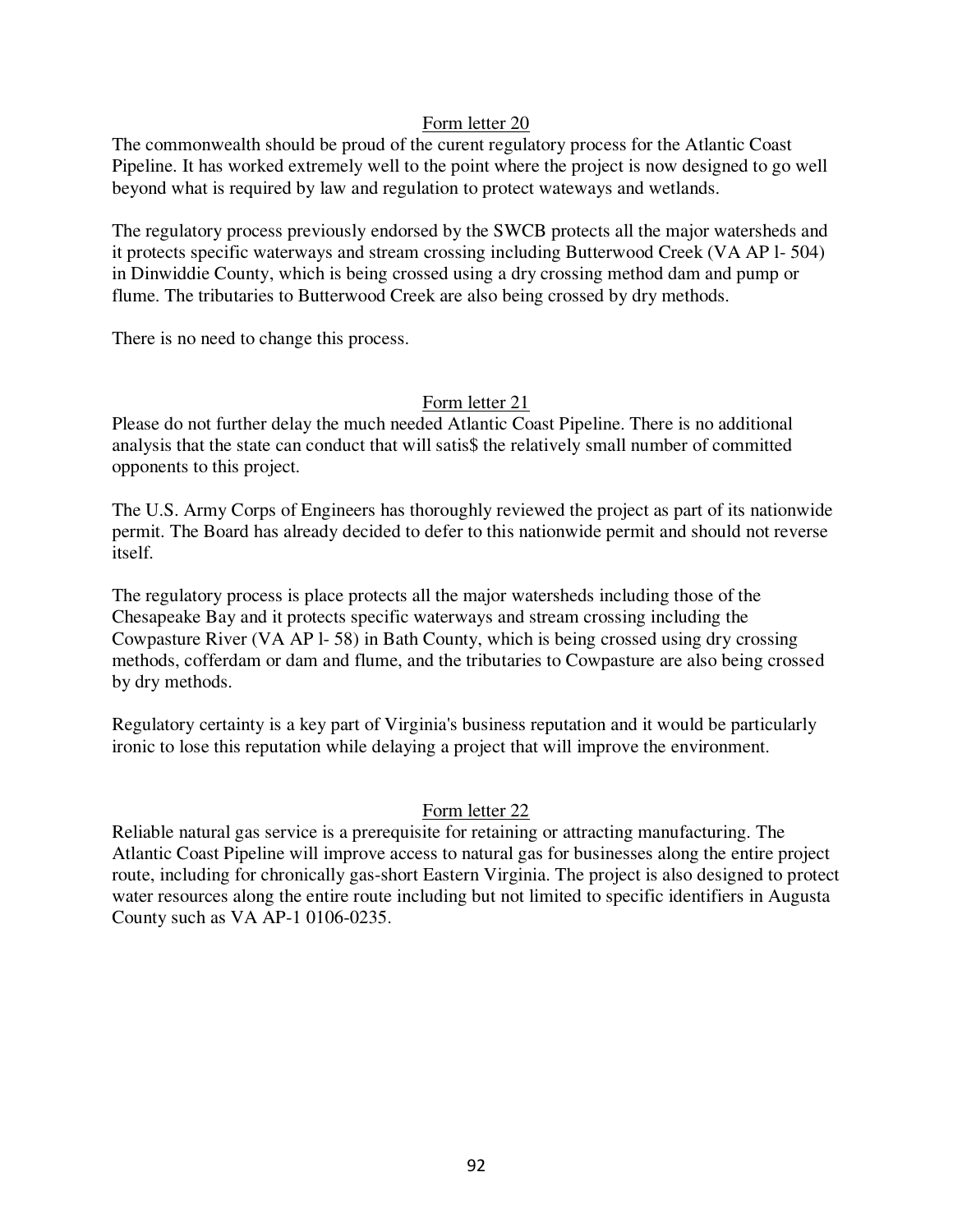<u>Form letter 20</u>

The commonwealth should be proud of the curent regulatory process for the Atlantic Coast Pipeline. It has worked extremely well to the point where the project is now designed to go well beyond what is required by law and regulation to protect wateways and wetlands.

The regulatory process previously endorsed by the SWCB protects all the major watersheds and it protects specific waterways and stream crossing including Butterwood Creek (VA AP l- 504) in Dinwiddie County, which is being crossed using a dry crossing method dam and pump or flume. The tributaries to Butterwood Creek are also being crossed by dry methods.

There is no need to change this process.

<u>Form letter 21</u>

Please do not further delay the much needed Atlantic Coast Pipeline. There is no additional analysis that the state can conduct that will satis$ the relatively small number of committed opponents to this project.

The U.S. Army Corps of Engineers has thoroughly reviewed the project as part of its nationwide permit. The Board has already decided to defer to this nationwide permit and should not reverse itself.

The regulatory process is place protects all the major watersheds including those of the Chesapeake Bay and it protects specific waterways and stream crossing including the Cowpasture River (VA AP l- 58) in Bath County, which is being crossed using dry crossing methods, cofferdam or dam and flume, and the tributaries to Cowpasture are also being crossed by dry methods.

Regulatory certainty is a key part of Virginia's business reputation and it would be particularly ironic to lose this reputation while delaying a project that will improve the environment.

<u>Form letter 22</u>

Reliable natural gas service is a prerequisite for retaining or attracting manufacturing. The Atlantic Coast Pipeline will improve access to natural gas for businesses along the entire project route, including for chronically gas-short Eastern Virginia. The project is also designed to protect water resources along the entire route including but not limited to specific identifiers in Augusta County such as VA AP-1 0106-0235.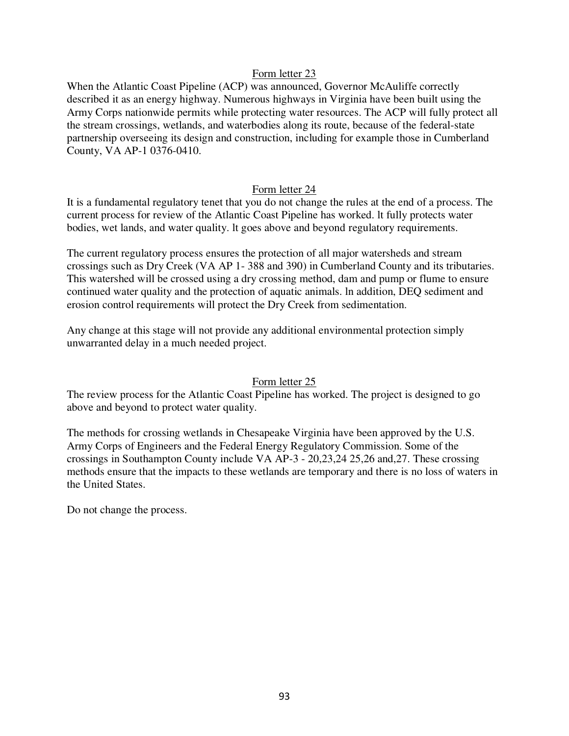Form letter 23

When the Atlantic Coast Pipeline (ACP) was announced, Governor McAuliffe correctly described it as an energy highway. Numerous highways in Virginia have been built using the Army Corps nationwide permits while protecting water resources. The ACP will fully protect all the stream crossings, wetlands, and waterbodies along its route, because of the federal-state partnership overseeing its design and construction, including for example those in Cumberland County, VA AP-1 0376-0410.

Form letter 24

It is a fundamental regulatory tenet that you do not change the rules at the end of a process. The current process for review of the Atlantic Coast Pipeline has worked. lt fully protects water bodies, wet lands, and water quality. lt goes above and beyond regulatory requirements.

The current regulatory process ensures the protection of all major watersheds and stream crossings such as Dry Creek (VA AP 1- 388 and 390) in Cumberland County and its tributaries. This watershed will be crossed using a dry crossing method, dam and pump or flume to ensure continued water quality and the protection of aquatic animals. ln addition, DEQ sediment and erosion control requirements will protect the Dry Creek from sedimentation.

Any change at this stage will not provide any additional environmental protection simply unwarranted delay in a much needed project.

Form letter 25

The review process for the Atlantic Coast Pipeline has worked. The project is designed to go above and beyond to protect water quality.

The methods for crossing wetlands in Chesapeake Virginia have been approved by the U.S. Army Corps of Engineers and the Federal Energy Regulatory Commission. Some of the crossings in Southampton County include VA AP-3 - 20,23,24 25,26 and,27. These crossing methods ensure that the impacts to these wetlands are temporary and there is no loss of waters in the United States.

Do not change the process.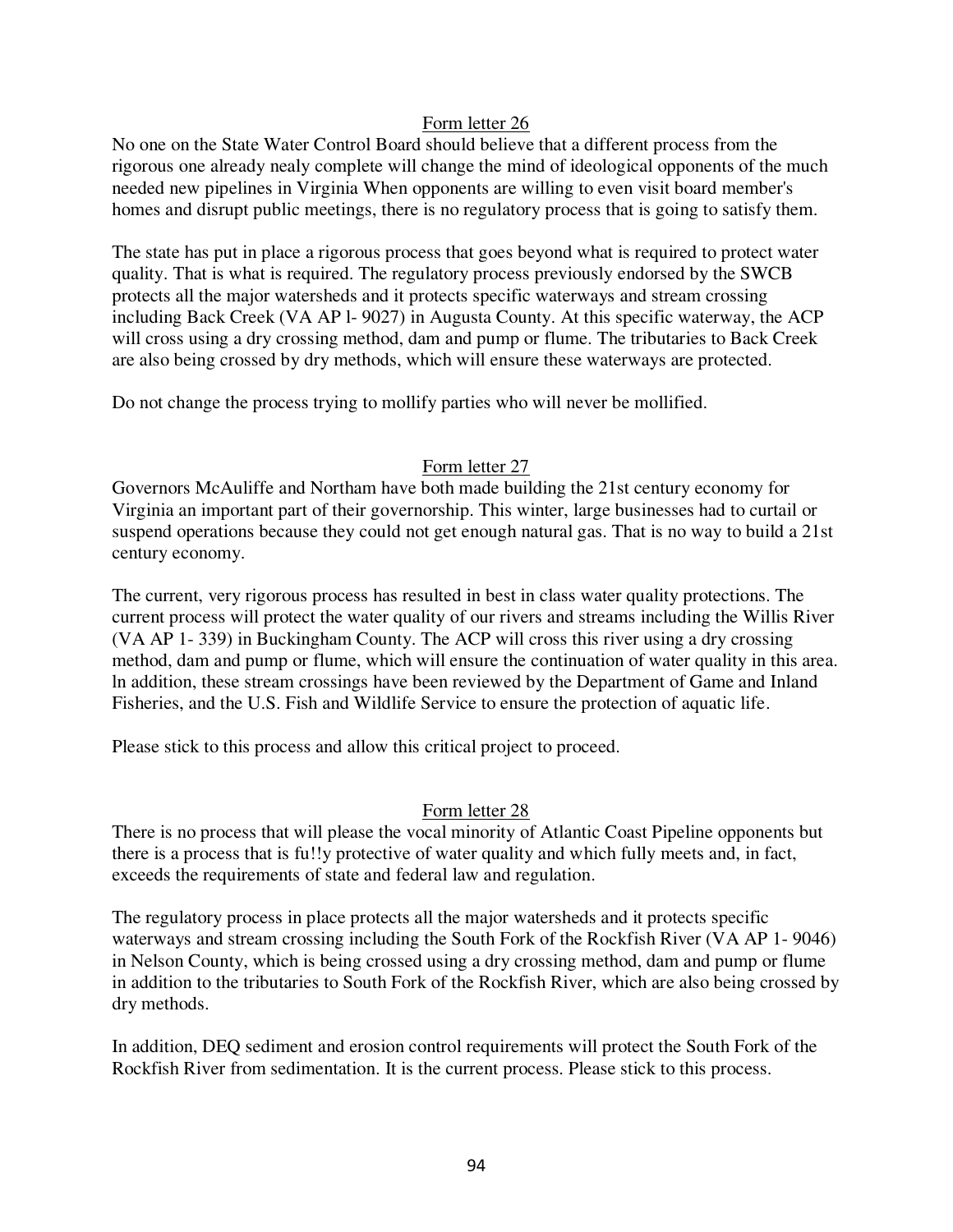Form letter 26

No one on the State Water Control Board should believe that a different process from the rigorous one already nealy complete will change the mind of ideological opponents of the much needed new pipelines in Virginia When opponents are willing to even visit board member's homes and disrupt public meetings, there is no regulatory process that is going to satisfy them.

The state has put in place a rigorous process that goes beyond what is required to protect water quality. That is what is required. The regulatory process previously endorsed by the SWCB protects all the major watersheds and it protects specific waterways and stream crossing including Back Creek (VA AP l- 9027) in Augusta County. At this specific waterway, the ACP will cross using a dry crossing method, dam and pump or flume. The tributaries to Back Creek are also being crossed by dry methods, which will ensure these waterways are protected.

Do not change the process trying to mollify parties who will never be mollified.

Form letter 27

Governors McAuliffe and Northam have both made building the 21st century economy for Virginia an important part of their governorship. This winter, large businesses had to curtail or suspend operations because they could not get enough natural gas. That is no way to build a 21st century economy.

The current, very rigorous process has resulted in best in class water quality protections. The current process will protect the water quality of our rivers and streams including the Willis River (VA AP 1- 339) in Buckingham County. The ACP will cross this river using a dry crossing method, dam and pump or flume, which will ensure the continuation of water quality in this area. ln addition, these stream crossings have been reviewed by the Department of Game and Inland Fisheries, and the U.S. Fish and Wildlife Service to ensure the protection of aquatic life.

Please stick to this process and allow this critical project to proceed.

Form letter 28

There is no process that will please the vocal minority of Atlantic Coast Pipeline opponents but there is a process that is fu!!y protective of water quality and which fully meets and, in fact, exceeds the requirements of state and federal law and regulation.

The regulatory process in place protects all the major watersheds and it protects specific waterways and stream crossing including the South Fork of the Rockfish River (VA AP 1- 9046) in Nelson County, which is being crossed using a dry crossing method, dam and pump or flume in addition to the tributaries to South Fork of the Rockfish River, which are also being crossed by dry methods.

In addition, DEQ sediment and erosion control requirements will protect the South Fork of the Rockfish River from sedimentation. It is the current process. Please stick to this process.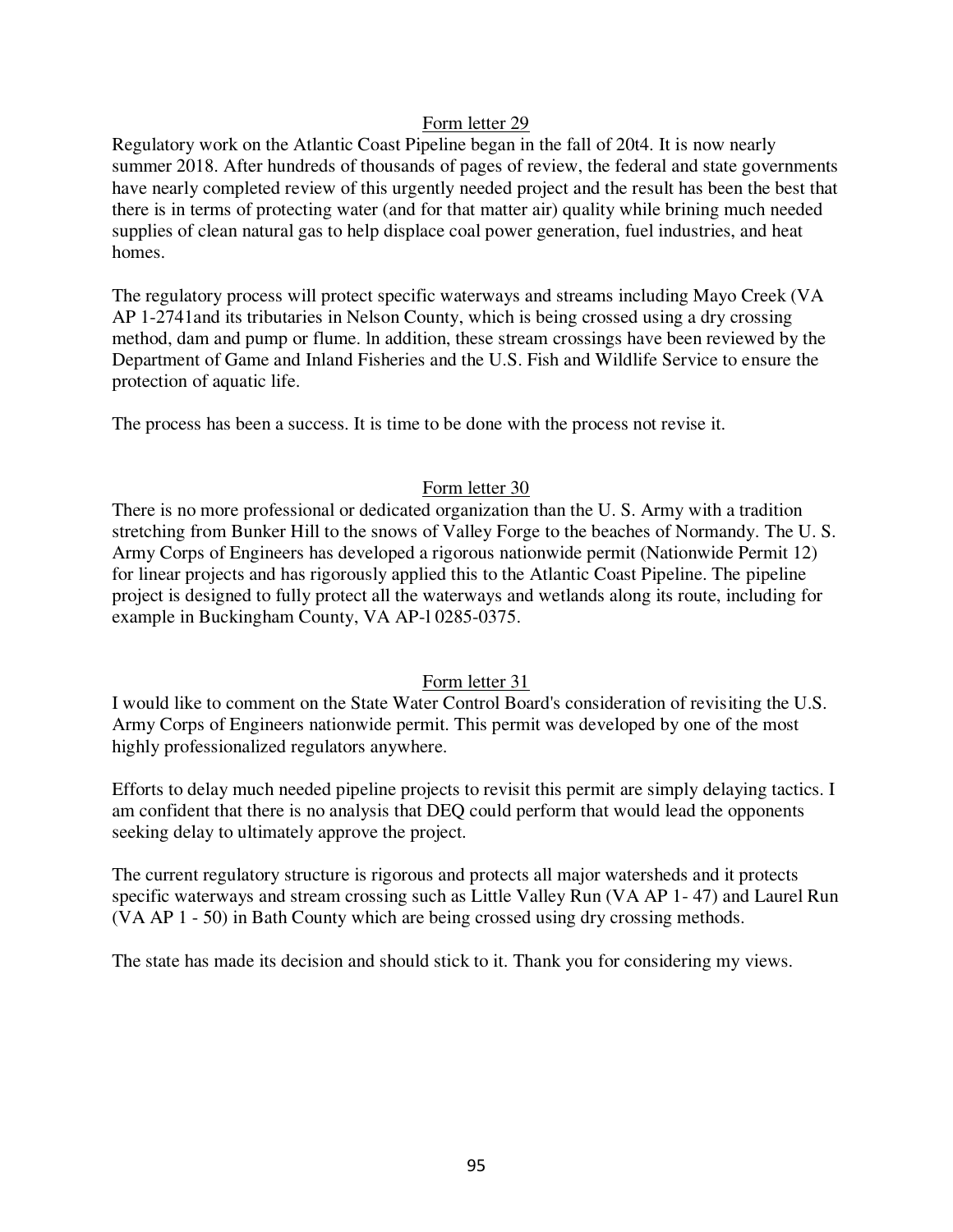Form letter 29

Regulatory work on the Atlantic Coast Pipeline began in the fall of 20t4. It is now nearly summer 2018. After hundreds of thousands of pages of review, the federal and state governments have nearly completed review of this urgently needed project and the result has been the best that there is in terms of protecting water (and for that matter air) quality while brining much needed supplies of clean natural gas to help displace coal power generation, fuel industries, and heat homes.

The regulatory process will protect specific waterways and streams including Mayo Creek (VA AP 1-2741and its tributaries in Nelson County, which is being crossed using a dry crossing method, dam and pump or flume. ln addition, these stream crossings have been reviewed by the Department of Game and Inland Fisheries and the U.S. Fish and Wildlife Service to ensure the protection of aquatic life.

The process has been a success. It is time to be done with the process not revise it.

Form letter 30

There is no more professional or dedicated organization than the U. S. Army with a tradition stretching from Bunker Hill to the snows of Valley Forge to the beaches of Normandy. The U. S. Army Corps of Engineers has developed a rigorous nationwide permit (Nationwide Permit 12) for linear projects and has rigorously applied this to the Atlantic Coast Pipeline. The pipeline project is designed to fully protect all the waterways and wetlands along its route, including for example in Buckingham County, VA AP-l 0285-0375.

Form letter 31

I would like to comment on the State Water Control Board's consideration of revisiting the U.S. Army Corps of Engineers nationwide permit. This permit was developed by one of the most highly professionalized regulators anywhere.

Efforts to delay much needed pipeline projects to revisit this permit are simply delaying tactics. I am confident that there is no analysis that DEQ could perform that would lead the opponents seeking delay to ultimately approve the project.

The current regulatory structure is rigorous and protects all major watersheds and it protects specific waterways and stream crossing such as Little Valley Run (VA AP 1- 47) and Laurel Run (VA AP 1 - 50) in Bath County which are being crossed using dry crossing methods.

The state has made its decision and should stick to it. Thank you for considering my views.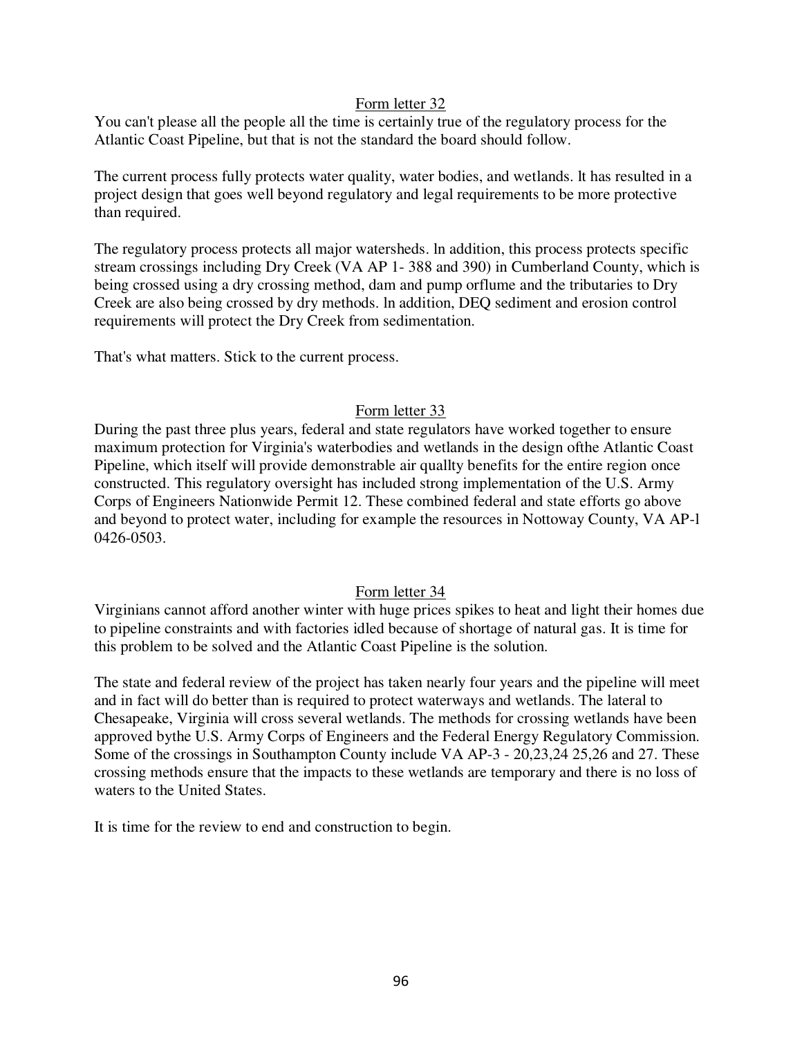<u>Form letter 32</u>

You can't please all the people all the time is certainly true of the regulatory process for the Atlantic Coast Pipeline, but that is not the standard the board should follow.

The current process fully protects water quality, water bodies, and wetlands. lt has resulted in a project design that goes well beyond regulatory and legal requirements to be more protective than required.

The regulatory process protects all major watersheds. ln addition, this process protects specific stream crossings including Dry Creek (VA AP 1- 388 and 390) in Cumberland County, which is being crossed using a dry crossing method, dam and pump orflume and the tributaries to Dry Creek are also being crossed by dry methods. ln addition, DEQ sediment and erosion control requirements will protect the Dry Creek from sedimentation.

That's what matters. Stick to the current process.

<u>Form letter 33</u>

During the past three plus years, federal and state regulators have worked together to ensure maximum protection for Virginia's waterbodies and wetlands in the design ofthe Atlantic Coast Pipeline, which itself will provide demonstrable air quallty benefits for the entire region once constructed. This regulatory oversight has included strong implementation of the U.S. Army Corps of Engineers Nationwide Permit 12. These combined federal and state efforts go above and beyond to protect water, including for example the resources in Nottoway County, VA AP-l 0426-0503.

<u>Form letter 34</u>

Virginians cannot afford another winter with huge prices spikes to heat and light their homes due to pipeline constraints and with factories idled because of shortage of natural gas. It is time for this problem to be solved and the Atlantic Coast Pipeline is the solution.

The state and federal review of the project has taken nearly four years and the pipeline will meet and in fact will do better than is required to protect waterways and wetlands. The lateral to Chesapeake, Virginia will cross several wetlands. The methods for crossing wetlands have been approved bythe U.S. Army Corps of Engineers and the Federal Energy Regulatory Commission. Some of the crossings in Southampton County include VA AP-3 - 20,23,24 25,26 and 27. These crossing methods ensure that the impacts to these wetlands are temporary and there is no loss of waters to the United States.

It is time for the review to end and construction to begin.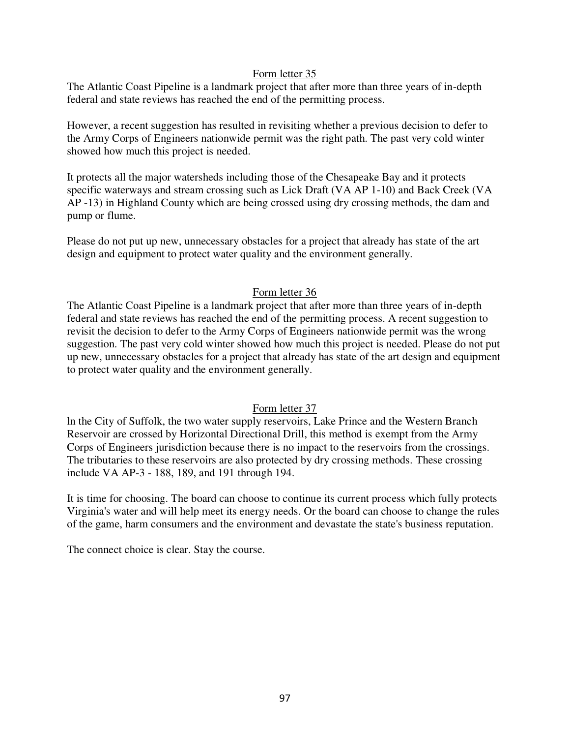Form letter 35

The Atlantic Coast Pipeline is a landmark project that after more than three years of in-depth federal and state reviews has reached the end of the permitting process.

However, a recent suggestion has resulted in revisiting whether a previous decision to defer to the Army Corps of Engineers nationwide permit was the right path. The past very cold winter showed how much this project is needed.

It protects all the major watersheds including those of the Chesapeake Bay and it protects specific waterways and stream crossing such as Lick Draft (VA AP 1-10) and Back Creek (VA AP -13) in Highland County which are being crossed using dry crossing methods, the dam and pump or flume.

Please do not put up new, unnecessary obstacles for a project that already has state of the art design and equipment to protect water quality and the environment generally.

Form letter 36

The Atlantic Coast Pipeline is a landmark project that after more than three years of in-depth federal and state reviews has reached the end of the permitting process. A recent suggestion to revisit the decision to defer to the Army Corps of Engineers nationwide permit was the wrong suggestion. The past very cold winter showed how much this project is needed. Please do not put up new, unnecessary obstacles for a project that already has state of the art design and equipment to protect water quality and the environment generally.

Form letter 37

ln the City of Suffolk, the two water supply reservoirs, Lake Prince and the Western Branch Reservoir are crossed by Horizontal Directional Drill, this method is exempt from the Army Corps of Engineers jurisdiction because there is no impact to the reservoirs from the crossings. The tributaries to these reservoirs are also protected by dry crossing methods. These crossing include VA AP-3 - 188, 189, and 191 through 194.

It is time for choosing. The board can choose to continue its current process which fully protects Virginia's water and will help meet its energy needs. Or the board can choose to change the rules of the game, harm consumers and the environment and devastate the state's business reputation.

The connect choice is clear. Stay the course.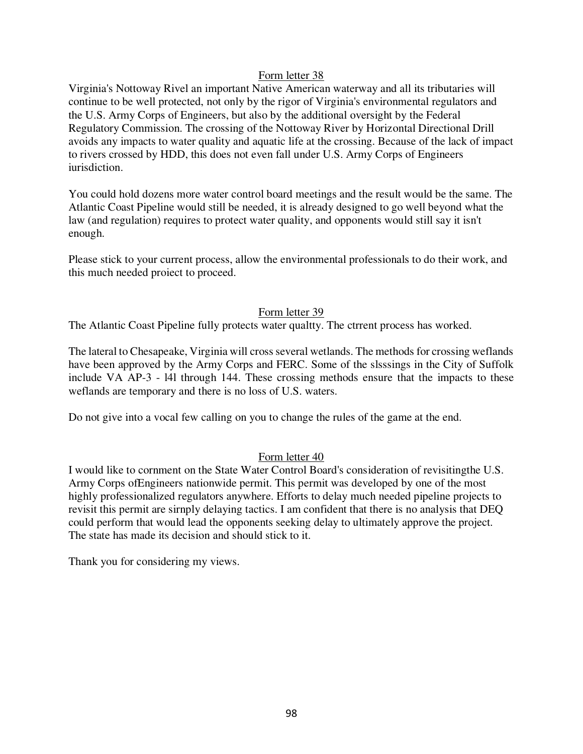Form letter 38

Virginia's Nottoway Rivel an important Native American waterway and all its tributaries will continue to be well protected, not only by the rigor of Virginia's environmental regulators and the U.S. Army Corps of Engineers, but also by the additional oversight by the Federal Regulatory Commission. The crossing of the Nottoway River by Horizontal Directional Drill avoids any impacts to water quality and aquatic life at the crossing. Because of the lack of impact to rivers crossed by HDD, this does not even fall under U.S. Army Corps of Engineers iurisdiction.

You could hold dozens more water control board meetings and the result would be the same. The Atlantic Coast Pipeline would still be needed, it is already designed to go well beyond what the law (and regulation) requires to protect water quality, and opponents would still say it isn't enough.

Please stick to your current process, allow the environmental professionals to do their work, and this much needed proiect to proceed.

Form letter 39

The Atlantic Coast Pipeline fully protects water qualtty. The ctrrent process has worked.

The lateral to Chesapeake, Virginia will cross several wetlands. The methods for crossing weflands have been approved by the Army Corps and FERC. Some of the slsssings in the City of Suffolk include VA AP-3 - l4l through 144. These crossing methods ensure that the impacts to these weflands are temporary and there is no loss of U.S. waters.

Do not give into a vocal few calling on you to change the rules of the game at the end.

Form letter 40

I would like to cornment on the State Water Control Board's consideration of revisitingthe U.S. Army Corps ofEngineers nationwide permit. This permit was developed by one of the most highly professionalized regulators anywhere. Efforts to delay much needed pipeline projects to revisit this permit are sirnply delaying tactics. I am confident that there is no analysis that DEQ could perform that would lead the opponents seeking delay to ultimately approve the project. The state has made its decision and should stick to it.

Thank you for considering my views.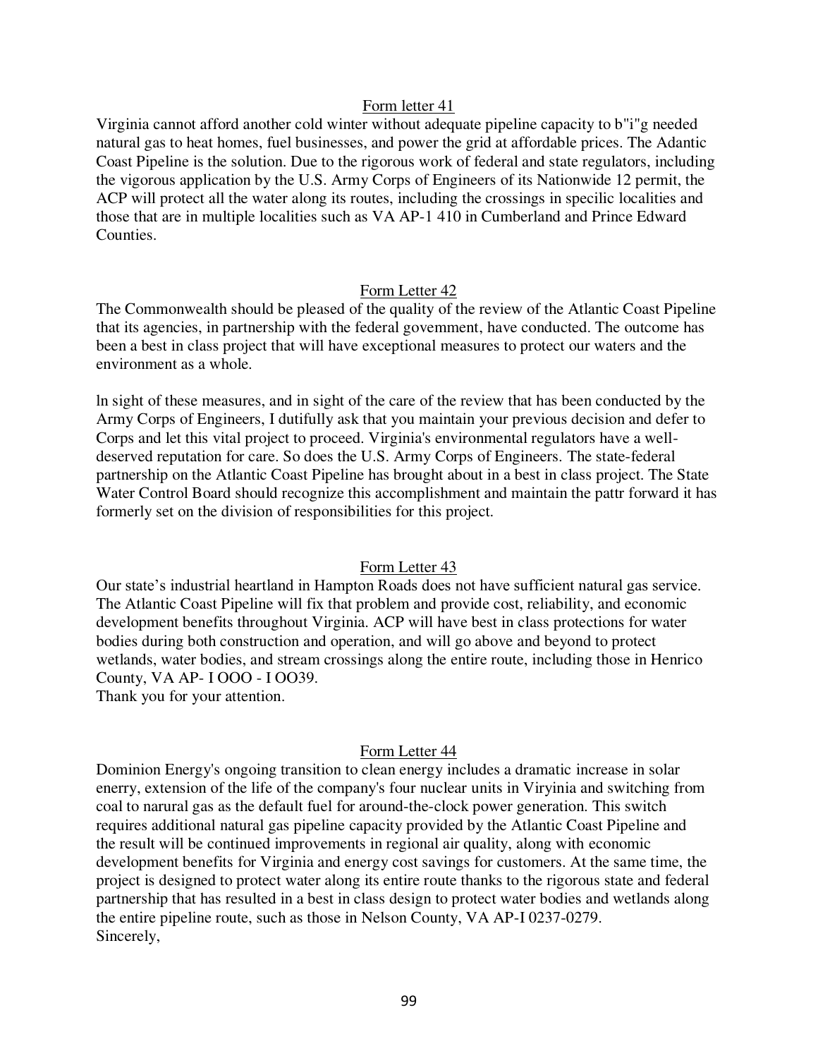Form letter 41

Virginia cannot afford another cold winter without adequate pipeline capacity to b"i"g needed natural gas to heat homes, fuel businesses, and power the grid at affordable prices. The Adantic Coast Pipeline is the solution. Due to the rigorous work of federal and state regulators, including the vigorous application by the U.S. Army Corps of Engineers of its Nationwide 12 permit, the ACP will protect all the water along its routes, including the crossings in specilic localities and those that are in multiple localities such as VA AP-1 410 in Cumberland and Prince Edward Counties.

Form Letter 42

The Commonwealth should be pleased of the quality of the review of the Atlantic Coast Pipeline that its agencies, in partnership with the federal govemment, have conducted. The outcome has been a best in class project that will have exceptional measures to protect our waters and the environment as a whole.

ln sight of these measures, and in sight of the care of the review that has been conducted by the Army Corps of Engineers, I dutifully ask that you maintain your previous decision and defer to Corps and let this vital project to proceed. Virginia's environmental regulators have a well-deserved reputation for care. So does the U.S. Army Corps of Engineers. The state-federal partnership on the Atlantic Coast Pipeline has brought about in a best in class project. The State Water Control Board should recognize this accomplishment and maintain the pattr forward it has formerly set on the division of responsibilities for this project.

Form Letter 43

Our state's industrial heartland in Hampton Roads does not have sufficient natural gas service. The Atlantic Coast Pipeline will fix that problem and provide cost, reliability, and economic development benefits throughout Virginia. ACP will have best in class protections for water bodies during both construction and operation, and will go above and beyond to protect wetlands, water bodies, and stream crossings along the entire route, including those in Henrico County, VA AP- I OOO - I OO39.
Thank you for your attention.

Form Letter 44

Dominion Energy's ongoing transition to clean energy includes a dramatic increase in solar enerry, extension of the life of the company's four nuclear units in Viryinia and switching from coal to narural gas as the default fuel for around-the-clock power generation. This switch requires additional natural gas pipeline capacity provided by the Atlantic Coast Pipeline and the result will be continued improvements in regional air quality, along with economic development benefits for Virginia and energy cost savings for customers. At the same time, the project is designed to protect water along its entire route thanks to the rigorous state and federal partnership that has resulted in a best in class design to protect water bodies and wetlands along the entire pipeline route, such as those in Nelson County, VA AP-I 0237-0279.
Sincerely,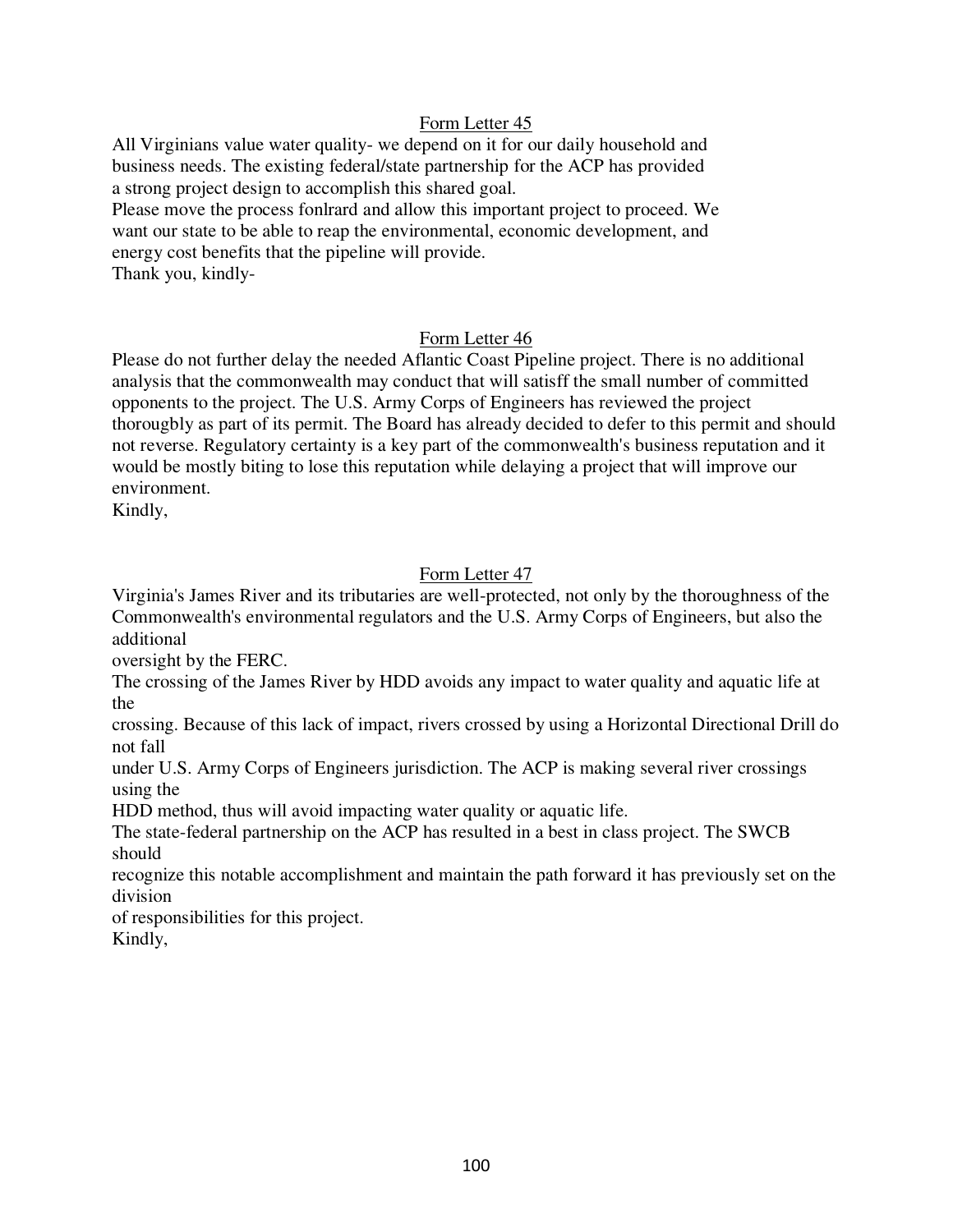Form Letter 45

All Virginians value water quality- we depend on it for our daily household and business needs. The existing federal/state partnership for the ACP has provided a strong project design to accomplish this shared goal.
Please move the process fonlrard and allow this important project to proceed. We want our state to be able to reap the environmental, economic development, and energy cost benefits that the pipeline will provide.
Thank you, kindly-

Form Letter 46

Please do not further delay the needed Aflantic Coast Pipeline project. There is no additional analysis that the commonwealth may conduct that will satisff the small number of committed opponents to the project. The U.S. Army Corps of Engineers has reviewed the project thorougbly as part of its permit. The Board has already decided to defer to this permit and should not reverse. Regulatory certainty is a key part of the commonwealth's business reputation and it would be mostly biting to lose this reputation while delaying a project that will improve our environment.
Kindly,

Form Letter 47

Virginia's James River and its tributaries are well-protected, not only by the thoroughness of the Commonwealth's environmental regulators and the U.S. Army Corps of Engineers, but also the additional oversight by the FERC.
The crossing of the James River by HDD avoids any impact to water quality and aquatic life at the crossing. Because of this lack of impact, rivers crossed by using a Horizontal Directional Drill do not fall under U.S. Army Corps of Engineers jurisdiction. The ACP is making several river crossings using the HDD method, thus will avoid impacting water quality or aquatic life.
The state-federal partnership on the ACP has resulted in a best in class project. The SWCB should recognize this notable accomplishment and maintain the path forward it has previously set on the division of responsibilities for this project.
Kindly,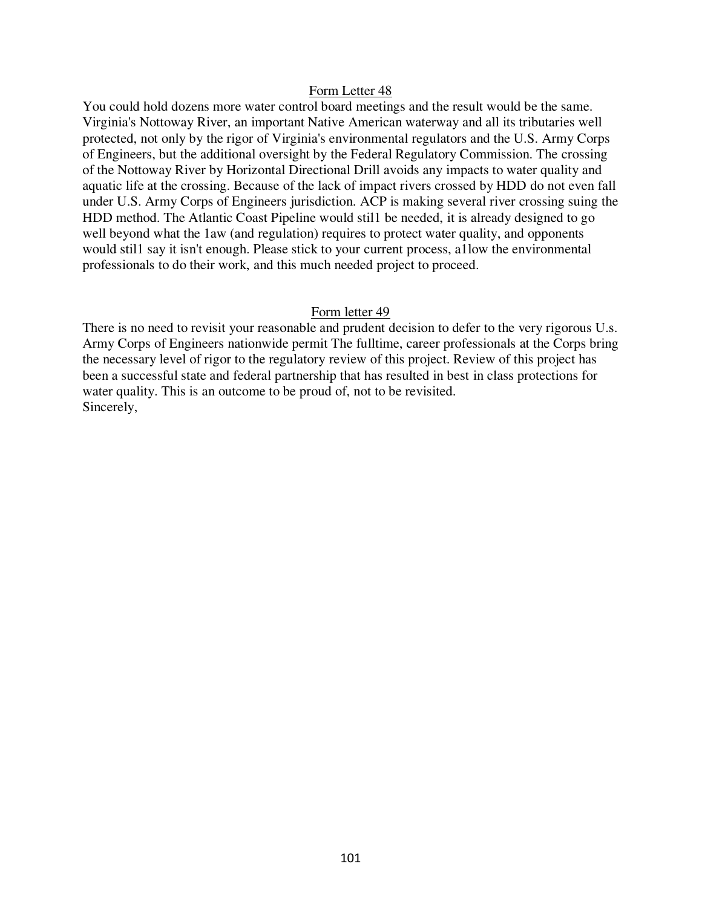<u>Form Letter 48</u>

You could hold dozens more water control board meetings and the result would be the same. Virginia's Nottoway River, an important Native American waterway and all its tributaries well protected, not only by the rigor of Virginia's environmental regulators and the U.S. Army Corps of Engineers, but the additional oversight by the Federal Regulatory Commission. The crossing of the Nottoway River by Horizontal Directional Drill avoids any impacts to water quality and aquatic life at the crossing. Because of the lack of impact rivers crossed by HDD do not even fall under U.S. Army Corps of Engineers jurisdiction. ACP is making several river crossing suing the HDD method. The Atlantic Coast Pipeline would stil1 be needed, it is already designed to go well beyond what the 1aw (and regulation) requires to protect water quality, and opponents would stil1 say it isn't enough. Please stick to your current process, a1low the environmental professionals to do their work, and this much needed project to proceed.

<u>Form letter 49</u>

There is no need to revisit your reasonable and prudent decision to defer to the very rigorous U.s. Army Corps of Engineers nationwide permit The fulltime, career professionals at the Corps bring the necessary level of rigor to the regulatory review of this project. Review of this project has been a successful state and federal partnership that has resulted in best in class protections for water quality. This is an outcome to be proud of, not to be revisited.

Sincerely,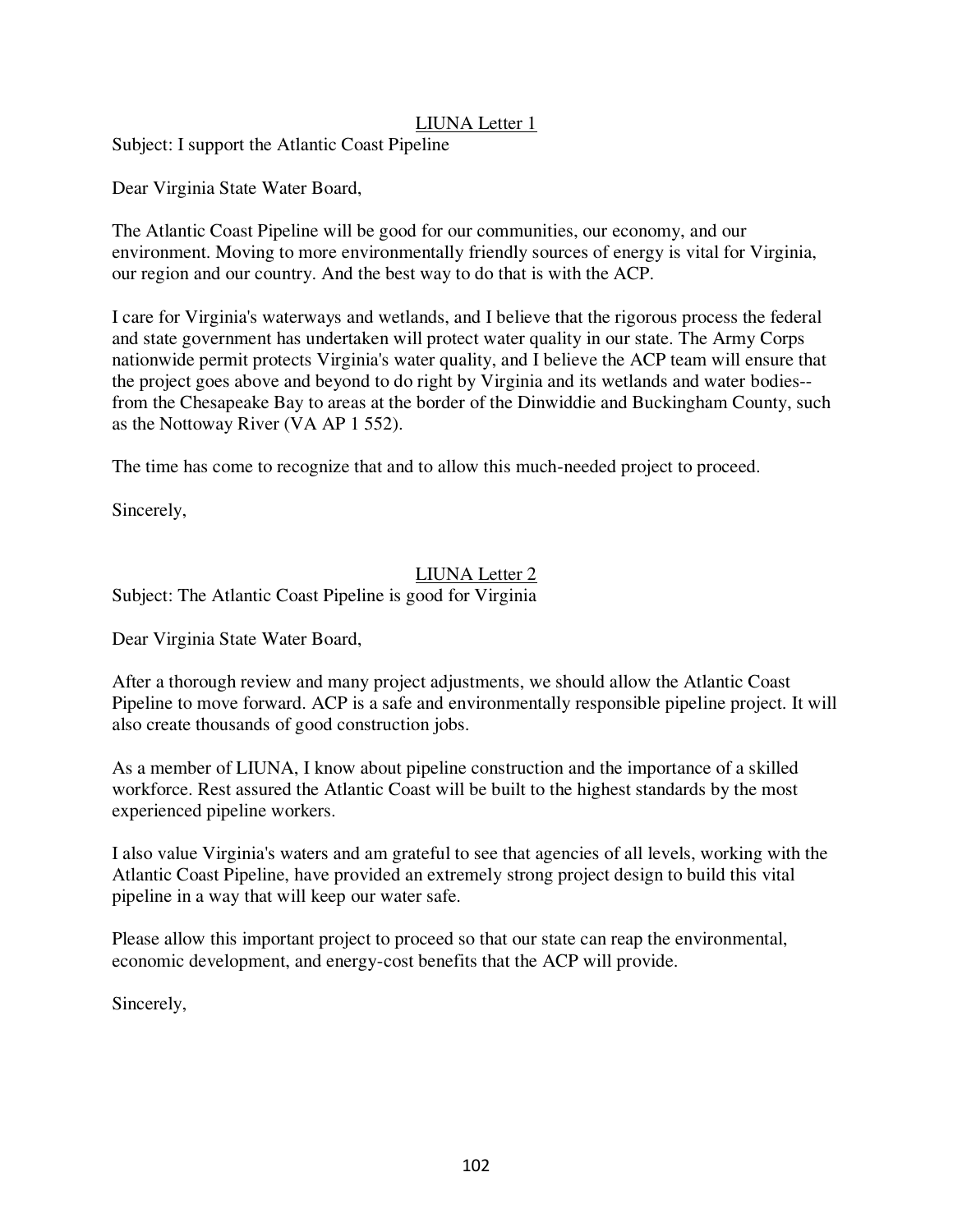## LIUNA Letter 1

Subject: I support the Atlantic Coast Pipeline

Dear Virginia State Water Board,

The Atlantic Coast Pipeline will be good for our communities, our economy, and our environment. Moving to more environmentally friendly sources of energy is vital for Virginia, our region and our country. And the best way to do that is with the ACP.

I care for Virginia's waterways and wetlands, and I believe that the rigorous process the federal and state government has undertaken will protect water quality in our state. The Army Corps nationwide permit protects Virginia's water quality, and I believe the ACP team will ensure that the project goes above and beyond to do right by Virginia and its wetlands and water bodies--from the Chesapeake Bay to areas at the border of the Dinwiddie and Buckingham County, such as the Nottoway River (VA AP 1 552).

The time has come to recognize that and to allow this much-needed project to proceed.

Sincerely,

## LIUNA Letter 2

Subject: The Atlantic Coast Pipeline is good for Virginia

Dear Virginia State Water Board,

After a thorough review and many project adjustments, we should allow the Atlantic Coast Pipeline to move forward. ACP is a safe and environmentally responsible pipeline project. It will also create thousands of good construction jobs.

As a member of LIUNA, I know about pipeline construction and the importance of a skilled workforce. Rest assured the Atlantic Coast will be built to the highest standards by the most experienced pipeline workers.

I also value Virginia's waters and am grateful to see that agencies of all levels, working with the Atlantic Coast Pipeline, have provided an extremely strong project design to build this vital pipeline in a way that will keep our water safe.

Please allow this important project to proceed so that our state can reap the environmental, economic development, and energy-cost benefits that the ACP will provide.

Sincerely,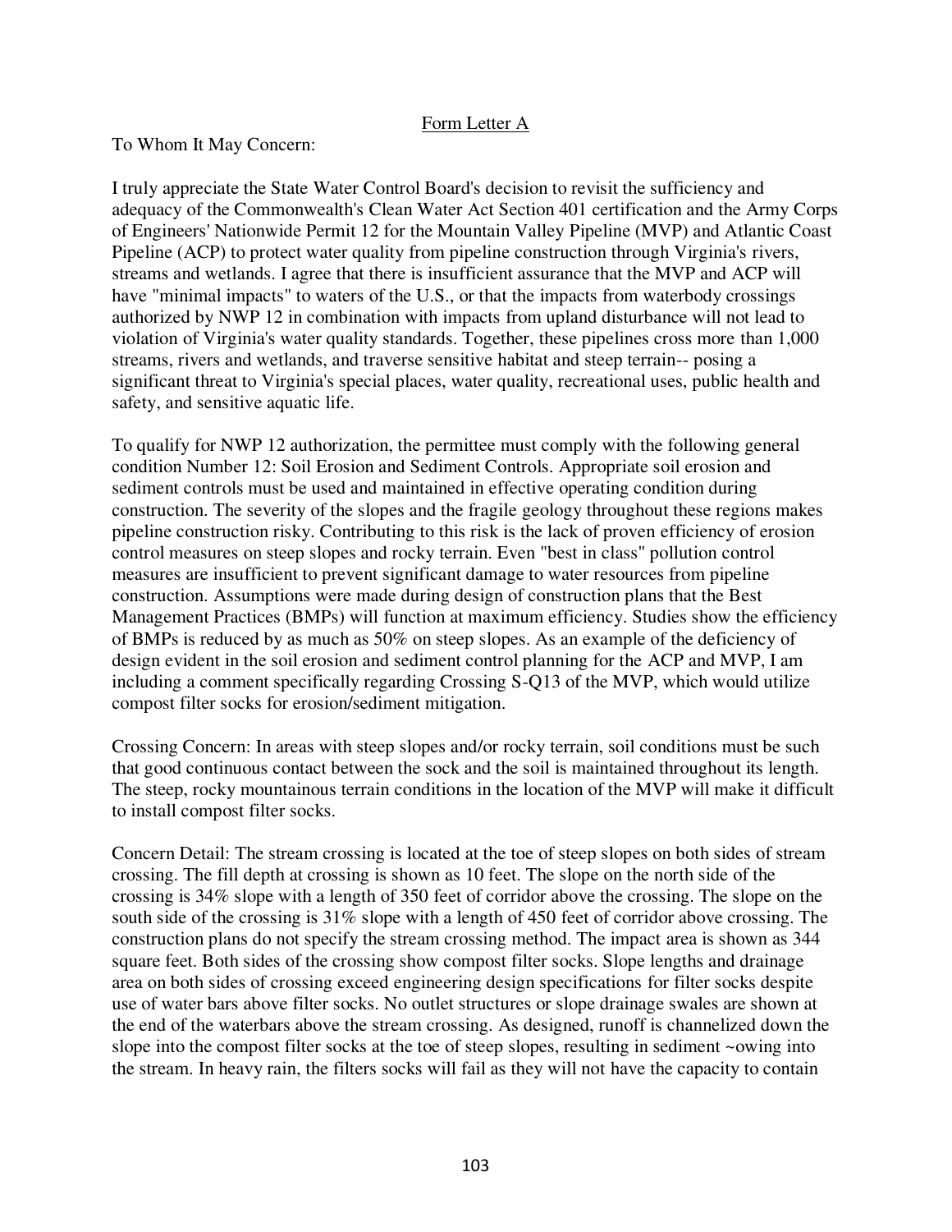<u>Form Letter A</u>

To Whom It May Concern:

I truly appreciate the State Water Control Board's decision to revisit the sufficiency and adequacy of the Commonwealth's Clean Water Act Section 401 certification and the Army Corps of Engineers' Nationwide Permit 12 for the Mountain Valley Pipeline (MVP) and Atlantic Coast Pipeline (ACP) to protect water quality from pipeline construction through Virginia's rivers, streams and wetlands. I agree that there is insufficient assurance that the MVP and ACP will have "minimal impacts" to waters of the U.S., or that the impacts from waterbody crossings authorized by NWP 12 in combination with impacts from upland disturbance will not lead to violation of Virginia's water quality standards. Together, these pipelines cross more than 1,000 streams, rivers and wetlands, and traverse sensitive habitat and steep terrain-- posing a significant threat to Virginia's special places, water quality, recreational uses, public health and safety, and sensitive aquatic life.

To qualify for NWP 12 authorization, the permittee must comply with the following general condition Number 12: Soil Erosion and Sediment Controls. Appropriate soil erosion and sediment controls must be used and maintained in effective operating condition during construction. The severity of the slopes and the fragile geology throughout these regions makes pipeline construction risky. Contributing to this risk is the lack of proven efficiency of erosion control measures on steep slopes and rocky terrain. Even "best in class" pollution control measures are insufficient to prevent significant damage to water resources from pipeline construction. Assumptions were made during design of construction plans that the Best Management Practices (BMPs) will function at maximum efficiency. Studies show the efficiency of BMPs is reduced by as much as 50% on steep slopes. As an example of the deficiency of design evident in the soil erosion and sediment control planning for the ACP and MVP, I am including a comment specifically regarding Crossing S-Q13 of the MVP, which would utilize compost filter socks for erosion/sediment mitigation.

Crossing Concern: In areas with steep slopes and/or rocky terrain, soil conditions must be such that good continuous contact between the sock and the soil is maintained throughout its length. The steep, rocky mountainous terrain conditions in the location of the MVP will make it difficult to install compost filter socks.

Concern Detail: The stream crossing is located at the toe of steep slopes on both sides of stream crossing. The fill depth at crossing is shown as 10 feet. The slope on the north side of the crossing is 34% slope with a length of 350 feet of corridor above the crossing. The slope on the south side of the crossing is 31% slope with a length of 450 feet of corridor above crossing. The construction plans do not specify the stream crossing method. The impact area is shown as 344 square feet. Both sides of the crossing show compost filter socks. Slope lengths and drainage area on both sides of crossing exceed engineering design specifications for filter socks despite use of water bars above filter socks. No outlet structures or slope drainage swales are shown at the end of the waterbars above the stream crossing. As designed, runoff is channelized down the slope into the compost filter socks at the toe of steep slopes, resulting in sediment ~owing into the stream. In heavy rain, the filters socks will fail as they will not have the capacity to contain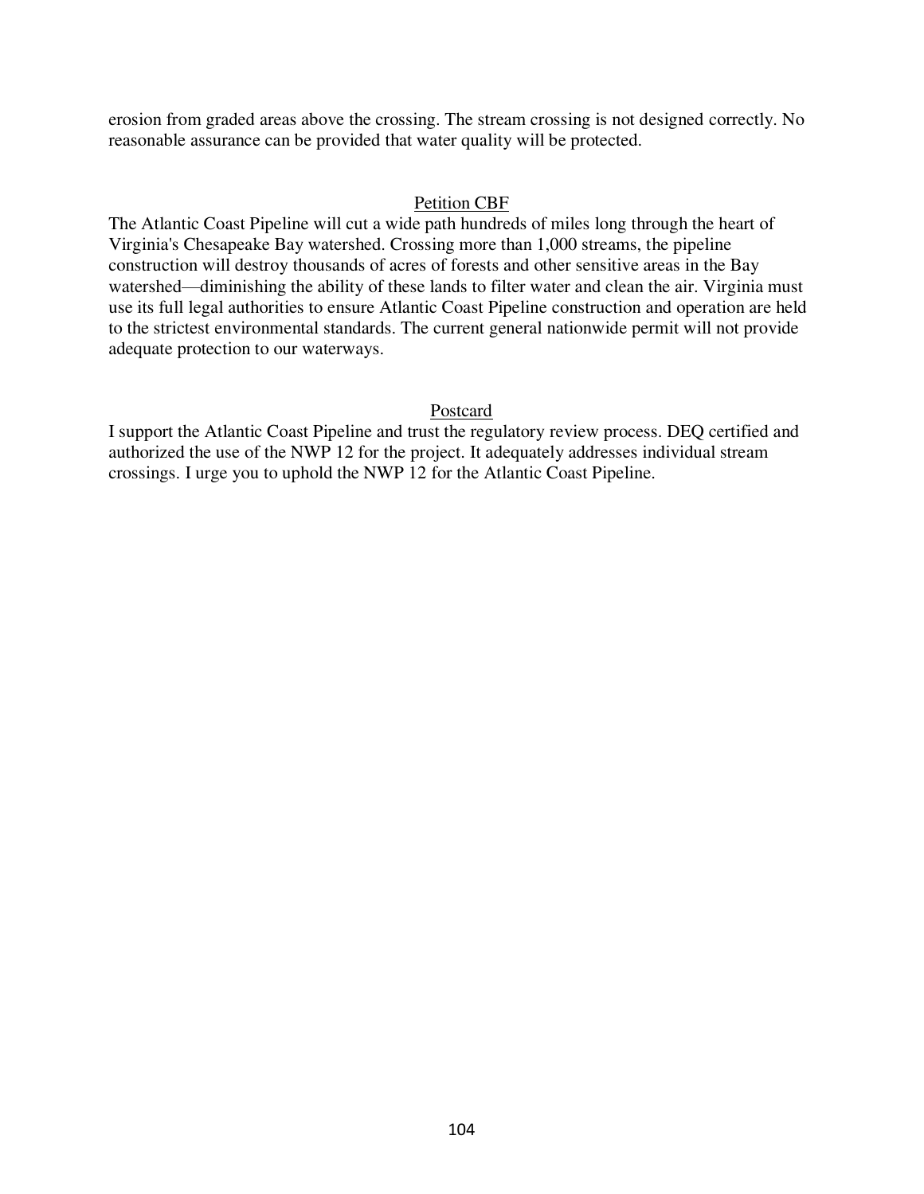erosion from graded areas above the crossing. The stream crossing is not designed correctly. No reasonable assurance can be provided that water quality will be protected.

## Petition CBF

The Atlantic Coast Pipeline will cut a wide path hundreds of miles long through the heart of Virginia's Chesapeake Bay watershed. Crossing more than 1,000 streams, the pipeline construction will destroy thousands of acres of forests and other sensitive areas in the Bay watershed—diminishing the ability of these lands to filter water and clean the air. Virginia must use its full legal authorities to ensure Atlantic Coast Pipeline construction and operation are held to the strictest environmental standards. The current general nationwide permit will not provide adequate protection to our waterways.

## Postcard

I support the Atlantic Coast Pipeline and trust the regulatory review process. DEQ certified and authorized the use of the NWP 12 for the project. It adequately addresses individual stream crossings. I urge you to uphold the NWP 12 for the Atlantic Coast Pipeline.